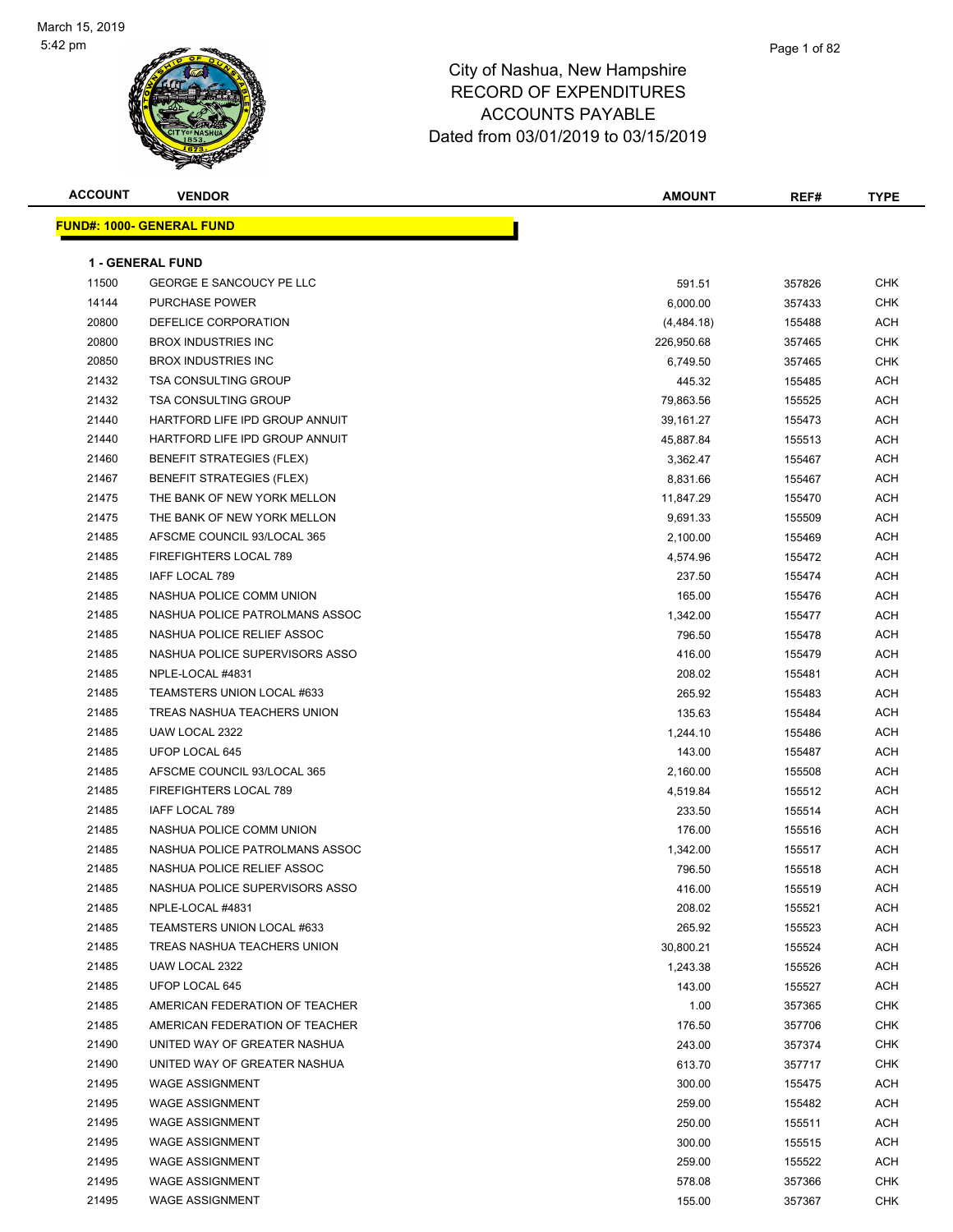# City of Nashua, New Hampshire
## RECORD OF EXPENDITURES
## ACCOUNTS PAYABLE
## Dated from 03/01/2019 to 03/15/2019

March 15, 2019
5:42 pm

| ACCOUNT | VENDOR | AMOUNT | REF# | TYPE |
|---|---|---|---|---|

**FUND#: 1000- GENERAL FUND**

**1 - GENERAL FUND**

| ACCOUNT | VENDOR | AMOUNT | REF# | TYPE |
|---|---|---|---|---|
| 11500 | GEORGE E SANCOUCY PE LLC | 591.51 | 357826 | CHK |
| 14144 | PURCHASE POWER | 6,000.00 | 357433 | CHK |
| 20800 | DEFELICE CORPORATION | (4,484.18) | 155488 | ACH |
| 20800 | BROX INDUSTRIES INC | 226,950.68 | 357465 | CHK |
| 20850 | BROX INDUSTRIES INC | 6,749.50 | 357465 | CHK |
| 21432 | TSA CONSULTING GROUP | 445.32 | 155485 | ACH |
| 21432 | TSA CONSULTING GROUP | 79,863.56 | 155525 | ACH |
| 21440 | HARTFORD LIFE IPD GROUP ANNUIT | 39,161.27 | 155473 | ACH |
| 21440 | HARTFORD LIFE IPD GROUP ANNUIT | 45,887.84 | 155513 | ACH |
| 21460 | BENEFIT STRATEGIES (FLEX) | 3,362.47 | 155467 | ACH |
| 21467 | BENEFIT STRATEGIES (FLEX) | 8,831.66 | 155467 | ACH |
| 21475 | THE BANK OF NEW YORK MELLON | 11,847.29 | 155470 | ACH |
| 21475 | THE BANK OF NEW YORK MELLON | 9,691.33 | 155509 | ACH |
| 21485 | AFSCME COUNCIL 93/LOCAL 365 | 2,100.00 | 155469 | ACH |
| 21485 | FIREFIGHTERS LOCAL 789 | 4,574.96 | 155472 | ACH |
| 21485 | IAFF LOCAL 789 | 237.50 | 155474 | ACH |
| 21485 | NASHUA POLICE COMM UNION | 165.00 | 155476 | ACH |
| 21485 | NASHUA POLICE PATROLMANS ASSOC | 1,342.00 | 155477 | ACH |
| 21485 | NASHUA POLICE RELIEF ASSOC | 796.50 | 155478 | ACH |
| 21485 | NASHUA POLICE SUPERVISORS ASSO | 416.00 | 155479 | ACH |
| 21485 | NPLE-LOCAL #4831 | 208.02 | 155481 | ACH |
| 21485 | TEAMSTERS UNION LOCAL #633 | 265.92 | 155483 | ACH |
| 21485 | TREAS NASHUA TEACHERS UNION | 135.63 | 155484 | ACH |
| 21485 | UAW LOCAL 2322 | 1,244.10 | 155486 | ACH |
| 21485 | UFOP LOCAL 645 | 143.00 | 155487 | ACH |
| 21485 | AFSCME COUNCIL 93/LOCAL 365 | 2,160.00 | 155508 | ACH |
| 21485 | FIREFIGHTERS LOCAL 789 | 4,519.84 | 155512 | ACH |
| 21485 | IAFF LOCAL 789 | 233.50 | 155514 | ACH |
| 21485 | NASHUA POLICE COMM UNION | 176.00 | 155516 | ACH |
| 21485 | NASHUA POLICE PATROLMANS ASSOC | 1,342.00 | 155517 | ACH |
| 21485 | NASHUA POLICE RELIEF ASSOC | 796.50 | 155518 | ACH |
| 21485 | NASHUA POLICE SUPERVISORS ASSO | 416.00 | 155519 | ACH |
| 21485 | NPLE-LOCAL #4831 | 208.02 | 155521 | ACH |
| 21485 | TEAMSTERS UNION LOCAL #633 | 265.92 | 155523 | ACH |
| 21485 | TREAS NASHUA TEACHERS UNION | 30,800.21 | 155524 | ACH |
| 21485 | UAW LOCAL 2322 | 1,243.38 | 155526 | ACH |
| 21485 | UFOP LOCAL 645 | 143.00 | 155527 | ACH |
| 21485 | AMERICAN FEDERATION OF TEACHER | 1.00 | 357365 | CHK |
| 21485 | AMERICAN FEDERATION OF TEACHER | 176.50 | 357706 | CHK |
| 21490 | UNITED WAY OF GREATER NASHUA | 243.00 | 357374 | CHK |
| 21490 | UNITED WAY OF GREATER NASHUA | 613.70 | 357717 | CHK |
| 21495 | WAGE ASSIGNMENT | 300.00 | 155475 | ACH |
| 21495 | WAGE ASSIGNMENT | 259.00 | 155482 | ACH |
| 21495 | WAGE ASSIGNMENT | 250.00 | 155511 | ACH |
| 21495 | WAGE ASSIGNMENT | 300.00 | 155515 | ACH |
| 21495 | WAGE ASSIGNMENT | 259.00 | 155522 | ACH |
| 21495 | WAGE ASSIGNMENT | 578.08 | 357366 | CHK |
| 21495 | WAGE ASSIGNMENT | 155.00 | 357367 | CHK |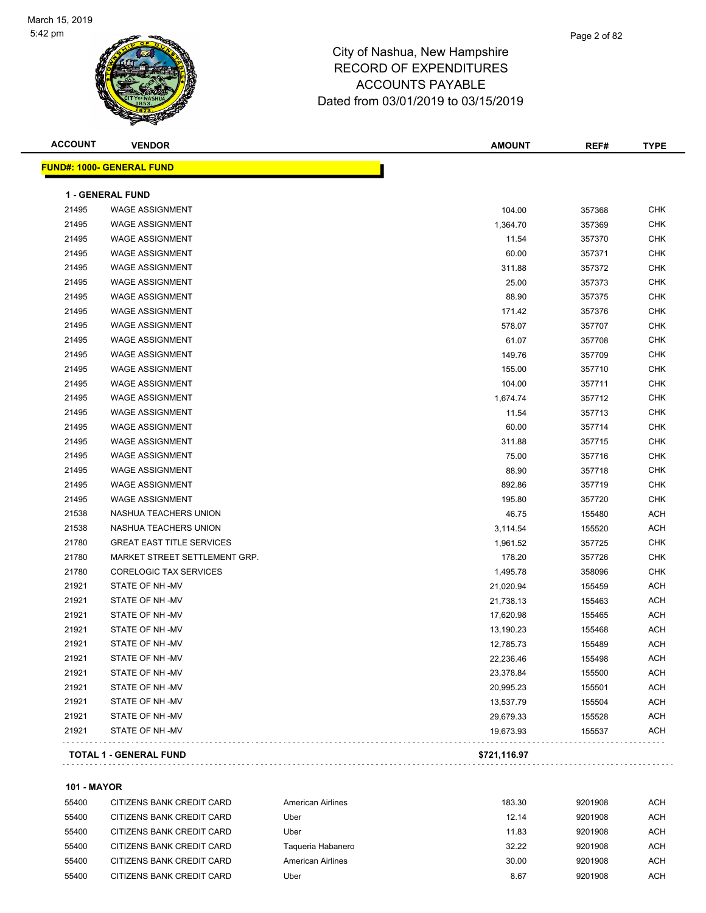# City of Nashua, New Hampshire
## RECORD OF EXPENDITURES
## ACCOUNTS PAYABLE
## Dated from 03/01/2019 to 03/15/2019

March 15, 2019
5:42 pm

| ACCOUNT | VENDOR | | AMOUNT | REF# | TYPE |
|---|---|---|---|---|---|
| **FUND#: 1000- GENERAL FUND** | | | | | |
| **1 - GENERAL FUND** | | | | | |
| 21495 | WAGE ASSIGNMENT | | 104.00 | 357368 | CHK |
| 21495 | WAGE ASSIGNMENT | | 1,364.70 | 357369 | CHK |
| 21495 | WAGE ASSIGNMENT | | 11.54 | 357370 | CHK |
| 21495 | WAGE ASSIGNMENT | | 60.00 | 357371 | CHK |
| 21495 | WAGE ASSIGNMENT | | 311.88 | 357372 | CHK |
| 21495 | WAGE ASSIGNMENT | | 25.00 | 357373 | CHK |
| 21495 | WAGE ASSIGNMENT | | 88.90 | 357375 | CHK |
| 21495 | WAGE ASSIGNMENT | | 171.42 | 357376 | CHK |
| 21495 | WAGE ASSIGNMENT | | 578.07 | 357707 | CHK |
| 21495 | WAGE ASSIGNMENT | | 61.07 | 357708 | CHK |
| 21495 | WAGE ASSIGNMENT | | 149.76 | 357709 | CHK |
| 21495 | WAGE ASSIGNMENT | | 155.00 | 357710 | CHK |
| 21495 | WAGE ASSIGNMENT | | 104.00 | 357711 | CHK |
| 21495 | WAGE ASSIGNMENT | | 1,674.74 | 357712 | CHK |
| 21495 | WAGE ASSIGNMENT | | 11.54 | 357713 | CHK |
| 21495 | WAGE ASSIGNMENT | | 60.00 | 357714 | CHK |
| 21495 | WAGE ASSIGNMENT | | 311.88 | 357715 | CHK |
| 21495 | WAGE ASSIGNMENT | | 75.00 | 357716 | CHK |
| 21495 | WAGE ASSIGNMENT | | 88.90 | 357718 | CHK |
| 21495 | WAGE ASSIGNMENT | | 892.86 | 357719 | CHK |
| 21495 | WAGE ASSIGNMENT | | 195.80 | 357720 | CHK |
| 21538 | NASHUA TEACHERS UNION | | 46.75 | 155480 | ACH |
| 21538 | NASHUA TEACHERS UNION | | 3,114.54 | 155520 | ACH |
| 21780 | GREAT EAST TITLE SERVICES | | 1,961.52 | 357725 | CHK |
| 21780 | MARKET STREET SETTLEMENT GRP. | | 178.20 | 357726 | CHK |
| 21780 | CORELOGIC TAX SERVICES | | 1,495.78 | 358096 | CHK |
| 21921 | STATE OF NH -MV | | 21,020.94 | 155459 | ACH |
| 21921 | STATE OF NH -MV | | 21,738.13 | 155463 | ACH |
| 21921 | STATE OF NH -MV | | 17,620.98 | 155465 | ACH |
| 21921 | STATE OF NH -MV | | 13,190.23 | 155468 | ACH |
| 21921 | STATE OF NH -MV | | 12,785.73 | 155489 | ACH |
| 21921 | STATE OF NH -MV | | 22,236.46 | 155498 | ACH |
| 21921 | STATE OF NH -MV | | 23,378.84 | 155500 | ACH |
| 21921 | STATE OF NH -MV | | 20,995.23 | 155501 | ACH |
| 21921 | STATE OF NH -MV | | 13,537.79 | 155504 | ACH |
| 21921 | STATE OF NH -MV | | 29,679.33 | 155528 | ACH |
| 21921 | STATE OF NH -MV | | 19,673.93 | 155537 | ACH |
| **TOTAL 1 - GENERAL FUND** | | | **$721,116.97** | | |
| **101 - MAYOR** | | | | | |
| 55400 | CITIZENS BANK CREDIT CARD | American Airlines | 183.30 | 9201908 | ACH |
| 55400 | CITIZENS BANK CREDIT CARD | Uber | 12.14 | 9201908 | ACH |
| 55400 | CITIZENS BANK CREDIT CARD | Uber | 11.83 | 9201908 | ACH |
| 55400 | CITIZENS BANK CREDIT CARD | Taqueria Habanero | 32.22 | 9201908 | ACH |
| 55400 | CITIZENS BANK CREDIT CARD | American Airlines | 30.00 | 9201908 | ACH |
| 55400 | CITIZENS BANK CREDIT CARD | Uber | 8.67 | 9201908 | ACH |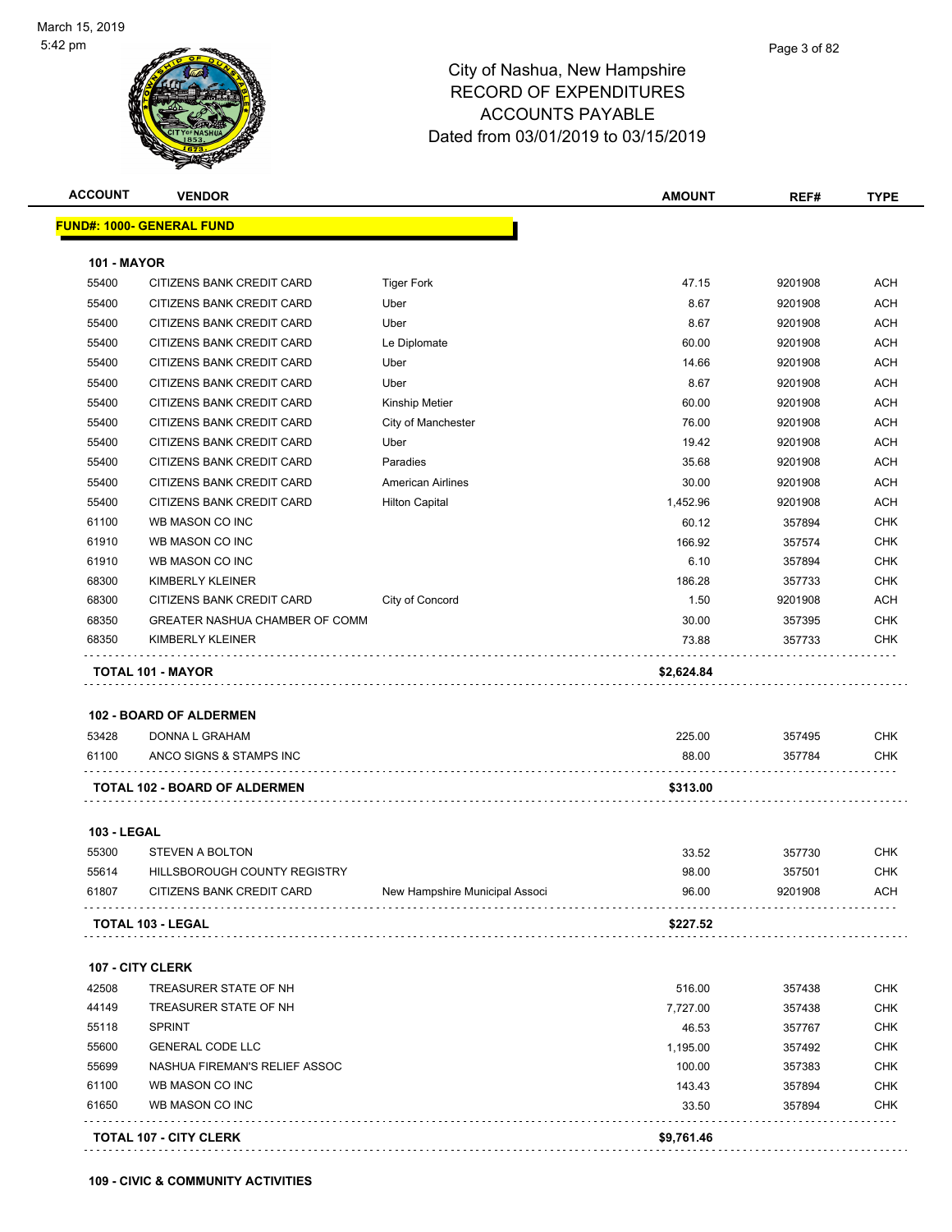City of Nashua, New Hampshire
RECORD OF EXPENDITURES
ACCOUNTS PAYABLE
Dated from 03/01/2019 to 03/15/2019

| ACCOUNT | VENDOR | | AMOUNT | REF# | TYPE |
|---|---|---|---|---|---|
| **FUND#: 1000- GENERAL FUND** | | | | | |
| **101 - MAYOR** | | | | | |
| 55400 | CITIZENS BANK CREDIT CARD | Tiger Fork | 47.15 | 9201908 | ACH |
| 55400 | CITIZENS BANK CREDIT CARD | Uber | 8.67 | 9201908 | ACH |
| 55400 | CITIZENS BANK CREDIT CARD | Uber | 8.67 | 9201908 | ACH |
| 55400 | CITIZENS BANK CREDIT CARD | Le Diplomate | 60.00 | 9201908 | ACH |
| 55400 | CITIZENS BANK CREDIT CARD | Uber | 14.66 | 9201908 | ACH |
| 55400 | CITIZENS BANK CREDIT CARD | Uber | 8.67 | 9201908 | ACH |
| 55400 | CITIZENS BANK CREDIT CARD | Kinship Metier | 60.00 | 9201908 | ACH |
| 55400 | CITIZENS BANK CREDIT CARD | City of Manchester | 76.00 | 9201908 | ACH |
| 55400 | CITIZENS BANK CREDIT CARD | Uber | 19.42 | 9201908 | ACH |
| 55400 | CITIZENS BANK CREDIT CARD | Paradies | 35.68 | 9201908 | ACH |
| 55400 | CITIZENS BANK CREDIT CARD | American Airlines | 30.00 | 9201908 | ACH |
| 55400 | CITIZENS BANK CREDIT CARD | Hilton Capital | 1,452.96 | 9201908 | ACH |
| 61100 | WB MASON CO INC | | 60.12 | 357894 | CHK |
| 61910 | WB MASON CO INC | | 166.92 | 357574 | CHK |
| 61910 | WB MASON CO INC | | 6.10 | 357894 | CHK |
| 68300 | KIMBERLY KLEINER | | 186.28 | 357733 | CHK |
| 68300 | CITIZENS BANK CREDIT CARD | City of Concord | 1.50 | 9201908 | ACH |
| 68350 | GREATER NASHUA CHAMBER OF COMM | | 30.00 | 357395 | CHK |
| 68350 | KIMBERLY KLEINER | | 73.88 | 357733 | CHK |
| **TOTAL 101 - MAYOR** | | | **$2,624.84** | | |
| **102 - BOARD OF ALDERMEN** | | | | | |
| 53428 | DONNA L GRAHAM | | 225.00 | 357495 | CHK |
| 61100 | ANCO SIGNS & STAMPS INC | | 88.00 | 357784 | CHK |
| **TOTAL 102 - BOARD OF ALDERMEN** | | | **$313.00** | | |
| **103 - LEGAL** | | | | | |
| 55300 | STEVEN A BOLTON | | 33.52 | 357730 | CHK |
| 55614 | HILLSBOROUGH COUNTY REGISTRY | | 98.00 | 357501 | CHK |
| 61807 | CITIZENS BANK CREDIT CARD | New Hampshire Municipal Associ | 96.00 | 9201908 | ACH |
| **TOTAL 103 - LEGAL** | | | **$227.52** | | |
| **107 - CITY CLERK** | | | | | |
| 42508 | TREASURER STATE OF NH | | 516.00 | 357438 | CHK |
| 44149 | TREASURER STATE OF NH | | 7,727.00 | 357438 | CHK |
| 55118 | SPRINT | | 46.53 | 357767 | CHK |
| 55600 | GENERAL CODE LLC | | 1,195.00 | 357492 | CHK |
| 55699 | NASHUA FIREMAN'S RELIEF ASSOC | | 100.00 | 357383 | CHK |
| 61100 | WB MASON CO INC | | 143.43 | 357894 | CHK |
| 61650 | WB MASON CO INC | | 33.50 | 357894 | CHK |
| **TOTAL 107 - CITY CLERK** | | | **$9,761.46** | | |

**109 - CIVIC & COMMUNITY ACTIVITIES**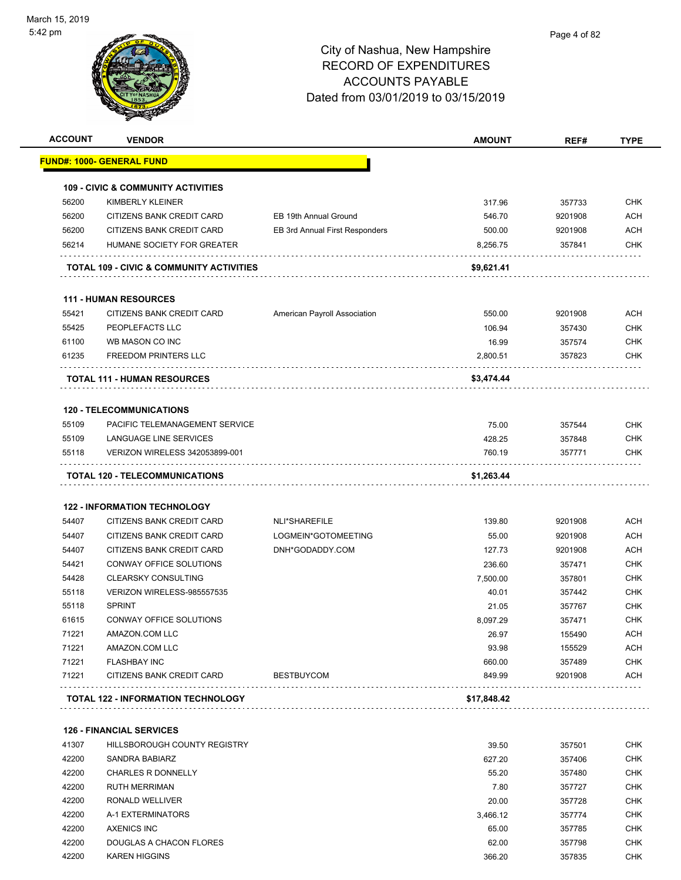City of Nashua, New Hampshire
RECORD OF EXPENDITURES
ACCOUNTS PAYABLE
Dated from 03/01/2019 to 03/15/2019

| ACCOUNT | VENDOR | | AMOUNT | REF# | TYPE |
|---|---|---|---|---|---|
| **FUND#: 1000- GENERAL FUND** | | | | | |
| **109 - CIVIC & COMMUNITY ACTIVITIES** | | | | | |
| 56200 | KIMBERLY KLEINER | | 317.96 | 357733 | CHK |
| 56200 | CITIZENS BANK CREDIT CARD | EB 19th Annual Ground | 546.70 | 9201908 | ACH |
| 56200 | CITIZENS BANK CREDIT CARD | EB 3rd Annual First Responders | 500.00 | 9201908 | ACH |
| 56214 | HUMANE SOCIETY FOR GREATER | | 8,256.75 | 357841 | CHK |
| **TOTAL 109 - CIVIC & COMMUNITY ACTIVITIES** | | | **$9,621.41** | | |
| **111 - HUMAN RESOURCES** | | | | | |
| 55421 | CITIZENS BANK CREDIT CARD | American Payroll Association | 550.00 | 9201908 | ACH |
| 55425 | PEOPLEFACTS LLC | | 106.94 | 357430 | CHK |
| 61100 | WB MASON CO INC | | 16.99 | 357574 | CHK |
| 61235 | FREEDOM PRINTERS LLC | | 2,800.51 | 357823 | CHK |
| **TOTAL 111 - HUMAN RESOURCES** | | | **$3,474.44** | | |
| **120 - TELECOMMUNICATIONS** | | | | | |
| 55109 | PACIFIC TELEMANAGEMENT SERVICE | | 75.00 | 357544 | CHK |
| 55109 | LANGUAGE LINE SERVICES | | 428.25 | 357848 | CHK |
| 55118 | VERIZON WIRELESS 342053899-001 | | 760.19 | 357771 | CHK |
| **TOTAL 120 - TELECOMMUNICATIONS** | | | **$1,263.44** | | |
| **122 - INFORMATION TECHNOLOGY** | | | | | |
| 54407 | CITIZENS BANK CREDIT CARD | NLI*SHAREFILE | 139.80 | 9201908 | ACH |
| 54407 | CITIZENS BANK CREDIT CARD | LOGMEIN*GOTOMEETING | 55.00 | 9201908 | ACH |
| 54407 | CITIZENS BANK CREDIT CARD | DNH*GODADDY.COM | 127.73 | 9201908 | ACH |
| 54421 | CONWAY OFFICE SOLUTIONS | | 236.60 | 357471 | CHK |
| 54428 | CLEARSKY CONSULTING | | 7,500.00 | 357801 | CHK |
| 55118 | VERIZON WIRELESS-985557535 | | 40.01 | 357442 | CHK |
| 55118 | SPRINT | | 21.05 | 357767 | CHK |
| 61615 | CONWAY OFFICE SOLUTIONS | | 8,097.29 | 357471 | CHK |
| 71221 | AMAZON.COM LLC | | 26.97 | 155490 | ACH |
| 71221 | AMAZON.COM LLC | | 93.98 | 155529 | ACH |
| 71221 | FLASHBAY INC | | 660.00 | 357489 | CHK |
| 71221 | CITIZENS BANK CREDIT CARD | BESTBUYCOM | 849.99 | 9201908 | ACH |
| **TOTAL 122 - INFORMATION TECHNOLOGY** | | | **$17,848.42** | | |
| **126 - FINANCIAL SERVICES** | | | | | |
| 41307 | HILLSBOROUGH COUNTY REGISTRY | | 39.50 | 357501 | CHK |
| 42200 | SANDRA BABIARZ | | 627.20 | 357406 | CHK |
| 42200 | CHARLES R DONNELLY | | 55.20 | 357480 | CHK |
| 42200 | RUTH MERRIMAN | | 7.80 | 357727 | CHK |
| 42200 | RONALD WELLIVER | | 20.00 | 357728 | CHK |
| 42200 | A-1 EXTERMINATORS | | 3,466.12 | 357774 | CHK |
| 42200 | AXENICS INC | | 65.00 | 357785 | CHK |
| 42200 | DOUGLAS A CHACON FLORES | | 62.00 | 357798 | CHK |
| 42200 | KAREN HIGGINS | | 366.20 | 357835 | CHK |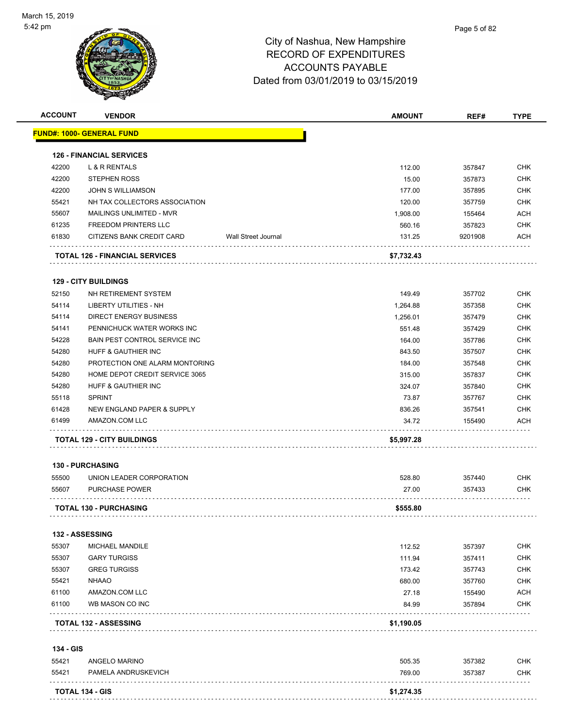March 15, 2019
5:42 pm

# City of Nashua, New Hampshire
## RECORD OF EXPENDITURES
## ACCOUNTS PAYABLE
## Dated from 03/01/2019 to 03/15/2019

| ACCOUNT | VENDOR | | AMOUNT | REF# | TYPE |
|---|---|---|---|---|---|
| **FUND#: 1000- GENERAL FUND** | | | | | |
| **126 - FINANCIAL SERVICES** | | | | | |
| 42200 | L & R RENTALS | | 112.00 | 357847 | CHK |
| 42200 | STEPHEN ROSS | | 15.00 | 357873 | CHK |
| 42200 | JOHN S WILLIAMSON | | 177.00 | 357895 | CHK |
| 55421 | NH TAX COLLECTORS ASSOCIATION | | 120.00 | 357759 | CHK |
| 55607 | MAILINGS UNLIMITED - MVR | | 1,908.00 | 155464 | ACH |
| 61235 | FREEDOM PRINTERS LLC | | 560.16 | 357823 | CHK |
| 61830 | CITIZENS BANK CREDIT CARD | Wall Street Journal | 131.25 | 9201908 | ACH |
| **TOTAL 126 - FINANCIAL SERVICES** | | | **$7,732.43** | | |
| **129 - CITY BUILDINGS** | | | | | |
| 52150 | NH RETIREMENT SYSTEM | | 149.49 | 357702 | CHK |
| 54114 | LIBERTY UTILITIES - NH | | 1,264.88 | 357358 | CHK |
| 54114 | DIRECT ENERGY BUSINESS | | 1,256.01 | 357479 | CHK |
| 54141 | PENNICHUCK WATER WORKS INC | | 551.48 | 357429 | CHK |
| 54228 | BAIN PEST CONTROL SERVICE INC | | 164.00 | 357786 | CHK |
| 54280 | HUFF & GAUTHIER INC | | 843.50 | 357507 | CHK |
| 54280 | PROTECTION ONE ALARM MONTORING | | 184.00 | 357548 | CHK |
| 54280 | HOME DEPOT CREDIT SERVICE 3065 | | 315.00 | 357837 | CHK |
| 54280 | HUFF & GAUTHIER INC | | 324.07 | 357840 | CHK |
| 55118 | SPRINT | | 73.87 | 357767 | CHK |
| 61428 | NEW ENGLAND PAPER & SUPPLY | | 836.26 | 357541 | CHK |
| 61499 | AMAZON.COM LLC | | 34.72 | 155490 | ACH |
| **TOTAL 129 - CITY BUILDINGS** | | | **$5,997.28** | | |
| **130 - PURCHASING** | | | | | |
| 55500 | UNION LEADER CORPORATION | | 528.80 | 357440 | CHK |
| 55607 | PURCHASE POWER | | 27.00 | 357433 | CHK |
| **TOTAL 130 - PURCHASING** | | | **$555.80** | | |
| **132 - ASSESSING** | | | | | |
| 55307 | MICHAEL MANDILE | | 112.52 | 357397 | CHK |
| 55307 | GARY TURGISS | | 111.94 | 357411 | CHK |
| 55307 | GREG TURGISS | | 173.42 | 357743 | CHK |
| 55421 | NHAAO | | 680.00 | 357760 | CHK |
| 61100 | AMAZON.COM LLC | | 27.18 | 155490 | ACH |
| 61100 | WB MASON CO INC | | 84.99 | 357894 | CHK |
| **TOTAL 132 - ASSESSING** | | | **$1,190.05** | | |
| **134 - GIS** | | | | | |
| 55421 | ANGELO MARINO | | 505.35 | 357382 | CHK |
| 55421 | PAMELA ANDRUSKEVICH | | 769.00 | 357387 | CHK |
| **TOTAL 134 - GIS** | | | **$1,274.35** | | |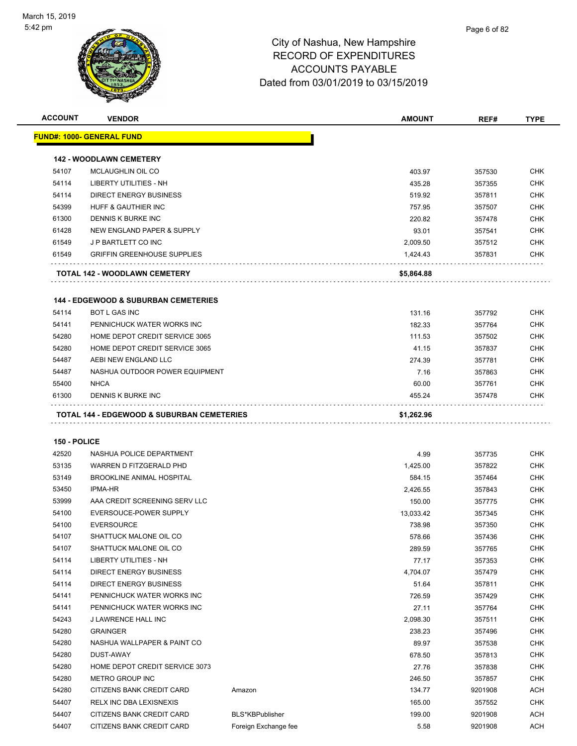# City of Nashua, New Hampshire
## RECORD OF EXPENDITURES
## ACCOUNTS PAYABLE
## Dated from 03/01/2019 to 03/15/2019

| ACCOUNT | VENDOR | | AMOUNT | REF# | TYPE |
|---|---|---|---|---|---|
| **FUND#: 1000- GENERAL FUND** | | | | | |
| **142 - WOODLAWN CEMETERY** | | | | | |
| 54107 | MCLAUGHLIN OIL CO | | 403.97 | 357530 | CHK |
| 54114 | LIBERTY UTILITIES - NH | | 435.28 | 357355 | CHK |
| 54114 | DIRECT ENERGY BUSINESS | | 519.92 | 357811 | CHK |
| 54399 | HUFF & GAUTHIER INC | | 757.95 | 357507 | CHK |
| 61300 | DENNIS K BURKE INC | | 220.82 | 357478 | CHK |
| 61428 | NEW ENGLAND PAPER & SUPPLY | | 93.01 | 357541 | CHK |
| 61549 | J P BARTLETT CO INC | | 2,009.50 | 357512 | CHK |
| 61549 | GRIFFIN GREENHOUSE SUPPLIES | | 1,424.43 | 357831 | CHK |
| **TOTAL 142 - WOODLAWN CEMETERY** | | | **$5,864.88** | | |
| **144 - EDGEWOOD & SUBURBAN CEMETERIES** | | | | | |
| 54114 | BOT L GAS INC | | 131.16 | 357792 | CHK |
| 54141 | PENNICHUCK WATER WORKS INC | | 182.33 | 357764 | CHK |
| 54280 | HOME DEPOT CREDIT SERVICE 3065 | | 111.53 | 357502 | CHK |
| 54280 | HOME DEPOT CREDIT SERVICE 3065 | | 41.15 | 357837 | CHK |
| 54487 | AEBI NEW ENGLAND LLC | | 274.39 | 357781 | CHK |
| 54487 | NASHUA OUTDOOR POWER EQUIPMENT | | 7.16 | 357863 | CHK |
| 55400 | NHCA | | 60.00 | 357761 | CHK |
| 61300 | DENNIS K BURKE INC | | 455.24 | 357478 | CHK |
| **TOTAL 144 - EDGEWOOD & SUBURBAN CEMETERIES** | | | **$1,262.96** | | |
| **150 - POLICE** | | | | | |
| 42520 | NASHUA POLICE DEPARTMENT | | 4.99 | 357735 | CHK |
| 53135 | WARREN D FITZGERALD PHD | | 1,425.00 | 357822 | CHK |
| 53149 | BROOKLINE ANIMAL HOSPITAL | | 584.15 | 357464 | CHK |
| 53450 | IPMA-HR | | 2,426.55 | 357843 | CHK |
| 53999 | AAA CREDIT SCREENING SERV LLC | | 150.00 | 357775 | CHK |
| 54100 | EVERSOUCE-POWER SUPPLY | | 13,033.42 | 357345 | CHK |
| 54100 | EVERSOURCE | | 738.98 | 357350 | CHK |
| 54107 | SHATTUCK MALONE OIL CO | | 578.66 | 357436 | CHK |
| 54107 | SHATTUCK MALONE OIL CO | | 289.59 | 357765 | CHK |
| 54114 | LIBERTY UTILITIES - NH | | 77.17 | 357353 | CHK |
| 54114 | DIRECT ENERGY BUSINESS | | 4,704.07 | 357479 | CHK |
| 54114 | DIRECT ENERGY BUSINESS | | 51.64 | 357811 | CHK |
| 54141 | PENNICHUCK WATER WORKS INC | | 726.59 | 357429 | CHK |
| 54141 | PENNICHUCK WATER WORKS INC | | 27.11 | 357764 | CHK |
| 54243 | J LAWRENCE HALL INC | | 2,098.30 | 357511 | CHK |
| 54280 | GRAINGER | | 238.23 | 357496 | CHK |
| 54280 | NASHUA WALLPAPER & PAINT CO | | 89.97 | 357538 | CHK |
| 54280 | DUST-AWAY | | 678.50 | 357813 | CHK |
| 54280 | HOME DEPOT CREDIT SERVICE 3073 | | 27.76 | 357838 | CHK |
| 54280 | METRO GROUP INC | | 246.50 | 357857 | CHK |
| 54280 | CITIZENS BANK CREDIT CARD | Amazon | 134.77 | 9201908 | ACH |
| 54407 | RELX INC DBA LEXISNEXIS | | 165.00 | 357552 | CHK |
| 54407 | CITIZENS BANK CREDIT CARD | BLS*KBPublisher | 199.00 | 9201908 | ACH |
| 54407 | CITIZENS BANK CREDIT CARD | Foreign Exchange fee | 5.58 | 9201908 | ACH |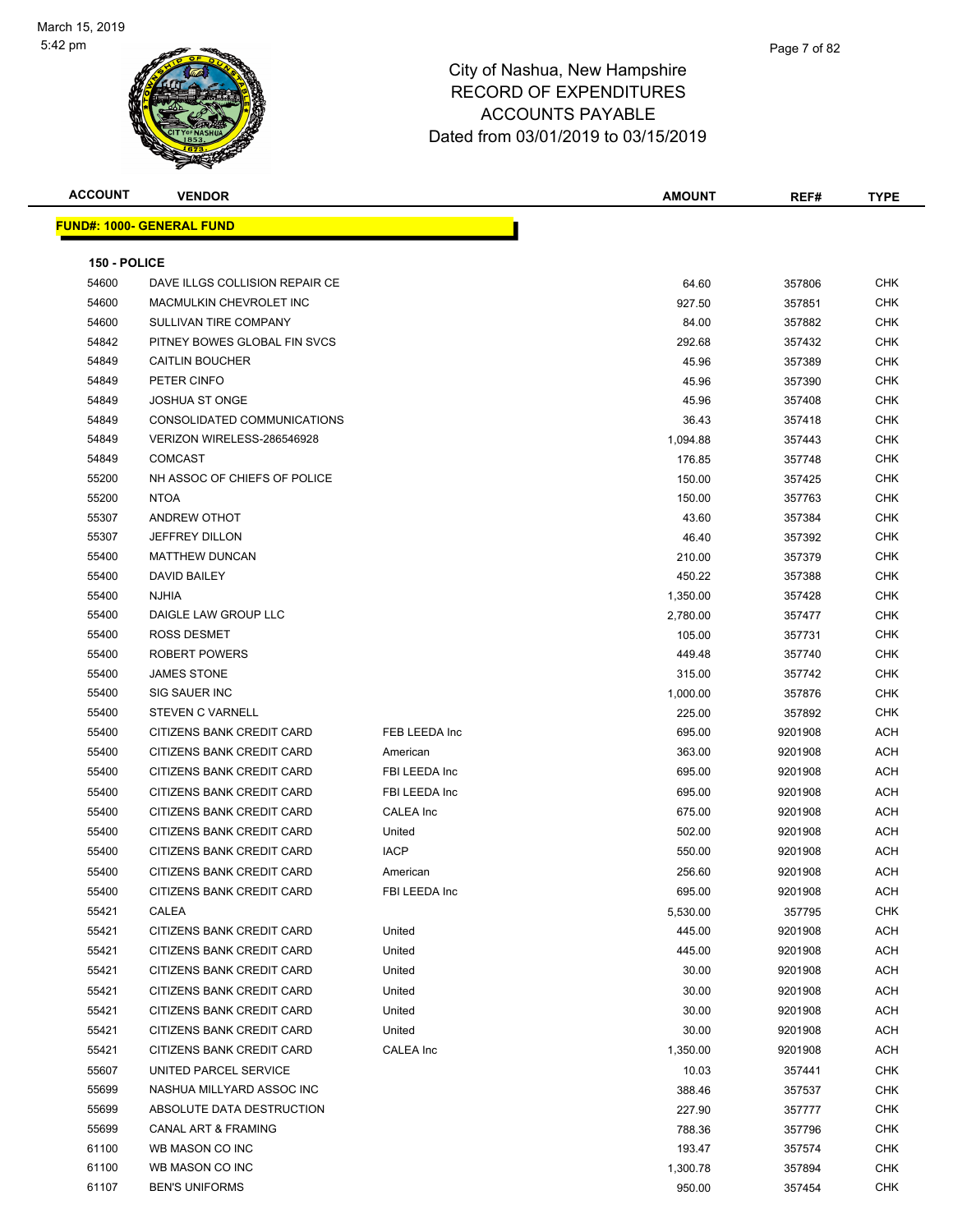# City of Nashua, New Hampshire
## RECORD OF EXPENDITURES
## ACCOUNTS PAYABLE
## Dated from 03/01/2019 to 03/15/2019

| ACCOUNT | VENDOR | | AMOUNT | REF# | TYPE |
|---|---|---|---|---|---|

**FUND#: 1000- GENERAL FUND**

**150 - POLICE**

| ACCOUNT | VENDOR | | AMOUNT | REF# | TYPE |
|---|---|---|---|---|---|
| 54600 | DAVE ILLGS COLLISION REPAIR CE | | 64.60 | 357806 | CHK |
| 54600 | MACMULKIN CHEVROLET INC | | 927.50 | 357851 | CHK |
| 54600 | SULLIVAN TIRE COMPANY | | 84.00 | 357882 | CHK |
| 54842 | PITNEY BOWES GLOBAL FIN SVCS | | 292.68 | 357432 | CHK |
| 54849 | CAITLIN BOUCHER | | 45.96 | 357389 | CHK |
| 54849 | PETER CINFO | | 45.96 | 357390 | CHK |
| 54849 | JOSHUA ST ONGE | | 45.96 | 357408 | CHK |
| 54849 | CONSOLIDATED COMMUNICATIONS | | 36.43 | 357418 | CHK |
| 54849 | VERIZON WIRELESS-286546928 | | 1,094.88 | 357443 | CHK |
| 54849 | COMCAST | | 176.85 | 357748 | CHK |
| 55200 | NH ASSOC OF CHIEFS OF POLICE | | 150.00 | 357425 | CHK |
| 55200 | NTOA | | 150.00 | 357763 | CHK |
| 55307 | ANDREW OTHOT | | 43.60 | 357384 | CHK |
| 55307 | JEFFREY DILLON | | 46.40 | 357392 | CHK |
| 55400 | MATTHEW DUNCAN | | 210.00 | 357379 | CHK |
| 55400 | DAVID BAILEY | | 450.22 | 357388 | CHK |
| 55400 | NJHIA | | 1,350.00 | 357428 | CHK |
| 55400 | DAIGLE LAW GROUP LLC | | 2,780.00 | 357477 | CHK |
| 55400 | ROSS DESMET | | 105.00 | 357731 | CHK |
| 55400 | ROBERT POWERS | | 449.48 | 357740 | CHK |
| 55400 | JAMES STONE | | 315.00 | 357742 | CHK |
| 55400 | SIG SAUER INC | | 1,000.00 | 357876 | CHK |
| 55400 | STEVEN C VARNELL | | 225.00 | 357892 | CHK |
| 55400 | CITIZENS BANK CREDIT CARD | FEB LEEDA Inc | 695.00 | 9201908 | ACH |
| 55400 | CITIZENS BANK CREDIT CARD | American | 363.00 | 9201908 | ACH |
| 55400 | CITIZENS BANK CREDIT CARD | FBI LEEDA Inc | 695.00 | 9201908 | ACH |
| 55400 | CITIZENS BANK CREDIT CARD | FBI LEEDA Inc | 695.00 | 9201908 | ACH |
| 55400 | CITIZENS BANK CREDIT CARD | CALEA Inc | 675.00 | 9201908 | ACH |
| 55400 | CITIZENS BANK CREDIT CARD | United | 502.00 | 9201908 | ACH |
| 55400 | CITIZENS BANK CREDIT CARD | IACP | 550.00 | 9201908 | ACH |
| 55400 | CITIZENS BANK CREDIT CARD | American | 256.60 | 9201908 | ACH |
| 55400 | CITIZENS BANK CREDIT CARD | FBI LEEDA Inc | 695.00 | 9201908 | ACH |
| 55421 | CALEA | | 5,530.00 | 357795 | CHK |
| 55421 | CITIZENS BANK CREDIT CARD | United | 445.00 | 9201908 | ACH |
| 55421 | CITIZENS BANK CREDIT CARD | United | 445.00 | 9201908 | ACH |
| 55421 | CITIZENS BANK CREDIT CARD | United | 30.00 | 9201908 | ACH |
| 55421 | CITIZENS BANK CREDIT CARD | United | 30.00 | 9201908 | ACH |
| 55421 | CITIZENS BANK CREDIT CARD | United | 30.00 | 9201908 | ACH |
| 55421 | CITIZENS BANK CREDIT CARD | United | 30.00 | 9201908 | ACH |
| 55421 | CITIZENS BANK CREDIT CARD | CALEA Inc | 1,350.00 | 9201908 | ACH |
| 55607 | UNITED PARCEL SERVICE | | 10.03 | 357441 | CHK |
| 55699 | NASHUA MILLYARD ASSOC INC | | 388.46 | 357537 | CHK |
| 55699 | ABSOLUTE DATA DESTRUCTION | | 227.90 | 357777 | CHK |
| 55699 | CANAL ART & FRAMING | | 788.36 | 357796 | CHK |
| 61100 | WB MASON CO INC | | 193.47 | 357574 | CHK |
| 61100 | WB MASON CO INC | | 1,300.78 | 357894 | CHK |
| 61107 | BEN'S UNIFORMS | | 950.00 | 357454 | CHK |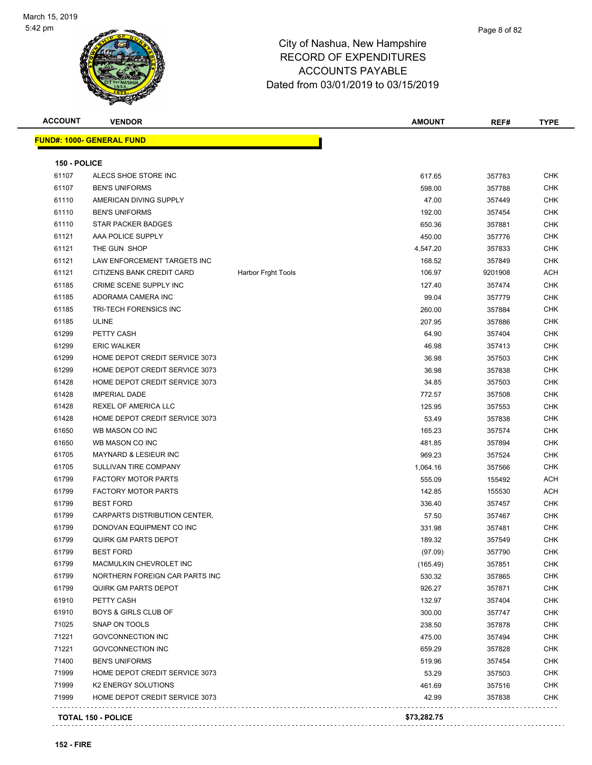City of Nashua, New Hampshire
RECORD OF EXPENDITURES
ACCOUNTS PAYABLE
Dated from 03/01/2019 to 03/15/2019

**FUND#: 1000- GENERAL FUND**

**150 - POLICE**

| ACCOUNT | VENDOR | | AMOUNT | REF# | TYPE |
|---|---|---|---|---|---|
| 61107 | ALECS SHOE STORE INC | | 617.65 | 357783 | CHK |
| 61107 | BEN'S UNIFORMS | | 598.00 | 357788 | CHK |
| 61110 | AMERICAN DIVING SUPPLY | | 47.00 | 357449 | CHK |
| 61110 | BEN'S UNIFORMS | | 192.00 | 357454 | CHK |
| 61110 | STAR PACKER BADGES | | 650.36 | 357881 | CHK |
| 61121 | AAA POLICE SUPPLY | | 450.00 | 357776 | CHK |
| 61121 | THE GUN SHOP | | 4,547.20 | 357833 | CHK |
| 61121 | LAW ENFORCEMENT TARGETS INC | | 168.52 | 357849 | CHK |
| 61121 | CITIZENS BANK CREDIT CARD | Harbor Frght Tools | 106.97 | 9201908 | ACH |
| 61185 | CRIME SCENE SUPPLY INC | | 127.40 | 357474 | CHK |
| 61185 | ADORAMA CAMERA INC | | 99.04 | 357779 | CHK |
| 61185 | TRI-TECH FORENSICS INC | | 260.00 | 357884 | CHK |
| 61185 | ULINE | | 207.95 | 357886 | CHK |
| 61299 | PETTY CASH | | 64.90 | 357404 | CHK |
| 61299 | ERIC WALKER | | 46.98 | 357413 | CHK |
| 61299 | HOME DEPOT CREDIT SERVICE 3073 | | 36.98 | 357503 | CHK |
| 61299 | HOME DEPOT CREDIT SERVICE 3073 | | 36.98 | 357838 | CHK |
| 61428 | HOME DEPOT CREDIT SERVICE 3073 | | 34.85 | 357503 | CHK |
| 61428 | IMPERIAL DADE | | 772.57 | 357508 | CHK |
| 61428 | REXEL OF AMERICA LLC | | 125.95 | 357553 | CHK |
| 61428 | HOME DEPOT CREDIT SERVICE 3073 | | 53.49 | 357838 | CHK |
| 61650 | WB MASON CO INC | | 165.23 | 357574 | CHK |
| 61650 | WB MASON CO INC | | 481.85 | 357894 | CHK |
| 61705 | MAYNARD & LESIEUR INC | | 969.23 | 357524 | CHK |
| 61705 | SULLIVAN TIRE COMPANY | | 1,064.16 | 357566 | CHK |
| 61799 | FACTORY MOTOR PARTS | | 555.09 | 155492 | ACH |
| 61799 | FACTORY MOTOR PARTS | | 142.85 | 155530 | ACH |
| 61799 | BEST FORD | | 336.40 | 357457 | CHK |
| 61799 | CARPARTS DISTRIBUTION CENTER, | | 57.50 | 357467 | CHK |
| 61799 | DONOVAN EQUIPMENT CO INC | | 331.98 | 357481 | CHK |
| 61799 | QUIRK GM PARTS DEPOT | | 189.32 | 357549 | CHK |
| 61799 | BEST FORD | | (97.09) | 357790 | CHK |
| 61799 | MACMULKIN CHEVROLET INC | | (165.49) | 357851 | CHK |
| 61799 | NORTHERN FOREIGN CAR PARTS INC | | 530.32 | 357865 | CHK |
| 61799 | QUIRK GM PARTS DEPOT | | 926.27 | 357871 | CHK |
| 61910 | PETTY CASH | | 132.97 | 357404 | CHK |
| 61910 | BOYS & GIRLS CLUB OF | | 300.00 | 357747 | CHK |
| 71025 | SNAP ON TOOLS | | 238.50 | 357878 | CHK |
| 71221 | GOVCONNECTION INC | | 475.00 | 357494 | CHK |
| 71221 | GOVCONNECTION INC | | 659.29 | 357828 | CHK |
| 71400 | BEN'S UNIFORMS | | 519.96 | 357454 | CHK |
| 71999 | HOME DEPOT CREDIT SERVICE 3073 | | 53.29 | 357503 | CHK |
| 71999 | K2 ENERGY SOLUTIONS | | 461.69 | 357516 | CHK |
| 71999 | HOME DEPOT CREDIT SERVICE 3073 | | 42.99 | 357838 | CHK |
| **TOTAL 150 - POLICE** | | | **$73,282.75** | | |

**152 - FIRE**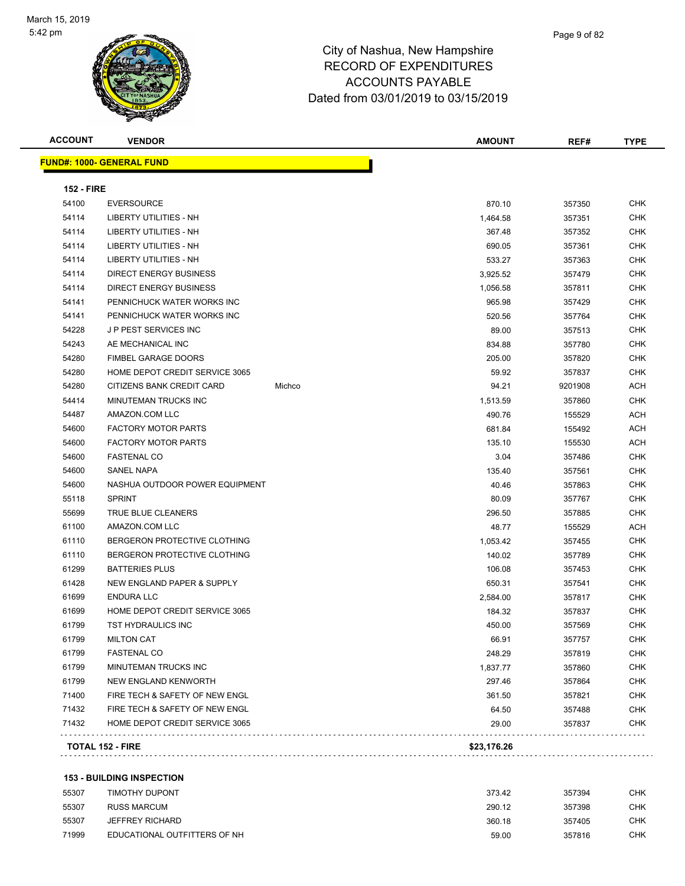City of Nashua, New Hampshire
RECORD OF EXPENDITURES
ACCOUNTS PAYABLE
Dated from 03/01/2019 to 03/15/2019

| ACCOUNT | VENDOR | | AMOUNT | REF# | TYPE |
|---|---|---|---|---|---|
| **FUND#: 1000- GENERAL FUND** | | | | | |
| **152 - FIRE** | | | | | |
| 54100 | EVERSOURCE | | 870.10 | 357350 | CHK |
| 54114 | LIBERTY UTILITIES - NH | | 1,464.58 | 357351 | CHK |
| 54114 | LIBERTY UTILITIES - NH | | 367.48 | 357352 | CHK |
| 54114 | LIBERTY UTILITIES - NH | | 690.05 | 357361 | CHK |
| 54114 | LIBERTY UTILITIES - NH | | 533.27 | 357363 | CHK |
| 54114 | DIRECT ENERGY BUSINESS | | 3,925.52 | 357479 | CHK |
| 54114 | DIRECT ENERGY BUSINESS | | 1,056.58 | 357811 | CHK |
| 54141 | PENNICHUCK WATER WORKS INC | | 965.98 | 357429 | CHK |
| 54141 | PENNICHUCK WATER WORKS INC | | 520.56 | 357764 | CHK |
| 54228 | J P PEST SERVICES INC | | 89.00 | 357513 | CHK |
| 54243 | AE MECHANICAL INC | | 834.88 | 357780 | CHK |
| 54280 | FIMBEL GARAGE DOORS | | 205.00 | 357820 | CHK |
| 54280 | HOME DEPOT CREDIT SERVICE 3065 | | 59.92 | 357837 | CHK |
| 54280 | CITIZENS BANK CREDIT CARD | Michco | 94.21 | 9201908 | ACH |
| 54414 | MINUTEMAN TRUCKS INC | | 1,513.59 | 357860 | CHK |
| 54487 | AMAZON.COM LLC | | 490.76 | 155529 | ACH |
| 54600 | FACTORY MOTOR PARTS | | 681.84 | 155492 | ACH |
| 54600 | FACTORY MOTOR PARTS | | 135.10 | 155530 | ACH |
| 54600 | FASTENAL CO | | 3.04 | 357486 | CHK |
| 54600 | SANEL NAPA | | 135.40 | 357561 | CHK |
| 54600 | NASHUA OUTDOOR POWER EQUIPMENT | | 40.46 | 357863 | CHK |
| 55118 | SPRINT | | 80.09 | 357767 | CHK |
| 55699 | TRUE BLUE CLEANERS | | 296.50 | 357885 | CHK |
| 61100 | AMAZON.COM LLC | | 48.77 | 155529 | ACH |
| 61110 | BERGERON PROTECTIVE CLOTHING | | 1,053.42 | 357455 | CHK |
| 61110 | BERGERON PROTECTIVE CLOTHING | | 140.02 | 357789 | CHK |
| 61299 | BATTERIES PLUS | | 106.08 | 357453 | CHK |
| 61428 | NEW ENGLAND PAPER & SUPPLY | | 650.31 | 357541 | CHK |
| 61699 | ENDURA LLC | | 2,584.00 | 357817 | CHK |
| 61699 | HOME DEPOT CREDIT SERVICE 3065 | | 184.32 | 357837 | CHK |
| 61799 | TST HYDRAULICS INC | | 450.00 | 357569 | CHK |
| 61799 | MILTON CAT | | 66.91 | 357757 | CHK |
| 61799 | FASTENAL CO | | 248.29 | 357819 | CHK |
| 61799 | MINUTEMAN TRUCKS INC | | 1,837.77 | 357860 | CHK |
| 61799 | NEW ENGLAND KENWORTH | | 297.46 | 357864 | CHK |
| 71400 | FIRE TECH & SAFETY OF NEW ENGL | | 361.50 | 357821 | CHK |
| 71432 | FIRE TECH & SAFETY OF NEW ENGL | | 64.50 | 357488 | CHK |
| 71432 | HOME DEPOT CREDIT SERVICE 3065 | | 29.00 | 357837 | CHK |
| **TOTAL 152 - FIRE** | | | **$23,176.26** | | |
| **153 - BUILDING INSPECTION** | | | | | |
| 55307 | TIMOTHY DUPONT | | 373.42 | 357394 | CHK |
| 55307 | RUSS MARCUM | | 290.12 | 357398 | CHK |
| 55307 | JEFFREY RICHARD | | 360.18 | 357405 | CHK |
| 71999 | EDUCATIONAL OUTFITTERS OF NH | | 59.00 | 357816 | CHK |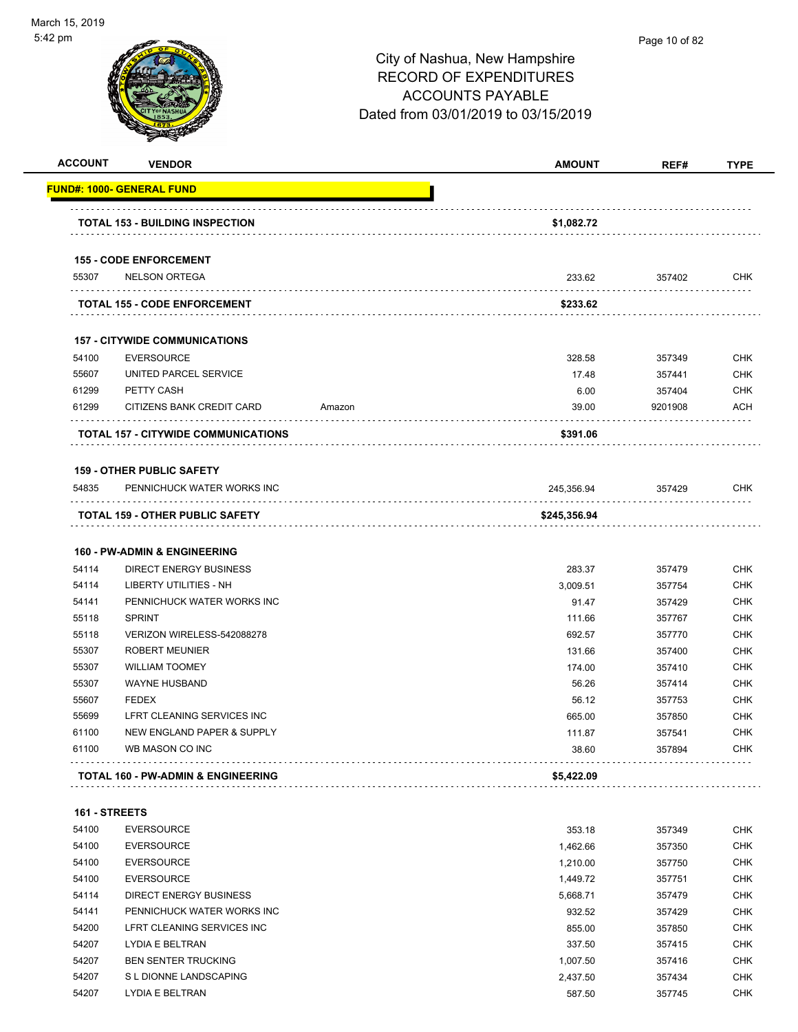City of Nashua, New Hampshire
RECORD OF EXPENDITURES
ACCOUNTS PAYABLE
Dated from 03/01/2019 to 03/15/2019

| ACCOUNT | VENDOR | | AMOUNT | REF# | TYPE |
|---|---|---|---|---|---|
| **FUND#: 1000- GENERAL FUND** | | | | | |
| **TOTAL 153 - BUILDING INSPECTION** | | | **$1,082.72** | | |
| **155 - CODE ENFORCEMENT** | | | | | |
| 55307 | NELSON ORTEGA | | 233.62 | 357402 | CHK |
| **TOTAL 155 - CODE ENFORCEMENT** | | | **$233.62** | | |
| **157 - CITYWIDE COMMUNICATIONS** | | | | | |
| 54100 | EVERSOURCE | | 328.58 | 357349 | CHK |
| 55607 | UNITED PARCEL SERVICE | | 17.48 | 357441 | CHK |
| 61299 | PETTY CASH | | 6.00 | 357404 | CHK |
| 61299 | CITIZENS BANK CREDIT CARD | Amazon | 39.00 | 9201908 | ACH |
| **TOTAL 157 - CITYWIDE COMMUNICATIONS** | | | **$391.06** | | |
| **159 - OTHER PUBLIC SAFETY** | | | | | |
| 54835 | PENNICHUCK WATER WORKS INC | | 245,356.94 | 357429 | CHK |
| **TOTAL 159 - OTHER PUBLIC SAFETY** | | | **$245,356.94** | | |
| **160 - PW-ADMIN & ENGINEERING** | | | | | |
| 54114 | DIRECT ENERGY BUSINESS | | 283.37 | 357479 | CHK |
| 54114 | LIBERTY UTILITIES - NH | | 3,009.51 | 357754 | CHK |
| 54141 | PENNICHUCK WATER WORKS INC | | 91.47 | 357429 | CHK |
| 55118 | SPRINT | | 111.66 | 357767 | CHK |
| 55118 | VERIZON WIRELESS-542088278 | | 692.57 | 357770 | CHK |
| 55307 | ROBERT MEUNIER | | 131.66 | 357400 | CHK |
| 55307 | WILLIAM TOOMEY | | 174.00 | 357410 | CHK |
| 55307 | WAYNE HUSBAND | | 56.26 | 357414 | CHK |
| 55607 | FEDEX | | 56.12 | 357753 | CHK |
| 55699 | LFRT CLEANING SERVICES INC | | 665.00 | 357850 | CHK |
| 61100 | NEW ENGLAND PAPER & SUPPLY | | 111.87 | 357541 | CHK |
| 61100 | WB MASON CO INC | | 38.60 | 357894 | CHK |
| **TOTAL 160 - PW-ADMIN & ENGINEERING** | | | **$5,422.09** | | |
| **161 - STREETS** | | | | | |
| 54100 | EVERSOURCE | | 353.18 | 357349 | CHK |
| 54100 | EVERSOURCE | | 1,462.66 | 357350 | CHK |
| 54100 | EVERSOURCE | | 1,210.00 | 357750 | CHK |
| 54100 | EVERSOURCE | | 1,449.72 | 357751 | CHK |
| 54114 | DIRECT ENERGY BUSINESS | | 5,668.71 | 357479 | CHK |
| 54141 | PENNICHUCK WATER WORKS INC | | 932.52 | 357429 | CHK |
| 54200 | LFRT CLEANING SERVICES INC | | 855.00 | 357850 | CHK |
| 54207 | LYDIA E BELTRAN | | 337.50 | 357415 | CHK |
| 54207 | BEN SENTER TRUCKING | | 1,007.50 | 357416 | CHK |
| 54207 | S L DIONNE LANDSCAPING | | 2,437.50 | 357434 | CHK |
| 54207 | LYDIA E BELTRAN | | 587.50 | 357745 | CHK |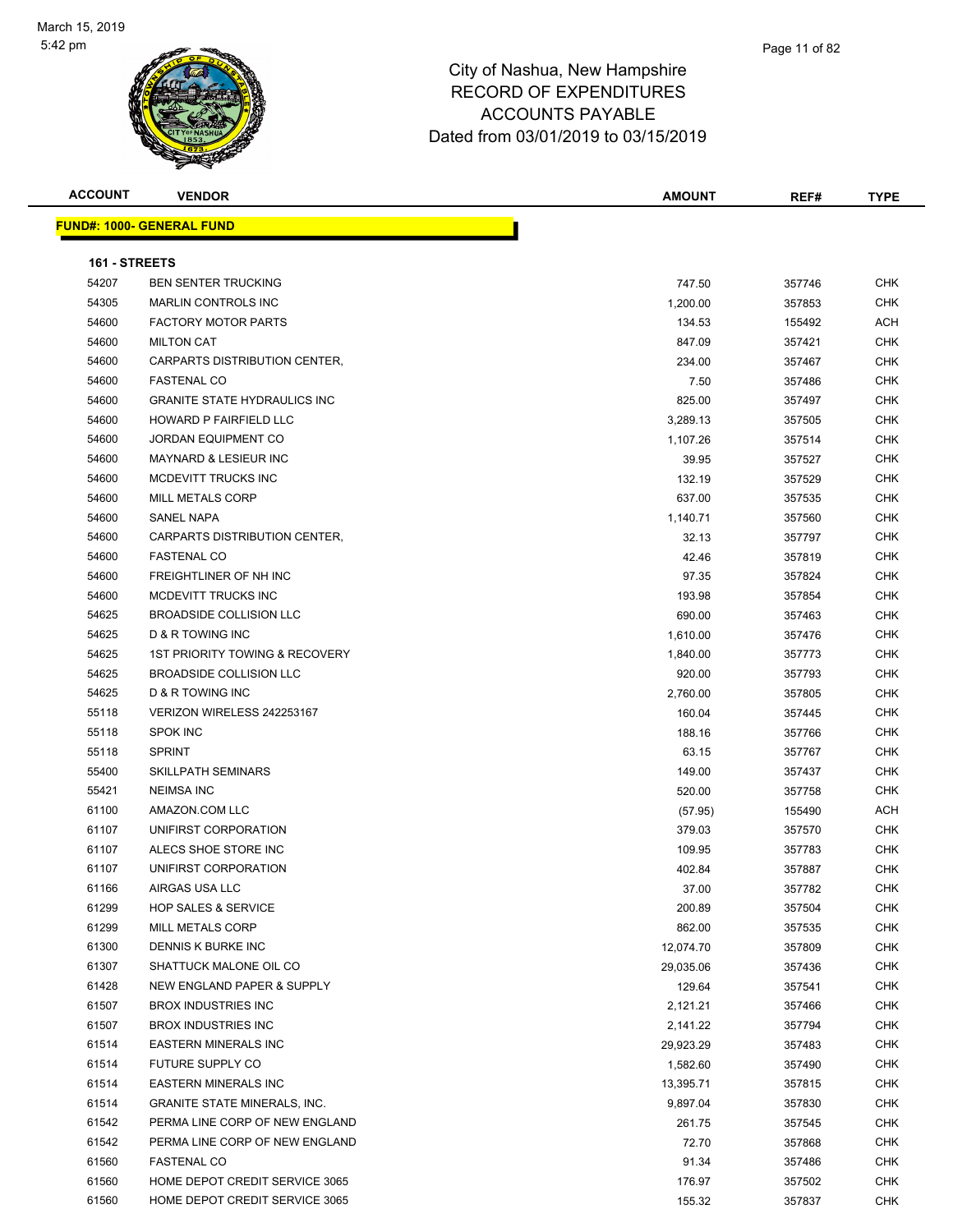# City of Nashua, New Hampshire
## RECORD OF EXPENDITURES
## ACCOUNTS PAYABLE
## Dated from 03/01/2019 to 03/15/2019

| ACCOUNT | VENDOR | AMOUNT | REF# | TYPE |
|---|---|---|---|---|
| **FUND#: 1000- GENERAL FUND** | | | | |
| **161 - STREETS** | | | | |
| 54207 | BEN SENTER TRUCKING | 747.50 | 357746 | CHK |
| 54305 | MARLIN CONTROLS INC | 1,200.00 | 357853 | CHK |
| 54600 | FACTORY MOTOR PARTS | 134.53 | 155492 | ACH |
| 54600 | MILTON CAT | 847.09 | 357421 | CHK |
| 54600 | CARPARTS DISTRIBUTION CENTER, | 234.00 | 357467 | CHK |
| 54600 | FASTENAL CO | 7.50 | 357486 | CHK |
| 54600 | GRANITE STATE HYDRAULICS INC | 825.00 | 357497 | CHK |
| 54600 | HOWARD P FAIRFIELD LLC | 3,289.13 | 357505 | CHK |
| 54600 | JORDAN EQUIPMENT CO | 1,107.26 | 357514 | CHK |
| 54600 | MAYNARD & LESIEUR INC | 39.95 | 357527 | CHK |
| 54600 | MCDEVITT TRUCKS INC | 132.19 | 357529 | CHK |
| 54600 | MILL METALS CORP | 637.00 | 357535 | CHK |
| 54600 | SANEL NAPA | 1,140.71 | 357560 | CHK |
| 54600 | CARPARTS DISTRIBUTION CENTER, | 32.13 | 357797 | CHK |
| 54600 | FASTENAL CO | 42.46 | 357819 | CHK |
| 54600 | FREIGHTLINER OF NH INC | 97.35 | 357824 | CHK |
| 54600 | MCDEVITT TRUCKS INC | 193.98 | 357854 | CHK |
| 54625 | BROADSIDE COLLISION LLC | 690.00 | 357463 | CHK |
| 54625 | D & R TOWING INC | 1,610.00 | 357476 | CHK |
| 54625 | 1ST PRIORITY TOWING & RECOVERY | 1,840.00 | 357773 | CHK |
| 54625 | BROADSIDE COLLISION LLC | 920.00 | 357793 | CHK |
| 54625 | D & R TOWING INC | 2,760.00 | 357805 | CHK |
| 55118 | VERIZON WIRELESS 242253167 | 160.04 | 357445 | CHK |
| 55118 | SPOK INC | 188.16 | 357766 | CHK |
| 55118 | SPRINT | 63.15 | 357767 | CHK |
| 55400 | SKILLPATH SEMINARS | 149.00 | 357437 | CHK |
| 55421 | NEIMSA INC | 520.00 | 357758 | CHK |
| 61100 | AMAZON.COM LLC | (57.95) | 155490 | ACH |
| 61107 | UNIFIRST CORPORATION | 379.03 | 357570 | CHK |
| 61107 | ALECS SHOE STORE INC | 109.95 | 357783 | CHK |
| 61107 | UNIFIRST CORPORATION | 402.84 | 357887 | CHK |
| 61166 | AIRGAS USA LLC | 37.00 | 357782 | CHK |
| 61299 | HOP SALES & SERVICE | 200.89 | 357504 | CHK |
| 61299 | MILL METALS CORP | 862.00 | 357535 | CHK |
| 61300 | DENNIS K BURKE INC | 12,074.70 | 357809 | CHK |
| 61307 | SHATTUCK MALONE OIL CO | 29,035.06 | 357436 | CHK |
| 61428 | NEW ENGLAND PAPER & SUPPLY | 129.64 | 357541 | CHK |
| 61507 | BROX INDUSTRIES INC | 2,121.21 | 357466 | CHK |
| 61507 | BROX INDUSTRIES INC | 2,141.22 | 357794 | CHK |
| 61514 | EASTERN MINERALS INC | 29,923.29 | 357483 | CHK |
| 61514 | FUTURE SUPPLY CO | 1,582.60 | 357490 | CHK |
| 61514 | EASTERN MINERALS INC | 13,395.71 | 357815 | CHK |
| 61514 | GRANITE STATE MINERALS, INC. | 9,897.04 | 357830 | CHK |
| 61542 | PERMA LINE CORP OF NEW ENGLAND | 261.75 | 357545 | CHK |
| 61542 | PERMA LINE CORP OF NEW ENGLAND | 72.70 | 357868 | CHK |
| 61560 | FASTENAL CO | 91.34 | 357486 | CHK |
| 61560 | HOME DEPOT CREDIT SERVICE 3065 | 176.97 | 357502 | CHK |
| 61560 | HOME DEPOT CREDIT SERVICE 3065 | 155.32 | 357837 | CHK |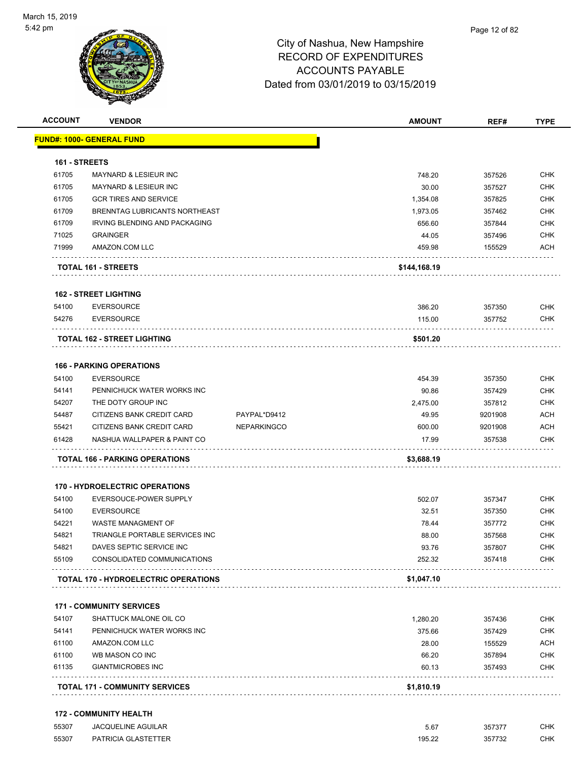# City of Nashua, New Hampshire
## RECORD OF EXPENDITURES
## ACCOUNTS PAYABLE
## Dated from 03/01/2019 to 03/15/2019

| ACCOUNT | VENDOR | | AMOUNT | REF# | TYPE |
|---|---|---|---|---|---|
| **FUND#: 1000- GENERAL FUND** | | | | | |
| **161 - STREETS** | | | | | |
| 61705 | MAYNARD & LESIEUR INC | | 748.20 | 357526 | CHK |
| 61705 | MAYNARD & LESIEUR INC | | 30.00 | 357527 | CHK |
| 61705 | GCR TIRES AND SERVICE | | 1,354.08 | 357825 | CHK |
| 61709 | BRENNTAG LUBRICANTS NORTHEAST | | 1,973.05 | 357462 | CHK |
| 61709 | IRVING BLENDING AND PACKAGING | | 656.60 | 357844 | CHK |
| 71025 | GRAINGER | | 44.05 | 357496 | CHK |
| 71999 | AMAZON.COM LLC | | 459.98 | 155529 | ACH |
| **TOTAL 161 - STREETS** | | | **$144,168.19** | | |
| **162 - STREET LIGHTING** | | | | | |
| 54100 | EVERSOURCE | | 386.20 | 357350 | CHK |
| 54276 | EVERSOURCE | | 115.00 | 357752 | CHK |
| **TOTAL 162 - STREET LIGHTING** | | | **$501.20** | | |
| **166 - PARKING OPERATIONS** | | | | | |
| 54100 | EVERSOURCE | | 454.39 | 357350 | CHK |
| 54141 | PENNICHUCK WATER WORKS INC | | 90.86 | 357429 | CHK |
| 54207 | THE DOTY GROUP INC | | 2,475.00 | 357812 | CHK |
| 54487 | CITIZENS BANK CREDIT CARD | PAYPAL*D9412 | 49.95 | 9201908 | ACH |
| 55421 | CITIZENS BANK CREDIT CARD | NEPARKINGCO | 600.00 | 9201908 | ACH |
| 61428 | NASHUA WALLPAPER & PAINT CO | | 17.99 | 357538 | CHK |
| **TOTAL 166 - PARKING OPERATIONS** | | | **$3,688.19** | | |
| **170 - HYDROELECTRIC OPERATIONS** | | | | | |
| 54100 | EVERSOUCE-POWER SUPPLY | | 502.07 | 357347 | CHK |
| 54100 | EVERSOURCE | | 32.51 | 357350 | CHK |
| 54221 | WASTE MANAGMENT OF | | 78.44 | 357772 | CHK |
| 54821 | TRIANGLE PORTABLE SERVICES INC | | 88.00 | 357568 | CHK |
| 54821 | DAVES SEPTIC SERVICE INC | | 93.76 | 357807 | CHK |
| 55109 | CONSOLIDATED COMMUNICATIONS | | 252.32 | 357418 | CHK |
| **TOTAL 170 - HYDROELECTRIC OPERATIONS** | | | **$1,047.10** | | |
| **171 - COMMUNITY SERVICES** | | | | | |
| 54107 | SHATTUCK MALONE OIL CO | | 1,280.20 | 357436 | CHK |
| 54141 | PENNICHUCK WATER WORKS INC | | 375.66 | 357429 | CHK |
| 61100 | AMAZON.COM LLC | | 28.00 | 155529 | ACH |
| 61100 | WB MASON CO INC | | 66.20 | 357894 | CHK |
| 61135 | GIANTMICROBES INC | | 60.13 | 357493 | CHK |
| **TOTAL 171 - COMMUNITY SERVICES** | | | **$1,810.19** | | |
| **172 - COMMUNITY HEALTH** | | | | | |
| 55307 | JACQUELINE AGUILAR | | 5.67 | 357377 | CHK |
| 55307 | PATRICIA GLASTETTER | | 195.22 | 357732 | CHK |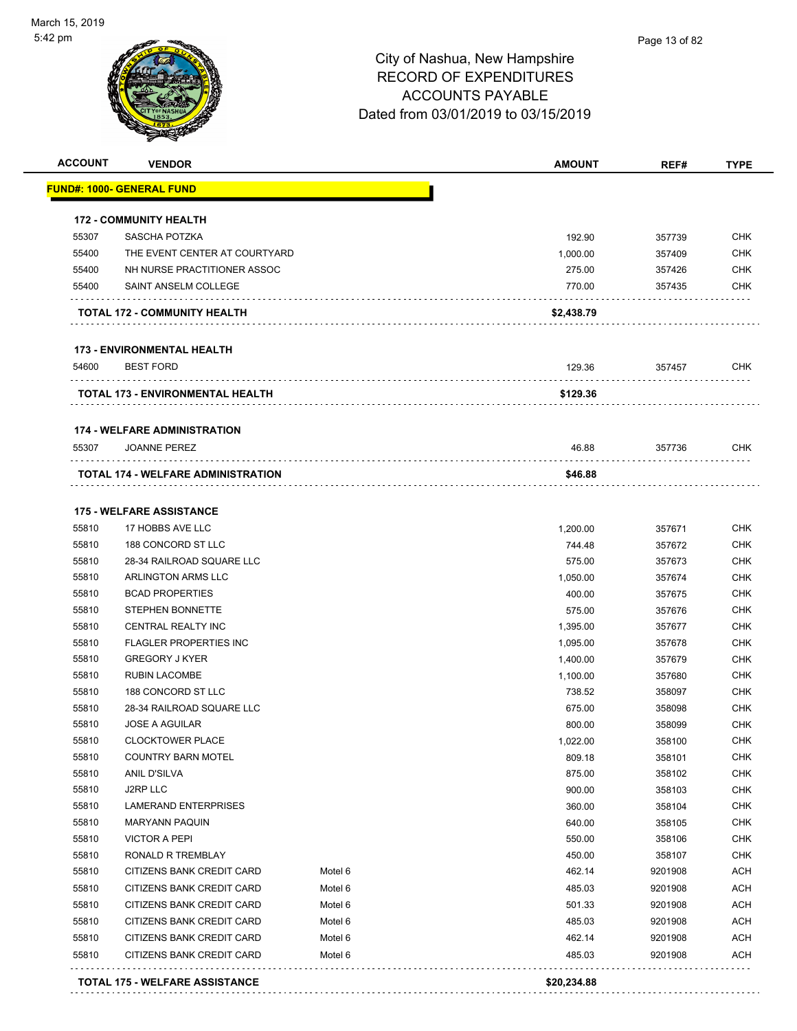March 15, 2019
5:42 pm

City of Nashua, New Hampshire
RECORD OF EXPENDITURES
ACCOUNTS PAYABLE
Dated from 03/01/2019 to 03/15/2019

| ACCOUNT | VENDOR | | AMOUNT | REF# | TYPE |
|---|---|---|---|---|---|
| **FUND#: 1000- GENERAL FUND** | | | | | |
| **172 - COMMUNITY HEALTH** | | | | | |
| 55307 | SASCHA POTZKA | | 192.90 | 357739 | CHK |
| 55400 | THE EVENT CENTER AT COURTYARD | | 1,000.00 | 357409 | CHK |
| 55400 | NH NURSE PRACTITIONER ASSOC | | 275.00 | 357426 | CHK |
| 55400 | SAINT ANSELM COLLEGE | | 770.00 | 357435 | CHK |
| **TOTAL 172 - COMMUNITY HEALTH** | | | **$2,438.79** | | |
| **173 - ENVIRONMENTAL HEALTH** | | | | | |
| 54600 | BEST FORD | | 129.36 | 357457 | CHK |
| **TOTAL 173 - ENVIRONMENTAL HEALTH** | | | **$129.36** | | |
| **174 - WELFARE ADMINISTRATION** | | | | | |
| 55307 | JOANNE PEREZ | | 46.88 | 357736 | CHK |
| **TOTAL 174 - WELFARE ADMINISTRATION** | | | **$46.88** | | |
| **175 - WELFARE ASSISTANCE** | | | | | |
| 55810 | 17 HOBBS AVE LLC | | 1,200.00 | 357671 | CHK |
| 55810 | 188 CONCORD ST LLC | | 744.48 | 357672 | CHK |
| 55810 | 28-34 RAILROAD SQUARE LLC | | 575.00 | 357673 | CHK |
| 55810 | ARLINGTON ARMS LLC | | 1,050.00 | 357674 | CHK |
| 55810 | BCAD PROPERTIES | | 400.00 | 357675 | CHK |
| 55810 | STEPHEN BONNETTE | | 575.00 | 357676 | CHK |
| 55810 | CENTRAL REALTY INC | | 1,395.00 | 357677 | CHK |
| 55810 | FLAGLER PROPERTIES INC | | 1,095.00 | 357678 | CHK |
| 55810 | GREGORY J KYER | | 1,400.00 | 357679 | CHK |
| 55810 | RUBIN LACOMBE | | 1,100.00 | 357680 | CHK |
| 55810 | 188 CONCORD ST LLC | | 738.52 | 358097 | CHK |
| 55810 | 28-34 RAILROAD SQUARE LLC | | 675.00 | 358098 | CHK |
| 55810 | JOSE A AGUILAR | | 800.00 | 358099 | CHK |
| 55810 | CLOCKTOWER PLACE | | 1,022.00 | 358100 | CHK |
| 55810 | COUNTRY BARN MOTEL | | 809.18 | 358101 | CHK |
| 55810 | ANIL D'SILVA | | 875.00 | 358102 | CHK |
| 55810 | J2RP LLC | | 900.00 | 358103 | CHK |
| 55810 | LAMERAND ENTERPRISES | | 360.00 | 358104 | CHK |
| 55810 | MARYANN PAQUIN | | 640.00 | 358105 | CHK |
| 55810 | VICTOR A PEPI | | 550.00 | 358106 | CHK |
| 55810 | RONALD R TREMBLAY | | 450.00 | 358107 | CHK |
| 55810 | CITIZENS BANK CREDIT CARD | Motel 6 | 462.14 | 9201908 | ACH |
| 55810 | CITIZENS BANK CREDIT CARD | Motel 6 | 485.03 | 9201908 | ACH |
| 55810 | CITIZENS BANK CREDIT CARD | Motel 6 | 501.33 | 9201908 | ACH |
| 55810 | CITIZENS BANK CREDIT CARD | Motel 6 | 485.03 | 9201908 | ACH |
| 55810 | CITIZENS BANK CREDIT CARD | Motel 6 | 462.14 | 9201908 | ACH |
| 55810 | CITIZENS BANK CREDIT CARD | Motel 6 | 485.03 | 9201908 | ACH |
| **TOTAL 175 - WELFARE ASSISTANCE** | | | **$20,234.88** | | |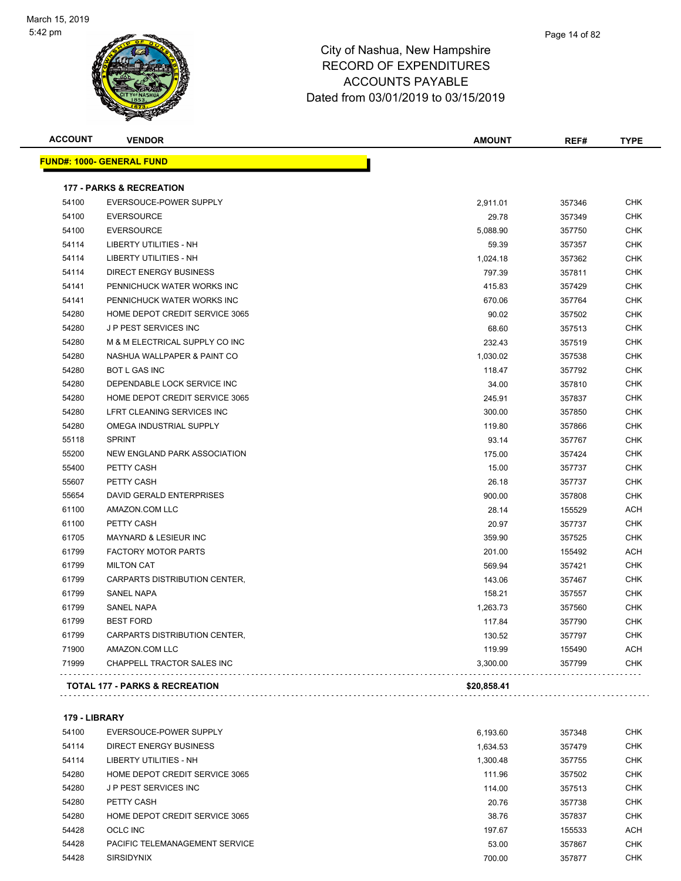# City of Nashua, New Hampshire
## RECORD OF EXPENDITURES
## ACCOUNTS PAYABLE
## Dated from 03/01/2019 to 03/15/2019

| ACCOUNT | VENDOR | AMOUNT | REF# | TYPE |
|---|---|---|---|---|
| **FUND#: 1000- GENERAL FUND** | | | | |
| **177 - PARKS & RECREATION** | | | | |
| 54100 | EVERSOUCE-POWER SUPPLY | 2,911.01 | 357346 | CHK |
| 54100 | EVERSOURCE | 29.78 | 357349 | CHK |
| 54100 | EVERSOURCE | 5,088.90 | 357750 | CHK |
| 54114 | LIBERTY UTILITIES - NH | 59.39 | 357357 | CHK |
| 54114 | LIBERTY UTILITIES - NH | 1,024.18 | 357362 | CHK |
| 54114 | DIRECT ENERGY BUSINESS | 797.39 | 357811 | CHK |
| 54141 | PENNICHUCK WATER WORKS INC | 415.83 | 357429 | CHK |
| 54141 | PENNICHUCK WATER WORKS INC | 670.06 | 357764 | CHK |
| 54280 | HOME DEPOT CREDIT SERVICE 3065 | 90.02 | 357502 | CHK |
| 54280 | J P PEST SERVICES INC | 68.60 | 357513 | CHK |
| 54280 | M & M ELECTRICAL SUPPLY CO INC | 232.43 | 357519 | CHK |
| 54280 | NASHUA WALLPAPER & PAINT CO | 1,030.02 | 357538 | CHK |
| 54280 | BOT L GAS INC | 118.47 | 357792 | CHK |
| 54280 | DEPENDABLE LOCK SERVICE INC | 34.00 | 357810 | CHK |
| 54280 | HOME DEPOT CREDIT SERVICE 3065 | 245.91 | 357837 | CHK |
| 54280 | LFRT CLEANING SERVICES INC | 300.00 | 357850 | CHK |
| 54280 | OMEGA INDUSTRIAL SUPPLY | 119.80 | 357866 | CHK |
| 55118 | SPRINT | 93.14 | 357767 | CHK |
| 55200 | NEW ENGLAND PARK ASSOCIATION | 175.00 | 357424 | CHK |
| 55400 | PETTY CASH | 15.00 | 357737 | CHK |
| 55607 | PETTY CASH | 26.18 | 357737 | CHK |
| 55654 | DAVID GERALD ENTERPRISES | 900.00 | 357808 | CHK |
| 61100 | AMAZON.COM LLC | 28.14 | 155529 | ACH |
| 61100 | PETTY CASH | 20.97 | 357737 | CHK |
| 61705 | MAYNARD & LESIEUR INC | 359.90 | 357525 | CHK |
| 61799 | FACTORY MOTOR PARTS | 201.00 | 155492 | ACH |
| 61799 | MILTON CAT | 569.94 | 357421 | CHK |
| 61799 | CARPARTS DISTRIBUTION CENTER, | 143.06 | 357467 | CHK |
| 61799 | SANEL NAPA | 158.21 | 357557 | CHK |
| 61799 | SANEL NAPA | 1,263.73 | 357560 | CHK |
| 61799 | BEST FORD | 117.84 | 357790 | CHK |
| 61799 | CARPARTS DISTRIBUTION CENTER, | 130.52 | 357797 | CHK |
| 71900 | AMAZON.COM LLC | 119.99 | 155490 | ACH |
| 71999 | CHAPPELL TRACTOR SALES INC | 3,300.00 | 357799 | CHK |
| **TOTAL 177 - PARKS & RECREATION** | | **$20,858.41** | | |
| **179 - LIBRARY** | | | | |
| 54100 | EVERSOUCE-POWER SUPPLY | 6,193.60 | 357348 | CHK |
| 54114 | DIRECT ENERGY BUSINESS | 1,634.53 | 357479 | CHK |
| 54114 | LIBERTY UTILITIES - NH | 1,300.48 | 357755 | CHK |
| 54280 | HOME DEPOT CREDIT SERVICE 3065 | 111.96 | 357502 | CHK |
| 54280 | J P PEST SERVICES INC | 114.00 | 357513 | CHK |
| 54280 | PETTY CASH | 20.76 | 357738 | CHK |
| 54280 | HOME DEPOT CREDIT SERVICE 3065 | 38.76 | 357837 | CHK |
| 54428 | OCLC INC | 197.67 | 155533 | ACH |
| 54428 | PACIFIC TELEMANAGEMENT SERVICE | 53.00 | 357867 | CHK |
| 54428 | SIRSIDYNIX | 700.00 | 357877 | CHK |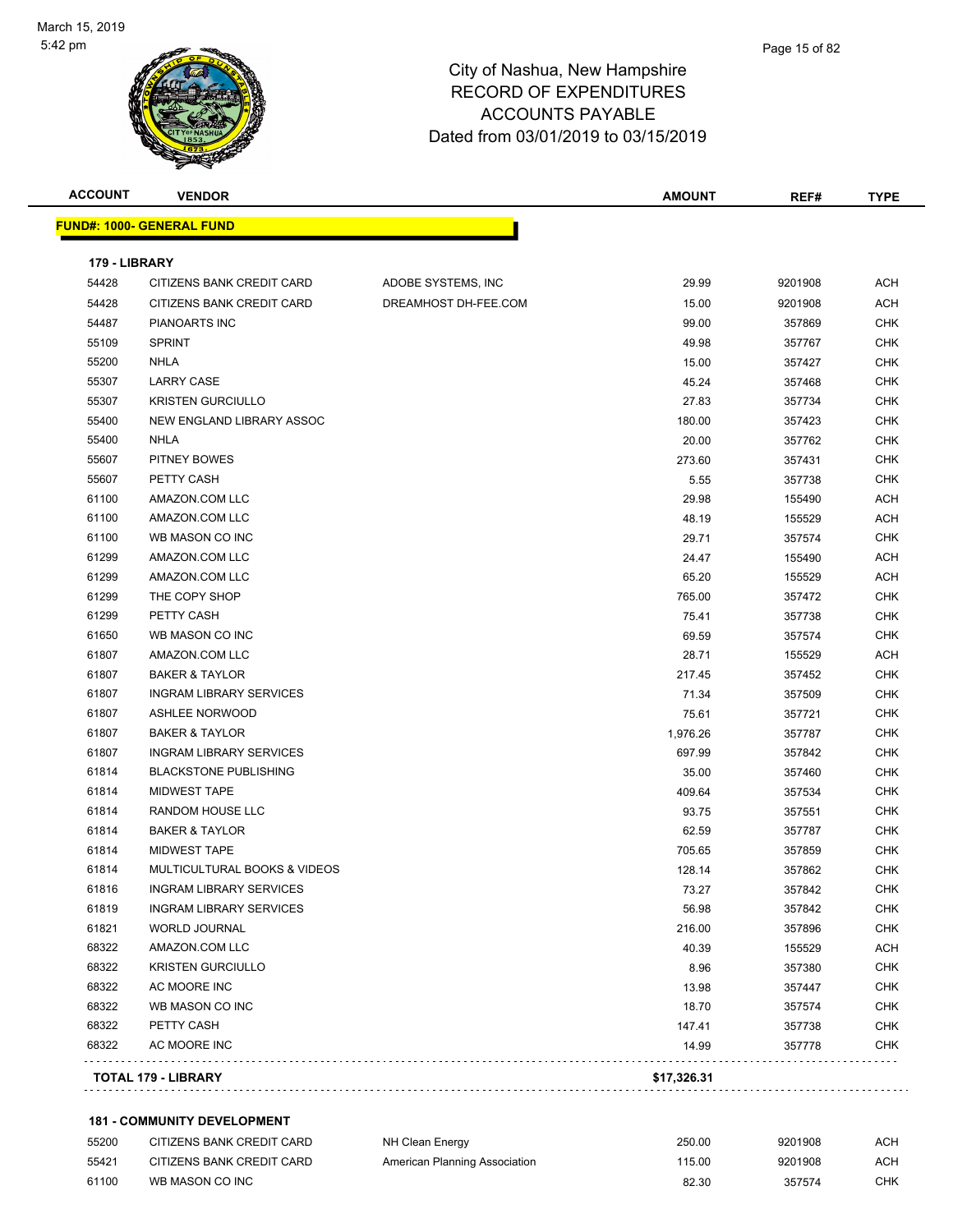# City of Nashua, New Hampshire
## RECORD OF EXPENDITURES
## ACCOUNTS PAYABLE
## Dated from 03/01/2019 to 03/15/2019

| ACCOUNT | VENDOR | | AMOUNT | REF# | TYPE |
|---|---|---|---|---|---|
| **FUND#: 1000- GENERAL FUND** | | | | | |
| **179 - LIBRARY** | | | | | |
| 54428 | CITIZENS BANK CREDIT CARD | ADOBE SYSTEMS, INC | 29.99 | 9201908 | ACH |
| 54428 | CITIZENS BANK CREDIT CARD | DREAMHOST DH-FEE.COM | 15.00 | 9201908 | ACH |
| 54487 | PIANOARTS INC | | 99.00 | 357869 | CHK |
| 55109 | SPRINT | | 49.98 | 357767 | CHK |
| 55200 | NHLA | | 15.00 | 357427 | CHK |
| 55307 | LARRY CASE | | 45.24 | 357468 | CHK |
| 55307 | KRISTEN GURCIULLO | | 27.83 | 357734 | CHK |
| 55400 | NEW ENGLAND LIBRARY ASSOC | | 180.00 | 357423 | CHK |
| 55400 | NHLA | | 20.00 | 357762 | CHK |
| 55607 | PITNEY BOWES | | 273.60 | 357431 | CHK |
| 55607 | PETTY CASH | | 5.55 | 357738 | CHK |
| 61100 | AMAZON.COM LLC | | 29.98 | 155490 | ACH |
| 61100 | AMAZON.COM LLC | | 48.19 | 155529 | ACH |
| 61100 | WB MASON CO INC | | 29.71 | 357574 | CHK |
| 61299 | AMAZON.COM LLC | | 24.47 | 155490 | ACH |
| 61299 | AMAZON.COM LLC | | 65.20 | 155529 | ACH |
| 61299 | THE COPY SHOP | | 765.00 | 357472 | CHK |
| 61299 | PETTY CASH | | 75.41 | 357738 | CHK |
| 61650 | WB MASON CO INC | | 69.59 | 357574 | CHK |
| 61807 | AMAZON.COM LLC | | 28.71 | 155529 | ACH |
| 61807 | BAKER & TAYLOR | | 217.45 | 357452 | CHK |
| 61807 | INGRAM LIBRARY SERVICES | | 71.34 | 357509 | CHK |
| 61807 | ASHLEE NORWOOD | | 75.61 | 357721 | CHK |
| 61807 | BAKER & TAYLOR | | 1,976.26 | 357787 | CHK |
| 61807 | INGRAM LIBRARY SERVICES | | 697.99 | 357842 | CHK |
| 61814 | BLACKSTONE PUBLISHING | | 35.00 | 357460 | CHK |
| 61814 | MIDWEST TAPE | | 409.64 | 357534 | CHK |
| 61814 | RANDOM HOUSE LLC | | 93.75 | 357551 | CHK |
| 61814 | BAKER & TAYLOR | | 62.59 | 357787 | CHK |
| 61814 | MIDWEST TAPE | | 705.65 | 357859 | CHK |
| 61814 | MULTICULTURAL BOOKS & VIDEOS | | 128.14 | 357862 | CHK |
| 61816 | INGRAM LIBRARY SERVICES | | 73.27 | 357842 | CHK |
| 61819 | INGRAM LIBRARY SERVICES | | 56.98 | 357842 | CHK |
| 61821 | WORLD JOURNAL | | 216.00 | 357896 | CHK |
| 68322 | AMAZON.COM LLC | | 40.39 | 155529 | ACH |
| 68322 | KRISTEN GURCIULLO | | 8.96 | 357380 | CHK |
| 68322 | AC MOORE INC | | 13.98 | 357447 | CHK |
| 68322 | WB MASON CO INC | | 18.70 | 357574 | CHK |
| 68322 | PETTY CASH | | 147.41 | 357738 | CHK |
| 68322 | AC MOORE INC | | 14.99 | 357778 | CHK |
| **TOTAL 179 - LIBRARY** | | | **$17,326.31** | | |
| **181 - COMMUNITY DEVELOPMENT** | | | | | |
| 55200 | CITIZENS BANK CREDIT CARD | NH Clean Energy | 250.00 | 9201908 | ACH |
| 55421 | CITIZENS BANK CREDIT CARD | American Planning Association | 115.00 | 9201908 | ACH |
| 61100 | WB MASON CO INC | | 82.30 | 357574 | CHK |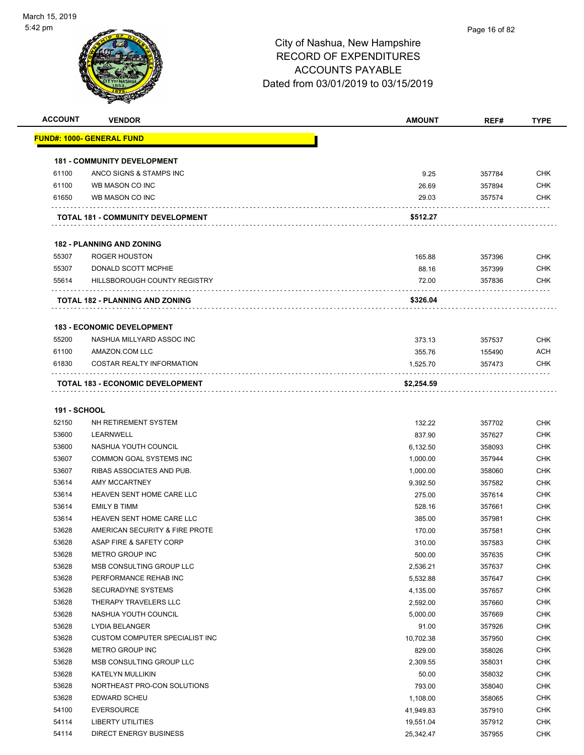# City of Nashua, New Hampshire
## RECORD OF EXPENDITURES
## ACCOUNTS PAYABLE
## Dated from 03/01/2019 to 03/15/2019

| ACCOUNT | VENDOR | AMOUNT | REF# | TYPE |
|---|---|---|---|---|
| **FUND#: 1000- GENERAL FUND** | | | | |
| **181 - COMMUNITY DEVELOPMENT** | | | | |
| 61100 | ANCO SIGNS & STAMPS INC | 9.25 | 357784 | CHK |
| 61100 | WB MASON CO INC | 26.69 | 357894 | CHK |
| 61650 | WB MASON CO INC | 29.03 | 357574 | CHK |
| | **TOTAL 181 - COMMUNITY DEVELOPMENT** | **$512.27** | | |
| **182 - PLANNING AND ZONING** | | | | |
| 55307 | ROGER HOUSTON | 165.88 | 357396 | CHK |
| 55307 | DONALD SCOTT MCPHIE | 88.16 | 357399 | CHK |
| 55614 | HILLSBOROUGH COUNTY REGISTRY | 72.00 | 357836 | CHK |
| | **TOTAL 182 - PLANNING AND ZONING** | **$326.04** | | |
| **183 - ECONOMIC DEVELOPMENT** | | | | |
| 55200 | NASHUA MILLYARD ASSOC INC | 373.13 | 357537 | CHK |
| 61100 | AMAZON.COM LLC | 355.76 | 155490 | ACH |
| 61830 | COSTAR REALTY INFORMATION | 1,525.70 | 357473 | CHK |
| | **TOTAL 183 - ECONOMIC DEVELOPMENT** | **$2,254.59** | | |
| **191 - SCHOOL** | | | | |
| 52150 | NH RETIREMENT SYSTEM | 132.22 | 357702 | CHK |
| 53600 | LEARNWELL | 837.90 | 357627 | CHK |
| 53600 | NASHUA YOUTH COUNCIL | 6,132.50 | 358093 | CHK |
| 53607 | COMMON GOAL SYSTEMS INC | 1,000.00 | 357944 | CHK |
| 53607 | RIBAS ASSOCIATES AND PUB. | 1,000.00 | 358060 | CHK |
| 53614 | AMY MCCARTNEY | 9,392.50 | 357582 | CHK |
| 53614 | HEAVEN SENT HOME CARE LLC | 275.00 | 357614 | CHK |
| 53614 | EMILY B TIMM | 528.16 | 357661 | CHK |
| 53614 | HEAVEN SENT HOME CARE LLC | 385.00 | 357981 | CHK |
| 53628 | AMERICAN SECURITY & FIRE PROTE | 170.00 | 357581 | CHK |
| 53628 | ASAP FIRE & SAFETY CORP | 310.00 | 357583 | CHK |
| 53628 | METRO GROUP INC | 500.00 | 357635 | CHK |
| 53628 | MSB CONSULTING GROUP LLC | 2,536.21 | 357637 | CHK |
| 53628 | PERFORMANCE REHAB INC | 5,532.88 | 357647 | CHK |
| 53628 | SECURADYNE SYSTEMS | 4,135.00 | 357657 | CHK |
| 53628 | THERAPY TRAVELERS LLC | 2,592.00 | 357660 | CHK |
| 53628 | NASHUA YOUTH COUNCIL | 5,000.00 | 357669 | CHK |
| 53628 | LYDIA BELANGER | 91.00 | 357926 | CHK |
| 53628 | CUSTOM COMPUTER SPECIALIST INC | 10,702.38 | 357950 | CHK |
| 53628 | METRO GROUP INC | 829.00 | 358026 | CHK |
| 53628 | MSB CONSULTING GROUP LLC | 2,309.55 | 358031 | CHK |
| 53628 | KATELYN MULLIKIN | 50.00 | 358032 | CHK |
| 53628 | NORTHEAST PRO-CON SOLUTIONS | 793.00 | 358040 | CHK |
| 53628 | EDWARD SCHEU | 1,108.00 | 358065 | CHK |
| 54100 | EVERSOURCE | 41,949.83 | 357910 | CHK |
| 54114 | LIBERTY UTILITIES | 19,551.04 | 357912 | CHK |
| 54114 | DIRECT ENERGY BUSINESS | 25,342.47 | 357955 | CHK |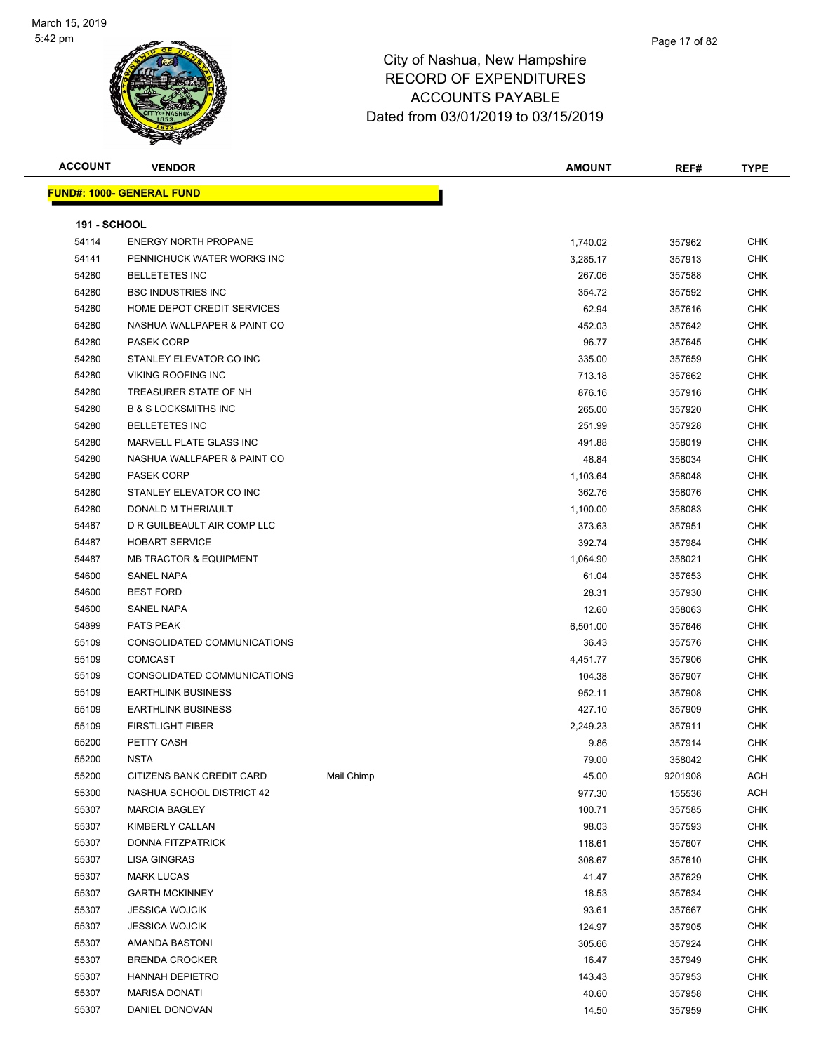City of Nashua, New Hampshire
RECORD OF EXPENDITURES
ACCOUNTS PAYABLE
Dated from 03/01/2019 to 03/15/2019

| ACCOUNT | VENDOR | | AMOUNT | REF# | TYPE |
|---|---|---|---|---|---|
| **FUND#: 1000- GENERAL FUND** | | | | | |
| **191 - SCHOOL** | | | | | |
| 54114 | ENERGY NORTH PROPANE | | 1,740.02 | 357962 | CHK |
| 54141 | PENNICHUCK WATER WORKS INC | | 3,285.17 | 357913 | CHK |
| 54280 | BELLETETES INC | | 267.06 | 357588 | CHK |
| 54280 | BSC INDUSTRIES INC | | 354.72 | 357592 | CHK |
| 54280 | HOME DEPOT CREDIT SERVICES | | 62.94 | 357616 | CHK |
| 54280 | NASHUA WALLPAPER & PAINT CO | | 452.03 | 357642 | CHK |
| 54280 | PASEK CORP | | 96.77 | 357645 | CHK |
| 54280 | STANLEY ELEVATOR CO INC | | 335.00 | 357659 | CHK |
| 54280 | VIKING ROOFING INC | | 713.18 | 357662 | CHK |
| 54280 | TREASURER STATE OF NH | | 876.16 | 357916 | CHK |
| 54280 | B & S LOCKSMITHS INC | | 265.00 | 357920 | CHK |
| 54280 | BELLETETES INC | | 251.99 | 357928 | CHK |
| 54280 | MARVELL PLATE GLASS INC | | 491.88 | 358019 | CHK |
| 54280 | NASHUA WALLPAPER & PAINT CO | | 48.84 | 358034 | CHK |
| 54280 | PASEK CORP | | 1,103.64 | 358048 | CHK |
| 54280 | STANLEY ELEVATOR CO INC | | 362.76 | 358076 | CHK |
| 54280 | DONALD M THERIAULT | | 1,100.00 | 358083 | CHK |
| 54487 | D R GUILBEAULT AIR COMP LLC | | 373.63 | 357951 | CHK |
| 54487 | HOBART SERVICE | | 392.74 | 357984 | CHK |
| 54487 | MB TRACTOR & EQUIPMENT | | 1,064.90 | 358021 | CHK |
| 54600 | SANEL NAPA | | 61.04 | 357653 | CHK |
| 54600 | BEST FORD | | 28.31 | 357930 | CHK |
| 54600 | SANEL NAPA | | 12.60 | 358063 | CHK |
| 54899 | PATS PEAK | | 6,501.00 | 357646 | CHK |
| 55109 | CONSOLIDATED COMMUNICATIONS | | 36.43 | 357576 | CHK |
| 55109 | COMCAST | | 4,451.77 | 357906 | CHK |
| 55109 | CONSOLIDATED COMMUNICATIONS | | 104.38 | 357907 | CHK |
| 55109 | EARTHLINK BUSINESS | | 952.11 | 357908 | CHK |
| 55109 | EARTHLINK BUSINESS | | 427.10 | 357909 | CHK |
| 55109 | FIRSTLIGHT FIBER | | 2,249.23 | 357911 | CHK |
| 55200 | PETTY CASH | | 9.86 | 357914 | CHK |
| 55200 | NSTA | | 79.00 | 358042 | CHK |
| 55200 | CITIZENS BANK CREDIT CARD | Mail Chimp | 45.00 | 9201908 | ACH |
| 55300 | NASHUA SCHOOL DISTRICT 42 | | 977.30 | 155536 | ACH |
| 55307 | MARCIA BAGLEY | | 100.71 | 357585 | CHK |
| 55307 | KIMBERLY CALLAN | | 98.03 | 357593 | CHK |
| 55307 | DONNA FITZPATRICK | | 118.61 | 357607 | CHK |
| 55307 | LISA GINGRAS | | 308.67 | 357610 | CHK |
| 55307 | MARK LUCAS | | 41.47 | 357629 | CHK |
| 55307 | GARTH MCKINNEY | | 18.53 | 357634 | CHK |
| 55307 | JESSICA WOJCIK | | 93.61 | 357667 | CHK |
| 55307 | JESSICA WOJCIK | | 124.97 | 357905 | CHK |
| 55307 | AMANDA BASTONI | | 305.66 | 357924 | CHK |
| 55307 | BRENDA CROCKER | | 16.47 | 357949 | CHK |
| 55307 | HANNAH DEPIETRO | | 143.43 | 357953 | CHK |
| 55307 | MARISA DONATI | | 40.60 | 357958 | CHK |
| 55307 | DANIEL DONOVAN | | 14.50 | 357959 | CHK |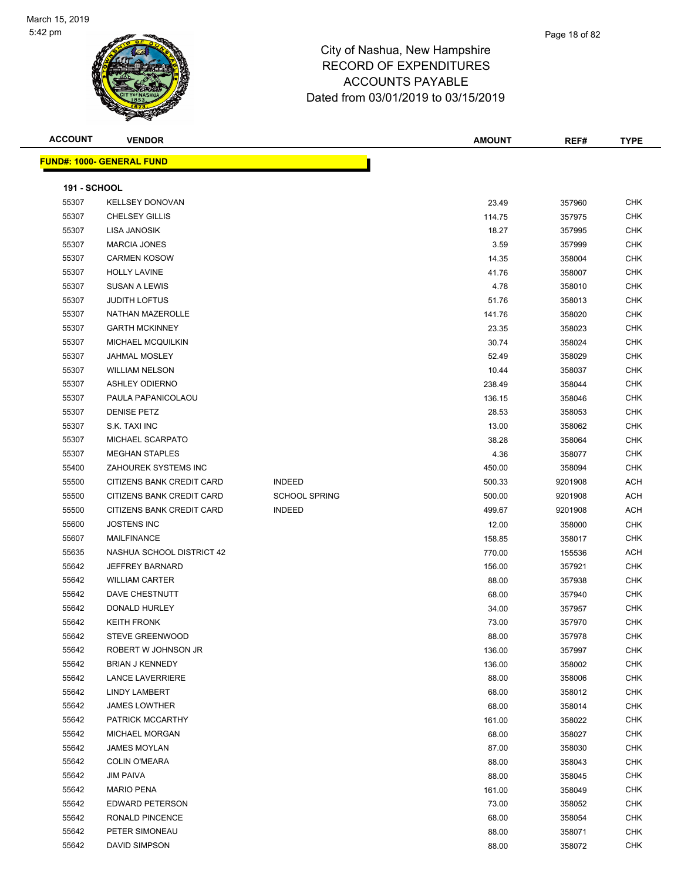# City of Nashua, New Hampshire
## RECORD OF EXPENDITURES
## ACCOUNTS PAYABLE
## Dated from 03/01/2019 to 03/15/2019

March 15, 2019
5:42 pm

| ACCOUNT | VENDOR | | AMOUNT | REF# | TYPE |
|---|---|---|---|---|---|

**FUND#: 1000- GENERAL FUND**

**191 - SCHOOL**

| ACCOUNT | VENDOR | | AMOUNT | REF# | TYPE |
|---|---|---|---|---|---|
| 55307 | KELLSEY DONOVAN | | 23.49 | 357960 | CHK |
| 55307 | CHELSEY GILLIS | | 114.75 | 357975 | CHK |
| 55307 | LISA JANOSIK | | 18.27 | 357995 | CHK |
| 55307 | MARCIA JONES | | 3.59 | 357999 | CHK |
| 55307 | CARMEN KOSOW | | 14.35 | 358004 | CHK |
| 55307 | HOLLY LAVINE | | 41.76 | 358007 | CHK |
| 55307 | SUSAN A LEWIS | | 4.78 | 358010 | CHK |
| 55307 | JUDITH LOFTUS | | 51.76 | 358013 | CHK |
| 55307 | NATHAN MAZEROLLE | | 141.76 | 358020 | CHK |
| 55307 | GARTH MCKINNEY | | 23.35 | 358023 | CHK |
| 55307 | MICHAEL MCQUILKIN | | 30.74 | 358024 | CHK |
| 55307 | JAHMAL MOSLEY | | 52.49 | 358029 | CHK |
| 55307 | WILLIAM NELSON | | 10.44 | 358037 | CHK |
| 55307 | ASHLEY ODIERNO | | 238.49 | 358044 | CHK |
| 55307 | PAULA PAPANICOLAOU | | 136.15 | 358046 | CHK |
| 55307 | DENISE PETZ | | 28.53 | 358053 | CHK |
| 55307 | S.K. TAXI INC | | 13.00 | 358062 | CHK |
| 55307 | MICHAEL SCARPATO | | 38.28 | 358064 | CHK |
| 55307 | MEGHAN STAPLES | | 4.36 | 358077 | CHK |
| 55400 | ZAHOUREK SYSTEMS INC | | 450.00 | 358094 | CHK |
| 55500 | CITIZENS BANK CREDIT CARD | INDEED | 500.33 | 9201908 | ACH |
| 55500 | CITIZENS BANK CREDIT CARD | SCHOOL SPRING | 500.00 | 9201908 | ACH |
| 55500 | CITIZENS BANK CREDIT CARD | INDEED | 499.67 | 9201908 | ACH |
| 55600 | JOSTENS INC | | 12.00 | 358000 | CHK |
| 55607 | MAILFINANCE | | 158.85 | 358017 | CHK |
| 55635 | NASHUA SCHOOL DISTRICT 42 | | 770.00 | 155536 | ACH |
| 55642 | JEFFREY BARNARD | | 156.00 | 357921 | CHK |
| 55642 | WILLIAM CARTER | | 88.00 | 357938 | CHK |
| 55642 | DAVE CHESTNUTT | | 68.00 | 357940 | CHK |
| 55642 | DONALD HURLEY | | 34.00 | 357957 | CHK |
| 55642 | KEITH FRONK | | 73.00 | 357970 | CHK |
| 55642 | STEVE GREENWOOD | | 88.00 | 357978 | CHK |
| 55642 | ROBERT W JOHNSON JR | | 136.00 | 357997 | CHK |
| 55642 | BRIAN J KENNEDY | | 136.00 | 358002 | CHK |
| 55642 | LANCE LAVERRIERE | | 88.00 | 358006 | CHK |
| 55642 | LINDY LAMBERT | | 68.00 | 358012 | CHK |
| 55642 | JAMES LOWTHER | | 68.00 | 358014 | CHK |
| 55642 | PATRICK MCCARTHY | | 161.00 | 358022 | CHK |
| 55642 | MICHAEL MORGAN | | 68.00 | 358027 | CHK |
| 55642 | JAMES MOYLAN | | 87.00 | 358030 | CHK |
| 55642 | COLIN O'MEARA | | 88.00 | 358043 | CHK |
| 55642 | JIM PAIVA | | 88.00 | 358045 | CHK |
| 55642 | MARIO PENA | | 161.00 | 358049 | CHK |
| 55642 | EDWARD PETERSON | | 73.00 | 358052 | CHK |
| 55642 | RONALD PINCENCE | | 68.00 | 358054 | CHK |
| 55642 | PETER SIMONEAU | | 88.00 | 358071 | CHK |
| 55642 | DAVID SIMPSON | | 88.00 | 358072 | CHK |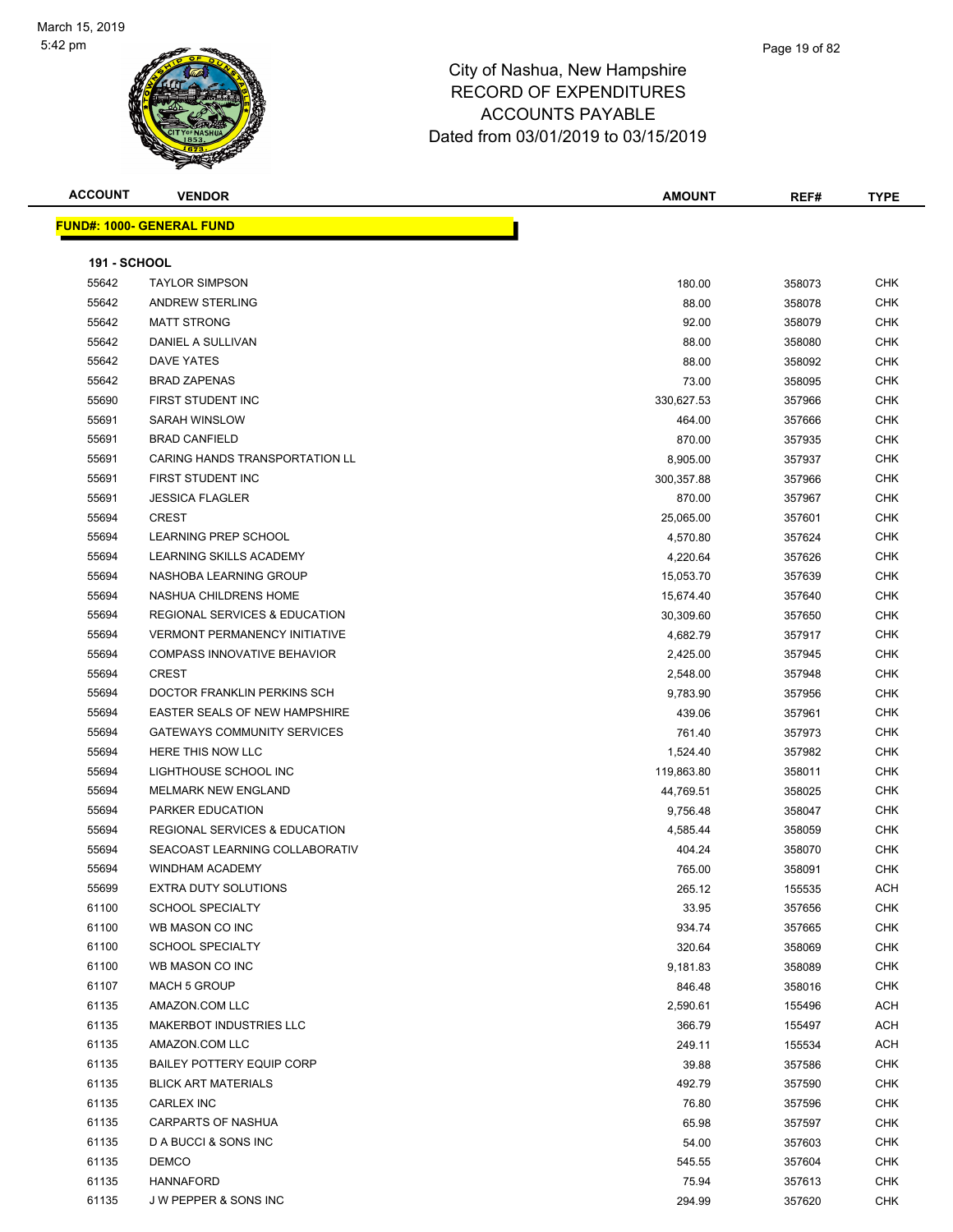# City of Nashua, New Hampshire
## RECORD OF EXPENDITURES
## ACCOUNTS PAYABLE
## Dated from 03/01/2019 to 03/15/2019

| ACCOUNT | VENDOR | AMOUNT | REF# | TYPE |
|---|---|---|---|---|
| **FUND#: 1000- GENERAL FUND** | | | | |
| **191 - SCHOOL** | | | | |
| 55642 | TAYLOR SIMPSON | 180.00 | 358073 | CHK |
| 55642 | ANDREW STERLING | 88.00 | 358078 | CHK |
| 55642 | MATT STRONG | 92.00 | 358079 | CHK |
| 55642 | DANIEL A SULLIVAN | 88.00 | 358080 | CHK |
| 55642 | DAVE YATES | 88.00 | 358092 | CHK |
| 55642 | BRAD ZAPENAS | 73.00 | 358095 | CHK |
| 55690 | FIRST STUDENT INC | 330,627.53 | 357966 | CHK |
| 55691 | SARAH WINSLOW | 464.00 | 357666 | CHK |
| 55691 | BRAD CANFIELD | 870.00 | 357935 | CHK |
| 55691 | CARING HANDS TRANSPORTATION LL | 8,905.00 | 357937 | CHK |
| 55691 | FIRST STUDENT INC | 300,357.88 | 357966 | CHK |
| 55691 | JESSICA FLAGLER | 870.00 | 357967 | CHK |
| 55694 | CREST | 25,065.00 | 357601 | CHK |
| 55694 | LEARNING PREP SCHOOL | 4,570.80 | 357624 | CHK |
| 55694 | LEARNING SKILLS ACADEMY | 4,220.64 | 357626 | CHK |
| 55694 | NASHOBA LEARNING GROUP | 15,053.70 | 357639 | CHK |
| 55694 | NASHUA CHILDRENS HOME | 15,674.40 | 357640 | CHK |
| 55694 | REGIONAL SERVICES & EDUCATION | 30,309.60 | 357650 | CHK |
| 55694 | VERMONT PERMANENCY INITIATIVE | 4,682.79 | 357917 | CHK |
| 55694 | COMPASS INNOVATIVE BEHAVIOR | 2,425.00 | 357945 | CHK |
| 55694 | CREST | 2,548.00 | 357948 | CHK |
| 55694 | DOCTOR FRANKLIN PERKINS SCH | 9,783.90 | 357956 | CHK |
| 55694 | EASTER SEALS OF NEW HAMPSHIRE | 439.06 | 357961 | CHK |
| 55694 | GATEWAYS COMMUNITY SERVICES | 761.40 | 357973 | CHK |
| 55694 | HERE THIS NOW LLC | 1,524.40 | 357982 | CHK |
| 55694 | LIGHTHOUSE SCHOOL INC | 119,863.80 | 358011 | CHK |
| 55694 | MELMARK NEW ENGLAND | 44,769.51 | 358025 | CHK |
| 55694 | PARKER EDUCATION | 9,756.48 | 358047 | CHK |
| 55694 | REGIONAL SERVICES & EDUCATION | 4,585.44 | 358059 | CHK |
| 55694 | SEACOAST LEARNING COLLABORATIV | 404.24 | 358070 | CHK |
| 55694 | WINDHAM ACADEMY | 765.00 | 358091 | CHK |
| 55699 | EXTRA DUTY SOLUTIONS | 265.12 | 155535 | ACH |
| 61100 | SCHOOL SPECIALTY | 33.95 | 357656 | CHK |
| 61100 | WB MASON CO INC | 934.74 | 357665 | CHK |
| 61100 | SCHOOL SPECIALTY | 320.64 | 358069 | CHK |
| 61100 | WB MASON CO INC | 9,181.83 | 358089 | CHK |
| 61107 | MACH 5 GROUP | 846.48 | 358016 | CHK |
| 61135 | AMAZON.COM LLC | 2,590.61 | 155496 | ACH |
| 61135 | MAKERBOT INDUSTRIES LLC | 366.79 | 155497 | ACH |
| 61135 | AMAZON.COM LLC | 249.11 | 155534 | ACH |
| 61135 | BAILEY POTTERY EQUIP CORP | 39.88 | 357586 | CHK |
| 61135 | BLICK ART MATERIALS | 492.79 | 357590 | CHK |
| 61135 | CARLEX INC | 76.80 | 357596 | CHK |
| 61135 | CARPARTS OF NASHUA | 65.98 | 357597 | CHK |
| 61135 | D A BUCCI & SONS INC | 54.00 | 357603 | CHK |
| 61135 | DEMCO | 545.55 | 357604 | CHK |
| 61135 | HANNAFORD | 75.94 | 357613 | CHK |
| 61135 | J W PEPPER & SONS INC | 294.99 | 357620 | CHK |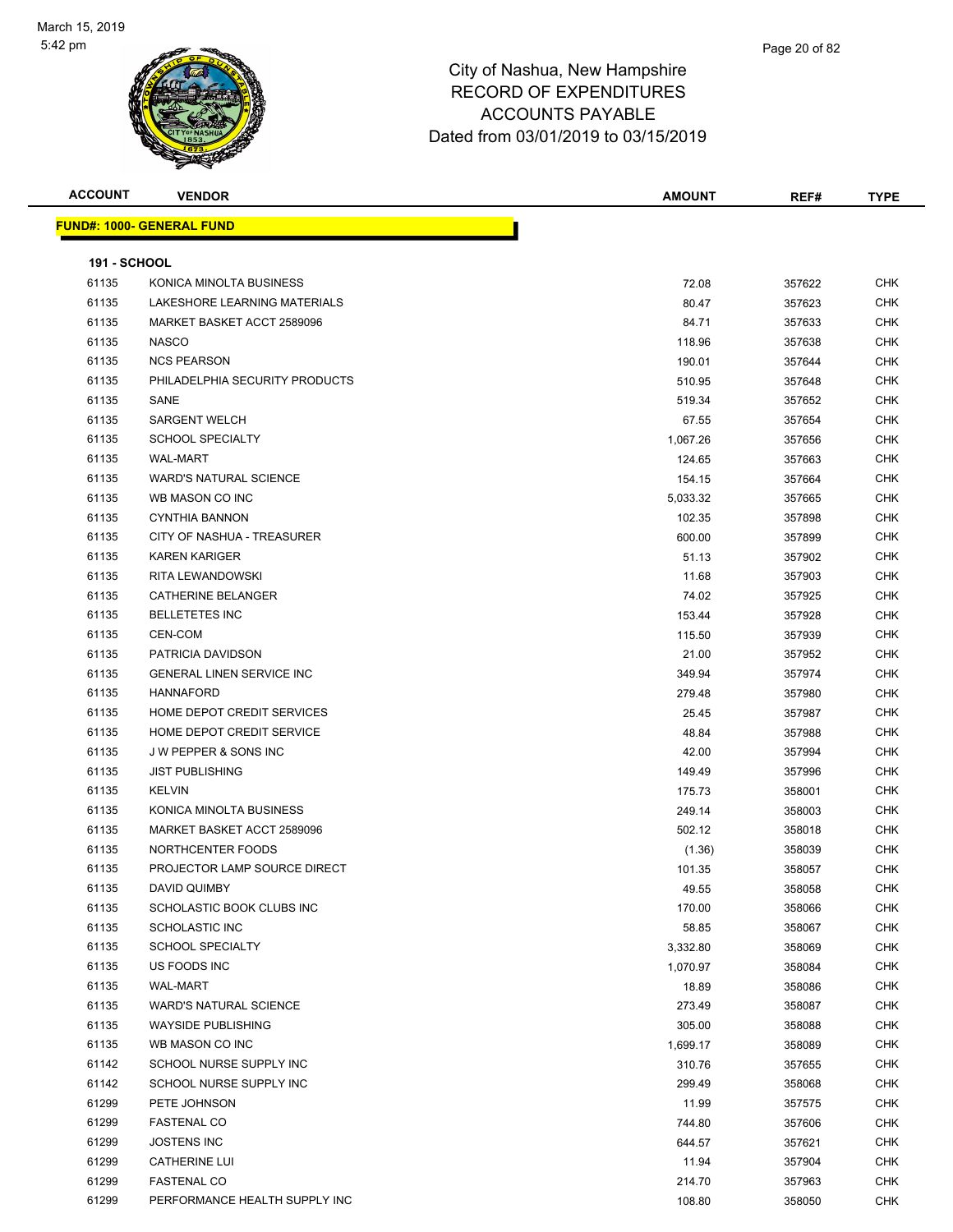# City of Nashua, New Hampshire
## RECORD OF EXPENDITURES
## ACCOUNTS PAYABLE
### Dated from 03/01/2019 to 03/15/2019

| ACCOUNT | VENDOR | AMOUNT | REF# | TYPE |
|---|---|---|---|---|

**FUND#: 1000- GENERAL FUND**

**191 - SCHOOL**

| ACCOUNT | VENDOR | AMOUNT | REF# | TYPE |
|---|---|---|---|---|
| 61135 | KONICA MINOLTA BUSINESS | 72.08 | 357622 | CHK |
| 61135 | LAKESHORE LEARNING MATERIALS | 80.47 | 357623 | CHK |
| 61135 | MARKET BASKET ACCT 2589096 | 84.71 | 357633 | CHK |
| 61135 | NASCO | 118.96 | 357638 | CHK |
| 61135 | NCS PEARSON | 190.01 | 357644 | CHK |
| 61135 | PHILADELPHIA SECURITY PRODUCTS | 510.95 | 357648 | CHK |
| 61135 | SANE | 519.34 | 357652 | CHK |
| 61135 | SARGENT WELCH | 67.55 | 357654 | CHK |
| 61135 | SCHOOL SPECIALTY | 1,067.26 | 357656 | CHK |
| 61135 | WAL-MART | 124.65 | 357663 | CHK |
| 61135 | WARD'S NATURAL SCIENCE | 154.15 | 357664 | CHK |
| 61135 | WB MASON CO INC | 5,033.32 | 357665 | CHK |
| 61135 | CYNTHIA BANNON | 102.35 | 357898 | CHK |
| 61135 | CITY OF NASHUA - TREASURER | 600.00 | 357899 | CHK |
| 61135 | KAREN KARIGER | 51.13 | 357902 | CHK |
| 61135 | RITA LEWANDOWSKI | 11.68 | 357903 | CHK |
| 61135 | CATHERINE BELANGER | 74.02 | 357925 | CHK |
| 61135 | BELLETETES INC | 153.44 | 357928 | CHK |
| 61135 | CEN-COM | 115.50 | 357939 | CHK |
| 61135 | PATRICIA DAVIDSON | 21.00 | 357952 | CHK |
| 61135 | GENERAL LINEN SERVICE INC | 349.94 | 357974 | CHK |
| 61135 | HANNAFORD | 279.48 | 357980 | CHK |
| 61135 | HOME DEPOT CREDIT SERVICES | 25.45 | 357987 | CHK |
| 61135 | HOME DEPOT CREDIT SERVICE | 48.84 | 357988 | CHK |
| 61135 | J W PEPPER & SONS INC | 42.00 | 357994 | CHK |
| 61135 | JIST PUBLISHING | 149.49 | 357996 | CHK |
| 61135 | KELVIN | 175.73 | 358001 | CHK |
| 61135 | KONICA MINOLTA BUSINESS | 249.14 | 358003 | CHK |
| 61135 | MARKET BASKET ACCT 2589096 | 502.12 | 358018 | CHK |
| 61135 | NORTHCENTER FOODS | (1.36) | 358039 | CHK |
| 61135 | PROJECTOR LAMP SOURCE DIRECT | 101.35 | 358057 | CHK |
| 61135 | DAVID QUIMBY | 49.55 | 358058 | CHK |
| 61135 | SCHOLASTIC BOOK CLUBS INC | 170.00 | 358066 | CHK |
| 61135 | SCHOLASTIC INC | 58.85 | 358067 | CHK |
| 61135 | SCHOOL SPECIALTY | 3,332.80 | 358069 | CHK |
| 61135 | US FOODS INC | 1,070.97 | 358084 | CHK |
| 61135 | WAL-MART | 18.89 | 358086 | CHK |
| 61135 | WARD'S NATURAL SCIENCE | 273.49 | 358087 | CHK |
| 61135 | WAYSIDE PUBLISHING | 305.00 | 358088 | CHK |
| 61135 | WB MASON CO INC | 1,699.17 | 358089 | CHK |
| 61142 | SCHOOL NURSE SUPPLY INC | 310.76 | 357655 | CHK |
| 61142 | SCHOOL NURSE SUPPLY INC | 299.49 | 358068 | CHK |
| 61299 | PETE JOHNSON | 11.99 | 357575 | CHK |
| 61299 | FASTENAL CO | 744.80 | 357606 | CHK |
| 61299 | JOSTENS INC | 644.57 | 357621 | CHK |
| 61299 | CATHERINE LUI | 11.94 | 357904 | CHK |
| 61299 | FASTENAL CO | 214.70 | 357963 | CHK |
| 61299 | PERFORMANCE HEALTH SUPPLY INC | 108.80 | 358050 | CHK |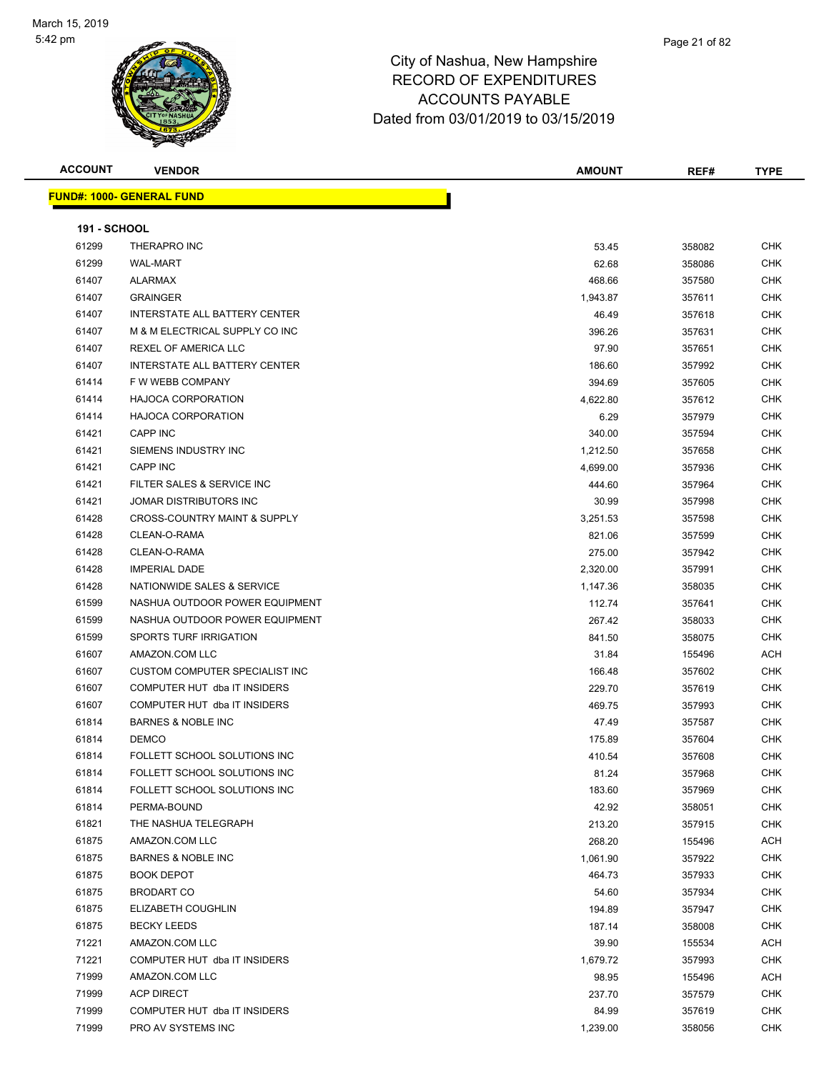March 15, 2019
5:42 pm

# City of Nashua, New Hampshire
## RECORD OF EXPENDITURES
## ACCOUNTS PAYABLE
### Dated from 03/01/2019 to 03/15/2019

| ACCOUNT | VENDOR | AMOUNT | REF# | TYPE |
|---|---|---|---|---|
| **FUND#: 1000- GENERAL FUND** | | | | |
| **191 - SCHOOL** | | | | |
| 61299 | THERAPRO INC | 53.45 | 358082 | CHK |
| 61299 | WAL-MART | 62.68 | 358086 | CHK |
| 61407 | ALARMAX | 468.66 | 357580 | CHK |
| 61407 | GRAINGER | 1,943.87 | 357611 | CHK |
| 61407 | INTERSTATE ALL BATTERY CENTER | 46.49 | 357618 | CHK |
| 61407 | M & M ELECTRICAL SUPPLY CO INC | 396.26 | 357631 | CHK |
| 61407 | REXEL OF AMERICA LLC | 97.90 | 357651 | CHK |
| 61407 | INTERSTATE ALL BATTERY CENTER | 186.60 | 357992 | CHK |
| 61414 | F W WEBB COMPANY | 394.69 | 357605 | CHK |
| 61414 | HAJOCA CORPORATION | 4,622.80 | 357612 | CHK |
| 61414 | HAJOCA CORPORATION | 6.29 | 357979 | CHK |
| 61421 | CAPP INC | 340.00 | 357594 | CHK |
| 61421 | SIEMENS INDUSTRY INC | 1,212.50 | 357658 | CHK |
| 61421 | CAPP INC | 4,699.00 | 357936 | CHK |
| 61421 | FILTER SALES & SERVICE INC | 444.60 | 357964 | CHK |
| 61421 | JOMAR DISTRIBUTORS INC | 30.99 | 357998 | CHK |
| 61428 | CROSS-COUNTRY MAINT & SUPPLY | 3,251.53 | 357598 | CHK |
| 61428 | CLEAN-O-RAMA | 821.06 | 357599 | CHK |
| 61428 | CLEAN-O-RAMA | 275.00 | 357942 | CHK |
| 61428 | IMPERIAL DADE | 2,320.00 | 357991 | CHK |
| 61428 | NATIONWIDE SALES & SERVICE | 1,147.36 | 358035 | CHK |
| 61599 | NASHUA OUTDOOR POWER EQUIPMENT | 112.74 | 357641 | CHK |
| 61599 | NASHUA OUTDOOR POWER EQUIPMENT | 267.42 | 358033 | CHK |
| 61599 | SPORTS TURF IRRIGATION | 841.50 | 358075 | CHK |
| 61607 | AMAZON.COM LLC | 31.84 | 155496 | ACH |
| 61607 | CUSTOM COMPUTER SPECIALIST INC | 166.48 | 357602 | CHK |
| 61607 | COMPUTER HUT dba IT INSIDERS | 229.70 | 357619 | CHK |
| 61607 | COMPUTER HUT dba IT INSIDERS | 469.75 | 357993 | CHK |
| 61814 | BARNES & NOBLE INC | 47.49 | 357587 | CHK |
| 61814 | DEMCO | 175.89 | 357604 | CHK |
| 61814 | FOLLETT SCHOOL SOLUTIONS INC | 410.54 | 357608 | CHK |
| 61814 | FOLLETT SCHOOL SOLUTIONS INC | 81.24 | 357968 | CHK |
| 61814 | FOLLETT SCHOOL SOLUTIONS INC | 183.60 | 357969 | CHK |
| 61814 | PERMA-BOUND | 42.92 | 358051 | CHK |
| 61821 | THE NASHUA TELEGRAPH | 213.20 | 357915 | CHK |
| 61875 | AMAZON.COM LLC | 268.20 | 155496 | ACH |
| 61875 | BARNES & NOBLE INC | 1,061.90 | 357922 | CHK |
| 61875 | BOOK DEPOT | 464.73 | 357933 | CHK |
| 61875 | BRODART CO | 54.60 | 357934 | CHK |
| 61875 | ELIZABETH COUGHLIN | 194.89 | 357947 | CHK |
| 61875 | BECKY LEEDS | 187.14 | 358008 | CHK |
| 71221 | AMAZON.COM LLC | 39.90 | 155534 | ACH |
| 71221 | COMPUTER HUT dba IT INSIDERS | 1,679.72 | 357993 | CHK |
| 71999 | AMAZON.COM LLC | 98.95 | 155496 | ACH |
| 71999 | ACP DIRECT | 237.70 | 357579 | CHK |
| 71999 | COMPUTER HUT dba IT INSIDERS | 84.99 | 357619 | CHK |
| 71999 | PRO AV SYSTEMS INC | 1,239.00 | 358056 | CHK |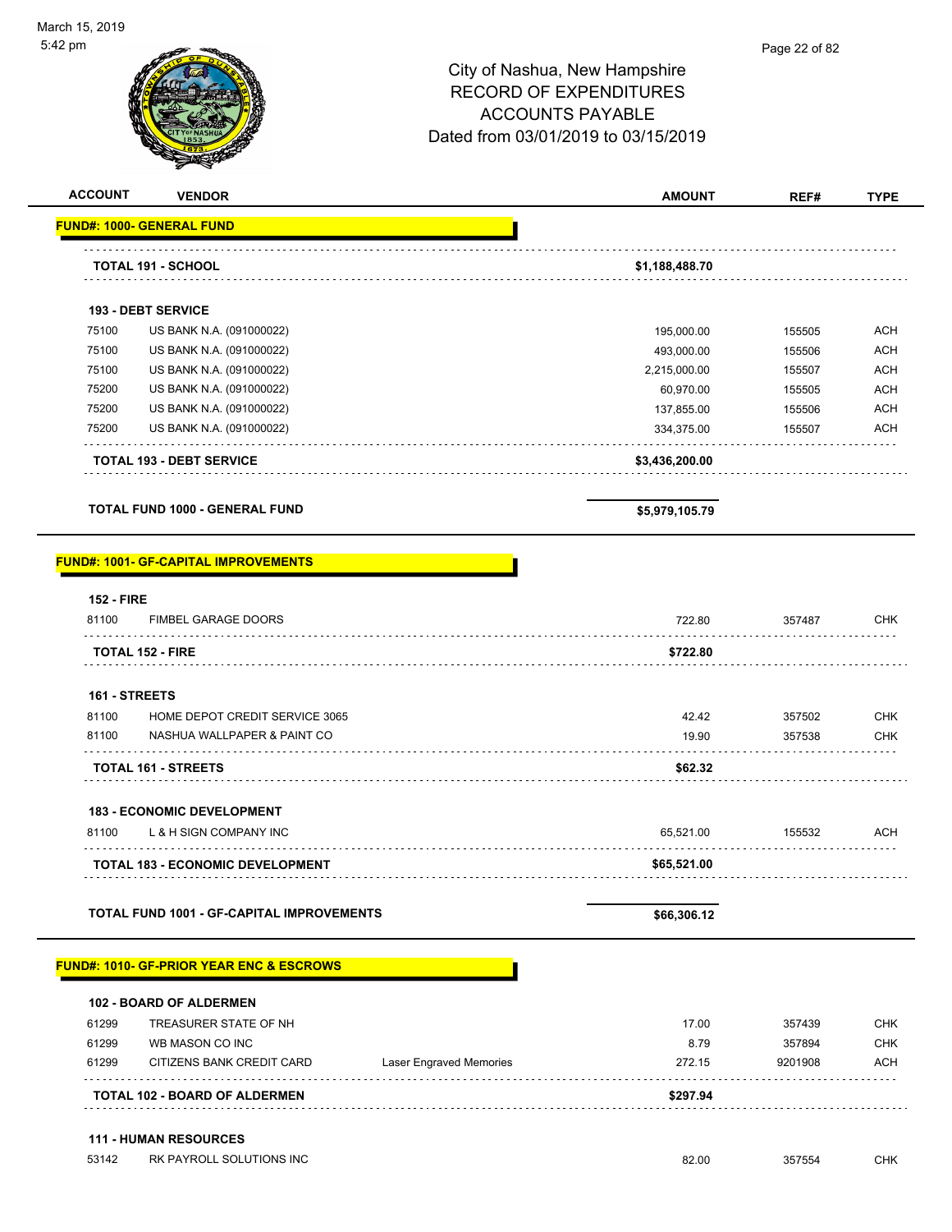# City of Nashua, New Hampshire
## RECORD OF EXPENDITURES
## ACCOUNTS PAYABLE
### Dated from 03/01/2019 to 03/15/2019

| ACCOUNT | VENDOR | | AMOUNT | REF# | TYPE |
|---|---|---|---|---|---|
| **FUND#: 1000- GENERAL FUND** | | | | | |
| **TOTAL 191 - SCHOOL** | | | **$1,188,488.70** | | |
| **193 - DEBT SERVICE** | | | | | |
| 75100 | US BANK N.A. (091000022) | | 195,000.00 | 155505 | ACH |
| 75100 | US BANK N.A. (091000022) | | 493,000.00 | 155506 | ACH |
| 75100 | US BANK N.A. (091000022) | | 2,215,000.00 | 155507 | ACH |
| 75200 | US BANK N.A. (091000022) | | 60,970.00 | 155505 | ACH |
| 75200 | US BANK N.A. (091000022) | | 137,855.00 | 155506 | ACH |
| 75200 | US BANK N.A. (091000022) | | 334,375.00 | 155507 | ACH |
| **TOTAL 193 - DEBT SERVICE** | | | **$3,436,200.00** | | |
| **TOTAL FUND 1000 - GENERAL FUND** | | | **$5,979,105.79** | | |
| **FUND#: 1001- GF-CAPITAL IMPROVEMENTS** | | | | | |
| **152 - FIRE** | | | | | |
| 81100 | FIMBEL GARAGE DOORS | | 722.80 | 357487 | CHK |
| **TOTAL 152 - FIRE** | | | **$722.80** | | |
| **161 - STREETS** | | | | | |
| 81100 | HOME DEPOT CREDIT SERVICE 3065 | | 42.42 | 357502 | CHK |
| 81100 | NASHUA WALLPAPER & PAINT CO | | 19.90 | 357538 | CHK |
| **TOTAL 161 - STREETS** | | | **$62.32** | | |
| **183 - ECONOMIC DEVELOPMENT** | | | | | |
| 81100 | L & H SIGN COMPANY INC | | 65,521.00 | 155532 | ACH |
| **TOTAL 183 - ECONOMIC DEVELOPMENT** | | | **$65,521.00** | | |
| **TOTAL FUND 1001 - GF-CAPITAL IMPROVEMENTS** | | | **$66,306.12** | | |
| **FUND#: 1010- GF-PRIOR YEAR ENC & ESCROWS** | | | | | |
| **102 - BOARD OF ALDERMEN** | | | | | |
| 61299 | TREASURER STATE OF NH | | 17.00 | 357439 | CHK |
| 61299 | WB MASON CO INC | | 8.79 | 357894 | CHK |
| 61299 | CITIZENS BANK CREDIT CARD | Laser Engraved Memories | 272.15 | 9201908 | ACH |
| **TOTAL 102 - BOARD OF ALDERMEN** | | | **$297.94** | | |
| **111 - HUMAN RESOURCES** | | | | | |
| 53142 | RK PAYROLL SOLUTIONS INC | | 82.00 | 357554 | CHK |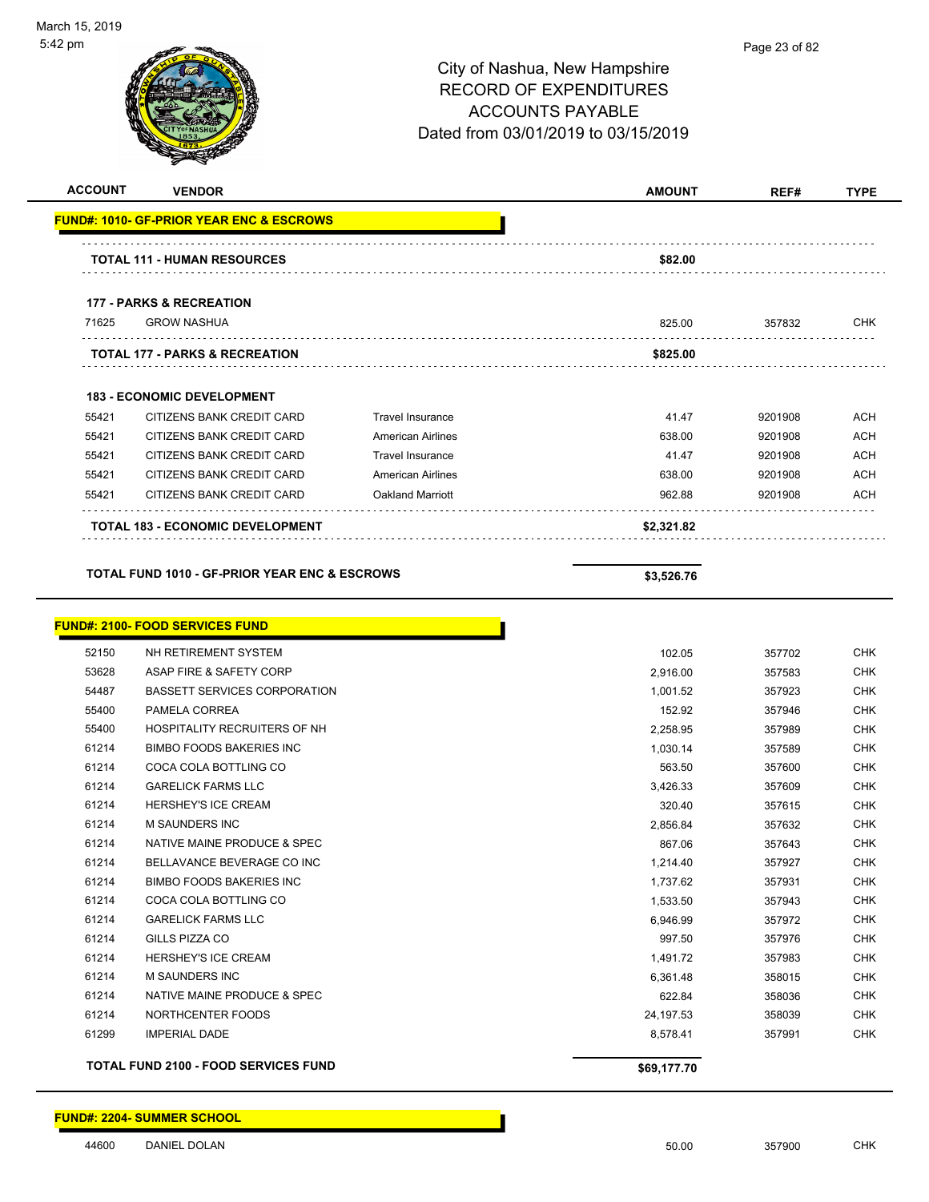March 15, 2019
5:42 pm

# City of Nashua, New Hampshire
## RECORD OF EXPENDITURES
## ACCOUNTS PAYABLE
## Dated from 03/01/2019 to 03/15/2019

| ACCOUNT | VENDOR | | AMOUNT | REF# | TYPE |
|---|---|---|---|---|---|
| **FUND#: 1010- GF-PRIOR YEAR ENC & ESCROWS** | | | | | |
| **TOTAL 111 - HUMAN RESOURCES** | | | **$82.00** | | |
| **177 - PARKS & RECREATION** | | | | | |
| 71625 | GROW NASHUA | | 825.00 | 357832 | CHK |
| **TOTAL 177 - PARKS & RECREATION** | | | **$825.00** | | |
| **183 - ECONOMIC DEVELOPMENT** | | | | | |
| 55421 | CITIZENS BANK CREDIT CARD | Travel Insurance | 41.47 | 9201908 | ACH |
| 55421 | CITIZENS BANK CREDIT CARD | American Airlines | 638.00 | 9201908 | ACH |
| 55421 | CITIZENS BANK CREDIT CARD | Travel Insurance | 41.47 | 9201908 | ACH |
| 55421 | CITIZENS BANK CREDIT CARD | American Airlines | 638.00 | 9201908 | ACH |
| 55421 | CITIZENS BANK CREDIT CARD | Oakland Marriott | 962.88 | 9201908 | ACH |
| **TOTAL 183 - ECONOMIC DEVELOPMENT** | | | **$2,321.82** | | |
| **TOTAL FUND 1010 - GF-PRIOR YEAR ENC & ESCROWS** | | | **$3,526.76** | | |
| **FUND#: 2100- FOOD SERVICES FUND** | | | | | |
| 52150 | NH RETIREMENT SYSTEM | | 102.05 | 357702 | CHK |
| 53628 | ASAP FIRE & SAFETY CORP | | 2,916.00 | 357583 | CHK |
| 54487 | BASSETT SERVICES CORPORATION | | 1,001.52 | 357923 | CHK |
| 55400 | PAMELA CORREA | | 152.92 | 357946 | CHK |
| 55400 | HOSPITALITY RECRUITERS OF NH | | 2,258.95 | 357989 | CHK |
| 61214 | BIMBO FOODS BAKERIES INC | | 1,030.14 | 357589 | CHK |
| 61214 | COCA COLA BOTTLING CO | | 563.50 | 357600 | CHK |
| 61214 | GARELICK FARMS LLC | | 3,426.33 | 357609 | CHK |
| 61214 | HERSHEY'S ICE CREAM | | 320.40 | 357615 | CHK |
| 61214 | M SAUNDERS INC | | 2,856.84 | 357632 | CHK |
| 61214 | NATIVE MAINE PRODUCE & SPEC | | 867.06 | 357643 | CHK |
| 61214 | BELLAVANCE BEVERAGE CO INC | | 1,214.40 | 357927 | CHK |
| 61214 | BIMBO FOODS BAKERIES INC | | 1,737.62 | 357931 | CHK |
| 61214 | COCA COLA BOTTLING CO | | 1,533.50 | 357943 | CHK |
| 61214 | GARELICK FARMS LLC | | 6,946.99 | 357972 | CHK |
| 61214 | GILLS PIZZA CO | | 997.50 | 357976 | CHK |
| 61214 | HERSHEY'S ICE CREAM | | 1,491.72 | 357983 | CHK |
| 61214 | M SAUNDERS INC | | 6,361.48 | 358015 | CHK |
| 61214 | NATIVE MAINE PRODUCE & SPEC | | 622.84 | 358036 | CHK |
| 61214 | NORTHCENTER FOODS | | 24,197.53 | 358039 | CHK |
| 61299 | IMPERIAL DADE | | 8,578.41 | 357991 | CHK |
| **TOTAL FUND 2100 - FOOD SERVICES FUND** | | | **$69,177.70** | | |
| **FUND#: 2204- SUMMER SCHOOL** | | | | | |
| 44600 | DANIEL DOLAN | | 50.00 | 357900 | CHK |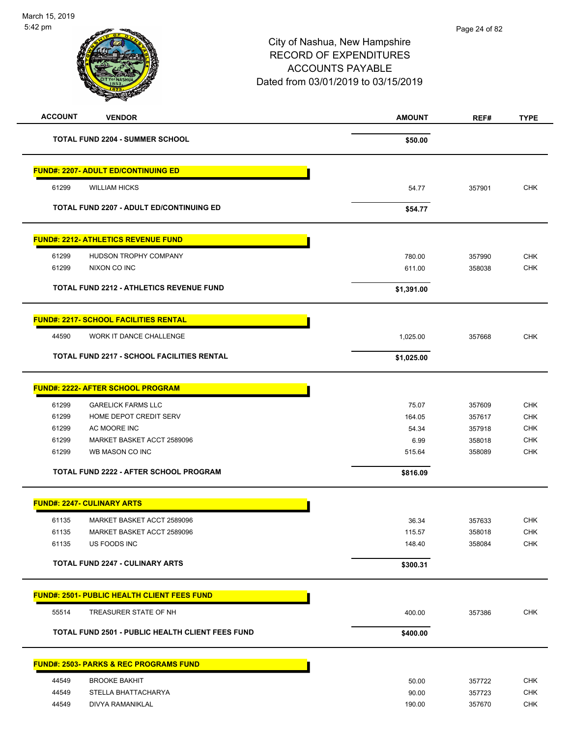City of Nashua, New Hampshire
RECORD OF EXPENDITURES
ACCOUNTS PAYABLE
Dated from 03/01/2019 to 03/15/2019

| ACCOUNT | VENDOR | AMOUNT | REF# | TYPE |
|---|---|---|---|---|
| | **TOTAL FUND 2204 - SUMMER SCHOOL** | **$50.00** | | |
| | **FUND#: 2207- ADULT ED/CONTINUING ED** | | | |
| 61299 | WILLIAM HICKS | 54.77 | 357901 | CHK |
| | **TOTAL FUND 2207 - ADULT ED/CONTINUING ED** | **$54.77** | | |
| | **FUND#: 2212- ATHLETICS REVENUE FUND** | | | |
| 61299 | HUDSON TROPHY COMPANY | 780.00 | 357990 | CHK |
| 61299 | NIXON CO INC | 611.00 | 358038 | CHK |
| | **TOTAL FUND 2212 - ATHLETICS REVENUE FUND** | **$1,391.00** | | |
| | **FUND#: 2217- SCHOOL FACILITIES RENTAL** | | | |
| 44590 | WORK IT DANCE CHALLENGE | 1,025.00 | 357668 | CHK |
| | **TOTAL FUND 2217 - SCHOOL FACILITIES RENTAL** | **$1,025.00** | | |
| | **FUND#: 2222- AFTER SCHOOL PROGRAM** | | | |
| 61299 | GARELICK FARMS LLC | 75.07 | 357609 | CHK |
| 61299 | HOME DEPOT CREDIT SERV | 164.05 | 357617 | CHK |
| 61299 | AC MOORE INC | 54.34 | 357918 | CHK |
| 61299 | MARKET BASKET ACCT 2589096 | 6.99 | 358018 | CHK |
| 61299 | WB MASON CO INC | 515.64 | 358089 | CHK |
| | **TOTAL FUND 2222 - AFTER SCHOOL PROGRAM** | **$816.09** | | |
| | **FUND#: 2247- CULINARY ARTS** | | | |
| 61135 | MARKET BASKET ACCT 2589096 | 36.34 | 357633 | CHK |
| 61135 | MARKET BASKET ACCT 2589096 | 115.57 | 358018 | CHK |
| 61135 | US FOODS INC | 148.40 | 358084 | CHK |
| | **TOTAL FUND 2247 - CULINARY ARTS** | **$300.31** | | |
| | **FUND#: 2501- PUBLIC HEALTH CLIENT FEES FUND** | | | |
| 55514 | TREASURER STATE OF NH | 400.00 | 357386 | CHK |
| | **TOTAL FUND 2501 - PUBLIC HEALTH CLIENT FEES FUND** | **$400.00** | | |
| | **FUND#: 2503- PARKS & REC PROGRAMS FUND** | | | |
| 44549 | BROOKE BAKHIT | 50.00 | 357722 | CHK |
| 44549 | STELLA BHATTACHARYA | 90.00 | 357723 | CHK |
| 44549 | DIVYA RAMANIKLAL | 190.00 | 357670 | CHK |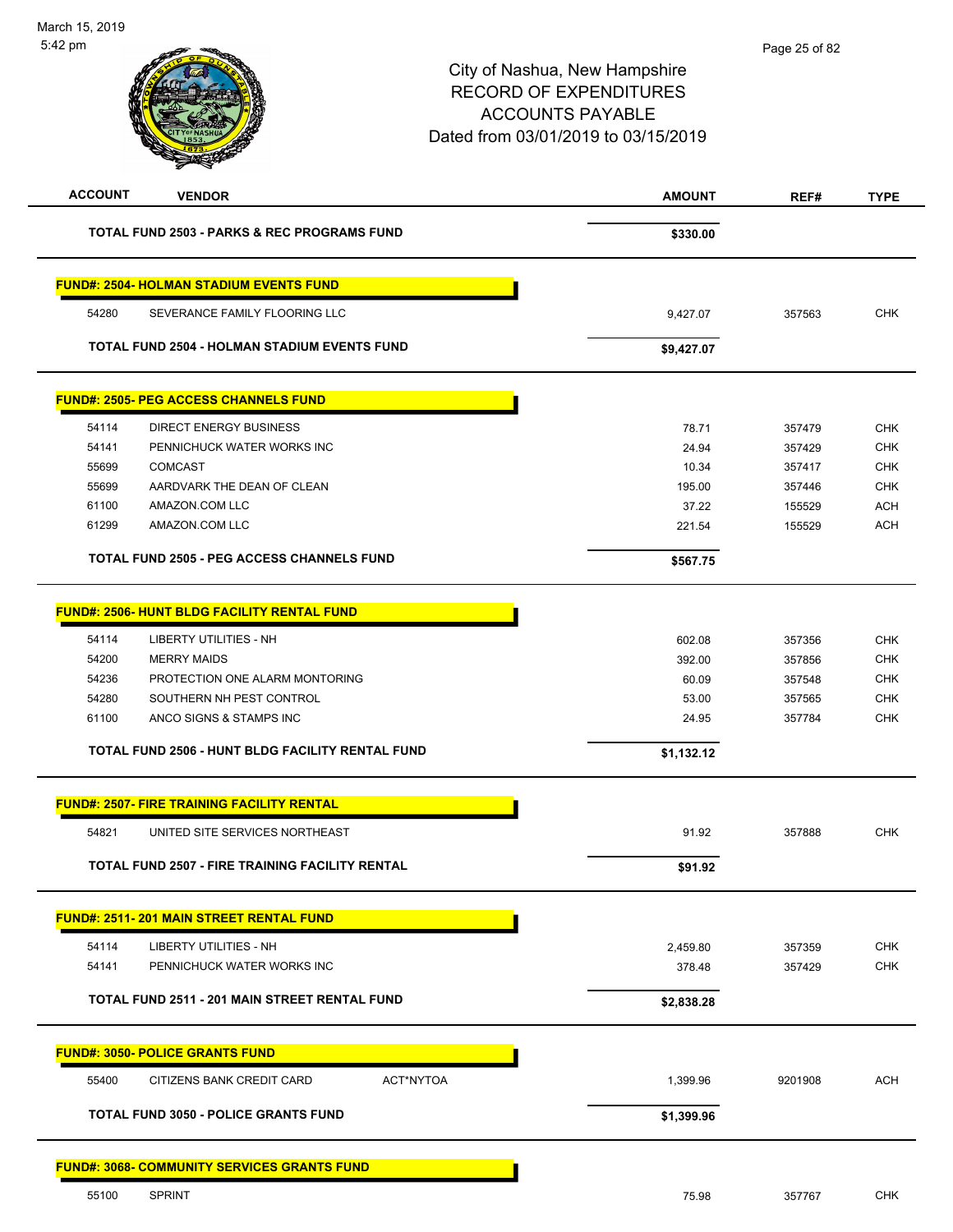City of Nashua, New Hampshire
RECORD OF EXPENDITURES
ACCOUNTS PAYABLE
Dated from 03/01/2019 to 03/15/2019

| ACCOUNT | VENDOR | | AMOUNT | REF# | TYPE |
|---|---|---|---|---|---|
| | **TOTAL FUND 2503 - PARKS & REC PROGRAMS FUND** | | **$330.00** | | |
| **FUND#: 2504- HOLMAN STADIUM EVENTS FUND** | | | | | |
| 54280 | SEVERANCE FAMILY FLOORING LLC | | 9,427.07 | 357563 | CHK |
| | **TOTAL FUND 2504 - HOLMAN STADIUM EVENTS FUND** | | **$9,427.07** | | |
| **FUND#: 2505- PEG ACCESS CHANNELS FUND** | | | | | |
| 54114 | DIRECT ENERGY BUSINESS | | 78.71 | 357479 | CHK |
| 54141 | PENNICHUCK WATER WORKS INC | | 24.94 | 357429 | CHK |
| 55699 | COMCAST | | 10.34 | 357417 | CHK |
| 55699 | AARDVARK THE DEAN OF CLEAN | | 195.00 | 357446 | CHK |
| 61100 | AMAZON.COM LLC | | 37.22 | 155529 | ACH |
| 61299 | AMAZON.COM LLC | | 221.54 | 155529 | ACH |
| | **TOTAL FUND 2505 - PEG ACCESS CHANNELS FUND** | | **$567.75** | | |
| **FUND#: 2506- HUNT BLDG FACILITY RENTAL FUND** | | | | | |
| 54114 | LIBERTY UTILITIES - NH | | 602.08 | 357356 | CHK |
| 54200 | MERRY MAIDS | | 392.00 | 357856 | CHK |
| 54236 | PROTECTION ONE ALARM MONTORING | | 60.09 | 357548 | CHK |
| 54280 | SOUTHERN NH PEST CONTROL | | 53.00 | 357565 | CHK |
| 61100 | ANCO SIGNS & STAMPS INC | | 24.95 | 357784 | CHK |
| | **TOTAL FUND 2506 - HUNT BLDG FACILITY RENTAL FUND** | | **$1,132.12** | | |
| **FUND#: 2507- FIRE TRAINING FACILITY RENTAL** | | | | | |
| 54821 | UNITED SITE SERVICES NORTHEAST | | 91.92 | 357888 | CHK |
| | **TOTAL FUND 2507 - FIRE TRAINING FACILITY RENTAL** | | **$91.92** | | |
| **FUND#: 2511- 201 MAIN STREET RENTAL FUND** | | | | | |
| 54114 | LIBERTY UTILITIES - NH | | 2,459.80 | 357359 | CHK |
| 54141 | PENNICHUCK WATER WORKS INC | | 378.48 | 357429 | CHK |
| | **TOTAL FUND 2511 - 201 MAIN STREET RENTAL FUND** | | **$2,838.28** | | |
| **FUND#: 3050- POLICE GRANTS FUND** | | | | | |
| 55400 | CITIZENS BANK CREDIT CARD | ACT*NYTOA | 1,399.96 | 9201908 | ACH |
| | **TOTAL FUND 3050 - POLICE GRANTS FUND** | | **$1,399.96** | | |
| **FUND#: 3068- COMMUNITY SERVICES GRANTS FUND** | | | | | |
| 55100 | SPRINT | | 75.98 | 357767 | CHK |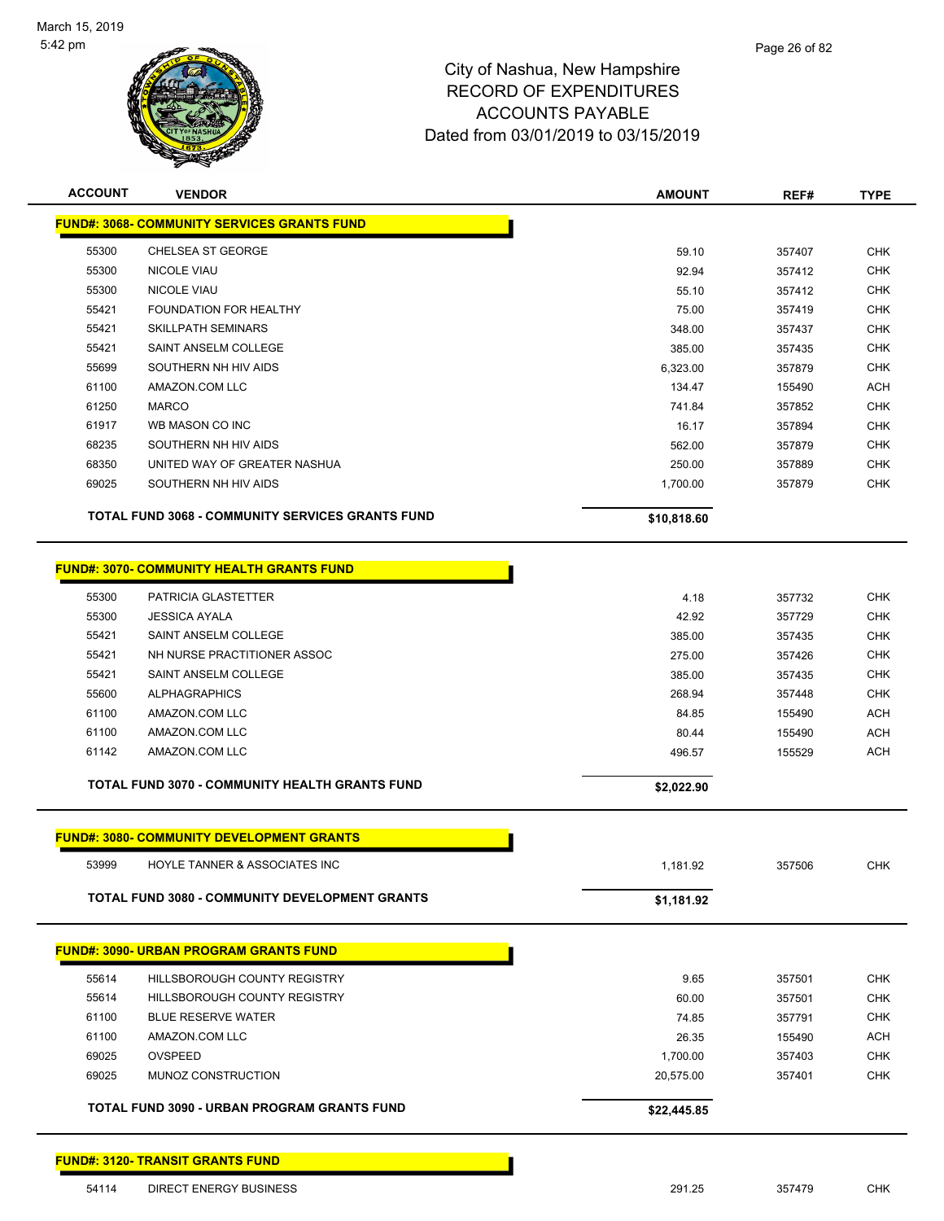# City of Nashua, New Hampshire
## RECORD OF EXPENDITURES
## ACCOUNTS PAYABLE
## Dated from 03/01/2019 to 03/15/2019

| ACCOUNT | VENDOR | AMOUNT | REF# | TYPE |
|---|---|---|---|---|
| **FUND#: 3068- COMMUNITY SERVICES GRANTS FUND** | | | | |
| 55300 | CHELSEA ST GEORGE | 59.10 | 357407 | CHK |
| 55300 | NICOLE VIAU | 92.94 | 357412 | CHK |
| 55300 | NICOLE VIAU | 55.10 | 357412 | CHK |
| 55421 | FOUNDATION FOR HEALTHY | 75.00 | 357419 | CHK |
| 55421 | SKILLPATH SEMINARS | 348.00 | 357437 | CHK |
| 55421 | SAINT ANSELM COLLEGE | 385.00 | 357435 | CHK |
| 55699 | SOUTHERN NH HIV AIDS | 6,323.00 | 357879 | CHK |
| 61100 | AMAZON.COM LLC | 134.47 | 155490 | ACH |
| 61250 | MARCO | 741.84 | 357852 | CHK |
| 61917 | WB MASON CO INC | 16.17 | 357894 | CHK |
| 68235 | SOUTHERN NH HIV AIDS | 562.00 | 357879 | CHK |
| 68350 | UNITED WAY OF GREATER NASHUA | 250.00 | 357889 | CHK |
| 69025 | SOUTHERN NH HIV AIDS | 1,700.00 | 357879 | CHK |
| | **TOTAL FUND 3068 - COMMUNITY SERVICES GRANTS FUND** | **$10,818.60** | | |
| **FUND#: 3070- COMMUNITY HEALTH GRANTS FUND** | | | | |
| 55300 | PATRICIA GLASTETTER | 4.18 | 357732 | CHK |
| 55300 | JESSICA AYALA | 42.92 | 357729 | CHK |
| 55421 | SAINT ANSELM COLLEGE | 385.00 | 357435 | CHK |
| 55421 | NH NURSE PRACTITIONER ASSOC | 275.00 | 357426 | CHK |
| 55421 | SAINT ANSELM COLLEGE | 385.00 | 357435 | CHK |
| 55600 | ALPHAGRAPHICS | 268.94 | 357448 | CHK |
| 61100 | AMAZON.COM LLC | 84.85 | 155490 | ACH |
| 61100 | AMAZON.COM LLC | 80.44 | 155490 | ACH |
| 61142 | AMAZON.COM LLC | 496.57 | 155529 | ACH |
| | **TOTAL FUND 3070 - COMMUNITY HEALTH GRANTS FUND** | **$2,022.90** | | |
| **FUND#: 3080- COMMUNITY DEVELOPMENT GRANTS** | | | | |
| 53999 | HOYLE TANNER & ASSOCIATES INC | 1,181.92 | 357506 | CHK |
| | **TOTAL FUND 3080 - COMMUNITY DEVELOPMENT GRANTS** | **$1,181.92** | | |
| **FUND#: 3090- URBAN PROGRAM GRANTS FUND** | | | | |
| 55614 | HILLSBOROUGH COUNTY REGISTRY | 9.65 | 357501 | CHK |
| 55614 | HILLSBOROUGH COUNTY REGISTRY | 60.00 | 357501 | CHK |
| 61100 | BLUE RESERVE WATER | 74.85 | 357791 | CHK |
| 61100 | AMAZON.COM LLC | 26.35 | 155490 | ACH |
| 69025 | OVSPEED | 1,700.00 | 357403 | CHK |
| 69025 | MUNOZ CONSTRUCTION | 20,575.00 | 357401 | CHK |
| | **TOTAL FUND 3090 - URBAN PROGRAM GRANTS FUND** | **$22,445.85** | | |
| **FUND#: 3120- TRANSIT GRANTS FUND** | | | | |
| 54114 | DIRECT ENERGY BUSINESS | 291.25 | 357479 | CHK |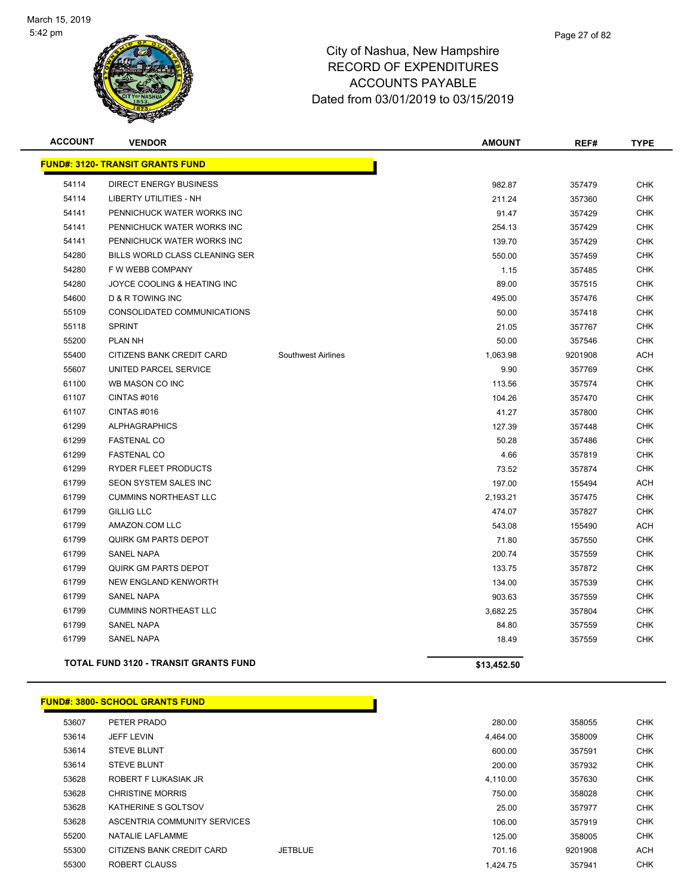# City of Nashua, New Hampshire
## RECORD OF EXPENDITURES
## ACCOUNTS PAYABLE
### Dated from 03/01/2019 to 03/15/2019

| ACCOUNT | VENDOR | | AMOUNT | REF# | TYPE |
|---|---|---|---|---|---|
| **FUND#: 3120- TRANSIT GRANTS FUND** | | | | | |
| 54114 | DIRECT ENERGY BUSINESS | | 982.87 | 357479 | CHK |
| 54114 | LIBERTY UTILITIES - NH | | 211.24 | 357360 | CHK |
| 54141 | PENNICHUCK WATER WORKS INC | | 91.47 | 357429 | CHK |
| 54141 | PENNICHUCK WATER WORKS INC | | 254.13 | 357429 | CHK |
| 54141 | PENNICHUCK WATER WORKS INC | | 139.70 | 357429 | CHK |
| 54280 | BILLS WORLD CLASS CLEANING SER | | 550.00 | 357459 | CHK |
| 54280 | F W WEBB COMPANY | | 1.15 | 357485 | CHK |
| 54280 | JOYCE COOLING & HEATING INC | | 89.00 | 357515 | CHK |
| 54600 | D & R TOWING INC | | 495.00 | 357476 | CHK |
| 55109 | CONSOLIDATED COMMUNICATIONS | | 50.00 | 357418 | CHK |
| 55118 | SPRINT | | 21.05 | 357767 | CHK |
| 55200 | PLAN NH | | 50.00 | 357546 | CHK |
| 55400 | CITIZENS BANK CREDIT CARD | Southwest Airlines | 1,063.98 | 9201908 | ACH |
| 55607 | UNITED PARCEL SERVICE | | 9.90 | 357769 | CHK |
| 61100 | WB MASON CO INC | | 113.56 | 357574 | CHK |
| 61107 | CINTAS #016 | | 104.26 | 357470 | CHK |
| 61107 | CINTAS #016 | | 41.27 | 357800 | CHK |
| 61299 | ALPHAGRAPHICS | | 127.39 | 357448 | CHK |
| 61299 | FASTENAL CO | | 50.28 | 357486 | CHK |
| 61299 | FASTENAL CO | | 4.66 | 357819 | CHK |
| 61299 | RYDER FLEET PRODUCTS | | 73.52 | 357874 | CHK |
| 61799 | SEON SYSTEM SALES INC | | 197.00 | 155494 | ACH |
| 61799 | CUMMINS NORTHEAST LLC | | 2,193.21 | 357475 | CHK |
| 61799 | GILLIG LLC | | 474.07 | 357827 | CHK |
| 61799 | AMAZON.COM LLC | | 543.08 | 155490 | ACH |
| 61799 | QUIRK GM PARTS DEPOT | | 71.80 | 357550 | CHK |
| 61799 | SANEL NAPA | | 200.74 | 357559 | CHK |
| 61799 | QUIRK GM PARTS DEPOT | | 133.75 | 357872 | CHK |
| 61799 | NEW ENGLAND KENWORTH | | 134.00 | 357539 | CHK |
| 61799 | SANEL NAPA | | 903.63 | 357559 | CHK |
| 61799 | CUMMINS NORTHEAST LLC | | 3,682.25 | 357804 | CHK |
| 61799 | SANEL NAPA | | 84.80 | 357559 | CHK |
| 61799 | SANEL NAPA | | 18.49 | 357559 | CHK |
| **TOTAL FUND 3120 - TRANSIT GRANTS FUND** | | | **$13,452.50** | | |

| ACCOUNT | VENDOR | | AMOUNT | REF# | TYPE |
|---|---|---|---|---|---|
| **FUND#: 3800- SCHOOL GRANTS FUND** | | | | | |
| 53607 | PETER PRADO | | 280.00 | 358055 | CHK |
| 53614 | JEFF LEVIN | | 4,464.00 | 358009 | CHK |
| 53614 | STEVE BLUNT | | 600.00 | 357591 | CHK |
| 53614 | STEVE BLUNT | | 200.00 | 357932 | CHK |
| 53628 | ROBERT F LUKASIAK JR | | 4,110.00 | 357630 | CHK |
| 53628 | CHRISTINE MORRIS | | 750.00 | 358028 | CHK |
| 53628 | KATHERINE S GOLTSOV | | 25.00 | 357977 | CHK |
| 53628 | ASCENTRIA COMMUNITY SERVICES | | 106.00 | 357919 | CHK |
| 55200 | NATALIE LAFLAMME | | 125.00 | 358005 | CHK |
| 55300 | CITIZENS BANK CREDIT CARD | JETBLUE | 701.16 | 9201908 | ACH |
| 55300 | ROBERT CLAUSS | | 1,424.75 | 357941 | CHK |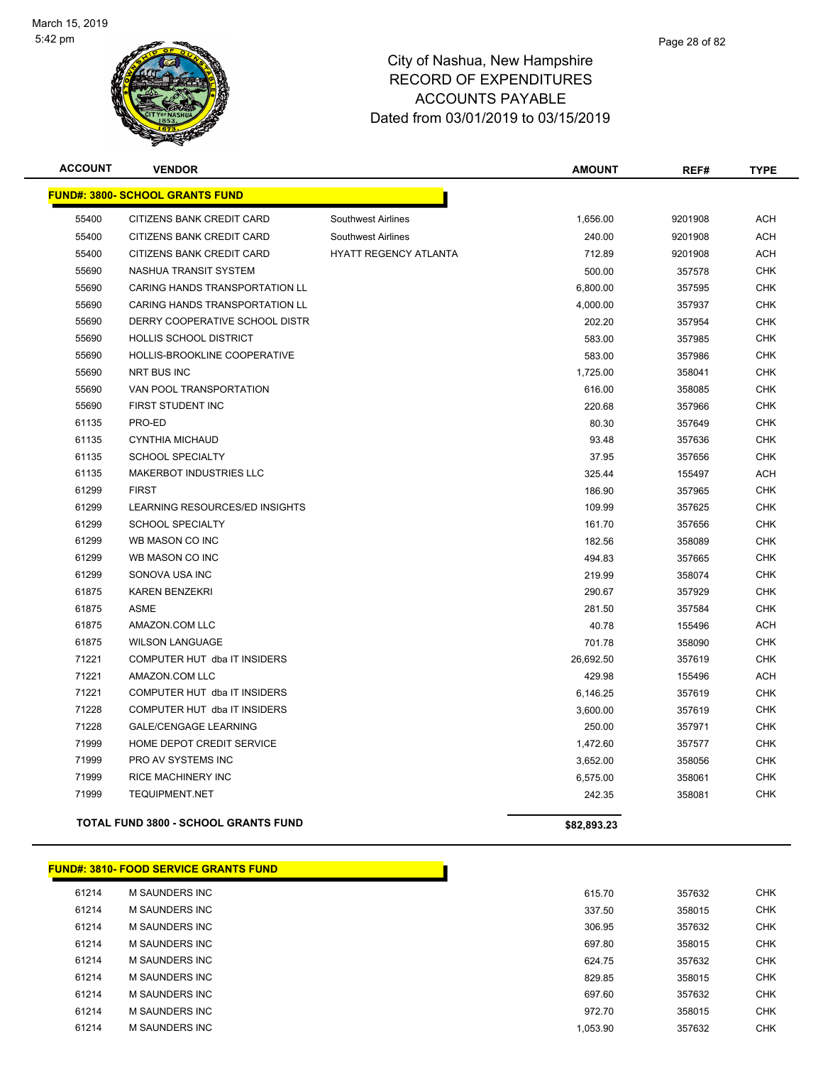# City of Nashua, New Hampshire
## RECORD OF EXPENDITURES
## ACCOUNTS PAYABLE
## Dated from 03/01/2019 to 03/15/2019

| ACCOUNT | VENDOR | | AMOUNT | REF# | TYPE |
|---|---|---|---|---|---|
| **FUND#: 3800- SCHOOL GRANTS FUND** | | | | | |
| 55400 | CITIZENS BANK CREDIT CARD | Southwest Airlines | 1,656.00 | 9201908 | ACH |
| 55400 | CITIZENS BANK CREDIT CARD | Southwest Airlines | 240.00 | 9201908 | ACH |
| 55400 | CITIZENS BANK CREDIT CARD | HYATT REGENCY ATLANTA | 712.89 | 9201908 | ACH |
| 55690 | NASHUA TRANSIT SYSTEM | | 500.00 | 357578 | CHK |
| 55690 | CARING HANDS TRANSPORTATION LL | | 6,800.00 | 357595 | CHK |
| 55690 | CARING HANDS TRANSPORTATION LL | | 4,000.00 | 357937 | CHK |
| 55690 | DERRY COOPERATIVE SCHOOL DISTR | | 202.20 | 357954 | CHK |
| 55690 | HOLLIS SCHOOL DISTRICT | | 583.00 | 357985 | CHK |
| 55690 | HOLLIS-BROOKLINE COOPERATIVE | | 583.00 | 357986 | CHK |
| 55690 | NRT BUS INC | | 1,725.00 | 358041 | CHK |
| 55690 | VAN POOL TRANSPORTATION | | 616.00 | 358085 | CHK |
| 55690 | FIRST STUDENT INC | | 220.68 | 357966 | CHK |
| 61135 | PRO-ED | | 80.30 | 357649 | CHK |
| 61135 | CYNTHIA MICHAUD | | 93.48 | 357636 | CHK |
| 61135 | SCHOOL SPECIALTY | | 37.95 | 357656 | CHK |
| 61135 | MAKERBOT INDUSTRIES LLC | | 325.44 | 155497 | ACH |
| 61299 | FIRST | | 186.90 | 357965 | CHK |
| 61299 | LEARNING RESOURCES/ED INSIGHTS | | 109.99 | 357625 | CHK |
| 61299 | SCHOOL SPECIALTY | | 161.70 | 357656 | CHK |
| 61299 | WB MASON CO INC | | 182.56 | 358089 | CHK |
| 61299 | WB MASON CO INC | | 494.83 | 357665 | CHK |
| 61299 | SONOVA USA INC | | 219.99 | 358074 | CHK |
| 61875 | KAREN BENZEKRI | | 290.67 | 357929 | CHK |
| 61875 | ASME | | 281.50 | 357584 | CHK |
| 61875 | AMAZON.COM LLC | | 40.78 | 155496 | ACH |
| 61875 | WILSON LANGUAGE | | 701.78 | 358090 | CHK |
| 71221 | COMPUTER HUT dba IT INSIDERS | | 26,692.50 | 357619 | CHK |
| 71221 | AMAZON.COM LLC | | 429.98 | 155496 | ACH |
| 71221 | COMPUTER HUT dba IT INSIDERS | | 6,146.25 | 357619 | CHK |
| 71228 | COMPUTER HUT dba IT INSIDERS | | 3,600.00 | 357619 | CHK |
| 71228 | GALE/CENGAGE LEARNING | | 250.00 | 357971 | CHK |
| 71999 | HOME DEPOT CREDIT SERVICE | | 1,472.60 | 357577 | CHK |
| 71999 | PRO AV SYSTEMS INC | | 3,652.00 | 358056 | CHK |
| 71999 | RICE MACHINERY INC | | 6,575.00 | 358061 | CHK |
| 71999 | TEQUIPMENT.NET | | 242.35 | 358081 | CHK |
| **TOTAL FUND 3800 - SCHOOL GRANTS FUND** | | | **$82,893.23** | | |

| ACCOUNT | VENDOR | AMOUNT | REF# | TYPE |
|---|---|---|---|---|
| **FUND#: 3810- FOOD SERVICE GRANTS FUND** | | | | |
| 61214 | M SAUNDERS INC | 615.70 | 357632 | CHK |
| 61214 | M SAUNDERS INC | 337.50 | 358015 | CHK |
| 61214 | M SAUNDERS INC | 306.95 | 357632 | CHK |
| 61214 | M SAUNDERS INC | 697.80 | 358015 | CHK |
| 61214 | M SAUNDERS INC | 624.75 | 357632 | CHK |
| 61214 | M SAUNDERS INC | 829.85 | 358015 | CHK |
| 61214 | M SAUNDERS INC | 697.60 | 357632 | CHK |
| 61214 | M SAUNDERS INC | 972.70 | 358015 | CHK |
| 61214 | M SAUNDERS INC | 1,053.90 | 357632 | CHK |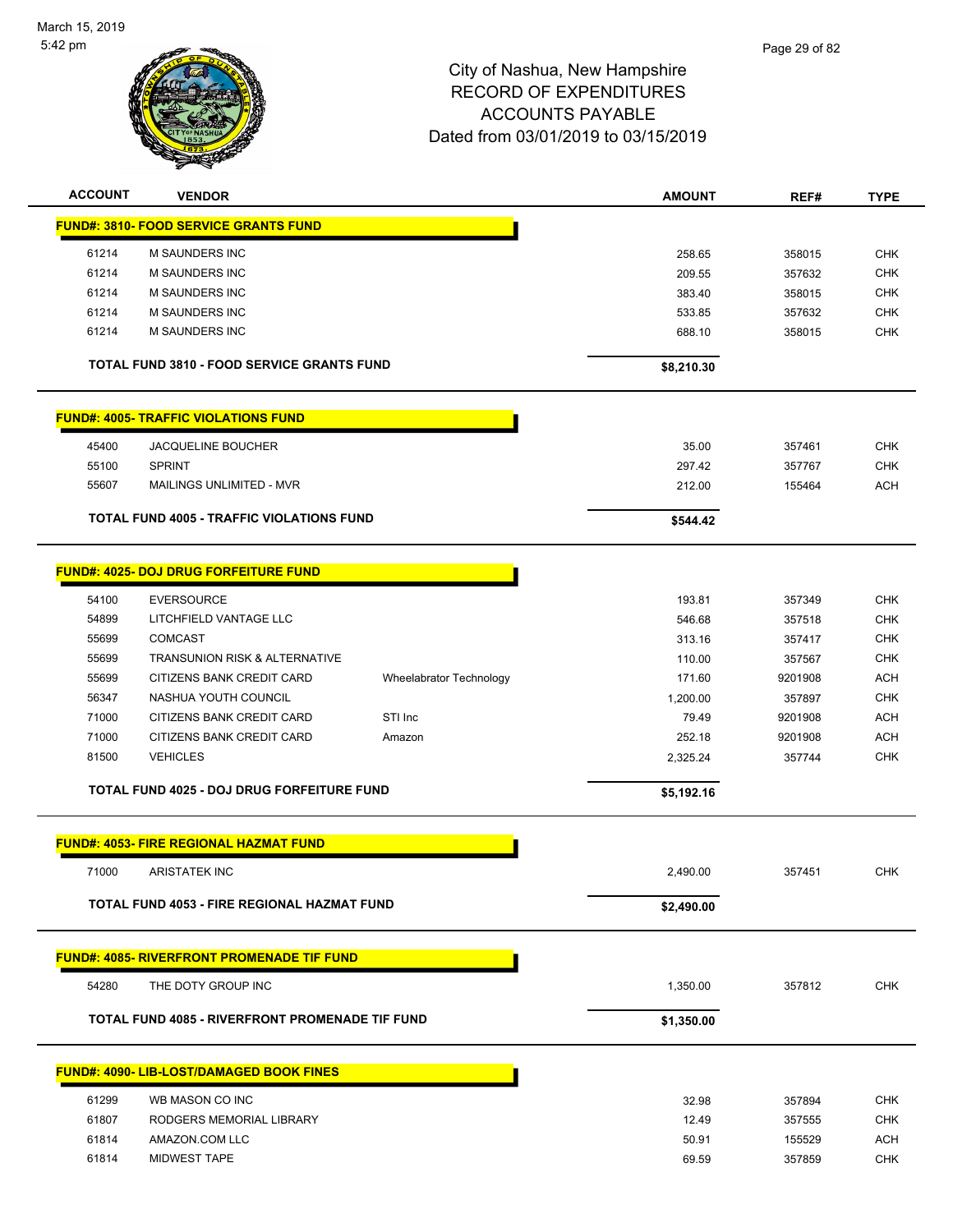City of Nashua, New Hampshire
RECORD OF EXPENDITURES
ACCOUNTS PAYABLE
Dated from 03/01/2019 to 03/15/2019

| ACCOUNT | VENDOR | | AMOUNT | REF# | TYPE |
|---|---|---|---|---|---|
| **FUND#: 3810- FOOD SERVICE GRANTS FUND** | | | | | |
| 61214 | M SAUNDERS INC | | 258.65 | 358015 | CHK |
| 61214 | M SAUNDERS INC | | 209.55 | 357632 | CHK |
| 61214 | M SAUNDERS INC | | 383.40 | 358015 | CHK |
| 61214 | M SAUNDERS INC | | 533.85 | 357632 | CHK |
| 61214 | M SAUNDERS INC | | 688.10 | 358015 | CHK |
| | **TOTAL FUND 3810 - FOOD SERVICE GRANTS FUND** | | **$8,210.30** | | |
| **FUND#: 4005- TRAFFIC VIOLATIONS FUND** | | | | | |
| 45400 | JACQUELINE BOUCHER | | 35.00 | 357461 | CHK |
| 55100 | SPRINT | | 297.42 | 357767 | CHK |
| 55607 | MAILINGS UNLIMITED - MVR | | 212.00 | 155464 | ACH |
| | **TOTAL FUND 4005 - TRAFFIC VIOLATIONS FUND** | | **$544.42** | | |
| **FUND#: 4025- DOJ DRUG FORFEITURE FUND** | | | | | |
| 54100 | EVERSOURCE | | 193.81 | 357349 | CHK |
| 54899 | LITCHFIELD VANTAGE LLC | | 546.68 | 357518 | CHK |
| 55699 | COMCAST | | 313.16 | 357417 | CHK |
| 55699 | TRANSUNION RISK & ALTERNATIVE | | 110.00 | 357567 | CHK |
| 55699 | CITIZENS BANK CREDIT CARD | Wheelabrator Technology | 171.60 | 9201908 | ACH |
| 56347 | NASHUA YOUTH COUNCIL | | 1,200.00 | 357897 | CHK |
| 71000 | CITIZENS BANK CREDIT CARD | STI Inc | 79.49 | 9201908 | ACH |
| 71000 | CITIZENS BANK CREDIT CARD | Amazon | 252.18 | 9201908 | ACH |
| 81500 | VEHICLES | | 2,325.24 | 357744 | CHK |
| | **TOTAL FUND 4025 - DOJ DRUG FORFEITURE FUND** | | **$5,192.16** | | |
| **FUND#: 4053- FIRE REGIONAL HAZMAT FUND** | | | | | |
| 71000 | ARISTATEK INC | | 2,490.00 | 357451 | CHK |
| | **TOTAL FUND 4053 - FIRE REGIONAL HAZMAT FUND** | | **$2,490.00** | | |
| **FUND#: 4085- RIVERFRONT PROMENADE TIF FUND** | | | | | |
| 54280 | THE DOTY GROUP INC | | 1,350.00 | 357812 | CHK |
| | **TOTAL FUND 4085 - RIVERFRONT PROMENADE TIF FUND** | | **$1,350.00** | | |
| **FUND#: 4090- LIB-LOST/DAMAGED BOOK FINES** | | | | | |
| 61299 | WB MASON CO INC | | 32.98 | 357894 | CHK |
| 61807 | RODGERS MEMORIAL LIBRARY | | 12.49 | 357555 | CHK |
| 61814 | AMAZON.COM LLC | | 50.91 | 155529 | ACH |
| 61814 | MIDWEST TAPE | | 69.59 | 357859 | CHK |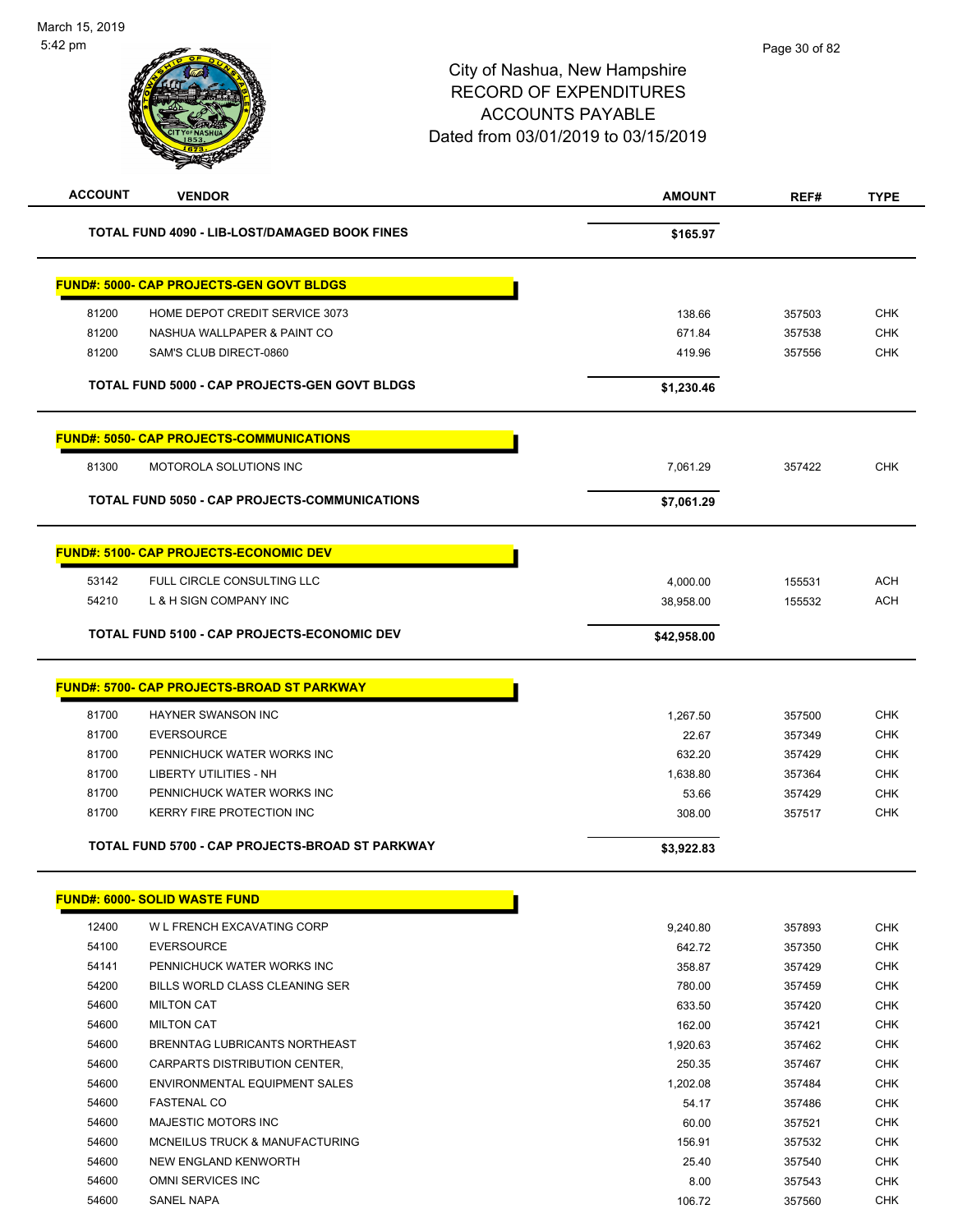# City of Nashua, New Hampshire
## RECORD OF EXPENDITURES
## ACCOUNTS PAYABLE
### Dated from 03/01/2019 to 03/15/2019

| ACCOUNT | VENDOR | AMOUNT | REF# | TYPE |
|---|---|---|---|---|
| | **TOTAL FUND 4090 - LIB-LOST/DAMAGED BOOK FINES** | **$165.97** | | |
| | **FUND#: 5000- CAP PROJECTS-GEN GOVT BLDGS** | | | |
| 81200 | HOME DEPOT CREDIT SERVICE 3073 | 138.66 | 357503 | CHK |
| 81200 | NASHUA WALLPAPER & PAINT CO | 671.84 | 357538 | CHK |
| 81200 | SAM'S CLUB DIRECT-0860 | 419.96 | 357556 | CHK |
| | **TOTAL FUND 5000 - CAP PROJECTS-GEN GOVT BLDGS** | **$1,230.46** | | |
| | **FUND#: 5050- CAP PROJECTS-COMMUNICATIONS** | | | |
| 81300 | MOTOROLA SOLUTIONS INC | 7,061.29 | 357422 | CHK |
| | **TOTAL FUND 5050 - CAP PROJECTS-COMMUNICATIONS** | **$7,061.29** | | |
| | **FUND#: 5100- CAP PROJECTS-ECONOMIC DEV** | | | |
| 53142 | FULL CIRCLE CONSULTING LLC | 4,000.00 | 155531 | ACH |
| 54210 | L & H SIGN COMPANY INC | 38,958.00 | 155532 | ACH |
| | **TOTAL FUND 5100 - CAP PROJECTS-ECONOMIC DEV** | **$42,958.00** | | |
| | **FUND#: 5700- CAP PROJECTS-BROAD ST PARKWAY** | | | |
| 81700 | HAYNER SWANSON INC | 1,267.50 | 357500 | CHK |
| 81700 | EVERSOURCE | 22.67 | 357349 | CHK |
| 81700 | PENNICHUCK WATER WORKS INC | 632.20 | 357429 | CHK |
| 81700 | LIBERTY UTILITIES - NH | 1,638.80 | 357364 | CHK |
| 81700 | PENNICHUCK WATER WORKS INC | 53.66 | 357429 | CHK |
| 81700 | KERRY FIRE PROTECTION INC | 308.00 | 357517 | CHK |
| | **TOTAL FUND 5700 - CAP PROJECTS-BROAD ST PARKWAY** | **$3,922.83** | | |
| | **FUND#: 6000- SOLID WASTE FUND** | | | |
| 12400 | W L FRENCH EXCAVATING CORP | 9,240.80 | 357893 | CHK |
| 54100 | EVERSOURCE | 642.72 | 357350 | CHK |
| 54141 | PENNICHUCK WATER WORKS INC | 358.87 | 357429 | CHK |
| 54200 | BILLS WORLD CLASS CLEANING SER | 780.00 | 357459 | CHK |
| 54600 | MILTON CAT | 633.50 | 357420 | CHK |
| 54600 | MILTON CAT | 162.00 | 357421 | CHK |
| 54600 | BRENNTAG LUBRICANTS NORTHEAST | 1,920.63 | 357462 | CHK |
| 54600 | CARPARTS DISTRIBUTION CENTER, | 250.35 | 357467 | CHK |
| 54600 | ENVIRONMENTAL EQUIPMENT SALES | 1,202.08 | 357484 | CHK |
| 54600 | FASTENAL CO | 54.17 | 357486 | CHK |
| 54600 | MAJESTIC MOTORS INC | 60.00 | 357521 | CHK |
| 54600 | MCNEILUS TRUCK & MANUFACTURING | 156.91 | 357532 | CHK |
| 54600 | NEW ENGLAND KENWORTH | 25.40 | 357540 | CHK |
| 54600 | OMNI SERVICES INC | 8.00 | 357543 | CHK |
| 54600 | SANEL NAPA | 106.72 | 357560 | CHK |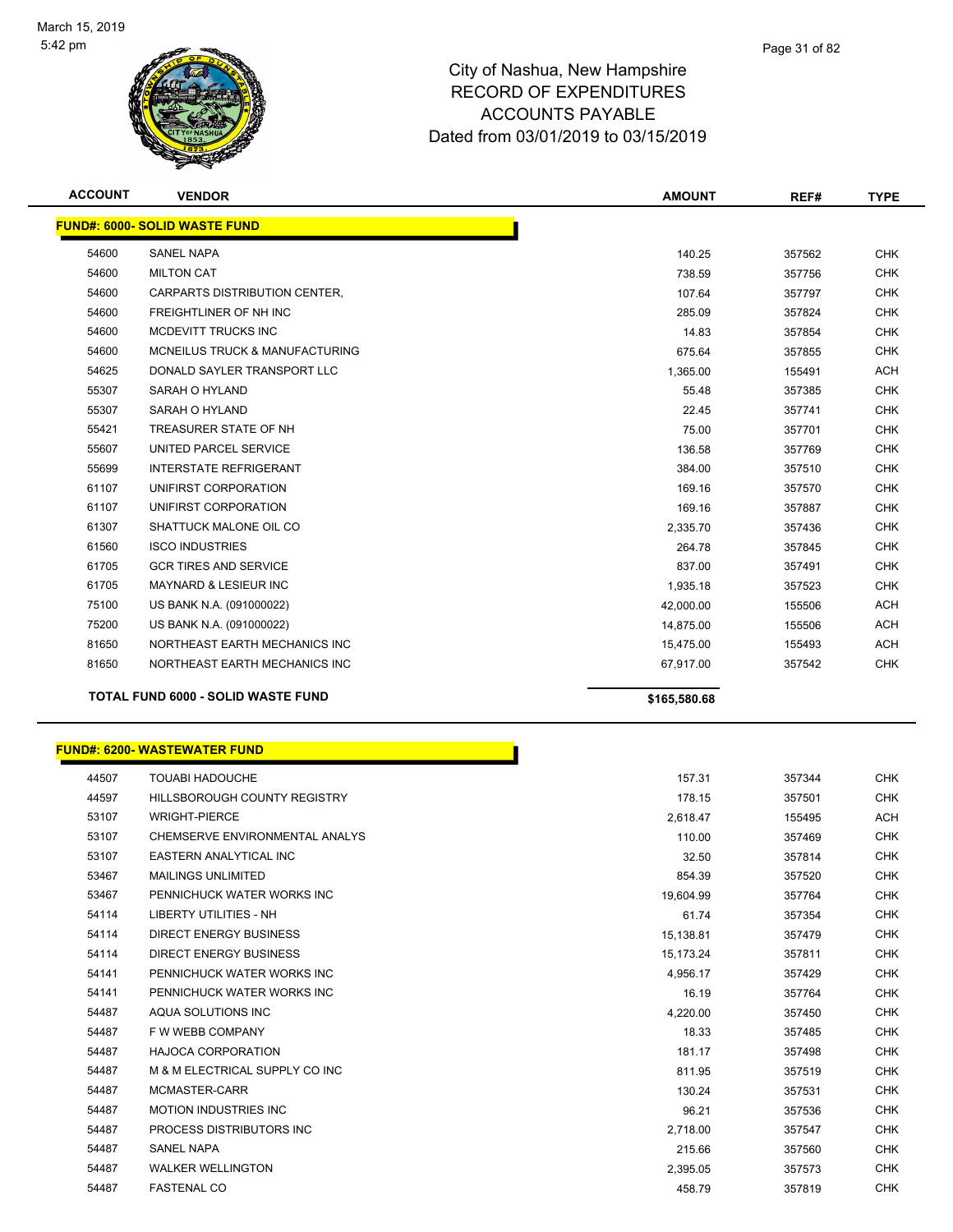# City of Nashua, New Hampshire
## RECORD OF EXPENDITURES
## ACCOUNTS PAYABLE
## Dated from 03/01/2019 to 03/15/2019

| ACCOUNT | VENDOR | AMOUNT | REF# | TYPE |
|---|---|---|---|---|
| **FUND#: 6000- SOLID WASTE FUND** | | | | |
| 54600 | SANEL NAPA | 140.25 | 357562 | CHK |
| 54600 | MILTON CAT | 738.59 | 357756 | CHK |
| 54600 | CARPARTS DISTRIBUTION CENTER, | 107.64 | 357797 | CHK |
| 54600 | FREIGHTLINER OF NH INC | 285.09 | 357824 | CHK |
| 54600 | MCDEVITT TRUCKS INC | 14.83 | 357854 | CHK |
| 54600 | MCNEILUS TRUCK & MANUFACTURING | 675.64 | 357855 | CHK |
| 54625 | DONALD SAYLER TRANSPORT LLC | 1,365.00 | 155491 | ACH |
| 55307 | SARAH O HYLAND | 55.48 | 357385 | CHK |
| 55307 | SARAH O HYLAND | 22.45 | 357741 | CHK |
| 55421 | TREASURER STATE OF NH | 75.00 | 357701 | CHK |
| 55607 | UNITED PARCEL SERVICE | 136.58 | 357769 | CHK |
| 55699 | INTERSTATE REFRIGERANT | 384.00 | 357510 | CHK |
| 61107 | UNIFIRST CORPORATION | 169.16 | 357570 | CHK |
| 61107 | UNIFIRST CORPORATION | 169.16 | 357887 | CHK |
| 61307 | SHATTUCK MALONE OIL CO | 2,335.70 | 357436 | CHK |
| 61560 | ISCO INDUSTRIES | 264.78 | 357845 | CHK |
| 61705 | GCR TIRES AND SERVICE | 837.00 | 357491 | CHK |
| 61705 | MAYNARD & LESIEUR INC | 1,935.18 | 357523 | CHK |
| 75100 | US BANK N.A. (091000022) | 42,000.00 | 155506 | ACH |
| 75200 | US BANK N.A. (091000022) | 14,875.00 | 155506 | ACH |
| 81650 | NORTHEAST EARTH MECHANICS INC | 15,475.00 | 155493 | ACH |
| 81650 | NORTHEAST EARTH MECHANICS INC | 67,917.00 | 357542 | CHK |
| **TOTAL FUND 6000 - SOLID WASTE FUND** | | **$165,580.68** | | |

| ACCOUNT | VENDOR | AMOUNT | REF# | TYPE |
|---|---|---|---|---|
| **FUND#: 6200- WASTEWATER FUND** | | | | |
| 44507 | TOUABI HADOUCHE | 157.31 | 357344 | CHK |
| 44597 | HILLSBOROUGH COUNTY REGISTRY | 178.15 | 357501 | CHK |
| 53107 | WRIGHT-PIERCE | 2,618.47 | 155495 | ACH |
| 53107 | CHEMSERVE ENVIRONMENTAL ANALYS | 110.00 | 357469 | CHK |
| 53107 | EASTERN ANALYTICAL INC | 32.50 | 357814 | CHK |
| 53467 | MAILINGS UNLIMITED | 854.39 | 357520 | CHK |
| 53467 | PENNICHUCK WATER WORKS INC | 19,604.99 | 357764 | CHK |
| 54114 | LIBERTY UTILITIES - NH | 61.74 | 357354 | CHK |
| 54114 | DIRECT ENERGY BUSINESS | 15,138.81 | 357479 | CHK |
| 54114 | DIRECT ENERGY BUSINESS | 15,173.24 | 357811 | CHK |
| 54141 | PENNICHUCK WATER WORKS INC | 4,956.17 | 357429 | CHK |
| 54141 | PENNICHUCK WATER WORKS INC | 16.19 | 357764 | CHK |
| 54487 | AQUA SOLUTIONS INC | 4,220.00 | 357450 | CHK |
| 54487 | F W WEBB COMPANY | 18.33 | 357485 | CHK |
| 54487 | HAJOCA CORPORATION | 181.17 | 357498 | CHK |
| 54487 | M & M ELECTRICAL SUPPLY CO INC | 811.95 | 357519 | CHK |
| 54487 | MCMASTER-CARR | 130.24 | 357531 | CHK |
| 54487 | MOTION INDUSTRIES INC | 96.21 | 357536 | CHK |
| 54487 | PROCESS DISTRIBUTORS INC | 2,718.00 | 357547 | CHK |
| 54487 | SANEL NAPA | 215.66 | 357560 | CHK |
| 54487 | WALKER WELLINGTON | 2,395.05 | 357573 | CHK |
| 54487 | FASTENAL CO | 458.79 | 357819 | CHK |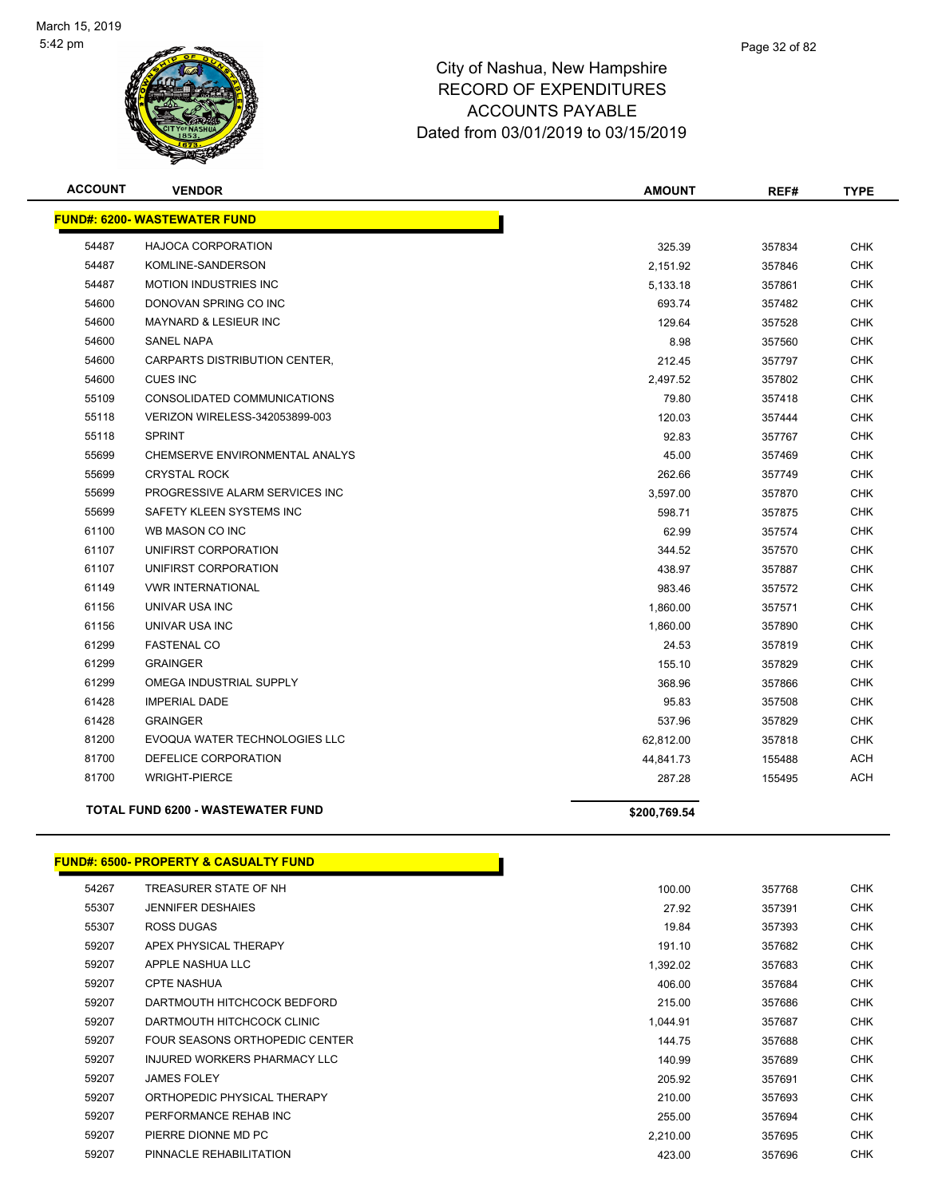March 15, 2019
5:42 pm

City of Nashua, New Hampshire
RECORD OF EXPENDITURES
ACCOUNTS PAYABLE
Dated from 03/01/2019 to 03/15/2019

| ACCOUNT | VENDOR | AMOUNT | REF# | TYPE |
|---|---|---|---|---|
| **FUND#: 6200- WASTEWATER FUND** | | | | |
| 54487 | HAJOCA CORPORATION | 325.39 | 357834 | CHK |
| 54487 | KOMLINE-SANDERSON | 2,151.92 | 357846 | CHK |
| 54487 | MOTION INDUSTRIES INC | 5,133.18 | 357861 | CHK |
| 54600 | DONOVAN SPRING CO INC | 693.74 | 357482 | CHK |
| 54600 | MAYNARD & LESIEUR INC | 129.64 | 357528 | CHK |
| 54600 | SANEL NAPA | 8.98 | 357560 | CHK |
| 54600 | CARPARTS DISTRIBUTION CENTER, | 212.45 | 357797 | CHK |
| 54600 | CUES INC | 2,497.52 | 357802 | CHK |
| 55109 | CONSOLIDATED COMMUNICATIONS | 79.80 | 357418 | CHK |
| 55118 | VERIZON WIRELESS-342053899-003 | 120.03 | 357444 | CHK |
| 55118 | SPRINT | 92.83 | 357767 | CHK |
| 55699 | CHEMSERVE ENVIRONMENTAL ANALYS | 45.00 | 357469 | CHK |
| 55699 | CRYSTAL ROCK | 262.66 | 357749 | CHK |
| 55699 | PROGRESSIVE ALARM SERVICES INC | 3,597.00 | 357870 | CHK |
| 55699 | SAFETY KLEEN SYSTEMS INC | 598.71 | 357875 | CHK |
| 61100 | WB MASON CO INC | 62.99 | 357574 | CHK |
| 61107 | UNIFIRST CORPORATION | 344.52 | 357570 | CHK |
| 61107 | UNIFIRST CORPORATION | 438.97 | 357887 | CHK |
| 61149 | VWR INTERNATIONAL | 983.46 | 357572 | CHK |
| 61156 | UNIVAR USA INC | 1,860.00 | 357571 | CHK |
| 61156 | UNIVAR USA INC | 1,860.00 | 357890 | CHK |
| 61299 | FASTENAL CO | 24.53 | 357819 | CHK |
| 61299 | GRAINGER | 155.10 | 357829 | CHK |
| 61299 | OMEGA INDUSTRIAL SUPPLY | 368.96 | 357866 | CHK |
| 61428 | IMPERIAL DADE | 95.83 | 357508 | CHK |
| 61428 | GRAINGER | 537.96 | 357829 | CHK |
| 81200 | EVOQUA WATER TECHNOLOGIES LLC | 62,812.00 | 357818 | CHK |
| 81700 | DEFELICE CORPORATION | 44,841.73 | 155488 | ACH |
| 81700 | WRIGHT-PIERCE | 287.28 | 155495 | ACH |
| | **TOTAL FUND 6200 - WASTEWATER FUND** | **$200,769.54** | | |

| ACCOUNT | VENDOR | AMOUNT | REF# | TYPE |
|---|---|---|---|---|
| **FUND#: 6500- PROPERTY & CASUALTY FUND** | | | | |
| 54267 | TREASURER STATE OF NH | 100.00 | 357768 | CHK |
| 55307 | JENNIFER DESHAIES | 27.92 | 357391 | CHK |
| 55307 | ROSS DUGAS | 19.84 | 357393 | CHK |
| 59207 | APEX PHYSICAL THERAPY | 191.10 | 357682 | CHK |
| 59207 | APPLE NASHUA LLC | 1,392.02 | 357683 | CHK |
| 59207 | CPTE NASHUA | 406.00 | 357684 | CHK |
| 59207 | DARTMOUTH HITCHCOCK BEDFORD | 215.00 | 357686 | CHK |
| 59207 | DARTMOUTH HITCHCOCK CLINIC | 1,044.91 | 357687 | CHK |
| 59207 | FOUR SEASONS ORTHOPEDIC CENTER | 144.75 | 357688 | CHK |
| 59207 | INJURED WORKERS PHARMACY LLC | 140.99 | 357689 | CHK |
| 59207 | JAMES FOLEY | 205.92 | 357691 | CHK |
| 59207 | ORTHOPEDIC PHYSICAL THERAPY | 210.00 | 357693 | CHK |
| 59207 | PERFORMANCE REHAB INC | 255.00 | 357694 | CHK |
| 59207 | PIERRE DIONNE MD PC | 2,210.00 | 357695 | CHK |
| 59207 | PINNACLE REHABILITATION | 423.00 | 357696 | CHK |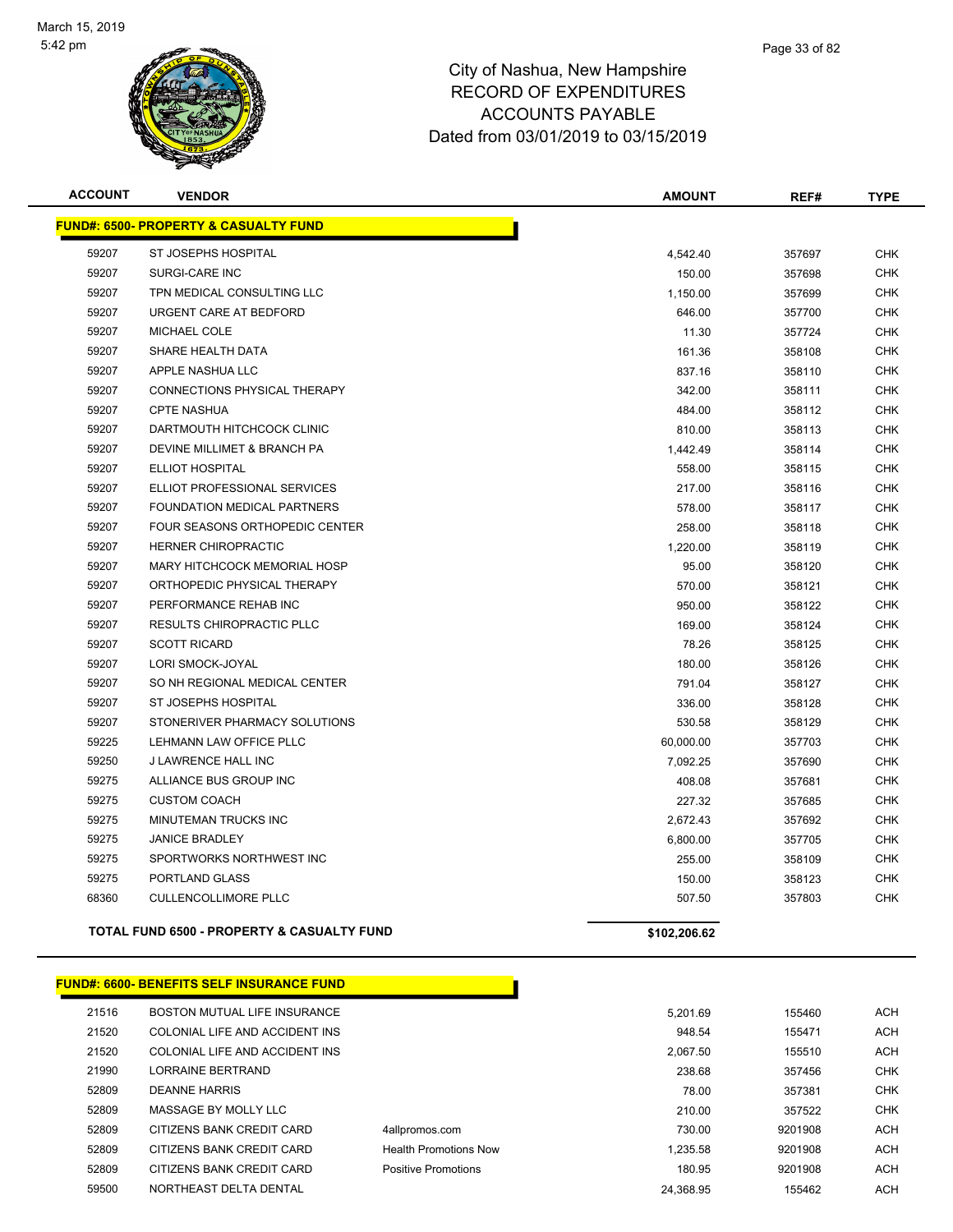City of Nashua, New Hampshire
RECORD OF EXPENDITURES
ACCOUNTS PAYABLE
Dated from 03/01/2019 to 03/15/2019

| ACCOUNT | VENDOR | | AMOUNT | REF# | TYPE |
|---|---|---|---|---|---|
| **FUND#: 6500- PROPERTY & CASUALTY FUND** | | | | | |
| 59207 | ST JOSEPHS HOSPITAL | | 4,542.40 | 357697 | CHK |
| 59207 | SURGI-CARE INC | | 150.00 | 357698 | CHK |
| 59207 | TPN MEDICAL CONSULTING LLC | | 1,150.00 | 357699 | CHK |
| 59207 | URGENT CARE AT BEDFORD | | 646.00 | 357700 | CHK |
| 59207 | MICHAEL COLE | | 11.30 | 357724 | CHK |
| 59207 | SHARE HEALTH DATA | | 161.36 | 358108 | CHK |
| 59207 | APPLE NASHUA LLC | | 837.16 | 358110 | CHK |
| 59207 | CONNECTIONS PHYSICAL THERAPY | | 342.00 | 358111 | CHK |
| 59207 | CPTE NASHUA | | 484.00 | 358112 | CHK |
| 59207 | DARTMOUTH HITCHCOCK CLINIC | | 810.00 | 358113 | CHK |
| 59207 | DEVINE MILLIMET & BRANCH PA | | 1,442.49 | 358114 | CHK |
| 59207 | ELLIOT HOSPITAL | | 558.00 | 358115 | CHK |
| 59207 | ELLIOT PROFESSIONAL SERVICES | | 217.00 | 358116 | CHK |
| 59207 | FOUNDATION MEDICAL PARTNERS | | 578.00 | 358117 | CHK |
| 59207 | FOUR SEASONS ORTHOPEDIC CENTER | | 258.00 | 358118 | CHK |
| 59207 | HERNER CHIROPRACTIC | | 1,220.00 | 358119 | CHK |
| 59207 | MARY HITCHCOCK MEMORIAL HOSP | | 95.00 | 358120 | CHK |
| 59207 | ORTHOPEDIC PHYSICAL THERAPY | | 570.00 | 358121 | CHK |
| 59207 | PERFORMANCE REHAB INC | | 950.00 | 358122 | CHK |
| 59207 | RESULTS CHIROPRACTIC PLLC | | 169.00 | 358124 | CHK |
| 59207 | SCOTT RICARD | | 78.26 | 358125 | CHK |
| 59207 | LORI SMOCK-JOYAL | | 180.00 | 358126 | CHK |
| 59207 | SO NH REGIONAL MEDICAL CENTER | | 791.04 | 358127 | CHK |
| 59207 | ST JOSEPHS HOSPITAL | | 336.00 | 358128 | CHK |
| 59207 | STONERIVER PHARMACY SOLUTIONS | | 530.58 | 358129 | CHK |
| 59225 | LEHMANN LAW OFFICE PLLC | | 60,000.00 | 357703 | CHK |
| 59250 | J LAWRENCE HALL INC | | 7,092.25 | 357690 | CHK |
| 59275 | ALLIANCE BUS GROUP INC | | 408.08 | 357681 | CHK |
| 59275 | CUSTOM COACH | | 227.32 | 357685 | CHK |
| 59275 | MINUTEMAN TRUCKS INC | | 2,672.43 | 357692 | CHK |
| 59275 | JANICE BRADLEY | | 6,800.00 | 357705 | CHK |
| 59275 | SPORTWORKS NORTHWEST INC | | 255.00 | 358109 | CHK |
| 59275 | PORTLAND GLASS | | 150.00 | 358123 | CHK |
| 68360 | CULLENCOLLIMORE PLLC | | 507.50 | 357803 | CHK |
| **TOTAL FUND 6500 - PROPERTY & CASUALTY FUND** | | | **$102,206.62** | | |
| **FUND#: 6600- BENEFITS SELF INSURANCE FUND** | | | | | |
| 21516 | BOSTON MUTUAL LIFE INSURANCE | | 5,201.69 | 155460 | ACH |
| 21520 | COLONIAL LIFE AND ACCIDENT INS | | 948.54 | 155471 | ACH |
| 21520 | COLONIAL LIFE AND ACCIDENT INS | | 2,067.50 | 155510 | ACH |
| 21990 | LORRAINE BERTRAND | | 238.68 | 357456 | CHK |
| 52809 | DEANNE HARRIS | | 78.00 | 357381 | CHK |
| 52809 | MASSAGE BY MOLLY LLC | | 210.00 | 357522 | CHK |
| 52809 | CITIZENS BANK CREDIT CARD | 4allpromos.com | 730.00 | 9201908 | ACH |
| 52809 | CITIZENS BANK CREDIT CARD | Health Promotions Now | 1,235.58 | 9201908 | ACH |
| 52809 | CITIZENS BANK CREDIT CARD | Positive Promotions | 180.95 | 9201908 | ACH |
| 59500 | NORTHEAST DELTA DENTAL | | 24,368.95 | 155462 | ACH |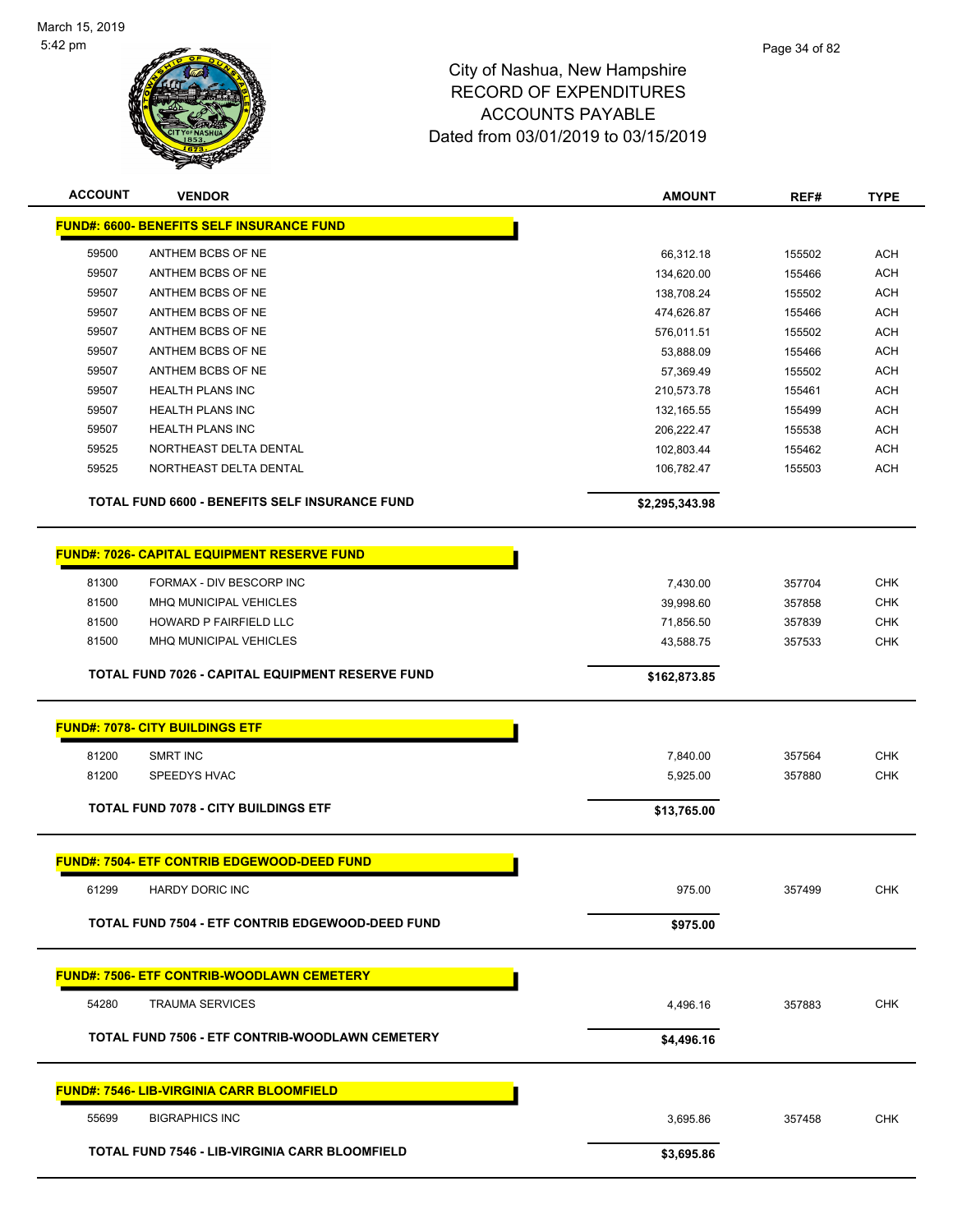# City of Nashua, New Hampshire
## RECORD OF EXPENDITURES
## ACCOUNTS PAYABLE
## Dated from 03/01/2019 to 03/15/2019

| ACCOUNT | VENDOR | AMOUNT | REF# | TYPE |
|---|---|---|---|---|
| **FUND#: 6600- BENEFITS SELF INSURANCE FUND** | | | | |
| 59500 | ANTHEM BCBS OF NE | 66,312.18 | 155502 | ACH |
| 59507 | ANTHEM BCBS OF NE | 134,620.00 | 155466 | ACH |
| 59507 | ANTHEM BCBS OF NE | 138,708.24 | 155502 | ACH |
| 59507 | ANTHEM BCBS OF NE | 474,626.87 | 155466 | ACH |
| 59507 | ANTHEM BCBS OF NE | 576,011.51 | 155502 | ACH |
| 59507 | ANTHEM BCBS OF NE | 53,888.09 | 155466 | ACH |
| 59507 | ANTHEM BCBS OF NE | 57,369.49 | 155502 | ACH |
| 59507 | HEALTH PLANS INC | 210,573.78 | 155461 | ACH |
| 59507 | HEALTH PLANS INC | 132,165.55 | 155499 | ACH |
| 59507 | HEALTH PLANS INC | 206,222.47 | 155538 | ACH |
| 59525 | NORTHEAST DELTA DENTAL | 102,803.44 | 155462 | ACH |
| 59525 | NORTHEAST DELTA DENTAL | 106,782.47 | 155503 | ACH |
| | **TOTAL FUND 6600 - BENEFITS SELF INSURANCE FUND** | **$2,295,343.98** | | |
| **FUND#: 7026- CAPITAL EQUIPMENT RESERVE FUND** | | | | |
| 81300 | FORMAX - DIV BESCORP INC | 7,430.00 | 357704 | CHK |
| 81500 | MHQ MUNICIPAL VEHICLES | 39,998.60 | 357858 | CHK |
| 81500 | HOWARD P FAIRFIELD LLC | 71,856.50 | 357839 | CHK |
| 81500 | MHQ MUNICIPAL VEHICLES | 43,588.75 | 357533 | CHK |
| | **TOTAL FUND 7026 - CAPITAL EQUIPMENT RESERVE FUND** | **$162,873.85** | | |
| **FUND#: 7078- CITY BUILDINGS ETF** | | | | |
| 81200 | SMRT INC | 7,840.00 | 357564 | CHK |
| 81200 | SPEEDYS HVAC | 5,925.00 | 357880 | CHK |
| | **TOTAL FUND 7078 - CITY BUILDINGS ETF** | **$13,765.00** | | |
| **FUND#: 7504- ETF CONTRIB EDGEWOOD-DEED FUND** | | | | |
| 61299 | HARDY DORIC INC | 975.00 | 357499 | CHK |
| | **TOTAL FUND 7504 - ETF CONTRIB EDGEWOOD-DEED FUND** | **$975.00** | | |
| **FUND#: 7506- ETF CONTRIB-WOODLAWN CEMETERY** | | | | |
| 54280 | TRAUMA SERVICES | 4,496.16 | 357883 | CHK |
| | **TOTAL FUND 7506 - ETF CONTRIB-WOODLAWN CEMETERY** | **$4,496.16** | | |
| **FUND#: 7546- LIB-VIRGINIA CARR BLOOMFIELD** | | | | |
| 55699 | BIGRAPHICS INC | 3,695.86 | 357458 | CHK |
| | **TOTAL FUND 7546 - LIB-VIRGINIA CARR BLOOMFIELD** | **$3,695.86** | | |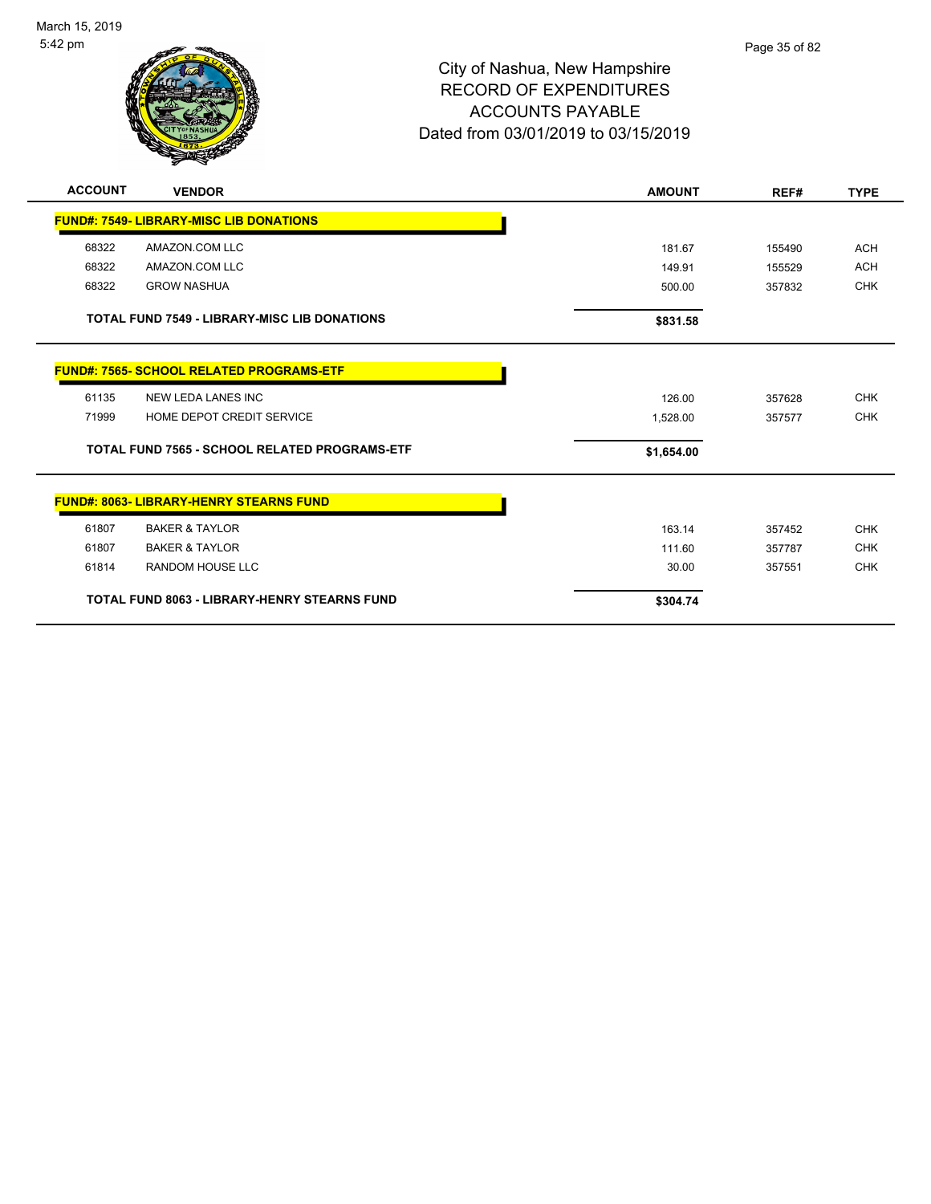# City of Nashua, New Hampshire
## RECORD OF EXPENDITURES
## ACCOUNTS PAYABLE
## Dated from 03/01/2019 to 03/15/2019

| ACCOUNT | VENDOR | AMOUNT | REF# | TYPE |
|---|---|---|---|---|
| **FUND#: 7549- LIBRARY-MISC LIB DONATIONS** | | | | |
| 68322 | AMAZON.COM LLC | 181.67 | 155490 | ACH |
| 68322 | AMAZON.COM LLC | 149.91 | 155529 | ACH |
| 68322 | GROW NASHUA | 500.00 | 357832 | CHK |
| | **TOTAL FUND 7549 - LIBRARY-MISC LIB DONATIONS** | **$831.58** | | |
| **FUND#: 7565- SCHOOL RELATED PROGRAMS-ETF** | | | | |
| 61135 | NEW LEDA LANES INC | 126.00 | 357628 | CHK |
| 71999 | HOME DEPOT CREDIT SERVICE | 1,528.00 | 357577 | CHK |
| | **TOTAL FUND 7565 - SCHOOL RELATED PROGRAMS-ETF** | **$1,654.00** | | |
| **FUND#: 8063- LIBRARY-HENRY STEARNS FUND** | | | | |
| 61807 | BAKER & TAYLOR | 163.14 | 357452 | CHK |
| 61807 | BAKER & TAYLOR | 111.60 | 357787 | CHK |
| 61814 | RANDOM HOUSE LLC | 30.00 | 357551 | CHK |
| | **TOTAL FUND 8063 - LIBRARY-HENRY STEARNS FUND** | **$304.74** | | |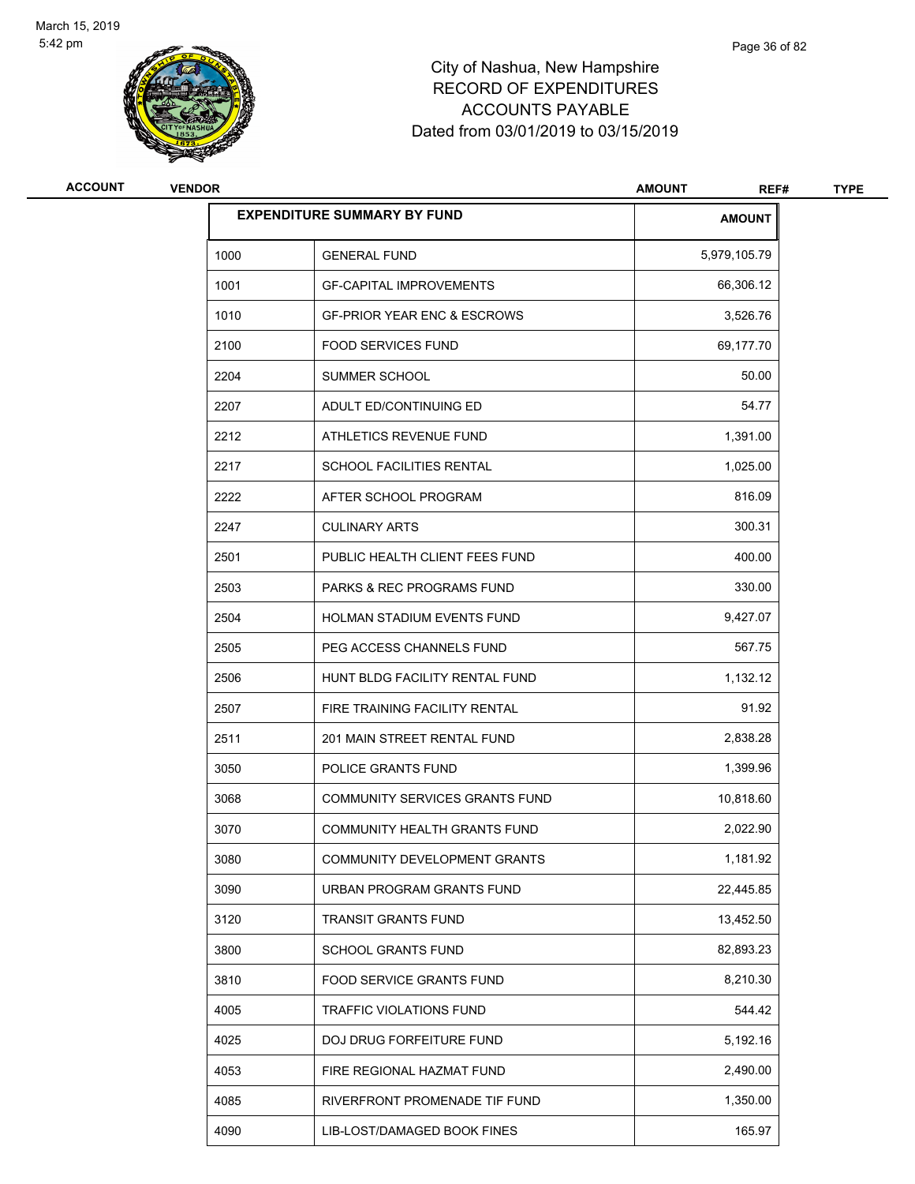City of Nashua, New Hampshire
RECORD OF EXPENDITURES
ACCOUNTS PAYABLE
Dated from 03/01/2019 to 03/15/2019

| ACCOUNT | VENDOR | AMOUNT | REF# | TYPE |
|---|---|---|---|---|

| EXPENDITURE SUMMARY BY FUND | | AMOUNT |
|---|---|---|
| 1000 | GENERAL FUND | 5,979,105.79 |
| 1001 | GF-CAPITAL IMPROVEMENTS | 66,306.12 |
| 1010 | GF-PRIOR YEAR ENC & ESCROWS | 3,526.76 |
| 2100 | FOOD SERVICES FUND | 69,177.70 |
| 2204 | SUMMER SCHOOL | 50.00 |
| 2207 | ADULT ED/CONTINUING ED | 54.77 |
| 2212 | ATHLETICS REVENUE FUND | 1,391.00 |
| 2217 | SCHOOL FACILITIES RENTAL | 1,025.00 |
| 2222 | AFTER SCHOOL PROGRAM | 816.09 |
| 2247 | CULINARY ARTS | 300.31 |
| 2501 | PUBLIC HEALTH CLIENT FEES FUND | 400.00 |
| 2503 | PARKS & REC PROGRAMS FUND | 330.00 |
| 2504 | HOLMAN STADIUM EVENTS FUND | 9,427.07 |
| 2505 | PEG ACCESS CHANNELS FUND | 567.75 |
| 2506 | HUNT BLDG FACILITY RENTAL FUND | 1,132.12 |
| 2507 | FIRE TRAINING FACILITY RENTAL | 91.92 |
| 2511 | 201 MAIN STREET RENTAL FUND | 2,838.28 |
| 3050 | POLICE GRANTS FUND | 1,399.96 |
| 3068 | COMMUNITY SERVICES GRANTS FUND | 10,818.60 |
| 3070 | COMMUNITY HEALTH GRANTS FUND | 2,022.90 |
| 3080 | COMMUNITY DEVELOPMENT GRANTS | 1,181.92 |
| 3090 | URBAN PROGRAM GRANTS FUND | 22,445.85 |
| 3120 | TRANSIT GRANTS FUND | 13,452.50 |
| 3800 | SCHOOL GRANTS FUND | 82,893.23 |
| 3810 | FOOD SERVICE GRANTS FUND | 8,210.30 |
| 4005 | TRAFFIC VIOLATIONS FUND | 544.42 |
| 4025 | DOJ DRUG FORFEITURE FUND | 5,192.16 |
| 4053 | FIRE REGIONAL HAZMAT FUND | 2,490.00 |
| 4085 | RIVERFRONT PROMENADE TIF FUND | 1,350.00 |
| 4090 | LIB-LOST/DAMAGED BOOK FINES | 165.97 |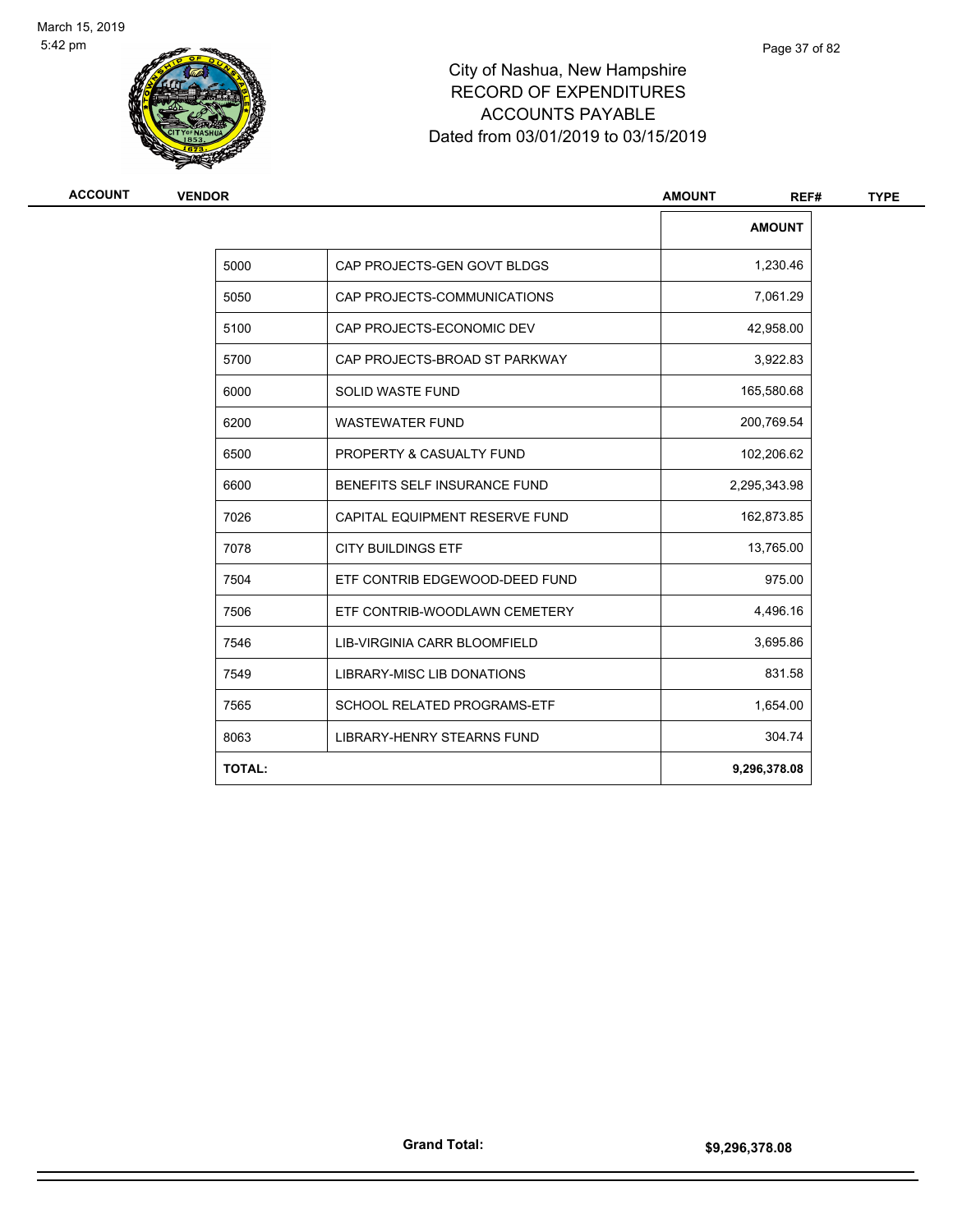City of Nashua, New Hampshire
RECORD OF EXPENDITURES
ACCOUNTS PAYABLE
Dated from 03/01/2019 to 03/15/2019

| ACCOUNT | VENDOR | AMOUNT | REF# | TYPE |
|---|---|---|---|---|

| | | AMOUNT |
|---|---|---|
| 5000 | CAP PROJECTS-GEN GOVT BLDGS | 1,230.46 |
| 5050 | CAP PROJECTS-COMMUNICATIONS | 7,061.29 |
| 5100 | CAP PROJECTS-ECONOMIC DEV | 42,958.00 |
| 5700 | CAP PROJECTS-BROAD ST PARKWAY | 3,922.83 |
| 6000 | SOLID WASTE FUND | 165,580.68 |
| 6200 | WASTEWATER FUND | 200,769.54 |
| 6500 | PROPERTY & CASUALTY FUND | 102,206.62 |
| 6600 | BENEFITS SELF INSURANCE FUND | 2,295,343.98 |
| 7026 | CAPITAL EQUIPMENT RESERVE FUND | 162,873.85 |
| 7078 | CITY BUILDINGS ETF | 13,765.00 |
| 7504 | ETF CONTRIB EDGEWOOD-DEED FUND | 975.00 |
| 7506 | ETF CONTRIB-WOODLAWN CEMETERY | 4,496.16 |
| 7546 | LIB-VIRGINIA CARR BLOOMFIELD | 3,695.86 |
| 7549 | LIBRARY-MISC LIB DONATIONS | 831.58 |
| 7565 | SCHOOL RELATED PROGRAMS-ETF | 1,654.00 |
| 8063 | LIBRARY-HENRY STEARNS FUND | 304.74 |
| **TOTAL:** | | **9,296,378.08** |

**Grand Total:** **$9,296,378.08**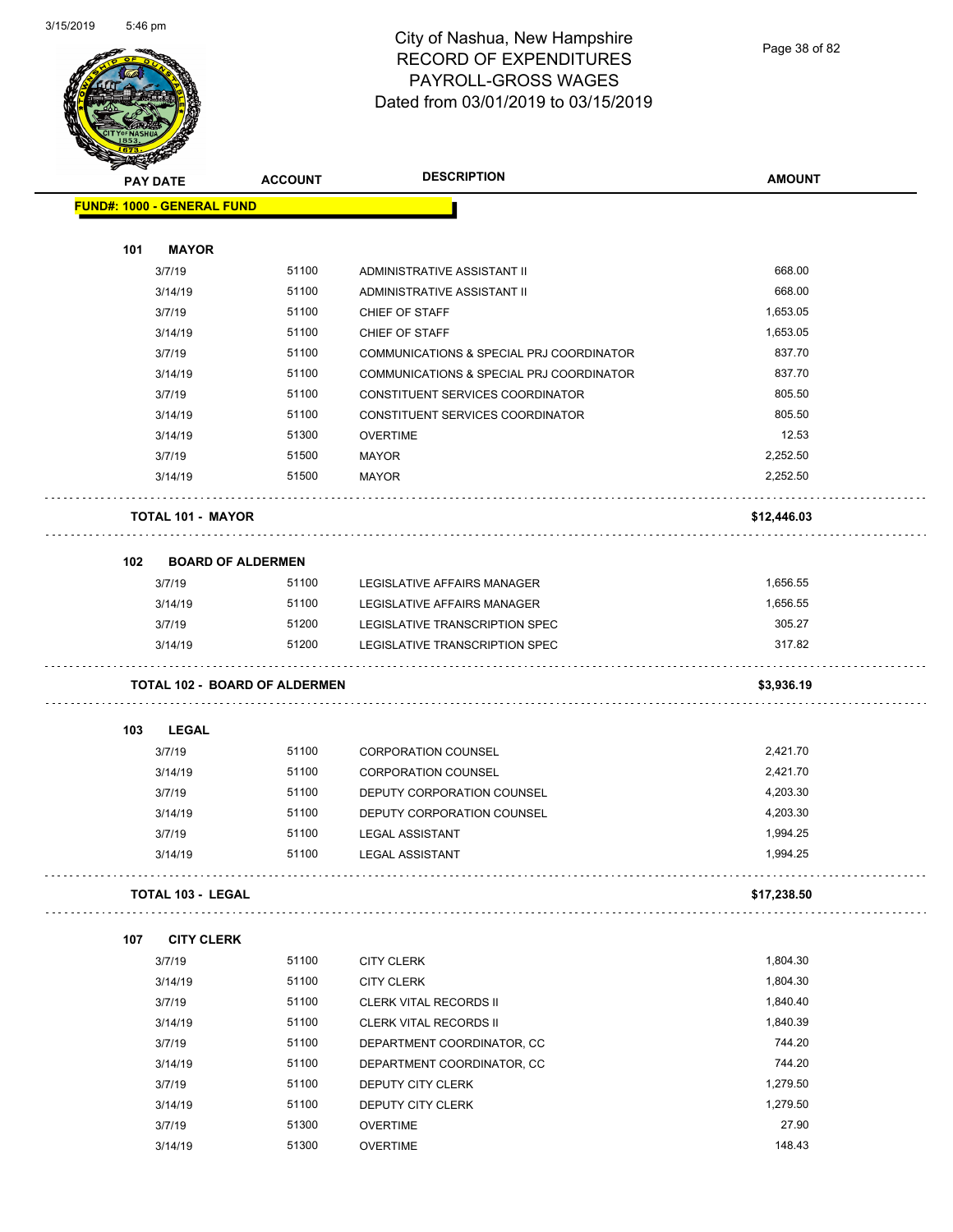# City of Nashua, New Hampshire
## RECORD OF EXPENDITURES
## PAYROLL-GROSS WAGES
## Dated from 03/01/2019 to 03/15/2019

| PAY DATE | ACCOUNT | DESCRIPTION | AMOUNT |
|---|---|---|---|
| **FUND#: 1000 - GENERAL FUND** | | | |
| **101 MAYOR** | | | |
| 3/7/19 | 51100 | ADMINISTRATIVE ASSISTANT II | 668.00 |
| 3/14/19 | 51100 | ADMINISTRATIVE ASSISTANT II | 668.00 |
| 3/7/19 | 51100 | CHIEF OF STAFF | 1,653.05 |
| 3/14/19 | 51100 | CHIEF OF STAFF | 1,653.05 |
| 3/7/19 | 51100 | COMMUNICATIONS & SPECIAL PRJ COORDINATOR | 837.70 |
| 3/14/19 | 51100 | COMMUNICATIONS & SPECIAL PRJ COORDINATOR | 837.70 |
| 3/7/19 | 51100 | CONSTITUENT SERVICES COORDINATOR | 805.50 |
| 3/14/19 | 51100 | CONSTITUENT SERVICES COORDINATOR | 805.50 |
| 3/14/19 | 51300 | OVERTIME | 12.53 |
| 3/7/19 | 51500 | MAYOR | 2,252.50 |
| 3/14/19 | 51500 | MAYOR | 2,252.50 |
| **TOTAL 101 - MAYOR** | | | **$12,446.03** |
| **102 BOARD OF ALDERMEN** | | | |
| 3/7/19 | 51100 | LEGISLATIVE AFFAIRS MANAGER | 1,656.55 |
| 3/14/19 | 51100 | LEGISLATIVE AFFAIRS MANAGER | 1,656.55 |
| 3/7/19 | 51200 | LEGISLATIVE TRANSCRIPTION SPEC | 305.27 |
| 3/14/19 | 51200 | LEGISLATIVE TRANSCRIPTION SPEC | 317.82 |
| **TOTAL 102 - BOARD OF ALDERMEN** | | | **$3,936.19** |
| **103 LEGAL** | | | |
| 3/7/19 | 51100 | CORPORATION COUNSEL | 2,421.70 |
| 3/14/19 | 51100 | CORPORATION COUNSEL | 2,421.70 |
| 3/7/19 | 51100 | DEPUTY CORPORATION COUNSEL | 4,203.30 |
| 3/14/19 | 51100 | DEPUTY CORPORATION COUNSEL | 4,203.30 |
| 3/7/19 | 51100 | LEGAL ASSISTANT | 1,994.25 |
| 3/14/19 | 51100 | LEGAL ASSISTANT | 1,994.25 |
| **TOTAL 103 - LEGAL** | | | **$17,238.50** |
| **107 CITY CLERK** | | | |
| 3/7/19 | 51100 | CITY CLERK | 1,804.30 |
| 3/14/19 | 51100 | CITY CLERK | 1,804.30 |
| 3/7/19 | 51100 | CLERK VITAL RECORDS II | 1,840.40 |
| 3/14/19 | 51100 | CLERK VITAL RECORDS II | 1,840.39 |
| 3/7/19 | 51100 | DEPARTMENT COORDINATOR, CC | 744.20 |
| 3/14/19 | 51100 | DEPARTMENT COORDINATOR, CC | 744.20 |
| 3/7/19 | 51100 | DEPUTY CITY CLERK | 1,279.50 |
| 3/14/19 | 51100 | DEPUTY CITY CLERK | 1,279.50 |
| 3/7/19 | 51300 | OVERTIME | 27.90 |
| 3/14/19 | 51300 | OVERTIME | 148.43 |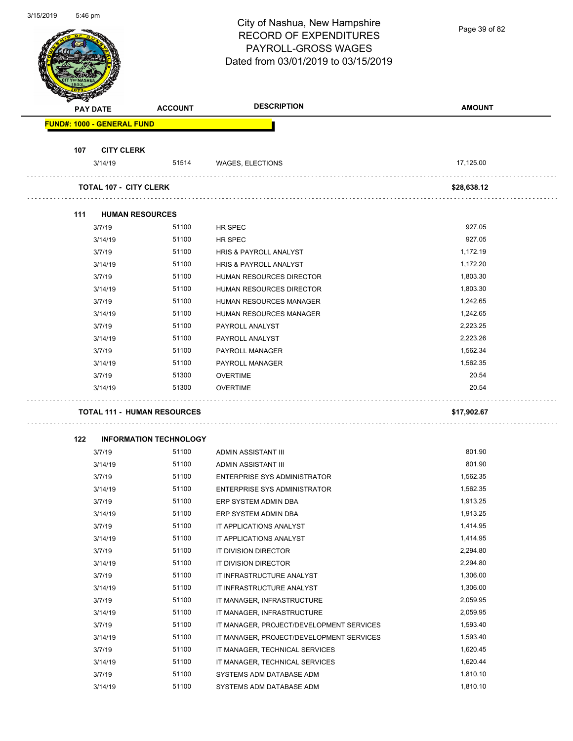# City of Nashua, New Hampshire
## RECORD OF EXPENDITURES
## PAYROLL-GROSS WAGES
## Dated from 03/01/2019 to 03/15/2019

| PAY DATE | ACCOUNT | DESCRIPTION | AMOUNT |
|---|---|---|---|
| **FUND#: 1000 - GENERAL FUND** | | | |
| **107 CITY CLERK** | | | |
| 3/14/19 | 51514 | WAGES, ELECTIONS | 17,125.00 |
| **TOTAL 107 - CITY CLERK** | | | **$28,638.12** |
| **111 HUMAN RESOURCES** | | | |
| 3/7/19 | 51100 | HR SPEC | 927.05 |
| 3/14/19 | 51100 | HR SPEC | 927.05 |
| 3/7/19 | 51100 | HRIS & PAYROLL ANALYST | 1,172.19 |
| 3/14/19 | 51100 | HRIS & PAYROLL ANALYST | 1,172.20 |
| 3/7/19 | 51100 | HUMAN RESOURCES DIRECTOR | 1,803.30 |
| 3/14/19 | 51100 | HUMAN RESOURCES DIRECTOR | 1,803.30 |
| 3/7/19 | 51100 | HUMAN RESOURCES MANAGER | 1,242.65 |
| 3/14/19 | 51100 | HUMAN RESOURCES MANAGER | 1,242.65 |
| 3/7/19 | 51100 | PAYROLL ANALYST | 2,223.25 |
| 3/14/19 | 51100 | PAYROLL ANALYST | 2,223.26 |
| 3/7/19 | 51100 | PAYROLL MANAGER | 1,562.34 |
| 3/14/19 | 51100 | PAYROLL MANAGER | 1,562.35 |
| 3/7/19 | 51300 | OVERTIME | 20.54 |
| 3/14/19 | 51300 | OVERTIME | 20.54 |
| **TOTAL 111 - HUMAN RESOURCES** | | | **$17,902.67** |
| **122 INFORMATION TECHNOLOGY** | | | |
| 3/7/19 | 51100 | ADMIN ASSISTANT III | 801.90 |
| 3/14/19 | 51100 | ADMIN ASSISTANT III | 801.90 |
| 3/7/19 | 51100 | ENTERPRISE SYS ADMINISTRATOR | 1,562.35 |
| 3/14/19 | 51100 | ENTERPRISE SYS ADMINISTRATOR | 1,562.35 |
| 3/7/19 | 51100 | ERP SYSTEM ADMIN DBA | 1,913.25 |
| 3/14/19 | 51100 | ERP SYSTEM ADMIN DBA | 1,913.25 |
| 3/7/19 | 51100 | IT APPLICATIONS ANALYST | 1,414.95 |
| 3/14/19 | 51100 | IT APPLICATIONS ANALYST | 1,414.95 |
| 3/7/19 | 51100 | IT DIVISION DIRECTOR | 2,294.80 |
| 3/14/19 | 51100 | IT DIVISION DIRECTOR | 2,294.80 |
| 3/7/19 | 51100 | IT INFRASTRUCTURE ANALYST | 1,306.00 |
| 3/14/19 | 51100 | IT INFRASTRUCTURE ANALYST | 1,306.00 |
| 3/7/19 | 51100 | IT MANAGER, INFRASTRUCTURE | 2,059.95 |
| 3/14/19 | 51100 | IT MANAGER, INFRASTRUCTURE | 2,059.95 |
| 3/7/19 | 51100 | IT MANAGER, PROJECT/DEVELOPMENT SERVICES | 1,593.40 |
| 3/14/19 | 51100 | IT MANAGER, PROJECT/DEVELOPMENT SERVICES | 1,593.40 |
| 3/7/19 | 51100 | IT MANAGER, TECHNICAL SERVICES | 1,620.45 |
| 3/14/19 | 51100 | IT MANAGER, TECHNICAL SERVICES | 1,620.44 |
| 3/7/19 | 51100 | SYSTEMS ADM DATABASE ADM | 1,810.10 |
| 3/14/19 | 51100 | SYSTEMS ADM DATABASE ADM | 1,810.10 |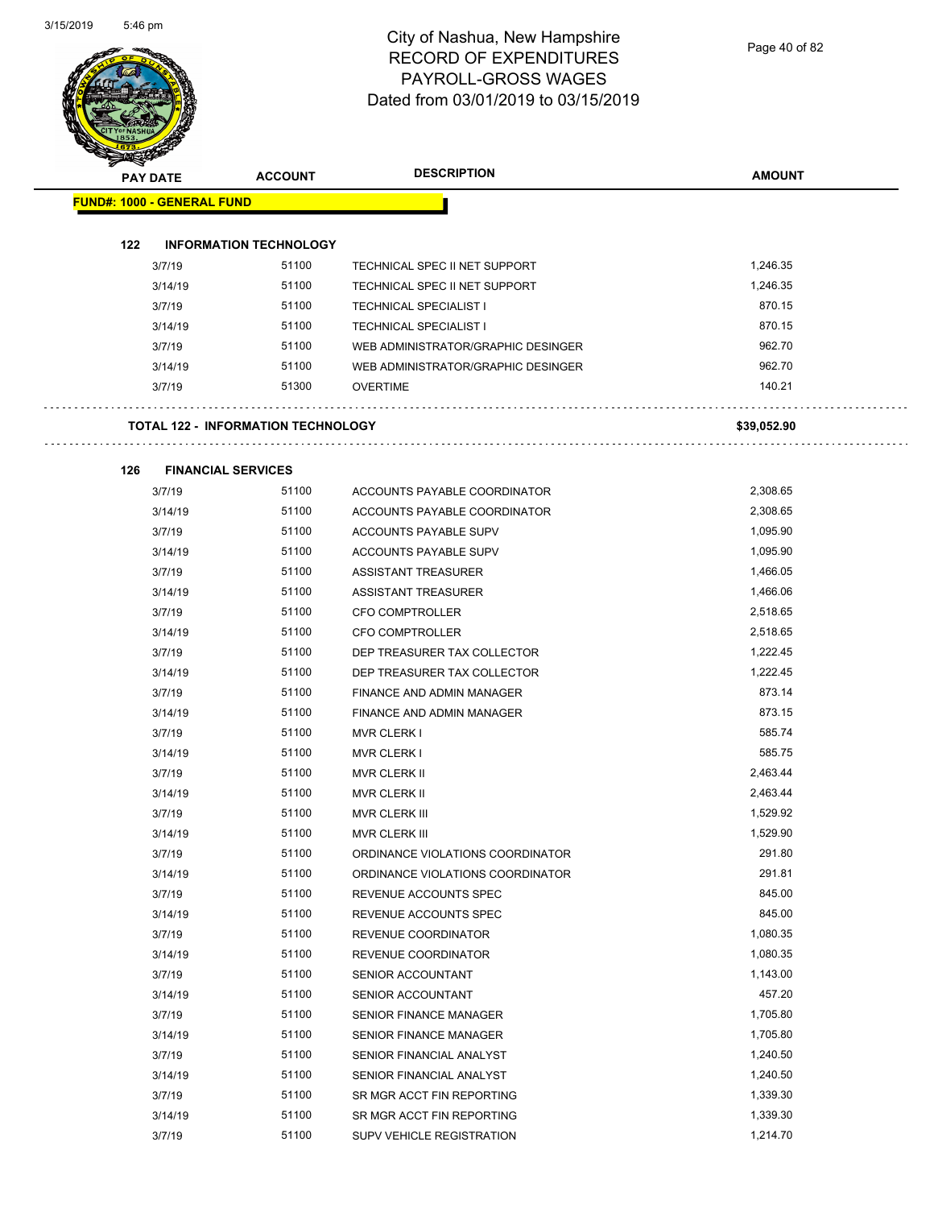# City of Nashua, New Hampshire
## RECORD OF EXPENDITURES
## PAYROLL-GROSS WAGES
## Dated from 03/01/2019 to 03/15/2019

| PAY DATE | ACCOUNT | DESCRIPTION | AMOUNT |
|---|---|---|---|
| **FUND#: 1000 - GENERAL FUND** | | | |
| **122 INFORMATION TECHNOLOGY** | | | |
| 3/7/19 | 51100 | TECHNICAL SPEC II NET SUPPORT | 1,246.35 |
| 3/14/19 | 51100 | TECHNICAL SPEC II NET SUPPORT | 1,246.35 |
| 3/7/19 | 51100 | TECHNICAL SPECIALIST I | 870.15 |
| 3/14/19 | 51100 | TECHNICAL SPECIALIST I | 870.15 |
| 3/7/19 | 51100 | WEB ADMINISTRATOR/GRAPHIC DESINGER | 962.70 |
| 3/14/19 | 51100 | WEB ADMINISTRATOR/GRAPHIC DESINGER | 962.70 |
| 3/7/19 | 51300 | OVERTIME | 140.21 |
| **TOTAL 122 - INFORMATION TECHNOLOGY** | | | **$39,052.90** |
| **126 FINANCIAL SERVICES** | | | |
| 3/7/19 | 51100 | ACCOUNTS PAYABLE COORDINATOR | 2,308.65 |
| 3/14/19 | 51100 | ACCOUNTS PAYABLE COORDINATOR | 2,308.65 |
| 3/7/19 | 51100 | ACCOUNTS PAYABLE SUPV | 1,095.90 |
| 3/14/19 | 51100 | ACCOUNTS PAYABLE SUPV | 1,095.90 |
| 3/7/19 | 51100 | ASSISTANT TREASURER | 1,466.05 |
| 3/14/19 | 51100 | ASSISTANT TREASURER | 1,466.06 |
| 3/7/19 | 51100 | CFO COMPTROLLER | 2,518.65 |
| 3/14/19 | 51100 | CFO COMPTROLLER | 2,518.65 |
| 3/7/19 | 51100 | DEP TREASURER TAX COLLECTOR | 1,222.45 |
| 3/14/19 | 51100 | DEP TREASURER TAX COLLECTOR | 1,222.45 |
| 3/7/19 | 51100 | FINANCE AND ADMIN MANAGER | 873.14 |
| 3/14/19 | 51100 | FINANCE AND ADMIN MANAGER | 873.15 |
| 3/7/19 | 51100 | MVR CLERK I | 585.74 |
| 3/14/19 | 51100 | MVR CLERK I | 585.75 |
| 3/7/19 | 51100 | MVR CLERK II | 2,463.44 |
| 3/14/19 | 51100 | MVR CLERK II | 2,463.44 |
| 3/7/19 | 51100 | MVR CLERK III | 1,529.92 |
| 3/14/19 | 51100 | MVR CLERK III | 1,529.90 |
| 3/7/19 | 51100 | ORDINANCE VIOLATIONS COORDINATOR | 291.80 |
| 3/14/19 | 51100 | ORDINANCE VIOLATIONS COORDINATOR | 291.81 |
| 3/7/19 | 51100 | REVENUE ACCOUNTS SPEC | 845.00 |
| 3/14/19 | 51100 | REVENUE ACCOUNTS SPEC | 845.00 |
| 3/7/19 | 51100 | REVENUE COORDINATOR | 1,080.35 |
| 3/14/19 | 51100 | REVENUE COORDINATOR | 1,080.35 |
| 3/7/19 | 51100 | SENIOR ACCOUNTANT | 1,143.00 |
| 3/14/19 | 51100 | SENIOR ACCOUNTANT | 457.20 |
| 3/7/19 | 51100 | SENIOR FINANCE MANAGER | 1,705.80 |
| 3/14/19 | 51100 | SENIOR FINANCE MANAGER | 1,705.80 |
| 3/7/19 | 51100 | SENIOR FINANCIAL ANALYST | 1,240.50 |
| 3/14/19 | 51100 | SENIOR FINANCIAL ANALYST | 1,240.50 |
| 3/7/19 | 51100 | SR MGR ACCT FIN REPORTING | 1,339.30 |
| 3/14/19 | 51100 | SR MGR ACCT FIN REPORTING | 1,339.30 |
| 3/7/19 | 51100 | SUPV VEHICLE REGISTRATION | 1,214.70 |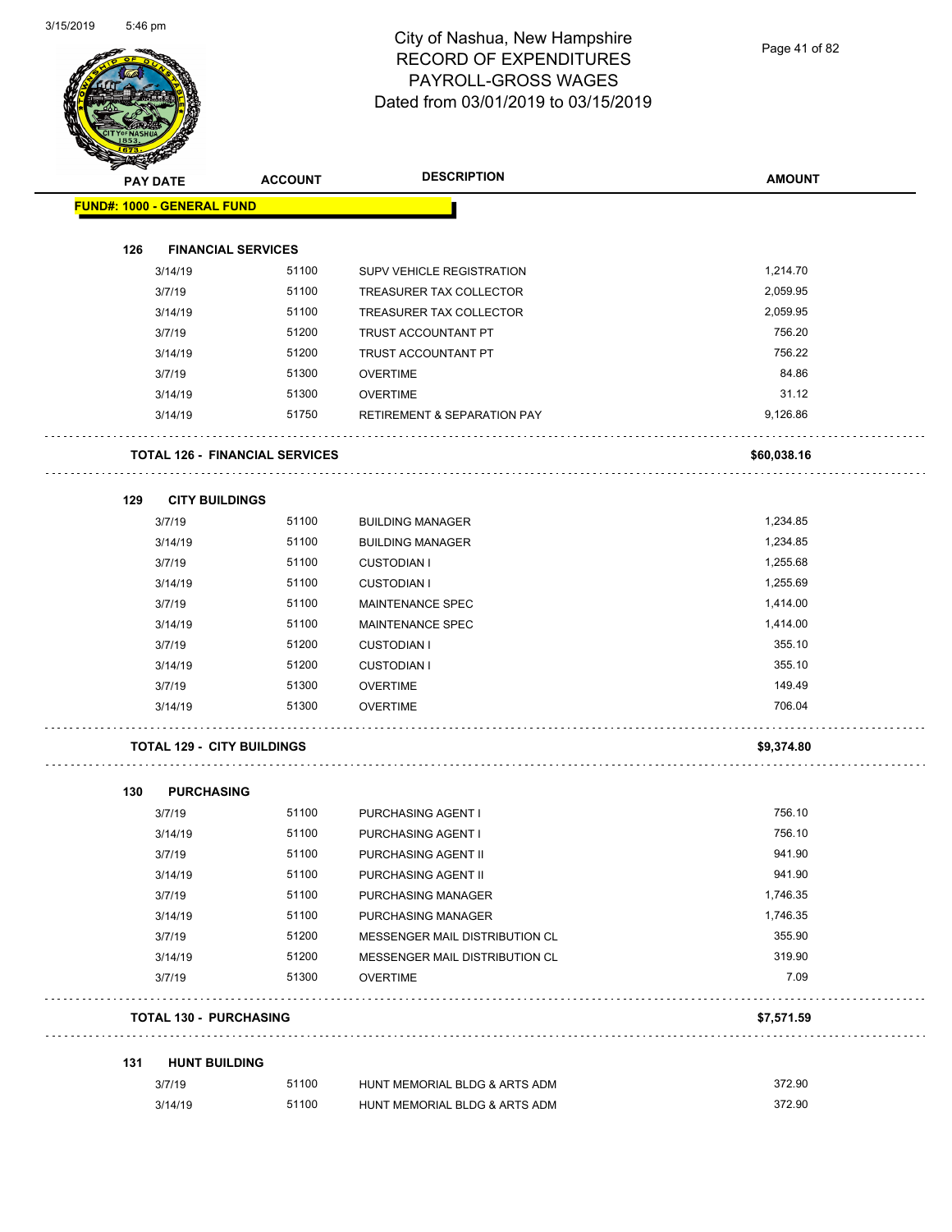# City of Nashua, New Hampshire
## RECORD OF EXPENDITURES
## PAYROLL-GROSS WAGES
## Dated from 03/01/2019 to 03/15/2019

| PAY DATE | ACCOUNT | DESCRIPTION | AMOUNT |
|---|---|---|---|
| **FUND#: 1000 - GENERAL FUND** | | | |
| **126 FINANCIAL SERVICES** | | | |
| 3/14/19 | 51100 | SUPV VEHICLE REGISTRATION | 1,214.70 |
| 3/7/19 | 51100 | TREASURER TAX COLLECTOR | 2,059.95 |
| 3/14/19 | 51100 | TREASURER TAX COLLECTOR | 2,059.95 |
| 3/7/19 | 51200 | TRUST ACCOUNTANT PT | 756.20 |
| 3/14/19 | 51200 | TRUST ACCOUNTANT PT | 756.22 |
| 3/7/19 | 51300 | OVERTIME | 84.86 |
| 3/14/19 | 51300 | OVERTIME | 31.12 |
| 3/14/19 | 51750 | RETIREMENT & SEPARATION PAY | 9,126.86 |
| **TOTAL 126 - FINANCIAL SERVICES** | | | **$60,038.16** |
| **129 CITY BUILDINGS** | | | |
| 3/7/19 | 51100 | BUILDING MANAGER | 1,234.85 |
| 3/14/19 | 51100 | BUILDING MANAGER | 1,234.85 |
| 3/7/19 | 51100 | CUSTODIAN I | 1,255.68 |
| 3/14/19 | 51100 | CUSTODIAN I | 1,255.69 |
| 3/7/19 | 51100 | MAINTENANCE SPEC | 1,414.00 |
| 3/14/19 | 51100 | MAINTENANCE SPEC | 1,414.00 |
| 3/7/19 | 51200 | CUSTODIAN I | 355.10 |
| 3/14/19 | 51200 | CUSTODIAN I | 355.10 |
| 3/7/19 | 51300 | OVERTIME | 149.49 |
| 3/14/19 | 51300 | OVERTIME | 706.04 |
| **TOTAL 129 - CITY BUILDINGS** | | | **$9,374.80** |
| **130 PURCHASING** | | | |
| 3/7/19 | 51100 | PURCHASING AGENT I | 756.10 |
| 3/14/19 | 51100 | PURCHASING AGENT I | 756.10 |
| 3/7/19 | 51100 | PURCHASING AGENT II | 941.90 |
| 3/14/19 | 51100 | PURCHASING AGENT II | 941.90 |
| 3/7/19 | 51100 | PURCHASING MANAGER | 1,746.35 |
| 3/14/19 | 51100 | PURCHASING MANAGER | 1,746.35 |
| 3/7/19 | 51200 | MESSENGER MAIL DISTRIBUTION CL | 355.90 |
| 3/14/19 | 51200 | MESSENGER MAIL DISTRIBUTION CL | 319.90 |
| 3/7/19 | 51300 | OVERTIME | 7.09 |
| **TOTAL 130 - PURCHASING** | | | **$7,571.59** |
| **131 HUNT BUILDING** | | | |
| 3/7/19 | 51100 | HUNT MEMORIAL BLDG & ARTS ADM | 372.90 |
| 3/14/19 | 51100 | HUNT MEMORIAL BLDG & ARTS ADM | 372.90 |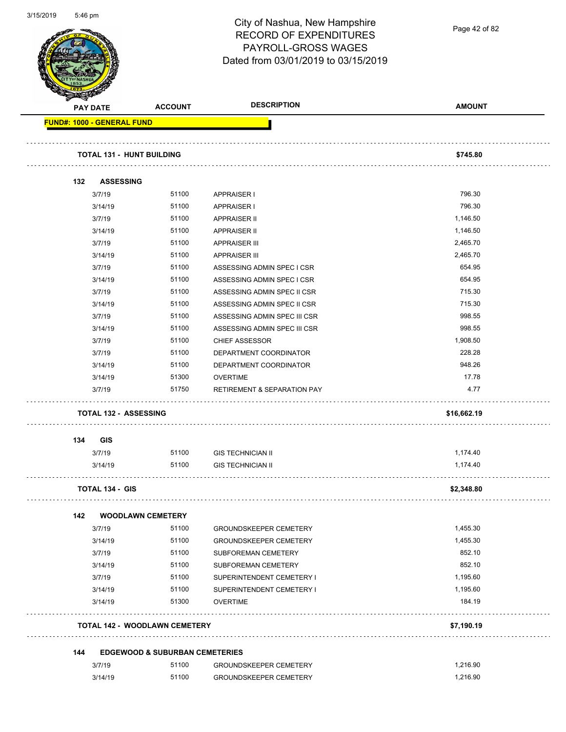# City of Nashua, New Hampshire
## RECORD OF EXPENDITURES
## PAYROLL-GROSS WAGES
## Dated from 03/01/2019 to 03/15/2019

| PAY DATE | ACCOUNT | DESCRIPTION | AMOUNT |
|---|---|---|---|
| **FUND#: 1000 - GENERAL FUND** | | | |
| **TOTAL 131 - HUNT BUILDING** | | | **$745.80** |
| **132 ASSESSING** | | | |
| 3/7/19 | 51100 | APPRAISER I | 796.30 |
| 3/14/19 | 51100 | APPRAISER I | 796.30 |
| 3/7/19 | 51100 | APPRAISER II | 1,146.50 |
| 3/14/19 | 51100 | APPRAISER II | 1,146.50 |
| 3/7/19 | 51100 | APPRAISER III | 2,465.70 |
| 3/14/19 | 51100 | APPRAISER III | 2,465.70 |
| 3/7/19 | 51100 | ASSESSING ADMIN SPEC I CSR | 654.95 |
| 3/14/19 | 51100 | ASSESSING ADMIN SPEC I CSR | 654.95 |
| 3/7/19 | 51100 | ASSESSING ADMIN SPEC II CSR | 715.30 |
| 3/14/19 | 51100 | ASSESSING ADMIN SPEC II CSR | 715.30 |
| 3/7/19 | 51100 | ASSESSING ADMIN SPEC III CSR | 998.55 |
| 3/14/19 | 51100 | ASSESSING ADMIN SPEC III CSR | 998.55 |
| 3/7/19 | 51100 | CHIEF ASSESSOR | 1,908.50 |
| 3/7/19 | 51100 | DEPARTMENT COORDINATOR | 228.28 |
| 3/14/19 | 51100 | DEPARTMENT COORDINATOR | 948.26 |
| 3/14/19 | 51300 | OVERTIME | 17.78 |
| 3/7/19 | 51750 | RETIREMENT & SEPARATION PAY | 4.77 |
| **TOTAL 132 - ASSESSING** | | | **$16,662.19** |
| **134 GIS** | | | |
| 3/7/19 | 51100 | GIS TECHNICIAN II | 1,174.40 |
| 3/14/19 | 51100 | GIS TECHNICIAN II | 1,174.40 |
| **TOTAL 134 - GIS** | | | **$2,348.80** |
| **142 WOODLAWN CEMETERY** | | | |
| 3/7/19 | 51100 | GROUNDSKEEPER CEMETERY | 1,455.30 |
| 3/14/19 | 51100 | GROUNDSKEEPER CEMETERY | 1,455.30 |
| 3/7/19 | 51100 | SUBFOREMAN CEMETERY | 852.10 |
| 3/14/19 | 51100 | SUBFOREMAN CEMETERY | 852.10 |
| 3/7/19 | 51100 | SUPERINTENDENT CEMETERY I | 1,195.60 |
| 3/14/19 | 51100 | SUPERINTENDENT CEMETERY I | 1,195.60 |
| 3/14/19 | 51300 | OVERTIME | 184.19 |
| **TOTAL 142 - WOODLAWN CEMETERY** | | | **$7,190.19** |
| **144 EDGEWOOD & SUBURBAN CEMETERIES** | | | |
| 3/7/19 | 51100 | GROUNDSKEEPER CEMETERY | 1,216.90 |
| 3/14/19 | 51100 | GROUNDSKEEPER CEMETERY | 1,216.90 |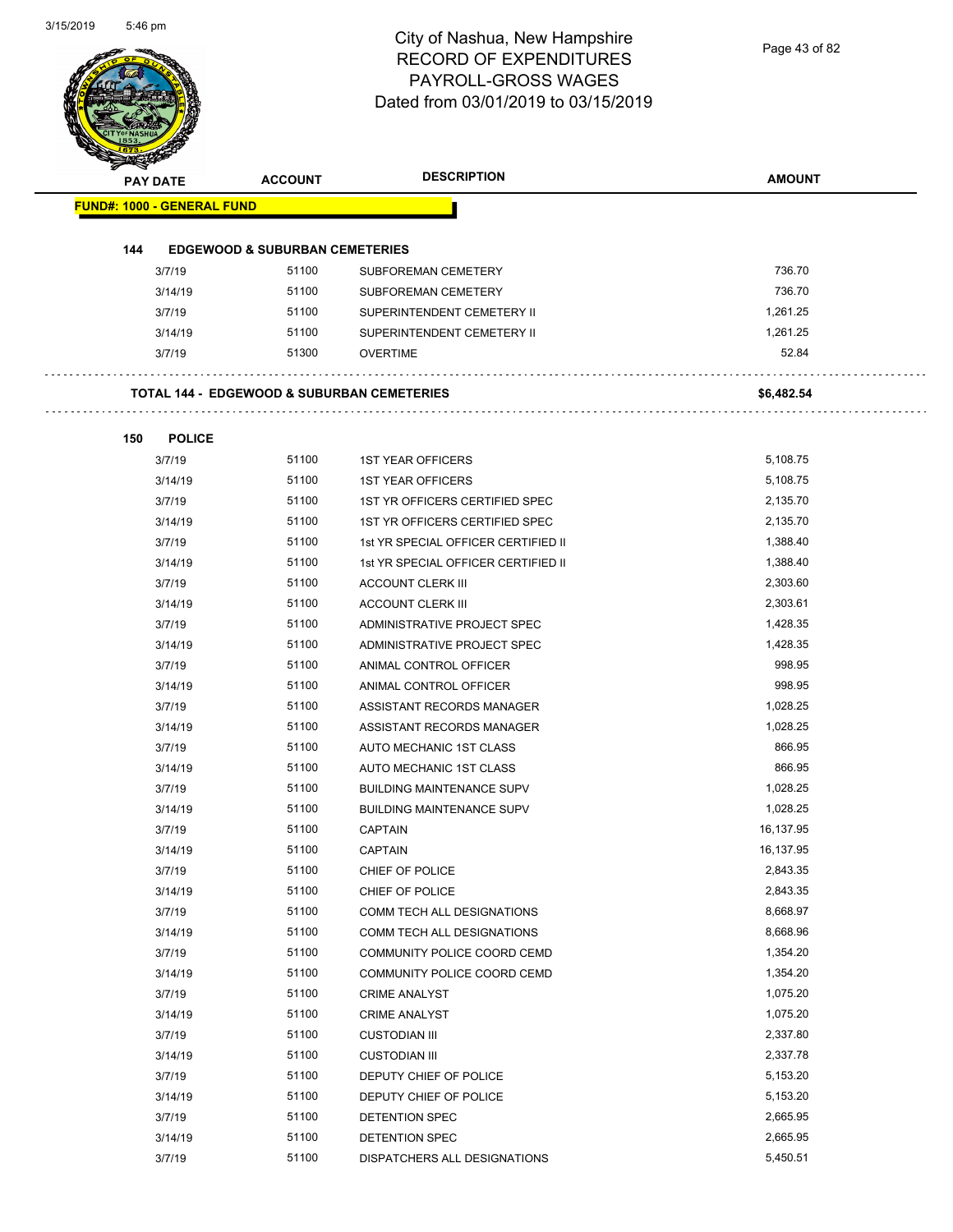# City of Nashua, New Hampshire
# RECORD OF EXPENDITURES
# PAYROLL-GROSS WAGES
# Dated from 03/01/2019 to 03/15/2019

3/15/2019 5:46 pm

| PAY DATE | ACCOUNT | DESCRIPTION | AMOUNT |
|---|---|---|---|
| **FUND#: 1000 - GENERAL FUND** | | | |
| **144 EDGEWOOD & SUBURBAN CEMETERIES** | | | |
| 3/7/19 | 51100 | SUBFOREMAN CEMETERY | 736.70 |
| 3/14/19 | 51100 | SUBFOREMAN CEMETERY | 736.70 |
| 3/7/19 | 51100 | SUPERINTENDENT CEMETERY II | 1,261.25 |
| 3/14/19 | 51100 | SUPERINTENDENT CEMETERY II | 1,261.25 |
| 3/7/19 | 51300 | OVERTIME | 52.84 |
| **TOTAL 144 - EDGEWOOD & SUBURBAN CEMETERIES** | | | **$6,482.54** |
| **150 POLICE** | | | |
| 3/7/19 | 51100 | 1ST YEAR OFFICERS | 5,108.75 |
| 3/14/19 | 51100 | 1ST YEAR OFFICERS | 5,108.75 |
| 3/7/19 | 51100 | 1ST YR OFFICERS CERTIFIED SPEC | 2,135.70 |
| 3/14/19 | 51100 | 1ST YR OFFICERS CERTIFIED SPEC | 2,135.70 |
| 3/7/19 | 51100 | 1st YR SPECIAL OFFICER CERTIFIED II | 1,388.40 |
| 3/14/19 | 51100 | 1st YR SPECIAL OFFICER CERTIFIED II | 1,388.40 |
| 3/7/19 | 51100 | ACCOUNT CLERK III | 2,303.60 |
| 3/14/19 | 51100 | ACCOUNT CLERK III | 2,303.61 |
| 3/7/19 | 51100 | ADMINISTRATIVE PROJECT SPEC | 1,428.35 |
| 3/14/19 | 51100 | ADMINISTRATIVE PROJECT SPEC | 1,428.35 |
| 3/7/19 | 51100 | ANIMAL CONTROL OFFICER | 998.95 |
| 3/14/19 | 51100 | ANIMAL CONTROL OFFICER | 998.95 |
| 3/7/19 | 51100 | ASSISTANT RECORDS MANAGER | 1,028.25 |
| 3/14/19 | 51100 | ASSISTANT RECORDS MANAGER | 1,028.25 |
| 3/7/19 | 51100 | AUTO MECHANIC 1ST CLASS | 866.95 |
| 3/14/19 | 51100 | AUTO MECHANIC 1ST CLASS | 866.95 |
| 3/7/19 | 51100 | BUILDING MAINTENANCE SUPV | 1,028.25 |
| 3/14/19 | 51100 | BUILDING MAINTENANCE SUPV | 1,028.25 |
| 3/7/19 | 51100 | CAPTAIN | 16,137.95 |
| 3/14/19 | 51100 | CAPTAIN | 16,137.95 |
| 3/7/19 | 51100 | CHIEF OF POLICE | 2,843.35 |
| 3/14/19 | 51100 | CHIEF OF POLICE | 2,843.35 |
| 3/7/19 | 51100 | COMM TECH ALL DESIGNATIONS | 8,668.97 |
| 3/14/19 | 51100 | COMM TECH ALL DESIGNATIONS | 8,668.96 |
| 3/7/19 | 51100 | COMMUNITY POLICE COORD CEMD | 1,354.20 |
| 3/14/19 | 51100 | COMMUNITY POLICE COORD CEMD | 1,354.20 |
| 3/7/19 | 51100 | CRIME ANALYST | 1,075.20 |
| 3/14/19 | 51100 | CRIME ANALYST | 1,075.20 |
| 3/7/19 | 51100 | CUSTODIAN III | 2,337.80 |
| 3/14/19 | 51100 | CUSTODIAN III | 2,337.78 |
| 3/7/19 | 51100 | DEPUTY CHIEF OF POLICE | 5,153.20 |
| 3/14/19 | 51100 | DEPUTY CHIEF OF POLICE | 5,153.20 |
| 3/7/19 | 51100 | DETENTION SPEC | 2,665.95 |
| 3/14/19 | 51100 | DETENTION SPEC | 2,665.95 |
| 3/7/19 | 51100 | DISPATCHERS ALL DESIGNATIONS | 5,450.51 |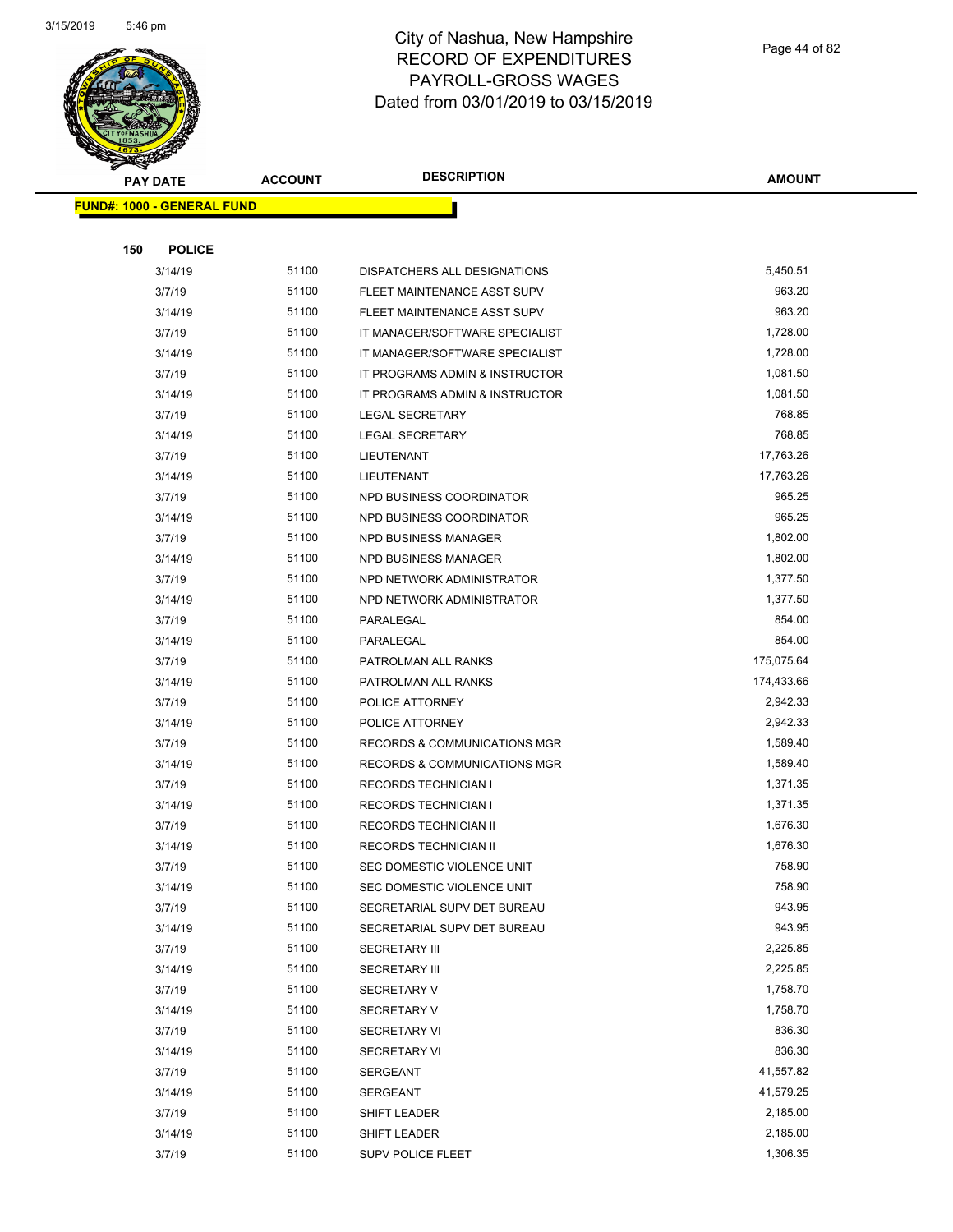# City of Nashua, New Hampshire
## RECORD OF EXPENDITURES
## PAYROLL-GROSS WAGES
## Dated from 03/01/2019 to 03/15/2019

| PAY DATE | ACCOUNT | DESCRIPTION | AMOUNT |
|---|---|---|---|
| **FUND#: 1000 - GENERAL FUND** | | | |
| **150 POLICE** | | | |
| 3/14/19 | 51100 | DISPATCHERS ALL DESIGNATIONS | 5,450.51 |
| 3/7/19 | 51100 | FLEET MAINTENANCE ASST SUPV | 963.20 |
| 3/14/19 | 51100 | FLEET MAINTENANCE ASST SUPV | 963.20 |
| 3/7/19 | 51100 | IT MANAGER/SOFTWARE SPECIALIST | 1,728.00 |
| 3/14/19 | 51100 | IT MANAGER/SOFTWARE SPECIALIST | 1,728.00 |
| 3/7/19 | 51100 | IT PROGRAMS ADMIN & INSTRUCTOR | 1,081.50 |
| 3/14/19 | 51100 | IT PROGRAMS ADMIN & INSTRUCTOR | 1,081.50 |
| 3/7/19 | 51100 | LEGAL SECRETARY | 768.85 |
| 3/14/19 | 51100 | LEGAL SECRETARY | 768.85 |
| 3/7/19 | 51100 | LIEUTENANT | 17,763.26 |
| 3/14/19 | 51100 | LIEUTENANT | 17,763.26 |
| 3/7/19 | 51100 | NPD BUSINESS COORDINATOR | 965.25 |
| 3/14/19 | 51100 | NPD BUSINESS COORDINATOR | 965.25 |
| 3/7/19 | 51100 | NPD BUSINESS MANAGER | 1,802.00 |
| 3/14/19 | 51100 | NPD BUSINESS MANAGER | 1,802.00 |
| 3/7/19 | 51100 | NPD NETWORK ADMINISTRATOR | 1,377.50 |
| 3/14/19 | 51100 | NPD NETWORK ADMINISTRATOR | 1,377.50 |
| 3/7/19 | 51100 | PARALEGAL | 854.00 |
| 3/14/19 | 51100 | PARALEGAL | 854.00 |
| 3/7/19 | 51100 | PATROLMAN ALL RANKS | 175,075.64 |
| 3/14/19 | 51100 | PATROLMAN ALL RANKS | 174,433.66 |
| 3/7/19 | 51100 | POLICE ATTORNEY | 2,942.33 |
| 3/14/19 | 51100 | POLICE ATTORNEY | 2,942.33 |
| 3/7/19 | 51100 | RECORDS & COMMUNICATIONS MGR | 1,589.40 |
| 3/14/19 | 51100 | RECORDS & COMMUNICATIONS MGR | 1,589.40 |
| 3/7/19 | 51100 | RECORDS TECHNICIAN I | 1,371.35 |
| 3/14/19 | 51100 | RECORDS TECHNICIAN I | 1,371.35 |
| 3/7/19 | 51100 | RECORDS TECHNICIAN II | 1,676.30 |
| 3/14/19 | 51100 | RECORDS TECHNICIAN II | 1,676.30 |
| 3/7/19 | 51100 | SEC DOMESTIC VIOLENCE UNIT | 758.90 |
| 3/14/19 | 51100 | SEC DOMESTIC VIOLENCE UNIT | 758.90 |
| 3/7/19 | 51100 | SECRETARIAL SUPV DET BUREAU | 943.95 |
| 3/14/19 | 51100 | SECRETARIAL SUPV DET BUREAU | 943.95 |
| 3/7/19 | 51100 | SECRETARY III | 2,225.85 |
| 3/14/19 | 51100 | SECRETARY III | 2,225.85 |
| 3/7/19 | 51100 | SECRETARY V | 1,758.70 |
| 3/14/19 | 51100 | SECRETARY V | 1,758.70 |
| 3/7/19 | 51100 | SECRETARY VI | 836.30 |
| 3/14/19 | 51100 | SECRETARY VI | 836.30 |
| 3/7/19 | 51100 | SERGEANT | 41,557.82 |
| 3/14/19 | 51100 | SERGEANT | 41,579.25 |
| 3/7/19 | 51100 | SHIFT LEADER | 2,185.00 |
| 3/14/19 | 51100 | SHIFT LEADER | 2,185.00 |
| 3/7/19 | 51100 | SUPV POLICE FLEET | 1,306.35 |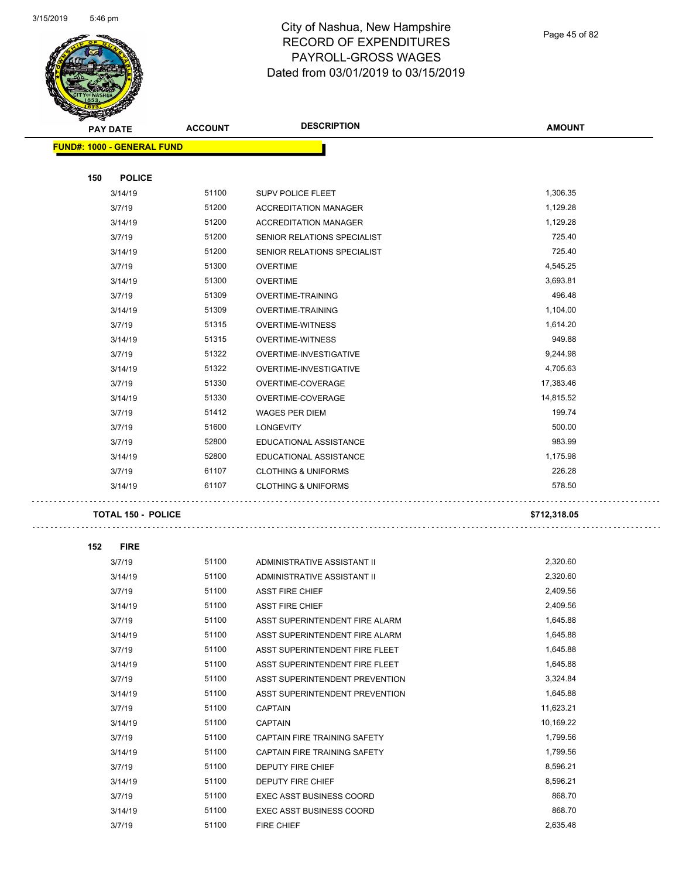# City of Nashua, New Hampshire
# RECORD OF EXPENDITURES
# PAYROLL-GROSS WAGES
# Dated from 03/01/2019 to 03/15/2019

| PAY DATE | ACCOUNT | DESCRIPTION | AMOUNT |
|---|---|---|---|
| **FUND#: 1000 - GENERAL FUND** | | | |
| **150 POLICE** | | | |
| 3/14/19 | 51100 | SUPV POLICE FLEET | 1,306.35 |
| 3/7/19 | 51200 | ACCREDITATION MANAGER | 1,129.28 |
| 3/14/19 | 51200 | ACCREDITATION MANAGER | 1,129.28 |
| 3/7/19 | 51200 | SENIOR RELATIONS SPECIALIST | 725.40 |
| 3/14/19 | 51200 | SENIOR RELATIONS SPECIALIST | 725.40 |
| 3/7/19 | 51300 | OVERTIME | 4,545.25 |
| 3/14/19 | 51300 | OVERTIME | 3,693.81 |
| 3/7/19 | 51309 | OVERTIME-TRAINING | 496.48 |
| 3/14/19 | 51309 | OVERTIME-TRAINING | 1,104.00 |
| 3/7/19 | 51315 | OVERTIME-WITNESS | 1,614.20 |
| 3/14/19 | 51315 | OVERTIME-WITNESS | 949.88 |
| 3/7/19 | 51322 | OVERTIME-INVESTIGATIVE | 9,244.98 |
| 3/14/19 | 51322 | OVERTIME-INVESTIGATIVE | 4,705.63 |
| 3/7/19 | 51330 | OVERTIME-COVERAGE | 17,383.46 |
| 3/14/19 | 51330 | OVERTIME-COVERAGE | 14,815.52 |
| 3/7/19 | 51412 | WAGES PER DIEM | 199.74 |
| 3/7/19 | 51600 | LONGEVITY | 500.00 |
| 3/7/19 | 52800 | EDUCATIONAL ASSISTANCE | 983.99 |
| 3/14/19 | 52800 | EDUCATIONAL ASSISTANCE | 1,175.98 |
| 3/7/19 | 61107 | CLOTHING & UNIFORMS | 226.28 |
| 3/14/19 | 61107 | CLOTHING & UNIFORMS | 578.50 |
| **TOTAL 150 - POLICE** | | | **$712,318.05** |
| **152 FIRE** | | | |
| 3/7/19 | 51100 | ADMINISTRATIVE ASSISTANT II | 2,320.60 |
| 3/14/19 | 51100 | ADMINISTRATIVE ASSISTANT II | 2,320.60 |
| 3/7/19 | 51100 | ASST FIRE CHIEF | 2,409.56 |
| 3/14/19 | 51100 | ASST FIRE CHIEF | 2,409.56 |
| 3/7/19 | 51100 | ASST SUPERINTENDENT FIRE ALARM | 1,645.88 |
| 3/14/19 | 51100 | ASST SUPERINTENDENT FIRE ALARM | 1,645.88 |
| 3/7/19 | 51100 | ASST SUPERINTENDENT FIRE FLEET | 1,645.88 |
| 3/14/19 | 51100 | ASST SUPERINTENDENT FIRE FLEET | 1,645.88 |
| 3/7/19 | 51100 | ASST SUPERINTENDENT PREVENTION | 3,324.84 |
| 3/14/19 | 51100 | ASST SUPERINTENDENT PREVENTION | 1,645.88 |
| 3/7/19 | 51100 | CAPTAIN | 11,623.21 |
| 3/14/19 | 51100 | CAPTAIN | 10,169.22 |
| 3/7/19 | 51100 | CAPTAIN FIRE TRAINING SAFETY | 1,799.56 |
| 3/14/19 | 51100 | CAPTAIN FIRE TRAINING SAFETY | 1,799.56 |
| 3/7/19 | 51100 | DEPUTY FIRE CHIEF | 8,596.21 |
| 3/14/19 | 51100 | DEPUTY FIRE CHIEF | 8,596.21 |
| 3/7/19 | 51100 | EXEC ASST BUSINESS COORD | 868.70 |
| 3/14/19 | 51100 | EXEC ASST BUSINESS COORD | 868.70 |
| 3/7/19 | 51100 | FIRE CHIEF | 2,635.48 |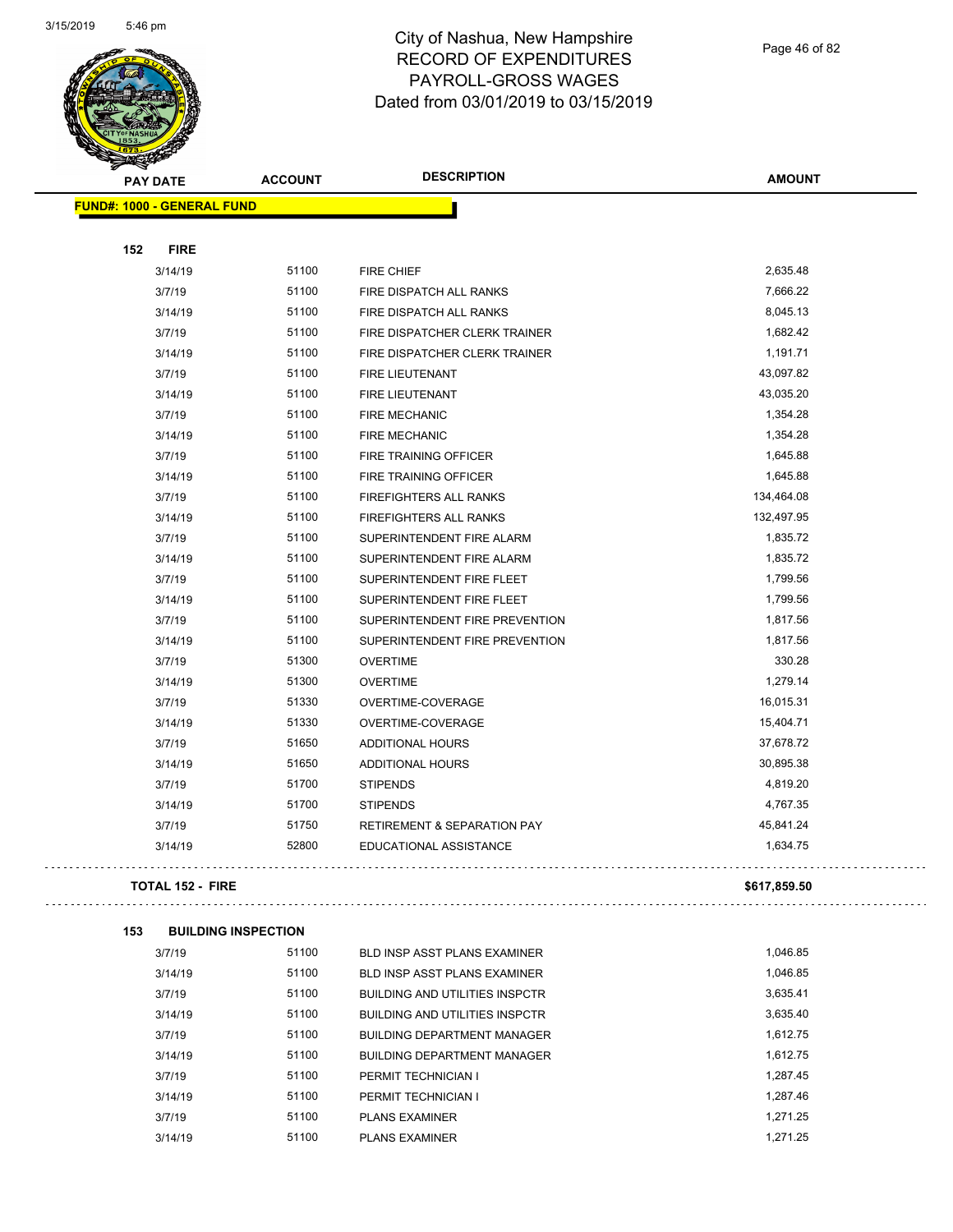# City of Nashua, New Hampshire
## RECORD OF EXPENDITURES
## PAYROLL-GROSS WAGES
## Dated from 03/01/2019 to 03/15/2019

| PAY DATE | ACCOUNT | DESCRIPTION | AMOUNT |
|---|---|---|---|
| **FUND#: 1000 - GENERAL FUND** | | | |
| **152 FIRE** | | | |
| 3/14/19 | 51100 | FIRE CHIEF | 2,635.48 |
| 3/7/19 | 51100 | FIRE DISPATCH ALL RANKS | 7,666.22 |
| 3/14/19 | 51100 | FIRE DISPATCH ALL RANKS | 8,045.13 |
| 3/7/19 | 51100 | FIRE DISPATCHER CLERK TRAINER | 1,682.42 |
| 3/14/19 | 51100 | FIRE DISPATCHER CLERK TRAINER | 1,191.71 |
| 3/7/19 | 51100 | FIRE LIEUTENANT | 43,097.82 |
| 3/14/19 | 51100 | FIRE LIEUTENANT | 43,035.20 |
| 3/7/19 | 51100 | FIRE MECHANIC | 1,354.28 |
| 3/14/19 | 51100 | FIRE MECHANIC | 1,354.28 |
| 3/7/19 | 51100 | FIRE TRAINING OFFICER | 1,645.88 |
| 3/14/19 | 51100 | FIRE TRAINING OFFICER | 1,645.88 |
| 3/7/19 | 51100 | FIREFIGHTERS ALL RANKS | 134,464.08 |
| 3/14/19 | 51100 | FIREFIGHTERS ALL RANKS | 132,497.95 |
| 3/7/19 | 51100 | SUPERINTENDENT FIRE ALARM | 1,835.72 |
| 3/14/19 | 51100 | SUPERINTENDENT FIRE ALARM | 1,835.72 |
| 3/7/19 | 51100 | SUPERINTENDENT FIRE FLEET | 1,799.56 |
| 3/14/19 | 51100 | SUPERINTENDENT FIRE FLEET | 1,799.56 |
| 3/7/19 | 51100 | SUPERINTENDENT FIRE PREVENTION | 1,817.56 |
| 3/14/19 | 51100 | SUPERINTENDENT FIRE PREVENTION | 1,817.56 |
| 3/7/19 | 51300 | OVERTIME | 330.28 |
| 3/14/19 | 51300 | OVERTIME | 1,279.14 |
| 3/7/19 | 51330 | OVERTIME-COVERAGE | 16,015.31 |
| 3/14/19 | 51330 | OVERTIME-COVERAGE | 15,404.71 |
| 3/7/19 | 51650 | ADDITIONAL HOURS | 37,678.72 |
| 3/14/19 | 51650 | ADDITIONAL HOURS | 30,895.38 |
| 3/7/19 | 51700 | STIPENDS | 4,819.20 |
| 3/14/19 | 51700 | STIPENDS | 4,767.35 |
| 3/7/19 | 51750 | RETIREMENT & SEPARATION PAY | 45,841.24 |
| 3/14/19 | 52800 | EDUCATIONAL ASSISTANCE | 1,634.75 |
| **TOTAL 152 - FIRE** | | | **$617,859.50** |
| **153 BUILDING INSPECTION** | | | |
| 3/7/19 | 51100 | BLD INSP ASST PLANS EXAMINER | 1,046.85 |
| 3/14/19 | 51100 | BLD INSP ASST PLANS EXAMINER | 1,046.85 |
| 3/7/19 | 51100 | BUILDING AND UTILITIES INSPCTR | 3,635.41 |
| 3/14/19 | 51100 | BUILDING AND UTILITIES INSPCTR | 3,635.40 |
| 3/7/19 | 51100 | BUILDING DEPARTMENT MANAGER | 1,612.75 |
| 3/14/19 | 51100 | BUILDING DEPARTMENT MANAGER | 1,612.75 |
| 3/7/19 | 51100 | PERMIT TECHNICIAN I | 1,287.45 |
| 3/14/19 | 51100 | PERMIT TECHNICIAN I | 1,287.46 |
| 3/7/19 | 51100 | PLANS EXAMINER | 1,271.25 |
| 3/14/19 | 51100 | PLANS EXAMINER | 1,271.25 |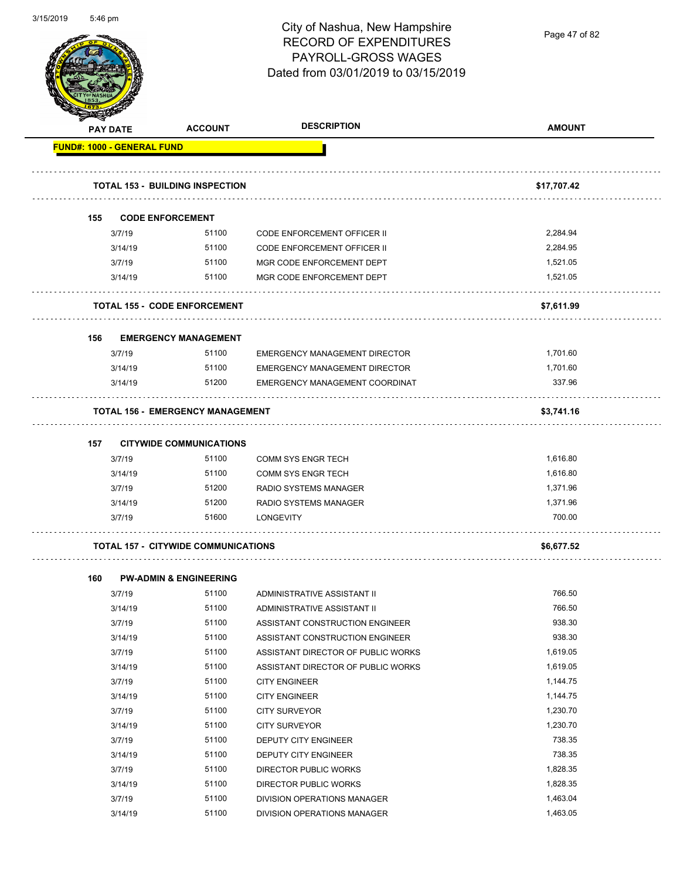# City of Nashua, New Hampshire
## RECORD OF EXPENDITURES
## PAYROLL-GROSS WAGES
## Dated from 03/01/2019 to 03/15/2019

| PAY DATE | ACCOUNT | DESCRIPTION | AMOUNT |
|---|---|---|---|
| **FUND#: 1000 - GENERAL FUND** | | | |
| **TOTAL 153 - BUILDING INSPECTION** | | | **$17,707.42** |
| **155 CODE ENFORCEMENT** | | | |
| 3/7/19 | 51100 | CODE ENFORCEMENT OFFICER II | 2,284.94 |
| 3/14/19 | 51100 | CODE ENFORCEMENT OFFICER II | 2,284.95 |
| 3/7/19 | 51100 | MGR CODE ENFORCEMENT DEPT | 1,521.05 |
| 3/14/19 | 51100 | MGR CODE ENFORCEMENT DEPT | 1,521.05 |
| **TOTAL 155 - CODE ENFORCEMENT** | | | **$7,611.99** |
| **156 EMERGENCY MANAGEMENT** | | | |
| 3/7/19 | 51100 | EMERGENCY MANAGEMENT DIRECTOR | 1,701.60 |
| 3/14/19 | 51100 | EMERGENCY MANAGEMENT DIRECTOR | 1,701.60 |
| 3/14/19 | 51200 | EMERGENCY MANAGEMENT COORDINAT | 337.96 |
| **TOTAL 156 - EMERGENCY MANAGEMENT** | | | **$3,741.16** |
| **157 CITYWIDE COMMUNICATIONS** | | | |
| 3/7/19 | 51100 | COMM SYS ENGR TECH | 1,616.80 |
| 3/14/19 | 51100 | COMM SYS ENGR TECH | 1,616.80 |
| 3/7/19 | 51200 | RADIO SYSTEMS MANAGER | 1,371.96 |
| 3/14/19 | 51200 | RADIO SYSTEMS MANAGER | 1,371.96 |
| 3/7/19 | 51600 | LONGEVITY | 700.00 |
| **TOTAL 157 - CITYWIDE COMMUNICATIONS** | | | **$6,677.52** |
| **160 PW-ADMIN & ENGINEERING** | | | |
| 3/7/19 | 51100 | ADMINISTRATIVE ASSISTANT II | 766.50 |
| 3/14/19 | 51100 | ADMINISTRATIVE ASSISTANT II | 766.50 |
| 3/7/19 | 51100 | ASSISTANT CONSTRUCTION ENGINEER | 938.30 |
| 3/14/19 | 51100 | ASSISTANT CONSTRUCTION ENGINEER | 938.30 |
| 3/7/19 | 51100 | ASSISTANT DIRECTOR OF PUBLIC WORKS | 1,619.05 |
| 3/14/19 | 51100 | ASSISTANT DIRECTOR OF PUBLIC WORKS | 1,619.05 |
| 3/7/19 | 51100 | CITY ENGINEER | 1,144.75 |
| 3/14/19 | 51100 | CITY ENGINEER | 1,144.75 |
| 3/7/19 | 51100 | CITY SURVEYOR | 1,230.70 |
| 3/14/19 | 51100 | CITY SURVEYOR | 1,230.70 |
| 3/7/19 | 51100 | DEPUTY CITY ENGINEER | 738.35 |
| 3/14/19 | 51100 | DEPUTY CITY ENGINEER | 738.35 |
| 3/7/19 | 51100 | DIRECTOR PUBLIC WORKS | 1,828.35 |
| 3/14/19 | 51100 | DIRECTOR PUBLIC WORKS | 1,828.35 |
| 3/7/19 | 51100 | DIVISION OPERATIONS MANAGER | 1,463.04 |
| 3/14/19 | 51100 | DIVISION OPERATIONS MANAGER | 1,463.05 |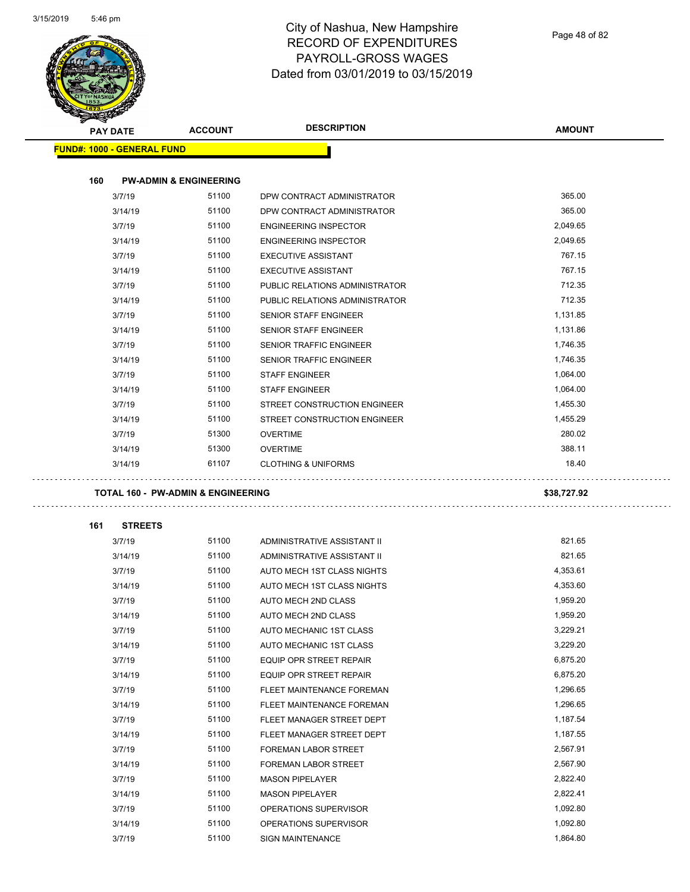# City of Nashua, New Hampshire
## RECORD OF EXPENDITURES
## PAYROLL-GROSS WAGES
## Dated from 03/01/2019 to 03/15/2019

**FUND#: 1000 - GENERAL FUND**

### 160 PW-ADMIN & ENGINEERING

| PAY DATE | ACCOUNT | DESCRIPTION | AMOUNT |
|---|---|---|---|
| 3/7/19 | 51100 | DPW CONTRACT ADMINISTRATOR | 365.00 |
| 3/14/19 | 51100 | DPW CONTRACT ADMINISTRATOR | 365.00 |
| 3/7/19 | 51100 | ENGINEERING INSPECTOR | 2,049.65 |
| 3/14/19 | 51100 | ENGINEERING INSPECTOR | 2,049.65 |
| 3/7/19 | 51100 | EXECUTIVE ASSISTANT | 767.15 |
| 3/14/19 | 51100 | EXECUTIVE ASSISTANT | 767.15 |
| 3/7/19 | 51100 | PUBLIC RELATIONS ADMINISTRATOR | 712.35 |
| 3/14/19 | 51100 | PUBLIC RELATIONS ADMINISTRATOR | 712.35 |
| 3/7/19 | 51100 | SENIOR STAFF ENGINEER | 1,131.85 |
| 3/14/19 | 51100 | SENIOR STAFF ENGINEER | 1,131.86 |
| 3/7/19 | 51100 | SENIOR TRAFFIC ENGINEER | 1,746.35 |
| 3/14/19 | 51100 | SENIOR TRAFFIC ENGINEER | 1,746.35 |
| 3/7/19 | 51100 | STAFF ENGINEER | 1,064.00 |
| 3/14/19 | 51100 | STAFF ENGINEER | 1,064.00 |
| 3/7/19 | 51100 | STREET CONSTRUCTION ENGINEER | 1,455.30 |
| 3/14/19 | 51100 | STREET CONSTRUCTION ENGINEER | 1,455.29 |
| 3/7/19 | 51300 | OVERTIME | 280.02 |
| 3/14/19 | 51300 | OVERTIME | 388.11 |
| 3/14/19 | 61107 | CLOTHING & UNIFORMS | 18.40 |

**TOTAL 160 - PW-ADMIN & ENGINEERING** **$38,727.92**

### 161 STREETS

| PAY DATE | ACCOUNT | DESCRIPTION | AMOUNT |
|---|---|---|---|
| 3/7/19 | 51100 | ADMINISTRATIVE ASSISTANT II | 821.65 |
| 3/14/19 | 51100 | ADMINISTRATIVE ASSISTANT II | 821.65 |
| 3/7/19 | 51100 | AUTO MECH 1ST CLASS NIGHTS | 4,353.61 |
| 3/14/19 | 51100 | AUTO MECH 1ST CLASS NIGHTS | 4,353.60 |
| 3/7/19 | 51100 | AUTO MECH 2ND CLASS | 1,959.20 |
| 3/14/19 | 51100 | AUTO MECH 2ND CLASS | 1,959.20 |
| 3/7/19 | 51100 | AUTO MECHANIC 1ST CLASS | 3,229.21 |
| 3/14/19 | 51100 | AUTO MECHANIC 1ST CLASS | 3,229.20 |
| 3/7/19 | 51100 | EQUIP OPR STREET REPAIR | 6,875.20 |
| 3/14/19 | 51100 | EQUIP OPR STREET REPAIR | 6,875.20 |
| 3/7/19 | 51100 | FLEET MAINTENANCE FOREMAN | 1,296.65 |
| 3/14/19 | 51100 | FLEET MAINTENANCE FOREMAN | 1,296.65 |
| 3/7/19 | 51100 | FLEET MANAGER STREET DEPT | 1,187.54 |
| 3/14/19 | 51100 | FLEET MANAGER STREET DEPT | 1,187.55 |
| 3/7/19 | 51100 | FOREMAN LABOR STREET | 2,567.91 |
| 3/14/19 | 51100 | FOREMAN LABOR STREET | 2,567.90 |
| 3/7/19 | 51100 | MASON PIPELAYER | 2,822.40 |
| 3/14/19 | 51100 | MASON PIPELAYER | 2,822.41 |
| 3/7/19 | 51100 | OPERATIONS SUPERVISOR | 1,092.80 |
| 3/14/19 | 51100 | OPERATIONS SUPERVISOR | 1,092.80 |
| 3/7/19 | 51100 | SIGN MAINTENANCE | 1,864.80 |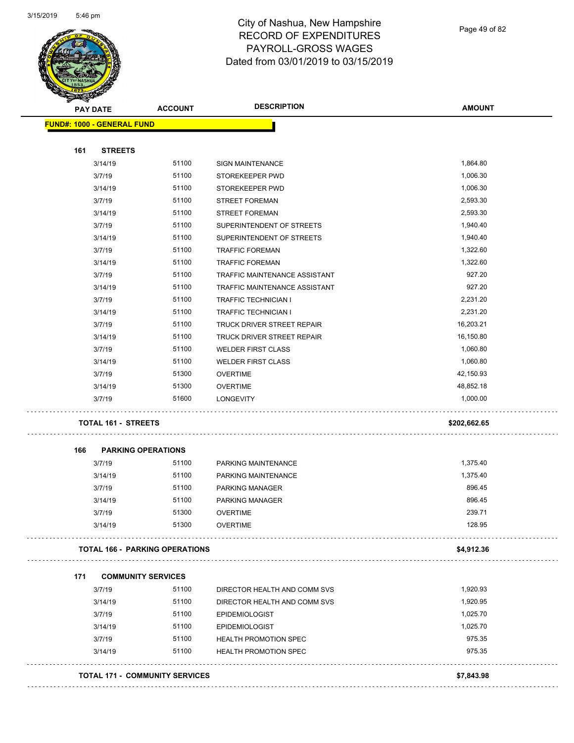# City of Nashua, New Hampshire
## RECORD OF EXPENDITURES
## PAYROLL-GROSS WAGES
## Dated from 03/01/2019 to 03/15/2019

| PAY DATE | ACCOUNT | DESCRIPTION | AMOUNT |
|---|---|---|---|
| **FUND#: 1000 - GENERAL FUND** | | | |
| **161 STREETS** | | | |
| 3/14/19 | 51100 | SIGN MAINTENANCE | 1,864.80 |
| 3/7/19 | 51100 | STOREKEEPER PWD | 1,006.30 |
| 3/14/19 | 51100 | STOREKEEPER PWD | 1,006.30 |
| 3/7/19 | 51100 | STREET FOREMAN | 2,593.30 |
| 3/14/19 | 51100 | STREET FOREMAN | 2,593.30 |
| 3/7/19 | 51100 | SUPERINTENDENT OF STREETS | 1,940.40 |
| 3/14/19 | 51100 | SUPERINTENDENT OF STREETS | 1,940.40 |
| 3/7/19 | 51100 | TRAFFIC FOREMAN | 1,322.60 |
| 3/14/19 | 51100 | TRAFFIC FOREMAN | 1,322.60 |
| 3/7/19 | 51100 | TRAFFIC MAINTENANCE ASSISTANT | 927.20 |
| 3/14/19 | 51100 | TRAFFIC MAINTENANCE ASSISTANT | 927.20 |
| 3/7/19 | 51100 | TRAFFIC TECHNICIAN I | 2,231.20 |
| 3/14/19 | 51100 | TRAFFIC TECHNICIAN I | 2,231.20 |
| 3/7/19 | 51100 | TRUCK DRIVER STREET REPAIR | 16,203.21 |
| 3/14/19 | 51100 | TRUCK DRIVER STREET REPAIR | 16,150.80 |
| 3/7/19 | 51100 | WELDER FIRST CLASS | 1,060.80 |
| 3/14/19 | 51100 | WELDER FIRST CLASS | 1,060.80 |
| 3/7/19 | 51300 | OVERTIME | 42,150.93 |
| 3/14/19 | 51300 | OVERTIME | 48,852.18 |
| 3/7/19 | 51600 | LONGEVITY | 1,000.00 |
| **TOTAL 161 - STREETS** | | | **$202,662.65** |
| **166 PARKING OPERATIONS** | | | |
| 3/7/19 | 51100 | PARKING MAINTENANCE | 1,375.40 |
| 3/14/19 | 51100 | PARKING MAINTENANCE | 1,375.40 |
| 3/7/19 | 51100 | PARKING MANAGER | 896.45 |
| 3/14/19 | 51100 | PARKING MANAGER | 896.45 |
| 3/7/19 | 51300 | OVERTIME | 239.71 |
| 3/14/19 | 51300 | OVERTIME | 128.95 |
| **TOTAL 166 - PARKING OPERATIONS** | | | **$4,912.36** |
| **171 COMMUNITY SERVICES** | | | |
| 3/7/19 | 51100 | DIRECTOR HEALTH AND COMM SVS | 1,920.93 |
| 3/14/19 | 51100 | DIRECTOR HEALTH AND COMM SVS | 1,920.95 |
| 3/7/19 | 51100 | EPIDEMIOLOGIST | 1,025.70 |
| 3/14/19 | 51100 | EPIDEMIOLOGIST | 1,025.70 |
| 3/7/19 | 51100 | HEALTH PROMOTION SPEC | 975.35 |
| 3/14/19 | 51100 | HEALTH PROMOTION SPEC | 975.35 |
| **TOTAL 171 - COMMUNITY SERVICES** | | | **$7,843.98** |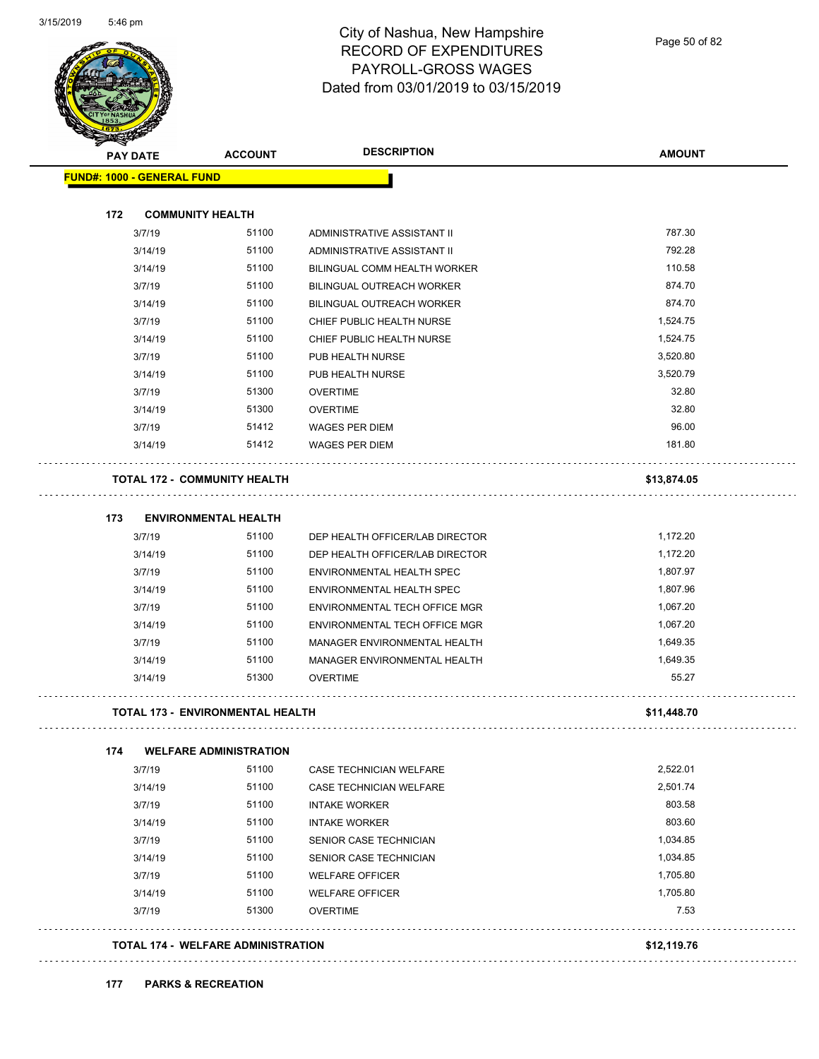# City of Nashua, New Hampshire
## RECORD OF EXPENDITURES
## PAYROLL-GROSS WAGES
## Dated from 03/01/2019 to 03/15/2019

3/15/2019 5:46 pm

| PAY DATE | ACCOUNT | DESCRIPTION | AMOUNT |
|---|---|---|---|
| **FUND#: 1000 - GENERAL FUND** | | | |
| **172 COMMUNITY HEALTH** | | | |
| 3/7/19 | 51100 | ADMINISTRATIVE ASSISTANT II | 787.30 |
| 3/14/19 | 51100 | ADMINISTRATIVE ASSISTANT II | 792.28 |
| 3/14/19 | 51100 | BILINGUAL COMM HEALTH WORKER | 110.58 |
| 3/7/19 | 51100 | BILINGUAL OUTREACH WORKER | 874.70 |
| 3/14/19 | 51100 | BILINGUAL OUTREACH WORKER | 874.70 |
| 3/7/19 | 51100 | CHIEF PUBLIC HEALTH NURSE | 1,524.75 |
| 3/14/19 | 51100 | CHIEF PUBLIC HEALTH NURSE | 1,524.75 |
| 3/7/19 | 51100 | PUB HEALTH NURSE | 3,520.80 |
| 3/14/19 | 51100 | PUB HEALTH NURSE | 3,520.79 |
| 3/7/19 | 51300 | OVERTIME | 32.80 |
| 3/14/19 | 51300 | OVERTIME | 32.80 |
| 3/7/19 | 51412 | WAGES PER DIEM | 96.00 |
| 3/14/19 | 51412 | WAGES PER DIEM | 181.80 |
| **TOTAL 172 - COMMUNITY HEALTH** | | | **$13,874.05** |
| **173 ENVIRONMENTAL HEALTH** | | | |
| 3/7/19 | 51100 | DEP HEALTH OFFICER/LAB DIRECTOR | 1,172.20 |
| 3/14/19 | 51100 | DEP HEALTH OFFICER/LAB DIRECTOR | 1,172.20 |
| 3/7/19 | 51100 | ENVIRONMENTAL HEALTH SPEC | 1,807.97 |
| 3/14/19 | 51100 | ENVIRONMENTAL HEALTH SPEC | 1,807.96 |
| 3/7/19 | 51100 | ENVIRONMENTAL TECH OFFICE MGR | 1,067.20 |
| 3/14/19 | 51100 | ENVIRONMENTAL TECH OFFICE MGR | 1,067.20 |
| 3/7/19 | 51100 | MANAGER ENVIRONMENTAL HEALTH | 1,649.35 |
| 3/14/19 | 51100 | MANAGER ENVIRONMENTAL HEALTH | 1,649.35 |
| 3/14/19 | 51300 | OVERTIME | 55.27 |
| **TOTAL 173 - ENVIRONMENTAL HEALTH** | | | **$11,448.70** |
| **174 WELFARE ADMINISTRATION** | | | |
| 3/7/19 | 51100 | CASE TECHNICIAN WELFARE | 2,522.01 |
| 3/14/19 | 51100 | CASE TECHNICIAN WELFARE | 2,501.74 |
| 3/7/19 | 51100 | INTAKE WORKER | 803.58 |
| 3/14/19 | 51100 | INTAKE WORKER | 803.60 |
| 3/7/19 | 51100 | SENIOR CASE TECHNICIAN | 1,034.85 |
| 3/14/19 | 51100 | SENIOR CASE TECHNICIAN | 1,034.85 |
| 3/7/19 | 51100 | WELFARE OFFICER | 1,705.80 |
| 3/14/19 | 51100 | WELFARE OFFICER | 1,705.80 |
| 3/7/19 | 51300 | OVERTIME | 7.53 |
| **TOTAL 174 - WELFARE ADMINISTRATION** | | | **$12,119.76** |
| **177 PARKS & RECREATION** | | | |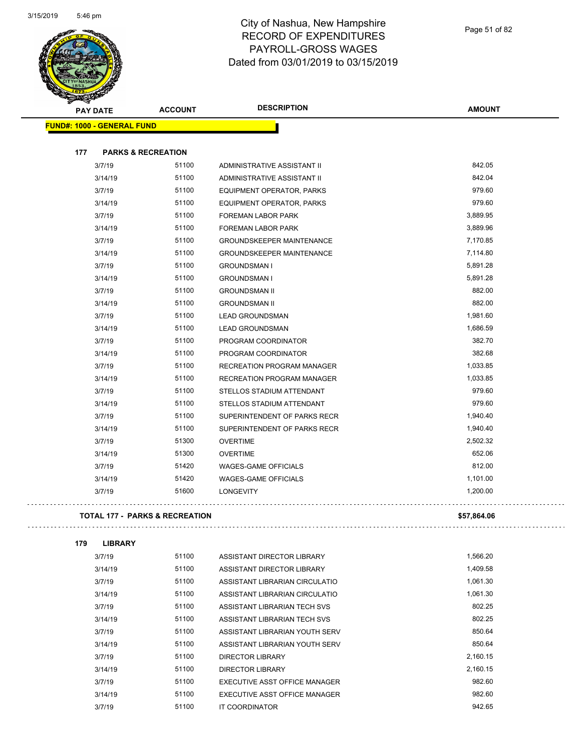# City of Nashua, New Hampshire
## RECORD OF EXPENDITURES
## PAYROLL-GROSS WAGES
## Dated from 03/01/2019 to 03/15/2019

| PAY DATE | ACCOUNT | DESCRIPTION | AMOUNT |
|---|---|---|---|

**FUND#: 1000 - GENERAL FUND**

**177 PARKS & RECREATION**

| PAY DATE | ACCOUNT | DESCRIPTION | AMOUNT |
|---|---|---|---|
| 3/7/19 | 51100 | ADMINISTRATIVE ASSISTANT II | 842.05 |
| 3/14/19 | 51100 | ADMINISTRATIVE ASSISTANT II | 842.04 |
| 3/7/19 | 51100 | EQUIPMENT OPERATOR, PARKS | 979.60 |
| 3/14/19 | 51100 | EQUIPMENT OPERATOR, PARKS | 979.60 |
| 3/7/19 | 51100 | FOREMAN LABOR PARK | 3,889.95 |
| 3/14/19 | 51100 | FOREMAN LABOR PARK | 3,889.96 |
| 3/7/19 | 51100 | GROUNDSKEEPER MAINTENANCE | 7,170.85 |
| 3/14/19 | 51100 | GROUNDSKEEPER MAINTENANCE | 7,114.80 |
| 3/7/19 | 51100 | GROUNDSMAN I | 5,891.28 |
| 3/14/19 | 51100 | GROUNDSMAN I | 5,891.28 |
| 3/7/19 | 51100 | GROUNDSMAN II | 882.00 |
| 3/14/19 | 51100 | GROUNDSMAN II | 882.00 |
| 3/7/19 | 51100 | LEAD GROUNDSMAN | 1,981.60 |
| 3/14/19 | 51100 | LEAD GROUNDSMAN | 1,686.59 |
| 3/7/19 | 51100 | PROGRAM COORDINATOR | 382.70 |
| 3/14/19 | 51100 | PROGRAM COORDINATOR | 382.68 |
| 3/7/19 | 51100 | RECREATION PROGRAM MANAGER | 1,033.85 |
| 3/14/19 | 51100 | RECREATION PROGRAM MANAGER | 1,033.85 |
| 3/7/19 | 51100 | STELLOS STADIUM ATTENDANT | 979.60 |
| 3/14/19 | 51100 | STELLOS STADIUM ATTENDANT | 979.60 |
| 3/7/19 | 51100 | SUPERINTENDENT OF PARKS RECR | 1,940.40 |
| 3/14/19 | 51100 | SUPERINTENDENT OF PARKS RECR | 1,940.40 |
| 3/7/19 | 51300 | OVERTIME | 2,502.32 |
| 3/14/19 | 51300 | OVERTIME | 652.06 |
| 3/7/19 | 51420 | WAGES-GAME OFFICIALS | 812.00 |
| 3/14/19 | 51420 | WAGES-GAME OFFICIALS | 1,101.00 |
| 3/7/19 | 51600 | LONGEVITY | 1,200.00 |

**TOTAL 177 - PARKS & RECREATION** **$57,864.06**

**179 LIBRARY**

| PAY DATE | ACCOUNT | DESCRIPTION | AMOUNT |
|---|---|---|---|
| 3/7/19 | 51100 | ASSISTANT DIRECTOR LIBRARY | 1,566.20 |
| 3/14/19 | 51100 | ASSISTANT DIRECTOR LIBRARY | 1,409.58 |
| 3/7/19 | 51100 | ASSISTANT LIBRARIAN CIRCULATIO | 1,061.30 |
| 3/14/19 | 51100 | ASSISTANT LIBRARIAN CIRCULATIO | 1,061.30 |
| 3/7/19 | 51100 | ASSISTANT LIBRARIAN TECH SVS | 802.25 |
| 3/14/19 | 51100 | ASSISTANT LIBRARIAN TECH SVS | 802.25 |
| 3/7/19 | 51100 | ASSISTANT LIBRARIAN YOUTH SERV | 850.64 |
| 3/14/19 | 51100 | ASSISTANT LIBRARIAN YOUTH SERV | 850.64 |
| 3/7/19 | 51100 | DIRECTOR LIBRARY | 2,160.15 |
| 3/14/19 | 51100 | DIRECTOR LIBRARY | 2,160.15 |
| 3/7/19 | 51100 | EXECUTIVE ASST OFFICE MANAGER | 982.60 |
| 3/14/19 | 51100 | EXECUTIVE ASST OFFICE MANAGER | 982.60 |
| 3/7/19 | 51100 | IT COORDINATOR | 942.65 |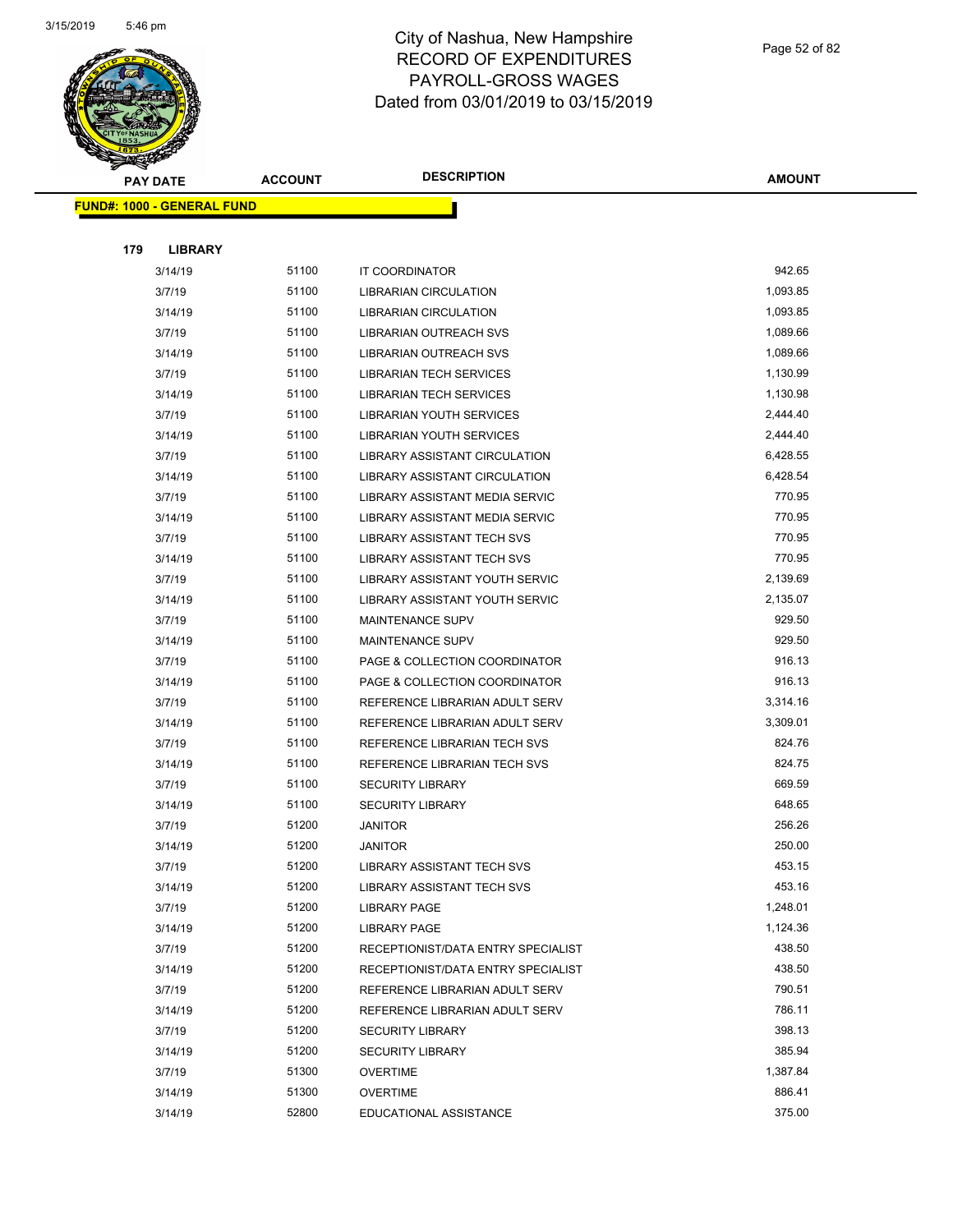# City of Nashua, New Hampshire
## RECORD OF EXPENDITURES
## PAYROLL-GROSS WAGES
## Dated from 03/01/2019 to 03/15/2019

| PAY DATE | ACCOUNT | DESCRIPTION | AMOUNT |
|---|---|---|---|
| **FUND#: 1000 - GENERAL FUND** | | | |
| **179 LIBRARY** | | | |
| 3/14/19 | 51100 | IT COORDINATOR | 942.65 |
| 3/7/19 | 51100 | LIBRARIAN CIRCULATION | 1,093.85 |
| 3/14/19 | 51100 | LIBRARIAN CIRCULATION | 1,093.85 |
| 3/7/19 | 51100 | LIBRARIAN OUTREACH SVS | 1,089.66 |
| 3/14/19 | 51100 | LIBRARIAN OUTREACH SVS | 1,089.66 |
| 3/7/19 | 51100 | LIBRARIAN TECH SERVICES | 1,130.99 |
| 3/14/19 | 51100 | LIBRARIAN TECH SERVICES | 1,130.98 |
| 3/7/19 | 51100 | LIBRARIAN YOUTH SERVICES | 2,444.40 |
| 3/14/19 | 51100 | LIBRARIAN YOUTH SERVICES | 2,444.40 |
| 3/7/19 | 51100 | LIBRARY ASSISTANT CIRCULATION | 6,428.55 |
| 3/14/19 | 51100 | LIBRARY ASSISTANT CIRCULATION | 6,428.54 |
| 3/7/19 | 51100 | LIBRARY ASSISTANT MEDIA SERVIC | 770.95 |
| 3/14/19 | 51100 | LIBRARY ASSISTANT MEDIA SERVIC | 770.95 |
| 3/7/19 | 51100 | LIBRARY ASSISTANT TECH SVS | 770.95 |
| 3/14/19 | 51100 | LIBRARY ASSISTANT TECH SVS | 770.95 |
| 3/7/19 | 51100 | LIBRARY ASSISTANT YOUTH SERVIC | 2,139.69 |
| 3/14/19 | 51100 | LIBRARY ASSISTANT YOUTH SERVIC | 2,135.07 |
| 3/7/19 | 51100 | MAINTENANCE SUPV | 929.50 |
| 3/14/19 | 51100 | MAINTENANCE SUPV | 929.50 |
| 3/7/19 | 51100 | PAGE & COLLECTION COORDINATOR | 916.13 |
| 3/14/19 | 51100 | PAGE & COLLECTION COORDINATOR | 916.13 |
| 3/7/19 | 51100 | REFERENCE LIBRARIAN ADULT SERV | 3,314.16 |
| 3/14/19 | 51100 | REFERENCE LIBRARIAN ADULT SERV | 3,309.01 |
| 3/7/19 | 51100 | REFERENCE LIBRARIAN TECH SVS | 824.76 |
| 3/14/19 | 51100 | REFERENCE LIBRARIAN TECH SVS | 824.75 |
| 3/7/19 | 51100 | SECURITY LIBRARY | 669.59 |
| 3/14/19 | 51100 | SECURITY LIBRARY | 648.65 |
| 3/7/19 | 51200 | JANITOR | 256.26 |
| 3/14/19 | 51200 | JANITOR | 250.00 |
| 3/7/19 | 51200 | LIBRARY ASSISTANT TECH SVS | 453.15 |
| 3/14/19 | 51200 | LIBRARY ASSISTANT TECH SVS | 453.16 |
| 3/7/19 | 51200 | LIBRARY PAGE | 1,248.01 |
| 3/14/19 | 51200 | LIBRARY PAGE | 1,124.36 |
| 3/7/19 | 51200 | RECEPTIONIST/DATA ENTRY SPECIALIST | 438.50 |
| 3/14/19 | 51200 | RECEPTIONIST/DATA ENTRY SPECIALIST | 438.50 |
| 3/7/19 | 51200 | REFERENCE LIBRARIAN ADULT SERV | 790.51 |
| 3/14/19 | 51200 | REFERENCE LIBRARIAN ADULT SERV | 786.11 |
| 3/7/19 | 51200 | SECURITY LIBRARY | 398.13 |
| 3/14/19 | 51200 | SECURITY LIBRARY | 385.94 |
| 3/7/19 | 51300 | OVERTIME | 1,387.84 |
| 3/14/19 | 51300 | OVERTIME | 886.41 |
| 3/14/19 | 52800 | EDUCATIONAL ASSISTANCE | 375.00 |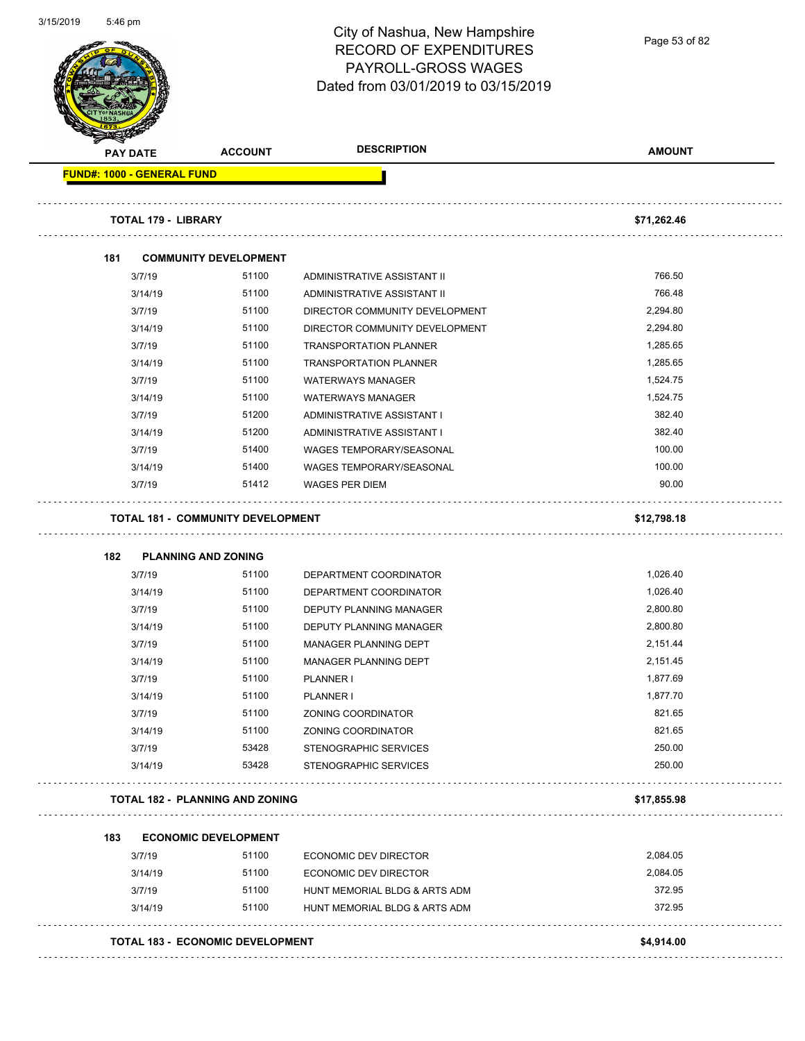# City of Nashua, New Hampshire
## RECORD OF EXPENDITURES
## PAYROLL-GROSS WAGES
## Dated from 03/01/2019 to 03/15/2019

| PAY DATE | ACCOUNT | DESCRIPTION | AMOUNT |
|---|---|---|---|
| **FUND#: 1000 - GENERAL FUND** | | | |
| **TOTAL 179 - LIBRARY** | | | **$71,262.46** |
| **181 COMMUNITY DEVELOPMENT** | | | |
| 3/7/19 | 51100 | ADMINISTRATIVE ASSISTANT II | 766.50 |
| 3/14/19 | 51100 | ADMINISTRATIVE ASSISTANT II | 766.48 |
| 3/7/19 | 51100 | DIRECTOR COMMUNITY DEVELOPMENT | 2,294.80 |
| 3/14/19 | 51100 | DIRECTOR COMMUNITY DEVELOPMENT | 2,294.80 |
| 3/7/19 | 51100 | TRANSPORTATION PLANNER | 1,285.65 |
| 3/14/19 | 51100 | TRANSPORTATION PLANNER | 1,285.65 |
| 3/7/19 | 51100 | WATERWAYS MANAGER | 1,524.75 |
| 3/14/19 | 51100 | WATERWAYS MANAGER | 1,524.75 |
| 3/7/19 | 51200 | ADMINISTRATIVE ASSISTANT I | 382.40 |
| 3/14/19 | 51200 | ADMINISTRATIVE ASSISTANT I | 382.40 |
| 3/7/19 | 51400 | WAGES TEMPORARY/SEASONAL | 100.00 |
| 3/14/19 | 51400 | WAGES TEMPORARY/SEASONAL | 100.00 |
| 3/7/19 | 51412 | WAGES PER DIEM | 90.00 |
| **TOTAL 181 - COMMUNITY DEVELOPMENT** | | | **$12,798.18** |
| **182 PLANNING AND ZONING** | | | |
| 3/7/19 | 51100 | DEPARTMENT COORDINATOR | 1,026.40 |
| 3/14/19 | 51100 | DEPARTMENT COORDINATOR | 1,026.40 |
| 3/7/19 | 51100 | DEPUTY PLANNING MANAGER | 2,800.80 |
| 3/14/19 | 51100 | DEPUTY PLANNING MANAGER | 2,800.80 |
| 3/7/19 | 51100 | MANAGER PLANNING DEPT | 2,151.44 |
| 3/14/19 | 51100 | MANAGER PLANNING DEPT | 2,151.45 |
| 3/7/19 | 51100 | PLANNER I | 1,877.69 |
| 3/14/19 | 51100 | PLANNER I | 1,877.70 |
| 3/7/19 | 51100 | ZONING COORDINATOR | 821.65 |
| 3/14/19 | 51100 | ZONING COORDINATOR | 821.65 |
| 3/7/19 | 53428 | STENOGRAPHIC SERVICES | 250.00 |
| 3/14/19 | 53428 | STENOGRAPHIC SERVICES | 250.00 |
| **TOTAL 182 - PLANNING AND ZONING** | | | **$17,855.98** |
| **183 ECONOMIC DEVELOPMENT** | | | |
| 3/7/19 | 51100 | ECONOMIC DEV DIRECTOR | 2,084.05 |
| 3/14/19 | 51100 | ECONOMIC DEV DIRECTOR | 2,084.05 |
| 3/7/19 | 51100 | HUNT MEMORIAL BLDG & ARTS ADM | 372.95 |
| 3/14/19 | 51100 | HUNT MEMORIAL BLDG & ARTS ADM | 372.95 |
| **TOTAL 183 - ECONOMIC DEVELOPMENT** | | | **$4,914.00** |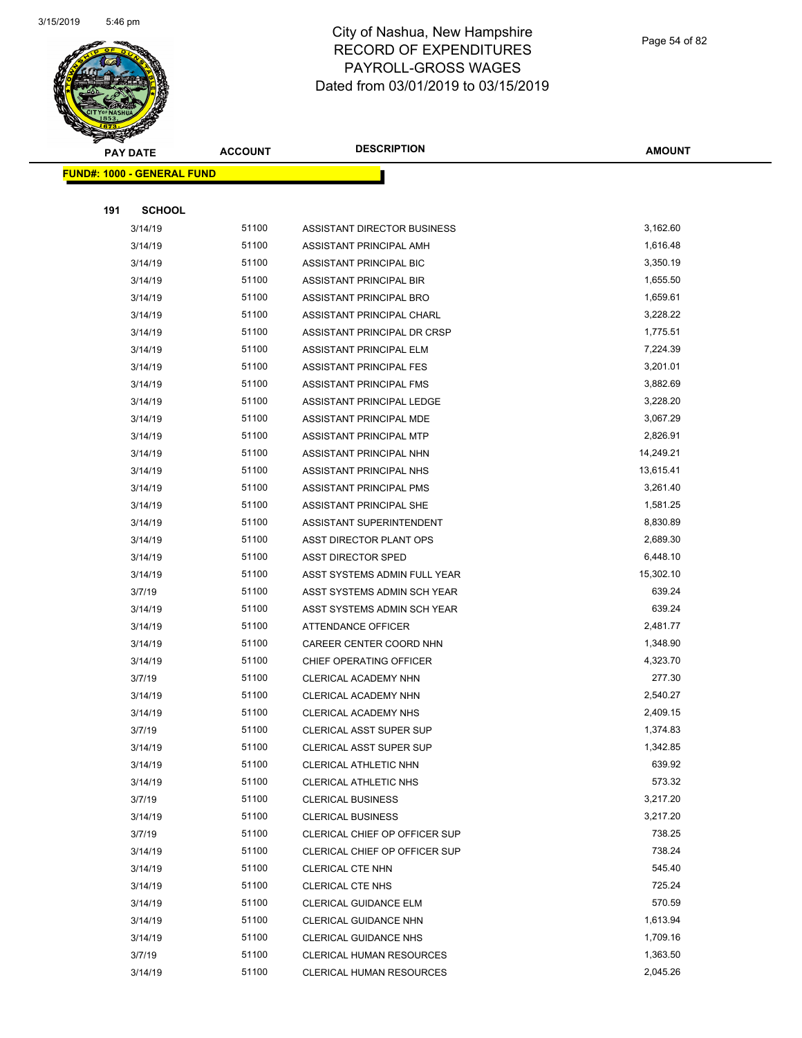# City of Nashua, New Hampshire
# RECORD OF EXPENDITURES
# PAYROLL-GROSS WAGES
# Dated from 03/01/2019 to 03/15/2019

| PAY DATE | ACCOUNT | DESCRIPTION | AMOUNT |
|---|---|---|---|
| **FUND#: 1000 - GENERAL FUND** | | | |
| **191 SCHOOL** | | | |
| 3/14/19 | 51100 | ASSISTANT DIRECTOR BUSINESS | 3,162.60 |
| 3/14/19 | 51100 | ASSISTANT PRINCIPAL AMH | 1,616.48 |
| 3/14/19 | 51100 | ASSISTANT PRINCIPAL BIC | 3,350.19 |
| 3/14/19 | 51100 | ASSISTANT PRINCIPAL BIR | 1,655.50 |
| 3/14/19 | 51100 | ASSISTANT PRINCIPAL BRO | 1,659.61 |
| 3/14/19 | 51100 | ASSISTANT PRINCIPAL CHARL | 3,228.22 |
| 3/14/19 | 51100 | ASSISTANT PRINCIPAL DR CRSP | 1,775.51 |
| 3/14/19 | 51100 | ASSISTANT PRINCIPAL ELM | 7,224.39 |
| 3/14/19 | 51100 | ASSISTANT PRINCIPAL FES | 3,201.01 |
| 3/14/19 | 51100 | ASSISTANT PRINCIPAL FMS | 3,882.69 |
| 3/14/19 | 51100 | ASSISTANT PRINCIPAL LEDGE | 3,228.20 |
| 3/14/19 | 51100 | ASSISTANT PRINCIPAL MDE | 3,067.29 |
| 3/14/19 | 51100 | ASSISTANT PRINCIPAL MTP | 2,826.91 |
| 3/14/19 | 51100 | ASSISTANT PRINCIPAL NHN | 14,249.21 |
| 3/14/19 | 51100 | ASSISTANT PRINCIPAL NHS | 13,615.41 |
| 3/14/19 | 51100 | ASSISTANT PRINCIPAL PMS | 3,261.40 |
| 3/14/19 | 51100 | ASSISTANT PRINCIPAL SHE | 1,581.25 |
| 3/14/19 | 51100 | ASSISTANT SUPERINTENDENT | 8,830.89 |
| 3/14/19 | 51100 | ASST DIRECTOR PLANT OPS | 2,689.30 |
| 3/14/19 | 51100 | ASST DIRECTOR SPED | 6,448.10 |
| 3/14/19 | 51100 | ASST SYSTEMS ADMIN FULL YEAR | 15,302.10 |
| 3/7/19 | 51100 | ASST SYSTEMS ADMIN SCH YEAR | 639.24 |
| 3/14/19 | 51100 | ASST SYSTEMS ADMIN SCH YEAR | 639.24 |
| 3/14/19 | 51100 | ATTENDANCE OFFICER | 2,481.77 |
| 3/14/19 | 51100 | CAREER CENTER COORD NHN | 1,348.90 |
| 3/14/19 | 51100 | CHIEF OPERATING OFFICER | 4,323.70 |
| 3/7/19 | 51100 | CLERICAL ACADEMY NHN | 277.30 |
| 3/14/19 | 51100 | CLERICAL ACADEMY NHN | 2,540.27 |
| 3/14/19 | 51100 | CLERICAL ACADEMY NHS | 2,409.15 |
| 3/7/19 | 51100 | CLERICAL ASST SUPER SUP | 1,374.83 |
| 3/14/19 | 51100 | CLERICAL ASST SUPER SUP | 1,342.85 |
| 3/14/19 | 51100 | CLERICAL ATHLETIC NHN | 639.92 |
| 3/14/19 | 51100 | CLERICAL ATHLETIC NHS | 573.32 |
| 3/7/19 | 51100 | CLERICAL BUSINESS | 3,217.20 |
| 3/14/19 | 51100 | CLERICAL BUSINESS | 3,217.20 |
| 3/7/19 | 51100 | CLERICAL CHIEF OP OFFICER SUP | 738.25 |
| 3/14/19 | 51100 | CLERICAL CHIEF OP OFFICER SUP | 738.24 |
| 3/14/19 | 51100 | CLERICAL CTE NHN | 545.40 |
| 3/14/19 | 51100 | CLERICAL CTE NHS | 725.24 |
| 3/14/19 | 51100 | CLERICAL GUIDANCE ELM | 570.59 |
| 3/14/19 | 51100 | CLERICAL GUIDANCE NHN | 1,613.94 |
| 3/14/19 | 51100 | CLERICAL GUIDANCE NHS | 1,709.16 |
| 3/7/19 | 51100 | CLERICAL HUMAN RESOURCES | 1,363.50 |
| 3/14/19 | 51100 | CLERICAL HUMAN RESOURCES | 2,045.26 |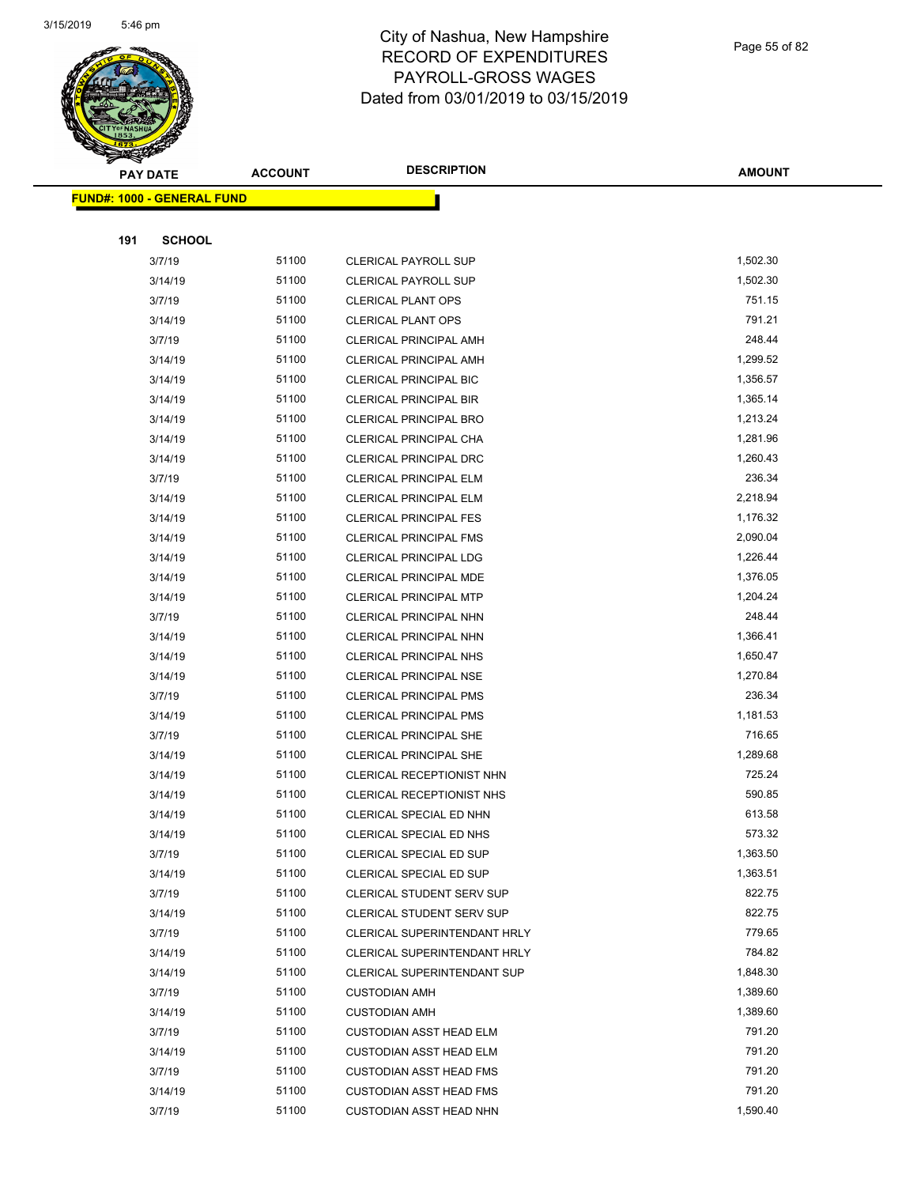# City of Nashua, New Hampshire
# RECORD OF EXPENDITURES
# PAYROLL-GROSS WAGES
# Dated from 03/01/2019 to 03/15/2019

| PAY DATE | ACCOUNT | DESCRIPTION | AMOUNT |
|---|---|---|---|
| **FUND#: 1000 - GENERAL FUND** | | | |
| **191 SCHOOL** | | | |
| 3/7/19 | 51100 | CLERICAL PAYROLL SUP | 1,502.30 |
| 3/14/19 | 51100 | CLERICAL PAYROLL SUP | 1,502.30 |
| 3/7/19 | 51100 | CLERICAL PLANT OPS | 751.15 |
| 3/14/19 | 51100 | CLERICAL PLANT OPS | 791.21 |
| 3/7/19 | 51100 | CLERICAL PRINCIPAL AMH | 248.44 |
| 3/14/19 | 51100 | CLERICAL PRINCIPAL AMH | 1,299.52 |
| 3/14/19 | 51100 | CLERICAL PRINCIPAL BIC | 1,356.57 |
| 3/14/19 | 51100 | CLERICAL PRINCIPAL BIR | 1,365.14 |
| 3/14/19 | 51100 | CLERICAL PRINCIPAL BRO | 1,213.24 |
| 3/14/19 | 51100 | CLERICAL PRINCIPAL CHA | 1,281.96 |
| 3/14/19 | 51100 | CLERICAL PRINCIPAL DRC | 1,260.43 |
| 3/7/19 | 51100 | CLERICAL PRINCIPAL ELM | 236.34 |
| 3/14/19 | 51100 | CLERICAL PRINCIPAL ELM | 2,218.94 |
| 3/14/19 | 51100 | CLERICAL PRINCIPAL FES | 1,176.32 |
| 3/14/19 | 51100 | CLERICAL PRINCIPAL FMS | 2,090.04 |
| 3/14/19 | 51100 | CLERICAL PRINCIPAL LDG | 1,226.44 |
| 3/14/19 | 51100 | CLERICAL PRINCIPAL MDE | 1,376.05 |
| 3/14/19 | 51100 | CLERICAL PRINCIPAL MTP | 1,204.24 |
| 3/7/19 | 51100 | CLERICAL PRINCIPAL NHN | 248.44 |
| 3/14/19 | 51100 | CLERICAL PRINCIPAL NHN | 1,366.41 |
| 3/14/19 | 51100 | CLERICAL PRINCIPAL NHS | 1,650.47 |
| 3/14/19 | 51100 | CLERICAL PRINCIPAL NSE | 1,270.84 |
| 3/7/19 | 51100 | CLERICAL PRINCIPAL PMS | 236.34 |
| 3/14/19 | 51100 | CLERICAL PRINCIPAL PMS | 1,181.53 |
| 3/7/19 | 51100 | CLERICAL PRINCIPAL SHE | 716.65 |
| 3/14/19 | 51100 | CLERICAL PRINCIPAL SHE | 1,289.68 |
| 3/14/19 | 51100 | CLERICAL RECEPTIONIST NHN | 725.24 |
| 3/14/19 | 51100 | CLERICAL RECEPTIONIST NHS | 590.85 |
| 3/14/19 | 51100 | CLERICAL SPECIAL ED NHN | 613.58 |
| 3/14/19 | 51100 | CLERICAL SPECIAL ED NHS | 573.32 |
| 3/7/19 | 51100 | CLERICAL SPECIAL ED SUP | 1,363.50 |
| 3/14/19 | 51100 | CLERICAL SPECIAL ED SUP | 1,363.51 |
| 3/7/19 | 51100 | CLERICAL STUDENT SERV SUP | 822.75 |
| 3/14/19 | 51100 | CLERICAL STUDENT SERV SUP | 822.75 |
| 3/7/19 | 51100 | CLERICAL SUPERINTENDANT HRLY | 779.65 |
| 3/14/19 | 51100 | CLERICAL SUPERINTENDANT HRLY | 784.82 |
| 3/14/19 | 51100 | CLERICAL SUPERINTENDANT SUP | 1,848.30 |
| 3/7/19 | 51100 | CUSTODIAN AMH | 1,389.60 |
| 3/14/19 | 51100 | CUSTODIAN AMH | 1,389.60 |
| 3/7/19 | 51100 | CUSTODIAN ASST HEAD ELM | 791.20 |
| 3/14/19 | 51100 | CUSTODIAN ASST HEAD ELM | 791.20 |
| 3/7/19 | 51100 | CUSTODIAN ASST HEAD FMS | 791.20 |
| 3/14/19 | 51100 | CUSTODIAN ASST HEAD FMS | 791.20 |
| 3/7/19 | 51100 | CUSTODIAN ASST HEAD NHN | 1,590.40 |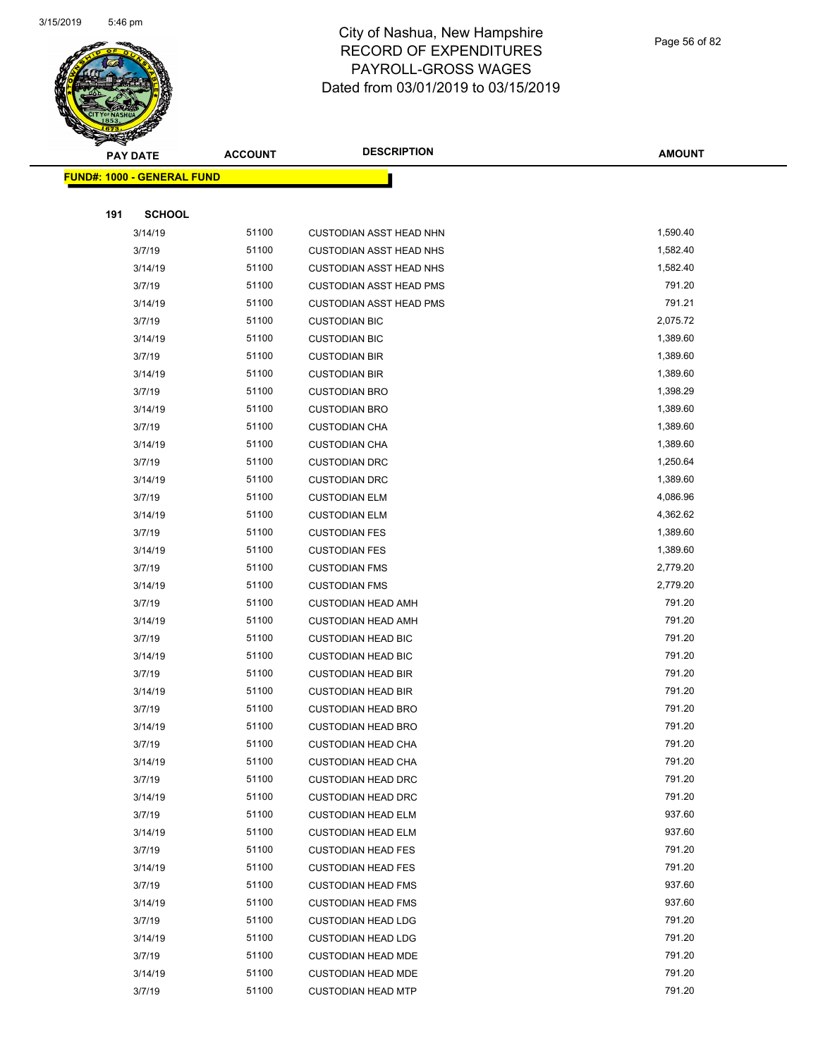# City of Nashua, New Hampshire
# RECORD OF EXPENDITURES
# PAYROLL-GROSS WAGES
# Dated from 03/01/2019 to 03/15/2019

| PAY DATE | ACCOUNT | DESCRIPTION | AMOUNT |
|---|---|---|---|
| **FUND#: 1000 - GENERAL FUND** | | | |
| **191 SCHOOL** | | | |
| 3/14/19 | 51100 | CUSTODIAN ASST HEAD NHN | 1,590.40 |
| 3/7/19 | 51100 | CUSTODIAN ASST HEAD NHS | 1,582.40 |
| 3/14/19 | 51100 | CUSTODIAN ASST HEAD NHS | 1,582.40 |
| 3/7/19 | 51100 | CUSTODIAN ASST HEAD PMS | 791.20 |
| 3/14/19 | 51100 | CUSTODIAN ASST HEAD PMS | 791.21 |
| 3/7/19 | 51100 | CUSTODIAN BIC | 2,075.72 |
| 3/14/19 | 51100 | CUSTODIAN BIC | 1,389.60 |
| 3/7/19 | 51100 | CUSTODIAN BIR | 1,389.60 |
| 3/14/19 | 51100 | CUSTODIAN BIR | 1,389.60 |
| 3/7/19 | 51100 | CUSTODIAN BRO | 1,398.29 |
| 3/14/19 | 51100 | CUSTODIAN BRO | 1,389.60 |
| 3/7/19 | 51100 | CUSTODIAN CHA | 1,389.60 |
| 3/14/19 | 51100 | CUSTODIAN CHA | 1,389.60 |
| 3/7/19 | 51100 | CUSTODIAN DRC | 1,250.64 |
| 3/14/19 | 51100 | CUSTODIAN DRC | 1,389.60 |
| 3/7/19 | 51100 | CUSTODIAN ELM | 4,086.96 |
| 3/14/19 | 51100 | CUSTODIAN ELM | 4,362.62 |
| 3/7/19 | 51100 | CUSTODIAN FES | 1,389.60 |
| 3/14/19 | 51100 | CUSTODIAN FES | 1,389.60 |
| 3/7/19 | 51100 | CUSTODIAN FMS | 2,779.20 |
| 3/14/19 | 51100 | CUSTODIAN FMS | 2,779.20 |
| 3/7/19 | 51100 | CUSTODIAN HEAD AMH | 791.20 |
| 3/14/19 | 51100 | CUSTODIAN HEAD AMH | 791.20 |
| 3/7/19 | 51100 | CUSTODIAN HEAD BIC | 791.20 |
| 3/14/19 | 51100 | CUSTODIAN HEAD BIC | 791.20 |
| 3/7/19 | 51100 | CUSTODIAN HEAD BIR | 791.20 |
| 3/14/19 | 51100 | CUSTODIAN HEAD BIR | 791.20 |
| 3/7/19 | 51100 | CUSTODIAN HEAD BRO | 791.20 |
| 3/14/19 | 51100 | CUSTODIAN HEAD BRO | 791.20 |
| 3/7/19 | 51100 | CUSTODIAN HEAD CHA | 791.20 |
| 3/14/19 | 51100 | CUSTODIAN HEAD CHA | 791.20 |
| 3/7/19 | 51100 | CUSTODIAN HEAD DRC | 791.20 |
| 3/14/19 | 51100 | CUSTODIAN HEAD DRC | 791.20 |
| 3/7/19 | 51100 | CUSTODIAN HEAD ELM | 937.60 |
| 3/14/19 | 51100 | CUSTODIAN HEAD ELM | 937.60 |
| 3/7/19 | 51100 | CUSTODIAN HEAD FES | 791.20 |
| 3/14/19 | 51100 | CUSTODIAN HEAD FES | 791.20 |
| 3/7/19 | 51100 | CUSTODIAN HEAD FMS | 937.60 |
| 3/14/19 | 51100 | CUSTODIAN HEAD FMS | 937.60 |
| 3/7/19 | 51100 | CUSTODIAN HEAD LDG | 791.20 |
| 3/14/19 | 51100 | CUSTODIAN HEAD LDG | 791.20 |
| 3/7/19 | 51100 | CUSTODIAN HEAD MDE | 791.20 |
| 3/14/19 | 51100 | CUSTODIAN HEAD MDE | 791.20 |
| 3/7/19 | 51100 | CUSTODIAN HEAD MTP | 791.20 |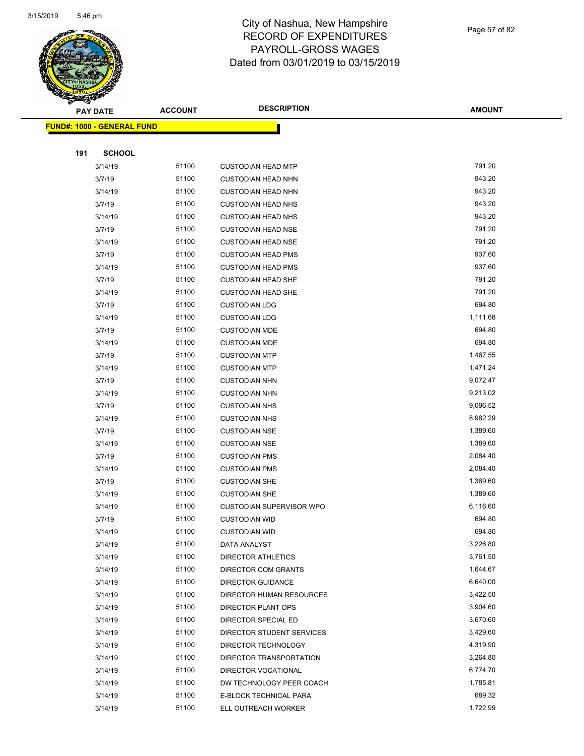# City of Nashua, New Hampshire
# RECORD OF EXPENDITURES
# PAYROLL-GROSS WAGES
# Dated from 03/01/2019 to 03/15/2019

**FUND#: 1000 - GENERAL FUND**

**191 SCHOOL**

| PAY DATE | ACCOUNT | DESCRIPTION | AMOUNT |
|---|---|---|---|
| 3/14/19 | 51100 | CUSTODIAN HEAD MTP | 791.20 |
| 3/7/19 | 51100 | CUSTODIAN HEAD NHN | 943.20 |
| 3/14/19 | 51100 | CUSTODIAN HEAD NHN | 943.20 |
| 3/7/19 | 51100 | CUSTODIAN HEAD NHS | 943.20 |
| 3/14/19 | 51100 | CUSTODIAN HEAD NHS | 943.20 |
| 3/7/19 | 51100 | CUSTODIAN HEAD NSE | 791.20 |
| 3/14/19 | 51100 | CUSTODIAN HEAD NSE | 791.20 |
| 3/7/19 | 51100 | CUSTODIAN HEAD PMS | 937.60 |
| 3/14/19 | 51100 | CUSTODIAN HEAD PMS | 937.60 |
| 3/7/19 | 51100 | CUSTODIAN HEAD SHE | 791.20 |
| 3/14/19 | 51100 | CUSTODIAN HEAD SHE | 791.20 |
| 3/7/19 | 51100 | CUSTODIAN LDG | 694.80 |
| 3/14/19 | 51100 | CUSTODIAN LDG | 1,111.68 |
| 3/7/19 | 51100 | CUSTODIAN MDE | 694.80 |
| 3/14/19 | 51100 | CUSTODIAN MDE | 694.80 |
| 3/7/19 | 51100 | CUSTODIAN MTP | 1,467.55 |
| 3/14/19 | 51100 | CUSTODIAN MTP | 1,471.24 |
| 3/7/19 | 51100 | CUSTODIAN NHN | 9,072.47 |
| 3/14/19 | 51100 | CUSTODIAN NHN | 9,213.02 |
| 3/7/19 | 51100 | CUSTODIAN NHS | 9,096.52 |
| 3/14/19 | 51100 | CUSTODIAN NHS | 8,982.29 |
| 3/7/19 | 51100 | CUSTODIAN NSE | 1,389.60 |
| 3/14/19 | 51100 | CUSTODIAN NSE | 1,389.60 |
| 3/7/19 | 51100 | CUSTODIAN PMS | 2,084.40 |
| 3/14/19 | 51100 | CUSTODIAN PMS | 2,084.40 |
| 3/7/19 | 51100 | CUSTODIAN SHE | 1,389.60 |
| 3/14/19 | 51100 | CUSTODIAN SHE | 1,389.60 |
| 3/14/19 | 51100 | CUSTODIAN SUPERVISOR WPO | 6,116.60 |
| 3/7/19 | 51100 | CUSTODIAN WID | 694.80 |
| 3/14/19 | 51100 | CUSTODIAN WID | 694.80 |
| 3/14/19 | 51100 | DATA ANALYST | 3,226.80 |
| 3/14/19 | 51100 | DIRECTOR ATHLETICS | 3,761.50 |
| 3/14/19 | 51100 | DIRECTOR COM GRANTS | 1,644.67 |
| 3/14/19 | 51100 | DIRECTOR GUIDANCE | 6,640.00 |
| 3/14/19 | 51100 | DIRECTOR HUMAN RESOURCES | 3,422.50 |
| 3/14/19 | 51100 | DIRECTOR PLANT OPS | 3,904.60 |
| 3/14/19 | 51100 | DIRECTOR SPECIAL ED | 3,670.60 |
| 3/14/19 | 51100 | DIRECTOR STUDENT SERVICES | 3,429.60 |
| 3/14/19 | 51100 | DIRECTOR TECHNOLOGY | 4,319.90 |
| 3/14/19 | 51100 | DIRECTOR TRANSPORTATION | 3,264.80 |
| 3/14/19 | 51100 | DIRECTOR VOCATIONAL | 6,774.70 |
| 3/14/19 | 51100 | DW TECHNOLOGY PEER COACH | 1,785.81 |
| 3/14/19 | 51100 | E-BLOCK TECHNICAL PARA | 689.32 |
| 3/14/19 | 51100 | ELL OUTREACH WORKER | 1,722.99 |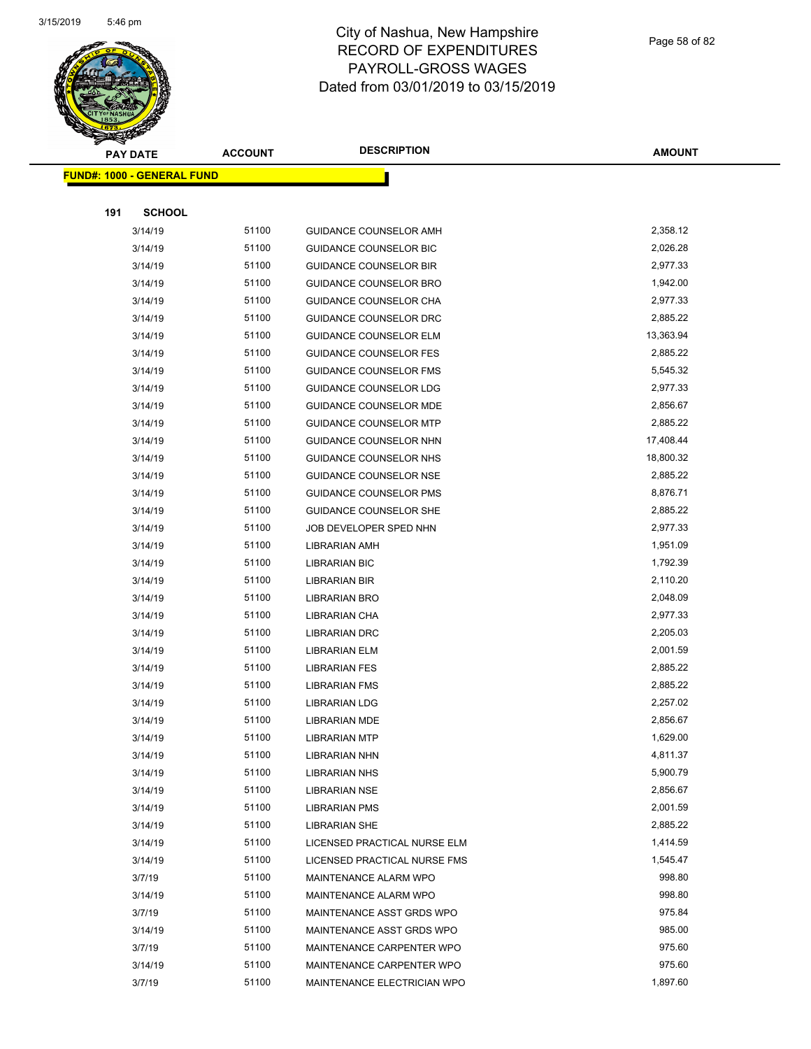# City of Nashua, New Hampshire
# RECORD OF EXPENDITURES
# PAYROLL-GROSS WAGES
# Dated from 03/01/2019 to 03/15/2019

| PAY DATE | ACCOUNT | DESCRIPTION | AMOUNT |
|---|---|---|---|
| **FUND#: 1000 - GENERAL FUND** | | | |
| **191 SCHOOL** | | | |
| 3/14/19 | 51100 | GUIDANCE COUNSELOR AMH | 2,358.12 |
| 3/14/19 | 51100 | GUIDANCE COUNSELOR BIC | 2,026.28 |
| 3/14/19 | 51100 | GUIDANCE COUNSELOR BIR | 2,977.33 |
| 3/14/19 | 51100 | GUIDANCE COUNSELOR BRO | 1,942.00 |
| 3/14/19 | 51100 | GUIDANCE COUNSELOR CHA | 2,977.33 |
| 3/14/19 | 51100 | GUIDANCE COUNSELOR DRC | 2,885.22 |
| 3/14/19 | 51100 | GUIDANCE COUNSELOR ELM | 13,363.94 |
| 3/14/19 | 51100 | GUIDANCE COUNSELOR FES | 2,885.22 |
| 3/14/19 | 51100 | GUIDANCE COUNSELOR FMS | 5,545.32 |
| 3/14/19 | 51100 | GUIDANCE COUNSELOR LDG | 2,977.33 |
| 3/14/19 | 51100 | GUIDANCE COUNSELOR MDE | 2,856.67 |
| 3/14/19 | 51100 | GUIDANCE COUNSELOR MTP | 2,885.22 |
| 3/14/19 | 51100 | GUIDANCE COUNSELOR NHN | 17,408.44 |
| 3/14/19 | 51100 | GUIDANCE COUNSELOR NHS | 18,800.32 |
| 3/14/19 | 51100 | GUIDANCE COUNSELOR NSE | 2,885.22 |
| 3/14/19 | 51100 | GUIDANCE COUNSELOR PMS | 8,876.71 |
| 3/14/19 | 51100 | GUIDANCE COUNSELOR SHE | 2,885.22 |
| 3/14/19 | 51100 | JOB DEVELOPER SPED NHN | 2,977.33 |
| 3/14/19 | 51100 | LIBRARIAN AMH | 1,951.09 |
| 3/14/19 | 51100 | LIBRARIAN BIC | 1,792.39 |
| 3/14/19 | 51100 | LIBRARIAN BIR | 2,110.20 |
| 3/14/19 | 51100 | LIBRARIAN BRO | 2,048.09 |
| 3/14/19 | 51100 | LIBRARIAN CHA | 2,977.33 |
| 3/14/19 | 51100 | LIBRARIAN DRC | 2,205.03 |
| 3/14/19 | 51100 | LIBRARIAN ELM | 2,001.59 |
| 3/14/19 | 51100 | LIBRARIAN FES | 2,885.22 |
| 3/14/19 | 51100 | LIBRARIAN FMS | 2,885.22 |
| 3/14/19 | 51100 | LIBRARIAN LDG | 2,257.02 |
| 3/14/19 | 51100 | LIBRARIAN MDE | 2,856.67 |
| 3/14/19 | 51100 | LIBRARIAN MTP | 1,629.00 |
| 3/14/19 | 51100 | LIBRARIAN NHN | 4,811.37 |
| 3/14/19 | 51100 | LIBRARIAN NHS | 5,900.79 |
| 3/14/19 | 51100 | LIBRARIAN NSE | 2,856.67 |
| 3/14/19 | 51100 | LIBRARIAN PMS | 2,001.59 |
| 3/14/19 | 51100 | LIBRARIAN SHE | 2,885.22 |
| 3/14/19 | 51100 | LICENSED PRACTICAL NURSE ELM | 1,414.59 |
| 3/14/19 | 51100 | LICENSED PRACTICAL NURSE FMS | 1,545.47 |
| 3/7/19 | 51100 | MAINTENANCE ALARM WPO | 998.80 |
| 3/14/19 | 51100 | MAINTENANCE ALARM WPO | 998.80 |
| 3/7/19 | 51100 | MAINTENANCE ASST GRDS WPO | 975.84 |
| 3/14/19 | 51100 | MAINTENANCE ASST GRDS WPO | 985.00 |
| 3/7/19 | 51100 | MAINTENANCE CARPENTER WPO | 975.60 |
| 3/14/19 | 51100 | MAINTENANCE CARPENTER WPO | 975.60 |
| 3/7/19 | 51100 | MAINTENANCE ELECTRICIAN WPO | 1,897.60 |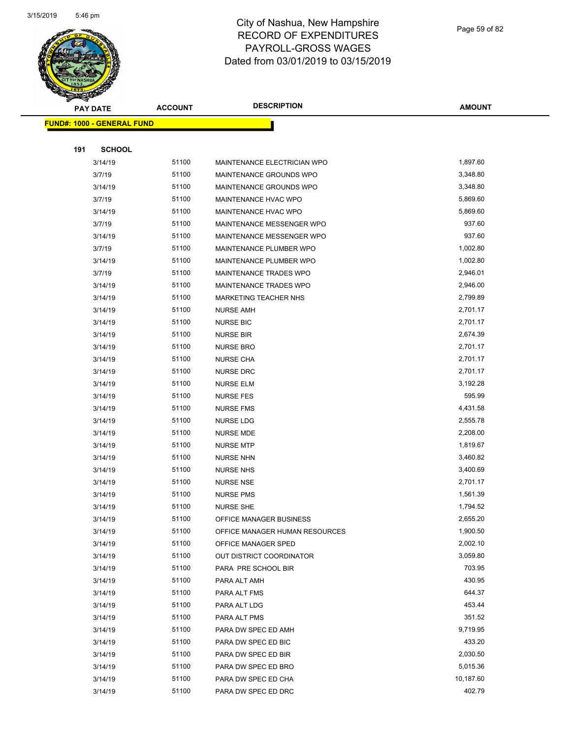# City of Nashua, New Hampshire
## RECORD OF EXPENDITURES
## PAYROLL-GROSS WAGES
## Dated from 03/01/2019 to 03/15/2019

| PAY DATE | ACCOUNT | DESCRIPTION | AMOUNT |
|---|---|---|---|
| **FUND#: 1000 - GENERAL FUND** | | | |
| **191 SCHOOL** | | | |
| 3/14/19 | 51100 | MAINTENANCE ELECTRICIAN WPO | 1,897.60 |
| 3/7/19 | 51100 | MAINTENANCE GROUNDS WPO | 3,348.80 |
| 3/14/19 | 51100 | MAINTENANCE GROUNDS WPO | 3,348.80 |
| 3/7/19 | 51100 | MAINTENANCE HVAC WPO | 5,869.60 |
| 3/14/19 | 51100 | MAINTENANCE HVAC WPO | 5,869.60 |
| 3/7/19 | 51100 | MAINTENANCE MESSENGER WPO | 937.60 |
| 3/14/19 | 51100 | MAINTENANCE MESSENGER WPO | 937.60 |
| 3/7/19 | 51100 | MAINTENANCE PLUMBER WPO | 1,002.80 |
| 3/14/19 | 51100 | MAINTENANCE PLUMBER WPO | 1,002.80 |
| 3/7/19 | 51100 | MAINTENANCE TRADES WPO | 2,946.01 |
| 3/14/19 | 51100 | MAINTENANCE TRADES WPO | 2,946.00 |
| 3/14/19 | 51100 | MARKETING TEACHER NHS | 2,799.89 |
| 3/14/19 | 51100 | NURSE AMH | 2,701.17 |
| 3/14/19 | 51100 | NURSE BIC | 2,701.17 |
| 3/14/19 | 51100 | NURSE BIR | 2,674.39 |
| 3/14/19 | 51100 | NURSE BRO | 2,701.17 |
| 3/14/19 | 51100 | NURSE CHA | 2,701.17 |
| 3/14/19 | 51100 | NURSE DRC | 2,701.17 |
| 3/14/19 | 51100 | NURSE ELM | 3,192.28 |
| 3/14/19 | 51100 | NURSE FES | 595.99 |
| 3/14/19 | 51100 | NURSE FMS | 4,431.58 |
| 3/14/19 | 51100 | NURSE LDG | 2,555.78 |
| 3/14/19 | 51100 | NURSE MDE | 2,208.00 |
| 3/14/19 | 51100 | NURSE MTP | 1,819.67 |
| 3/14/19 | 51100 | NURSE NHN | 3,460.82 |
| 3/14/19 | 51100 | NURSE NHS | 3,400.69 |
| 3/14/19 | 51100 | NURSE NSE | 2,701.17 |
| 3/14/19 | 51100 | NURSE PMS | 1,561.39 |
| 3/14/19 | 51100 | NURSE SHE | 1,794.52 |
| 3/14/19 | 51100 | OFFICE MANAGER BUSINESS | 2,655.20 |
| 3/14/19 | 51100 | OFFICE MANAGER HUMAN RESOURCES | 1,900.50 |
| 3/14/19 | 51100 | OFFICE MANAGER SPED | 2,002.10 |
| 3/14/19 | 51100 | OUT DISTRICT COORDINATOR | 3,059.80 |
| 3/14/19 | 51100 | PARA PRE SCHOOL BIR | 703.95 |
| 3/14/19 | 51100 | PARA ALT AMH | 430.95 |
| 3/14/19 | 51100 | PARA ALT FMS | 644.37 |
| 3/14/19 | 51100 | PARA ALT LDG | 453.44 |
| 3/14/19 | 51100 | PARA ALT PMS | 351.52 |
| 3/14/19 | 51100 | PARA DW SPEC ED AMH | 9,719.95 |
| 3/14/19 | 51100 | PARA DW SPEC ED BIC | 433.20 |
| 3/14/19 | 51100 | PARA DW SPEC ED BIR | 2,030.50 |
| 3/14/19 | 51100 | PARA DW SPEC ED BRO | 5,015.36 |
| 3/14/19 | 51100 | PARA DW SPEC ED CHA | 10,187.60 |
| 3/14/19 | 51100 | PARA DW SPEC ED DRC | 402.79 |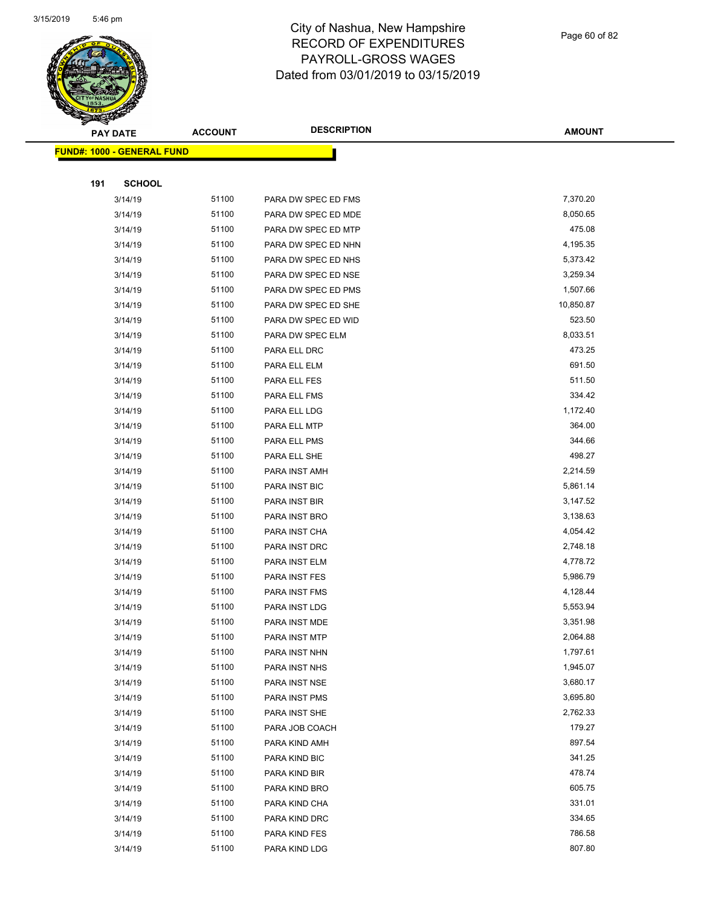# City of Nashua, New Hampshire
## RECORD OF EXPENDITURES
## PAYROLL-GROSS WAGES
## Dated from 03/01/2019 to 03/15/2019

**FUND#: 1000 - GENERAL FUND**

**191 SCHOOL**

| PAY DATE | ACCOUNT | DESCRIPTION | AMOUNT |
|---|---|---|---|
| 3/14/19 | 51100 | PARA DW SPEC ED FMS | 7,370.20 |
| 3/14/19 | 51100 | PARA DW SPEC ED MDE | 8,050.65 |
| 3/14/19 | 51100 | PARA DW SPEC ED MTP | 475.08 |
| 3/14/19 | 51100 | PARA DW SPEC ED NHN | 4,195.35 |
| 3/14/19 | 51100 | PARA DW SPEC ED NHS | 5,373.42 |
| 3/14/19 | 51100 | PARA DW SPEC ED NSE | 3,259.34 |
| 3/14/19 | 51100 | PARA DW SPEC ED PMS | 1,507.66 |
| 3/14/19 | 51100 | PARA DW SPEC ED SHE | 10,850.87 |
| 3/14/19 | 51100 | PARA DW SPEC ED WID | 523.50 |
| 3/14/19 | 51100 | PARA DW SPEC ELM | 8,033.51 |
| 3/14/19 | 51100 | PARA ELL DRC | 473.25 |
| 3/14/19 | 51100 | PARA ELL ELM | 691.50 |
| 3/14/19 | 51100 | PARA ELL FES | 511.50 |
| 3/14/19 | 51100 | PARA ELL FMS | 334.42 |
| 3/14/19 | 51100 | PARA ELL LDG | 1,172.40 |
| 3/14/19 | 51100 | PARA ELL MTP | 364.00 |
| 3/14/19 | 51100 | PARA ELL PMS | 344.66 |
| 3/14/19 | 51100 | PARA ELL SHE | 498.27 |
| 3/14/19 | 51100 | PARA INST AMH | 2,214.59 |
| 3/14/19 | 51100 | PARA INST BIC | 5,861.14 |
| 3/14/19 | 51100 | PARA INST BIR | 3,147.52 |
| 3/14/19 | 51100 | PARA INST BRO | 3,138.63 |
| 3/14/19 | 51100 | PARA INST CHA | 4,054.42 |
| 3/14/19 | 51100 | PARA INST DRC | 2,748.18 |
| 3/14/19 | 51100 | PARA INST ELM | 4,778.72 |
| 3/14/19 | 51100 | PARA INST FES | 5,986.79 |
| 3/14/19 | 51100 | PARA INST FMS | 4,128.44 |
| 3/14/19 | 51100 | PARA INST LDG | 5,553.94 |
| 3/14/19 | 51100 | PARA INST MDE | 3,351.98 |
| 3/14/19 | 51100 | PARA INST MTP | 2,064.88 |
| 3/14/19 | 51100 | PARA INST NHN | 1,797.61 |
| 3/14/19 | 51100 | PARA INST NHS | 1,945.07 |
| 3/14/19 | 51100 | PARA INST NSE | 3,680.17 |
| 3/14/19 | 51100 | PARA INST PMS | 3,695.80 |
| 3/14/19 | 51100 | PARA INST SHE | 2,762.33 |
| 3/14/19 | 51100 | PARA JOB COACH | 179.27 |
| 3/14/19 | 51100 | PARA KIND AMH | 897.54 |
| 3/14/19 | 51100 | PARA KIND BIC | 341.25 |
| 3/14/19 | 51100 | PARA KIND BIR | 478.74 |
| 3/14/19 | 51100 | PARA KIND BRO | 605.75 |
| 3/14/19 | 51100 | PARA KIND CHA | 331.01 |
| 3/14/19 | 51100 | PARA KIND DRC | 334.65 |
| 3/14/19 | 51100 | PARA KIND FES | 786.58 |
| 3/14/19 | 51100 | PARA KIND LDG | 807.80 |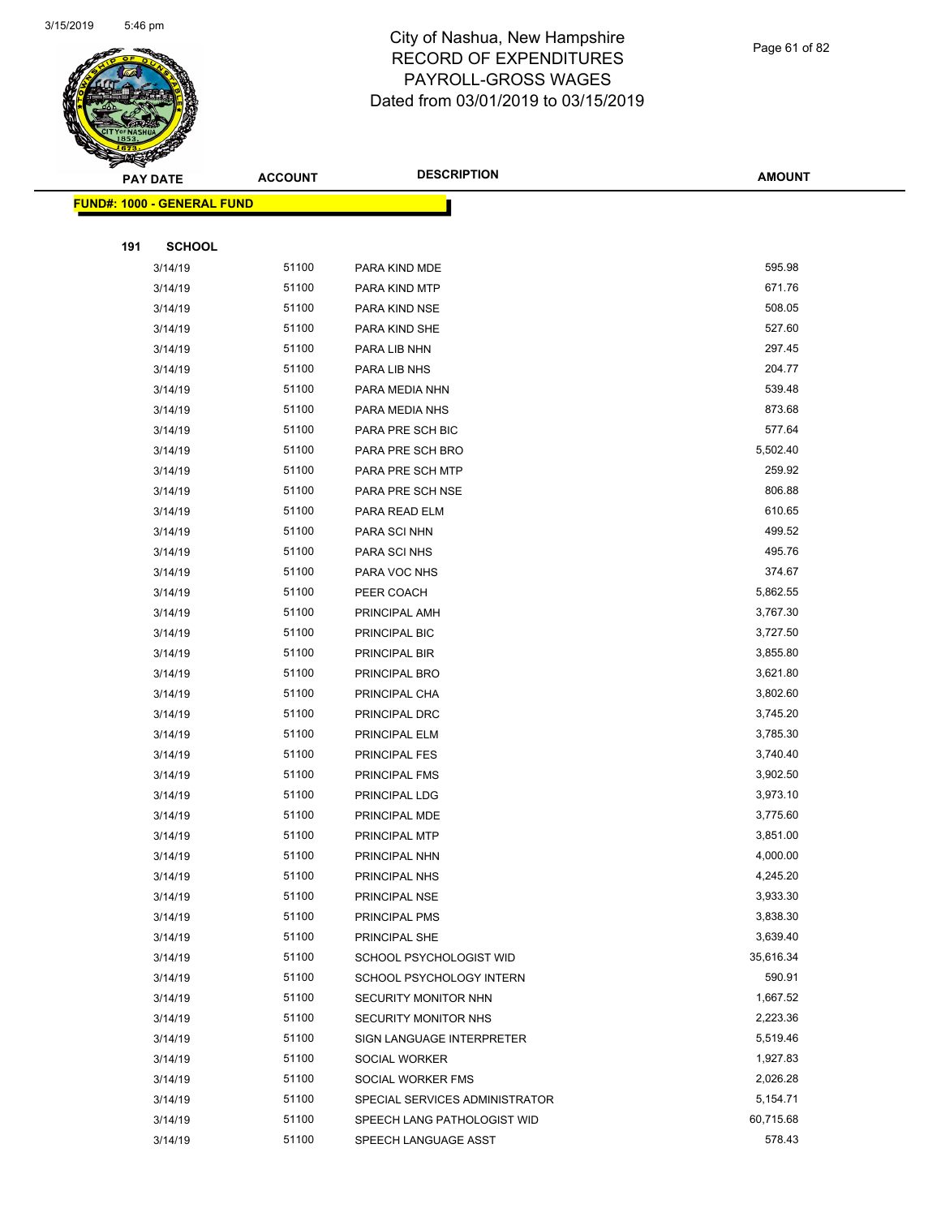# City of Nashua, New Hampshire
## RECORD OF EXPENDITURES
## PAYROLL-GROSS WAGES
## Dated from 03/01/2019 to 03/15/2019

| PAY DATE | ACCOUNT | DESCRIPTION | AMOUNT |
|---|---|---|---|

**FUND#: 1000 - GENERAL FUND**

**191 SCHOOL**

| PAY DATE | ACCOUNT | DESCRIPTION | AMOUNT |
|---|---|---|---|
| 3/14/19 | 51100 | PARA KIND MDE | 595.98 |
| 3/14/19 | 51100 | PARA KIND MTP | 671.76 |
| 3/14/19 | 51100 | PARA KIND NSE | 508.05 |
| 3/14/19 | 51100 | PARA KIND SHE | 527.60 |
| 3/14/19 | 51100 | PARA LIB NHN | 297.45 |
| 3/14/19 | 51100 | PARA LIB NHS | 204.77 |
| 3/14/19 | 51100 | PARA MEDIA NHN | 539.48 |
| 3/14/19 | 51100 | PARA MEDIA NHS | 873.68 |
| 3/14/19 | 51100 | PARA PRE SCH BIC | 577.64 |
| 3/14/19 | 51100 | PARA PRE SCH BRO | 5,502.40 |
| 3/14/19 | 51100 | PARA PRE SCH MTP | 259.92 |
| 3/14/19 | 51100 | PARA PRE SCH NSE | 806.88 |
| 3/14/19 | 51100 | PARA READ ELM | 610.65 |
| 3/14/19 | 51100 | PARA SCI NHN | 499.52 |
| 3/14/19 | 51100 | PARA SCI NHS | 495.76 |
| 3/14/19 | 51100 | PARA VOC NHS | 374.67 |
| 3/14/19 | 51100 | PEER COACH | 5,862.55 |
| 3/14/19 | 51100 | PRINCIPAL AMH | 3,767.30 |
| 3/14/19 | 51100 | PRINCIPAL BIC | 3,727.50 |
| 3/14/19 | 51100 | PRINCIPAL BIR | 3,855.80 |
| 3/14/19 | 51100 | PRINCIPAL BRO | 3,621.80 |
| 3/14/19 | 51100 | PRINCIPAL CHA | 3,802.60 |
| 3/14/19 | 51100 | PRINCIPAL DRC | 3,745.20 |
| 3/14/19 | 51100 | PRINCIPAL ELM | 3,785.30 |
| 3/14/19 | 51100 | PRINCIPAL FES | 3,740.40 |
| 3/14/19 | 51100 | PRINCIPAL FMS | 3,902.50 |
| 3/14/19 | 51100 | PRINCIPAL LDG | 3,973.10 |
| 3/14/19 | 51100 | PRINCIPAL MDE | 3,775.60 |
| 3/14/19 | 51100 | PRINCIPAL MTP | 3,851.00 |
| 3/14/19 | 51100 | PRINCIPAL NHN | 4,000.00 |
| 3/14/19 | 51100 | PRINCIPAL NHS | 4,245.20 |
| 3/14/19 | 51100 | PRINCIPAL NSE | 3,933.30 |
| 3/14/19 | 51100 | PRINCIPAL PMS | 3,838.30 |
| 3/14/19 | 51100 | PRINCIPAL SHE | 3,639.40 |
| 3/14/19 | 51100 | SCHOOL PSYCHOLOGIST WID | 35,616.34 |
| 3/14/19 | 51100 | SCHOOL PSYCHOLOGY INTERN | 590.91 |
| 3/14/19 | 51100 | SECURITY MONITOR NHN | 1,667.52 |
| 3/14/19 | 51100 | SECURITY MONITOR NHS | 2,223.36 |
| 3/14/19 | 51100 | SIGN LANGUAGE INTERPRETER | 5,519.46 |
| 3/14/19 | 51100 | SOCIAL WORKER | 1,927.83 |
| 3/14/19 | 51100 | SOCIAL WORKER FMS | 2,026.28 |
| 3/14/19 | 51100 | SPECIAL SERVICES ADMINISTRATOR | 5,154.71 |
| 3/14/19 | 51100 | SPEECH LANG PATHOLOGIST WID | 60,715.68 |
| 3/14/19 | 51100 | SPEECH LANGUAGE ASST | 578.43 |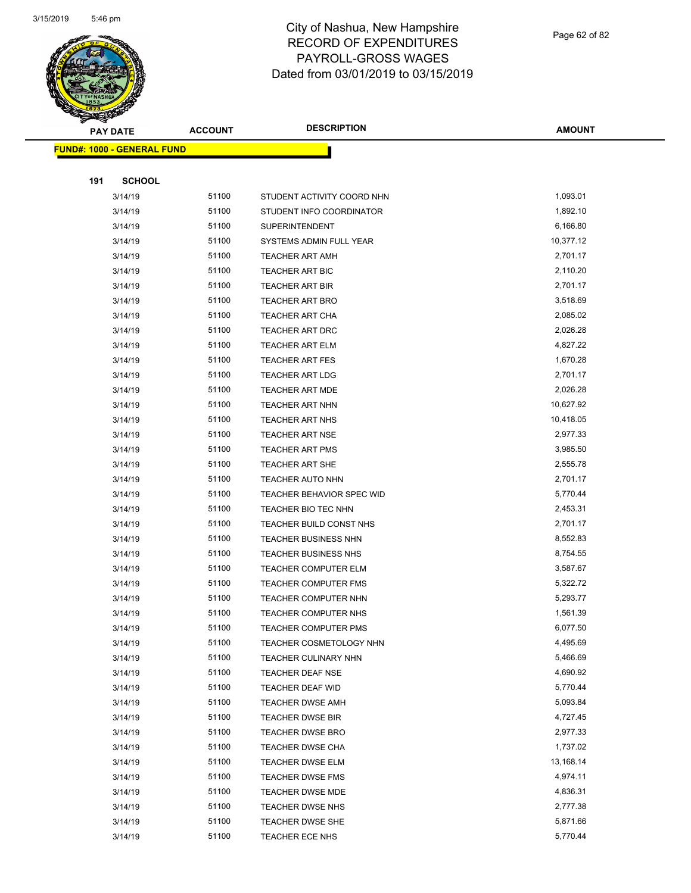# City of Nashua, New Hampshire
## RECORD OF EXPENDITURES
## PAYROLL-GROSS WAGES
## Dated from 03/01/2019 to 03/15/2019

**FUND#: 1000 - GENERAL FUND**

**191 SCHOOL**

| PAY DATE | ACCOUNT | DESCRIPTION | AMOUNT |
|---|---|---|---|
| 3/14/19 | 51100 | STUDENT ACTIVITY COORD NHN | 1,093.01 |
| 3/14/19 | 51100 | STUDENT INFO COORDINATOR | 1,892.10 |
| 3/14/19 | 51100 | SUPERINTENDENT | 6,166.80 |
| 3/14/19 | 51100 | SYSTEMS ADMIN FULL YEAR | 10,377.12 |
| 3/14/19 | 51100 | TEACHER ART AMH | 2,701.17 |
| 3/14/19 | 51100 | TEACHER ART BIC | 2,110.20 |
| 3/14/19 | 51100 | TEACHER ART BIR | 2,701.17 |
| 3/14/19 | 51100 | TEACHER ART BRO | 3,518.69 |
| 3/14/19 | 51100 | TEACHER ART CHA | 2,085.02 |
| 3/14/19 | 51100 | TEACHER ART DRC | 2,026.28 |
| 3/14/19 | 51100 | TEACHER ART ELM | 4,827.22 |
| 3/14/19 | 51100 | TEACHER ART FES | 1,670.28 |
| 3/14/19 | 51100 | TEACHER ART LDG | 2,701.17 |
| 3/14/19 | 51100 | TEACHER ART MDE | 2,026.28 |
| 3/14/19 | 51100 | TEACHER ART NHN | 10,627.92 |
| 3/14/19 | 51100 | TEACHER ART NHS | 10,418.05 |
| 3/14/19 | 51100 | TEACHER ART NSE | 2,977.33 |
| 3/14/19 | 51100 | TEACHER ART PMS | 3,985.50 |
| 3/14/19 | 51100 | TEACHER ART SHE | 2,555.78 |
| 3/14/19 | 51100 | TEACHER AUTO NHN | 2,701.17 |
| 3/14/19 | 51100 | TEACHER BEHAVIOR SPEC WID | 5,770.44 |
| 3/14/19 | 51100 | TEACHER BIO TEC NHN | 2,453.31 |
| 3/14/19 | 51100 | TEACHER BUILD CONST NHS | 2,701.17 |
| 3/14/19 | 51100 | TEACHER BUSINESS NHN | 8,552.83 |
| 3/14/19 | 51100 | TEACHER BUSINESS NHS | 8,754.55 |
| 3/14/19 | 51100 | TEACHER COMPUTER ELM | 3,587.67 |
| 3/14/19 | 51100 | TEACHER COMPUTER FMS | 5,322.72 |
| 3/14/19 | 51100 | TEACHER COMPUTER NHN | 5,293.77 |
| 3/14/19 | 51100 | TEACHER COMPUTER NHS | 1,561.39 |
| 3/14/19 | 51100 | TEACHER COMPUTER PMS | 6,077.50 |
| 3/14/19 | 51100 | TEACHER COSMETOLOGY NHN | 4,495.69 |
| 3/14/19 | 51100 | TEACHER CULINARY NHN | 5,466.69 |
| 3/14/19 | 51100 | TEACHER DEAF NSE | 4,690.92 |
| 3/14/19 | 51100 | TEACHER DEAF WID | 5,770.44 |
| 3/14/19 | 51100 | TEACHER DWSE AMH | 5,093.84 |
| 3/14/19 | 51100 | TEACHER DWSE BIR | 4,727.45 |
| 3/14/19 | 51100 | TEACHER DWSE BRO | 2,977.33 |
| 3/14/19 | 51100 | TEACHER DWSE CHA | 1,737.02 |
| 3/14/19 | 51100 | TEACHER DWSE ELM | 13,168.14 |
| 3/14/19 | 51100 | TEACHER DWSE FMS | 4,974.11 |
| 3/14/19 | 51100 | TEACHER DWSE MDE | 4,836.31 |
| 3/14/19 | 51100 | TEACHER DWSE NHS | 2,777.38 |
| 3/14/19 | 51100 | TEACHER DWSE SHE | 5,871.66 |
| 3/14/19 | 51100 | TEACHER ECE NHS | 5,770.44 |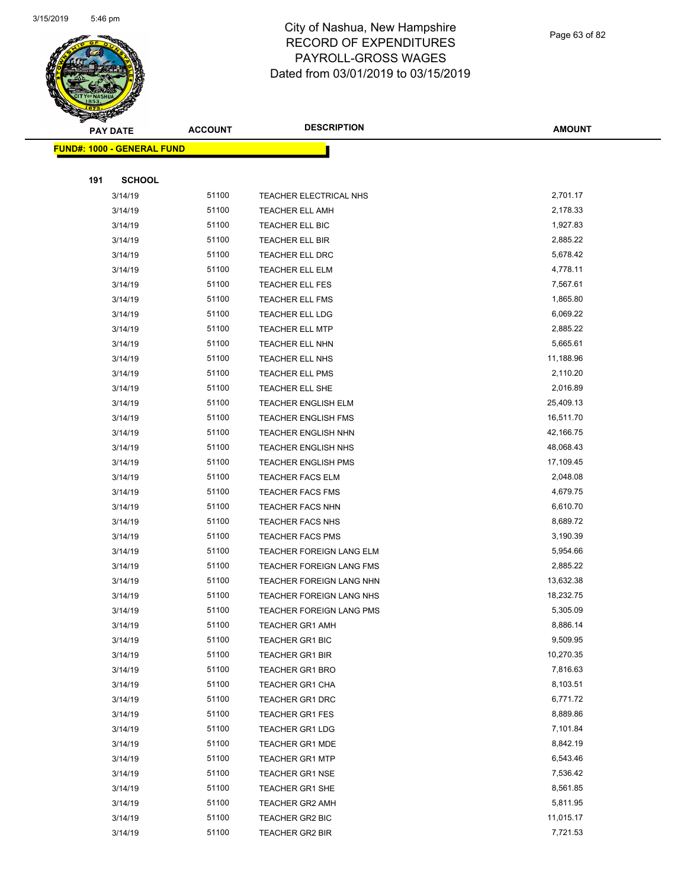# City of Nashua, New Hampshire
## RECORD OF EXPENDITURES
## PAYROLL-GROSS WAGES
## Dated from 03/01/2019 to 03/15/2019

| PAY DATE | ACCOUNT | DESCRIPTION | AMOUNT |
|---|---|---|---|

**FUND#: 1000 - GENERAL FUND**

**191 SCHOOL**

| PAY DATE | ACCOUNT | DESCRIPTION | AMOUNT |
|---|---|---|---|
| 3/14/19 | 51100 | TEACHER ELECTRICAL NHS | 2,701.17 |
| 3/14/19 | 51100 | TEACHER ELL AMH | 2,178.33 |
| 3/14/19 | 51100 | TEACHER ELL BIC | 1,927.83 |
| 3/14/19 | 51100 | TEACHER ELL BIR | 2,885.22 |
| 3/14/19 | 51100 | TEACHER ELL DRC | 5,678.42 |
| 3/14/19 | 51100 | TEACHER ELL ELM | 4,778.11 |
| 3/14/19 | 51100 | TEACHER ELL FES | 7,567.61 |
| 3/14/19 | 51100 | TEACHER ELL FMS | 1,865.80 |
| 3/14/19 | 51100 | TEACHER ELL LDG | 6,069.22 |
| 3/14/19 | 51100 | TEACHER ELL MTP | 2,885.22 |
| 3/14/19 | 51100 | TEACHER ELL NHN | 5,665.61 |
| 3/14/19 | 51100 | TEACHER ELL NHS | 11,188.96 |
| 3/14/19 | 51100 | TEACHER ELL PMS | 2,110.20 |
| 3/14/19 | 51100 | TEACHER ELL SHE | 2,016.89 |
| 3/14/19 | 51100 | TEACHER ENGLISH ELM | 25,409.13 |
| 3/14/19 | 51100 | TEACHER ENGLISH FMS | 16,511.70 |
| 3/14/19 | 51100 | TEACHER ENGLISH NHN | 42,166.75 |
| 3/14/19 | 51100 | TEACHER ENGLISH NHS | 48,068.43 |
| 3/14/19 | 51100 | TEACHER ENGLISH PMS | 17,109.45 |
| 3/14/19 | 51100 | TEACHER FACS ELM | 2,048.08 |
| 3/14/19 | 51100 | TEACHER FACS FMS | 4,679.75 |
| 3/14/19 | 51100 | TEACHER FACS NHN | 6,610.70 |
| 3/14/19 | 51100 | TEACHER FACS NHS | 8,689.72 |
| 3/14/19 | 51100 | TEACHER FACS PMS | 3,190.39 |
| 3/14/19 | 51100 | TEACHER FOREIGN LANG ELM | 5,954.66 |
| 3/14/19 | 51100 | TEACHER FOREIGN LANG FMS | 2,885.22 |
| 3/14/19 | 51100 | TEACHER FOREIGN LANG NHN | 13,632.38 |
| 3/14/19 | 51100 | TEACHER FOREIGN LANG NHS | 18,232.75 |
| 3/14/19 | 51100 | TEACHER FOREIGN LANG PMS | 5,305.09 |
| 3/14/19 | 51100 | TEACHER GR1 AMH | 8,886.14 |
| 3/14/19 | 51100 | TEACHER GR1 BIC | 9,509.95 |
| 3/14/19 | 51100 | TEACHER GR1 BIR | 10,270.35 |
| 3/14/19 | 51100 | TEACHER GR1 BRO | 7,816.63 |
| 3/14/19 | 51100 | TEACHER GR1 CHA | 8,103.51 |
| 3/14/19 | 51100 | TEACHER GR1 DRC | 6,771.72 |
| 3/14/19 | 51100 | TEACHER GR1 FES | 8,889.86 |
| 3/14/19 | 51100 | TEACHER GR1 LDG | 7,101.84 |
| 3/14/19 | 51100 | TEACHER GR1 MDE | 8,842.19 |
| 3/14/19 | 51100 | TEACHER GR1 MTP | 6,543.46 |
| 3/14/19 | 51100 | TEACHER GR1 NSE | 7,536.42 |
| 3/14/19 | 51100 | TEACHER GR1 SHE | 8,561.85 |
| 3/14/19 | 51100 | TEACHER GR2 AMH | 5,811.95 |
| 3/14/19 | 51100 | TEACHER GR2 BIC | 11,015.17 |
| 3/14/19 | 51100 | TEACHER GR2 BIR | 7,721.53 |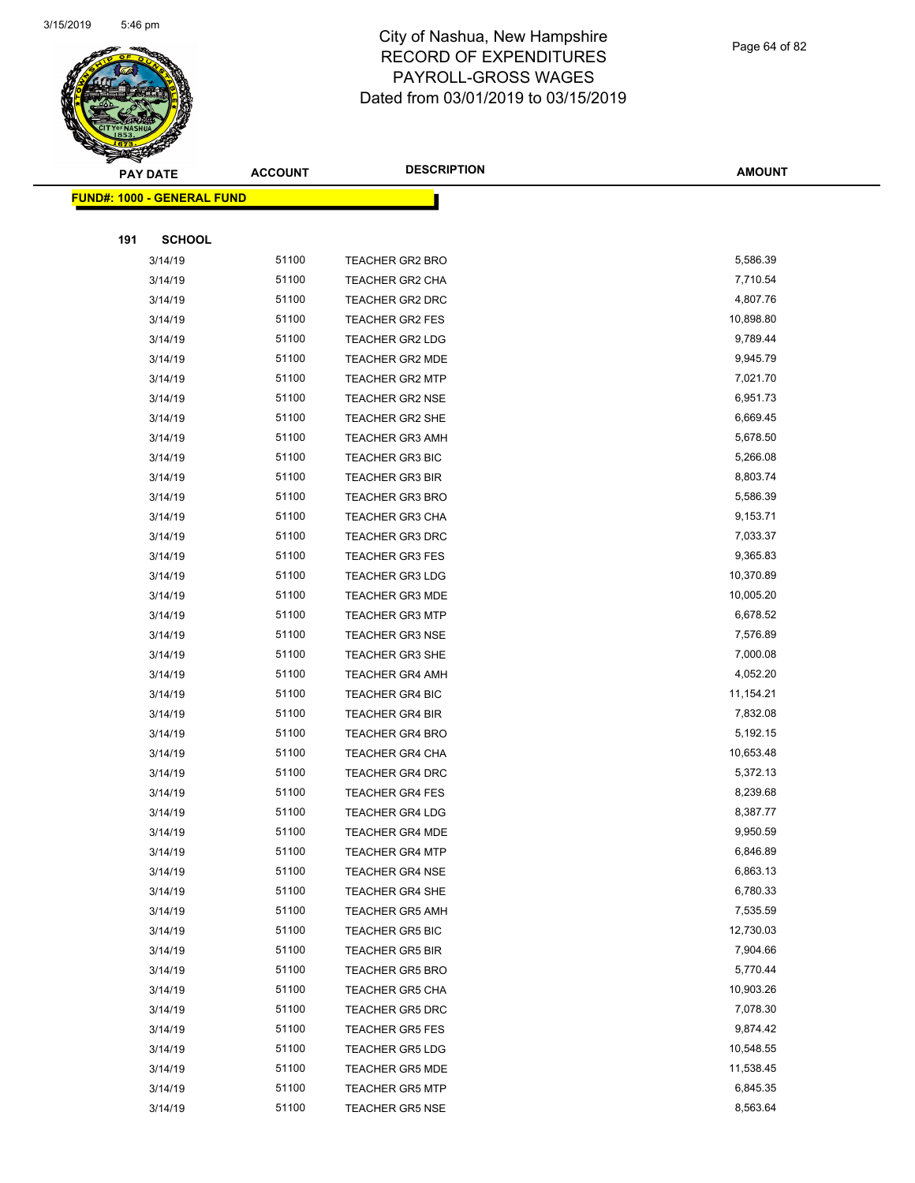# City of Nashua, New Hampshire
# RECORD OF EXPENDITURES
# PAYROLL-GROSS WAGES
# Dated from 03/01/2019 to 03/15/2019

| PAY DATE | ACCOUNT | DESCRIPTION | AMOUNT |
|---|---|---|---|

**FUND#: 1000 - GENERAL FUND**

**191 SCHOOL**

| PAY DATE | ACCOUNT | DESCRIPTION | AMOUNT |
|---|---|---|---|
| 3/14/19 | 51100 | TEACHER GR2 BRO | 5,586.39 |
| 3/14/19 | 51100 | TEACHER GR2 CHA | 7,710.54 |
| 3/14/19 | 51100 | TEACHER GR2 DRC | 4,807.76 |
| 3/14/19 | 51100 | TEACHER GR2 FES | 10,898.80 |
| 3/14/19 | 51100 | TEACHER GR2 LDG | 9,789.44 |
| 3/14/19 | 51100 | TEACHER GR2 MDE | 9,945.79 |
| 3/14/19 | 51100 | TEACHER GR2 MTP | 7,021.70 |
| 3/14/19 | 51100 | TEACHER GR2 NSE | 6,951.73 |
| 3/14/19 | 51100 | TEACHER GR2 SHE | 6,669.45 |
| 3/14/19 | 51100 | TEACHER GR3 AMH | 5,678.50 |
| 3/14/19 | 51100 | TEACHER GR3 BIC | 5,266.08 |
| 3/14/19 | 51100 | TEACHER GR3 BIR | 8,803.74 |
| 3/14/19 | 51100 | TEACHER GR3 BRO | 5,586.39 |
| 3/14/19 | 51100 | TEACHER GR3 CHA | 9,153.71 |
| 3/14/19 | 51100 | TEACHER GR3 DRC | 7,033.37 |
| 3/14/19 | 51100 | TEACHER GR3 FES | 9,365.83 |
| 3/14/19 | 51100 | TEACHER GR3 LDG | 10,370.89 |
| 3/14/19 | 51100 | TEACHER GR3 MDE | 10,005.20 |
| 3/14/19 | 51100 | TEACHER GR3 MTP | 6,678.52 |
| 3/14/19 | 51100 | TEACHER GR3 NSE | 7,576.89 |
| 3/14/19 | 51100 | TEACHER GR3 SHE | 7,000.08 |
| 3/14/19 | 51100 | TEACHER GR4 AMH | 4,052.20 |
| 3/14/19 | 51100 | TEACHER GR4 BIC | 11,154.21 |
| 3/14/19 | 51100 | TEACHER GR4 BIR | 7,832.08 |
| 3/14/19 | 51100 | TEACHER GR4 BRO | 5,192.15 |
| 3/14/19 | 51100 | TEACHER GR4 CHA | 10,653.48 |
| 3/14/19 | 51100 | TEACHER GR4 DRC | 5,372.13 |
| 3/14/19 | 51100 | TEACHER GR4 FES | 8,239.68 |
| 3/14/19 | 51100 | TEACHER GR4 LDG | 8,387.77 |
| 3/14/19 | 51100 | TEACHER GR4 MDE | 9,950.59 |
| 3/14/19 | 51100 | TEACHER GR4 MTP | 6,846.89 |
| 3/14/19 | 51100 | TEACHER GR4 NSE | 6,863.13 |
| 3/14/19 | 51100 | TEACHER GR4 SHE | 6,780.33 |
| 3/14/19 | 51100 | TEACHER GR5 AMH | 7,535.59 |
| 3/14/19 | 51100 | TEACHER GR5 BIC | 12,730.03 |
| 3/14/19 | 51100 | TEACHER GR5 BIR | 7,904.66 |
| 3/14/19 | 51100 | TEACHER GR5 BRO | 5,770.44 |
| 3/14/19 | 51100 | TEACHER GR5 CHA | 10,903.26 |
| 3/14/19 | 51100 | TEACHER GR5 DRC | 7,078.30 |
| 3/14/19 | 51100 | TEACHER GR5 FES | 9,874.42 |
| 3/14/19 | 51100 | TEACHER GR5 LDG | 10,548.55 |
| 3/14/19 | 51100 | TEACHER GR5 MDE | 11,538.45 |
| 3/14/19 | 51100 | TEACHER GR5 MTP | 6,845.35 |
| 3/14/19 | 51100 | TEACHER GR5 NSE | 8,563.64 |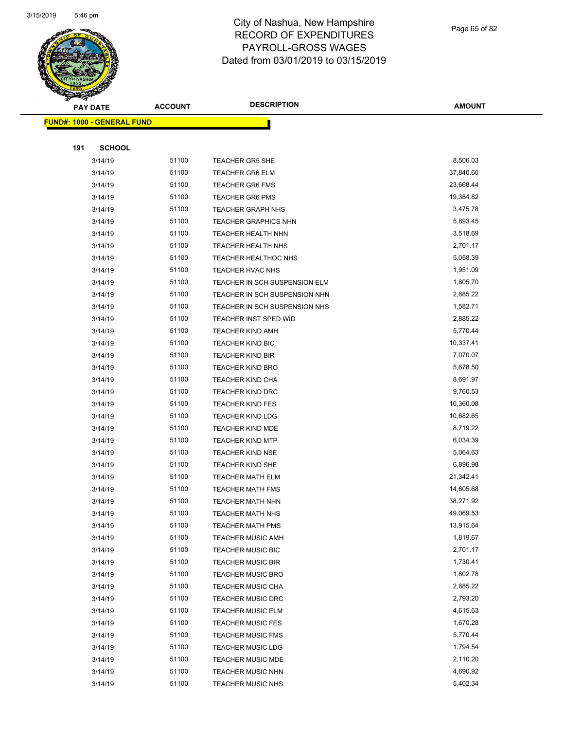# City of Nashua, New Hampshire
## RECORD OF EXPENDITURES
## PAYROLL-GROSS WAGES
## Dated from 03/01/2019 to 03/15/2019

| PAY DATE | ACCOUNT | DESCRIPTION | AMOUNT |
|---|---|---|---|

**FUND#: 1000 - GENERAL FUND**

**191 SCHOOL**

| PAY DATE | ACCOUNT | DESCRIPTION | AMOUNT |
|---|---|---|---|
| 3/14/19 | 51100 | TEACHER GR5 SHE | 8,506.03 |
| 3/14/19 | 51100 | TEACHER GR6 ELM | 37,840.60 |
| 3/14/19 | 51100 | TEACHER GR6 FMS | 23,668.44 |
| 3/14/19 | 51100 | TEACHER GR6 PMS | 19,384.82 |
| 3/14/19 | 51100 | TEACHER GRAPH NHS | 3,475.78 |
| 3/14/19 | 51100 | TEACHER GRAPHICS NHN | 5,893.45 |
| 3/14/19 | 51100 | TEACHER HEALTH NHN | 3,518.69 |
| 3/14/19 | 51100 | TEACHER HEALTH NHS | 2,701.17 |
| 3/14/19 | 51100 | TEACHER HEALTHOC NHS | 5,058.39 |
| 3/14/19 | 51100 | TEACHER HVAC NHS | 1,951.09 |
| 3/14/19 | 51100 | TEACHER IN SCH SUSPENSION ELM | 1,805.70 |
| 3/14/19 | 51100 | TEACHER IN SCH SUSPENSION NHN | 2,885.22 |
| 3/14/19 | 51100 | TEACHER IN SCH SUSPENSION NHS | 1,582.71 |
| 3/14/19 | 51100 | TEACHER INST SPED WID | 2,885.22 |
| 3/14/19 | 51100 | TEACHER KIND AMH | 5,770.44 |
| 3/14/19 | 51100 | TEACHER KIND BIC | 10,337.41 |
| 3/14/19 | 51100 | TEACHER KIND BIR | 7,070.07 |
| 3/14/19 | 51100 | TEACHER KIND BRO | 5,678.50 |
| 3/14/19 | 51100 | TEACHER KIND CHA | 8,691.97 |
| 3/14/19 | 51100 | TEACHER KIND DRC | 9,760.53 |
| 3/14/19 | 51100 | TEACHER KIND FES | 10,360.08 |
| 3/14/19 | 51100 | TEACHER KIND LDG | 10,682.65 |
| 3/14/19 | 51100 | TEACHER KIND MDE | 8,719.22 |
| 3/14/19 | 51100 | TEACHER KIND MTP | 6,034.39 |
| 3/14/19 | 51100 | TEACHER KIND NSE | 5,064.63 |
| 3/14/19 | 51100 | TEACHER KIND SHE | 6,896.98 |
| 3/14/19 | 51100 | TEACHER MATH ELM | 21,342.41 |
| 3/14/19 | 51100 | TEACHER MATH FMS | 14,605.68 |
| 3/14/19 | 51100 | TEACHER MATH NHN | 38,271.92 |
| 3/14/19 | 51100 | TEACHER MATH NHS | 49,069.53 |
| 3/14/19 | 51100 | TEACHER MATH PMS | 13,915.64 |
| 3/14/19 | 51100 | TEACHER MUSIC AMH | 1,819.67 |
| 3/14/19 | 51100 | TEACHER MUSIC BIC | 2,701.17 |
| 3/14/19 | 51100 | TEACHER MUSIC BIR | 1,730.41 |
| 3/14/19 | 51100 | TEACHER MUSIC BRO | 1,602.78 |
| 3/14/19 | 51100 | TEACHER MUSIC CHA | 2,885.22 |
| 3/14/19 | 51100 | TEACHER MUSIC DRC | 2,793.20 |
| 3/14/19 | 51100 | TEACHER MUSIC ELM | 4,615.63 |
| 3/14/19 | 51100 | TEACHER MUSIC FES | 1,670.28 |
| 3/14/19 | 51100 | TEACHER MUSIC FMS | 5,770.44 |
| 3/14/19 | 51100 | TEACHER MUSIC LDG | 1,794.54 |
| 3/14/19 | 51100 | TEACHER MUSIC MDE | 2,110.20 |
| 3/14/19 | 51100 | TEACHER MUSIC NHN | 4,690.92 |
| 3/14/19 | 51100 | TEACHER MUSIC NHS | 5,402.34 |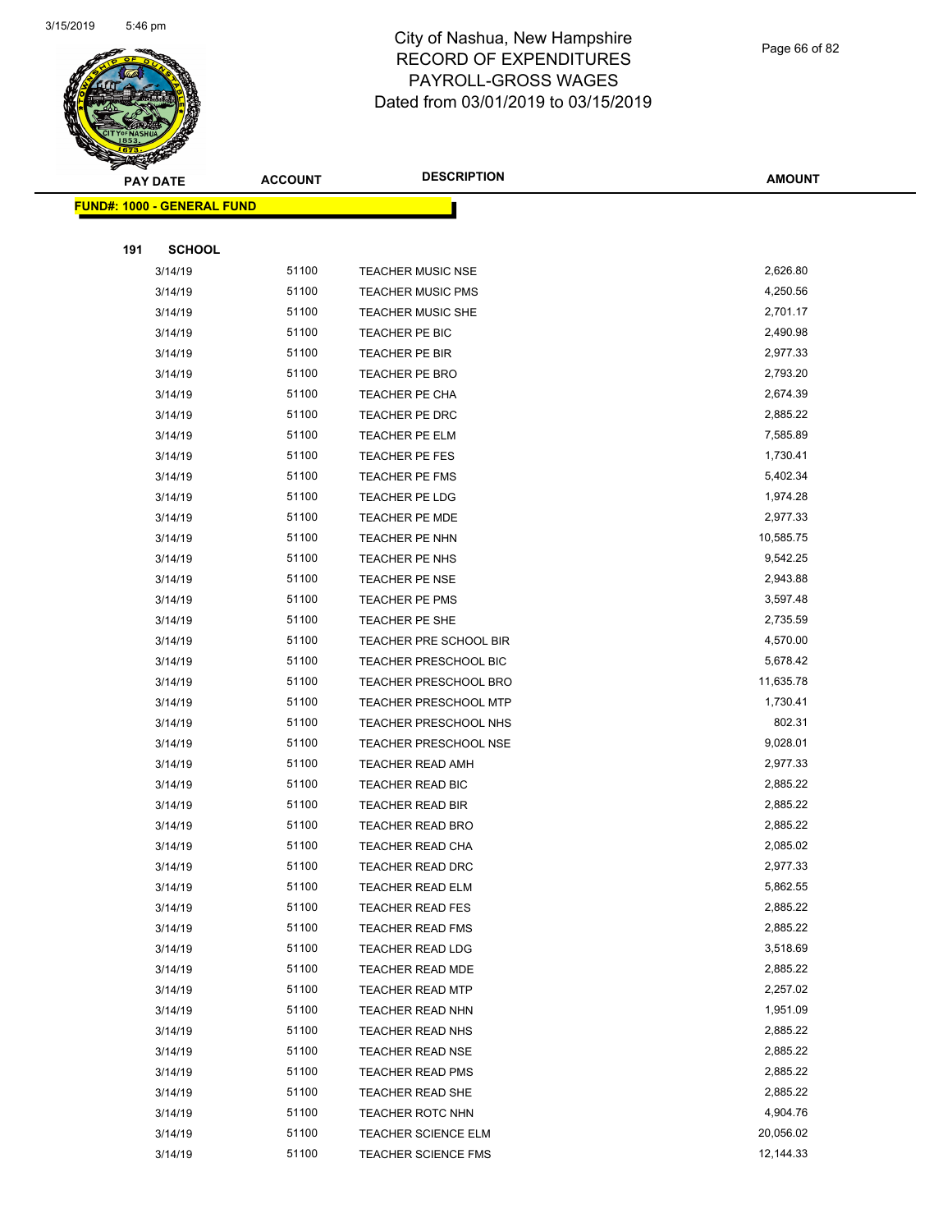City of Nashua, New Hampshire
RECORD OF EXPENDITURES
PAYROLL-GROSS WAGES
Dated from 03/01/2019 to 03/15/2019

| PAY DATE | ACCOUNT | DESCRIPTION | AMOUNT |
|---|---|---|---|

**FUND#: 1000 - GENERAL FUND**

**191 SCHOOL**

| PAY DATE | ACCOUNT | DESCRIPTION | AMOUNT |
|---|---|---|---|
| 3/14/19 | 51100 | TEACHER MUSIC NSE | 2,626.80 |
| 3/14/19 | 51100 | TEACHER MUSIC PMS | 4,250.56 |
| 3/14/19 | 51100 | TEACHER MUSIC SHE | 2,701.17 |
| 3/14/19 | 51100 | TEACHER PE BIC | 2,490.98 |
| 3/14/19 | 51100 | TEACHER PE BIR | 2,977.33 |
| 3/14/19 | 51100 | TEACHER PE BRO | 2,793.20 |
| 3/14/19 | 51100 | TEACHER PE CHA | 2,674.39 |
| 3/14/19 | 51100 | TEACHER PE DRC | 2,885.22 |
| 3/14/19 | 51100 | TEACHER PE ELM | 7,585.89 |
| 3/14/19 | 51100 | TEACHER PE FES | 1,730.41 |
| 3/14/19 | 51100 | TEACHER PE FMS | 5,402.34 |
| 3/14/19 | 51100 | TEACHER PE LDG | 1,974.28 |
| 3/14/19 | 51100 | TEACHER PE MDE | 2,977.33 |
| 3/14/19 | 51100 | TEACHER PE NHN | 10,585.75 |
| 3/14/19 | 51100 | TEACHER PE NHS | 9,542.25 |
| 3/14/19 | 51100 | TEACHER PE NSE | 2,943.88 |
| 3/14/19 | 51100 | TEACHER PE PMS | 3,597.48 |
| 3/14/19 | 51100 | TEACHER PE SHE | 2,735.59 |
| 3/14/19 | 51100 | TEACHER PRE SCHOOL BIR | 4,570.00 |
| 3/14/19 | 51100 | TEACHER PRESCHOOL BIC | 5,678.42 |
| 3/14/19 | 51100 | TEACHER PRESCHOOL BRO | 11,635.78 |
| 3/14/19 | 51100 | TEACHER PRESCHOOL MTP | 1,730.41 |
| 3/14/19 | 51100 | TEACHER PRESCHOOL NHS | 802.31 |
| 3/14/19 | 51100 | TEACHER PRESCHOOL NSE | 9,028.01 |
| 3/14/19 | 51100 | TEACHER READ AMH | 2,977.33 |
| 3/14/19 | 51100 | TEACHER READ BIC | 2,885.22 |
| 3/14/19 | 51100 | TEACHER READ BIR | 2,885.22 |
| 3/14/19 | 51100 | TEACHER READ BRO | 2,885.22 |
| 3/14/19 | 51100 | TEACHER READ CHA | 2,085.02 |
| 3/14/19 | 51100 | TEACHER READ DRC | 2,977.33 |
| 3/14/19 | 51100 | TEACHER READ ELM | 5,862.55 |
| 3/14/19 | 51100 | TEACHER READ FES | 2,885.22 |
| 3/14/19 | 51100 | TEACHER READ FMS | 2,885.22 |
| 3/14/19 | 51100 | TEACHER READ LDG | 3,518.69 |
| 3/14/19 | 51100 | TEACHER READ MDE | 2,885.22 |
| 3/14/19 | 51100 | TEACHER READ MTP | 2,257.02 |
| 3/14/19 | 51100 | TEACHER READ NHN | 1,951.09 |
| 3/14/19 | 51100 | TEACHER READ NHS | 2,885.22 |
| 3/14/19 | 51100 | TEACHER READ NSE | 2,885.22 |
| 3/14/19 | 51100 | TEACHER READ PMS | 2,885.22 |
| 3/14/19 | 51100 | TEACHER READ SHE | 2,885.22 |
| 3/14/19 | 51100 | TEACHER ROTC NHN | 4,904.76 |
| 3/14/19 | 51100 | TEACHER SCIENCE ELM | 20,056.02 |
| 3/14/19 | 51100 | TEACHER SCIENCE FMS | 12,144.33 |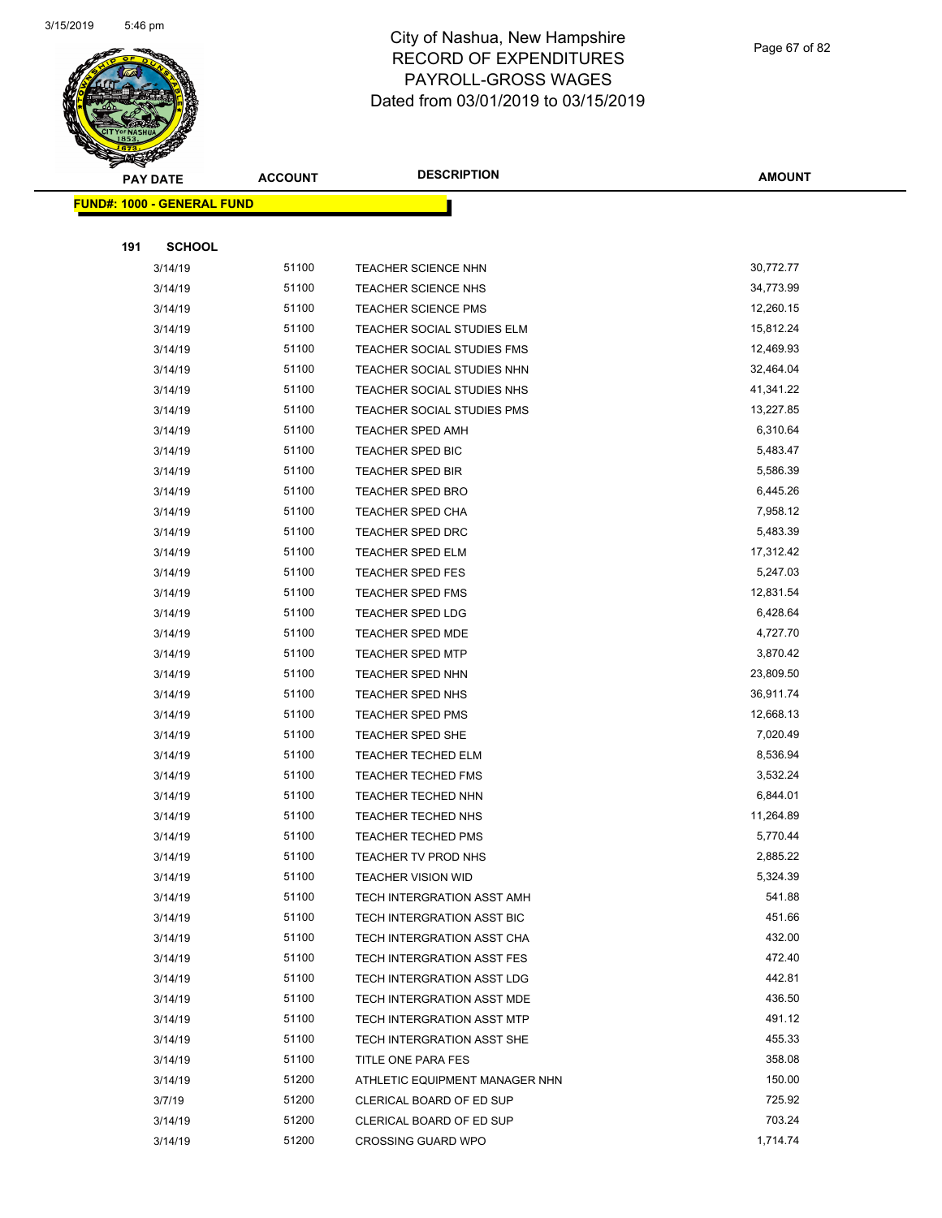# City of Nashua, New Hampshire
# RECORD OF EXPENDITURES
# PAYROLL-GROSS WAGES
# Dated from 03/01/2019 to 03/15/2019

| PAY DATE | ACCOUNT | DESCRIPTION | AMOUNT |
|---|---|---|---|

**FUND#: 1000 - GENERAL FUND**

**191 SCHOOL**

| PAY DATE | ACCOUNT | DESCRIPTION | AMOUNT |
|---|---|---|---|
| 3/14/19 | 51100 | TEACHER SCIENCE NHN | 30,772.77 |
| 3/14/19 | 51100 | TEACHER SCIENCE NHS | 34,773.99 |
| 3/14/19 | 51100 | TEACHER SCIENCE PMS | 12,260.15 |
| 3/14/19 | 51100 | TEACHER SOCIAL STUDIES ELM | 15,812.24 |
| 3/14/19 | 51100 | TEACHER SOCIAL STUDIES FMS | 12,469.93 |
| 3/14/19 | 51100 | TEACHER SOCIAL STUDIES NHN | 32,464.04 |
| 3/14/19 | 51100 | TEACHER SOCIAL STUDIES NHS | 41,341.22 |
| 3/14/19 | 51100 | TEACHER SOCIAL STUDIES PMS | 13,227.85 |
| 3/14/19 | 51100 | TEACHER SPED AMH | 6,310.64 |
| 3/14/19 | 51100 | TEACHER SPED BIC | 5,483.47 |
| 3/14/19 | 51100 | TEACHER SPED BIR | 5,586.39 |
| 3/14/19 | 51100 | TEACHER SPED BRO | 6,445.26 |
| 3/14/19 | 51100 | TEACHER SPED CHA | 7,958.12 |
| 3/14/19 | 51100 | TEACHER SPED DRC | 5,483.39 |
| 3/14/19 | 51100 | TEACHER SPED ELM | 17,312.42 |
| 3/14/19 | 51100 | TEACHER SPED FES | 5,247.03 |
| 3/14/19 | 51100 | TEACHER SPED FMS | 12,831.54 |
| 3/14/19 | 51100 | TEACHER SPED LDG | 6,428.64 |
| 3/14/19 | 51100 | TEACHER SPED MDE | 4,727.70 |
| 3/14/19 | 51100 | TEACHER SPED MTP | 3,870.42 |
| 3/14/19 | 51100 | TEACHER SPED NHN | 23,809.50 |
| 3/14/19 | 51100 | TEACHER SPED NHS | 36,911.74 |
| 3/14/19 | 51100 | TEACHER SPED PMS | 12,668.13 |
| 3/14/19 | 51100 | TEACHER SPED SHE | 7,020.49 |
| 3/14/19 | 51100 | TEACHER TECHED ELM | 8,536.94 |
| 3/14/19 | 51100 | TEACHER TECHED FMS | 3,532.24 |
| 3/14/19 | 51100 | TEACHER TECHED NHN | 6,844.01 |
| 3/14/19 | 51100 | TEACHER TECHED NHS | 11,264.89 |
| 3/14/19 | 51100 | TEACHER TECHED PMS | 5,770.44 |
| 3/14/19 | 51100 | TEACHER TV PROD NHS | 2,885.22 |
| 3/14/19 | 51100 | TEACHER VISION WID | 5,324.39 |
| 3/14/19 | 51100 | TECH INTERGRATION ASST AMH | 541.88 |
| 3/14/19 | 51100 | TECH INTERGRATION ASST BIC | 451.66 |
| 3/14/19 | 51100 | TECH INTERGRATION ASST CHA | 432.00 |
| 3/14/19 | 51100 | TECH INTERGRATION ASST FES | 472.40 |
| 3/14/19 | 51100 | TECH INTERGRATION ASST LDG | 442.81 |
| 3/14/19 | 51100 | TECH INTERGRATION ASST MDE | 436.50 |
| 3/14/19 | 51100 | TECH INTERGRATION ASST MTP | 491.12 |
| 3/14/19 | 51100 | TECH INTERGRATION ASST SHE | 455.33 |
| 3/14/19 | 51100 | TITLE ONE PARA FES | 358.08 |
| 3/14/19 | 51200 | ATHLETIC EQUIPMENT MANAGER NHN | 150.00 |
| 3/7/19 | 51200 | CLERICAL BOARD OF ED SUP | 725.92 |
| 3/14/19 | 51200 | CLERICAL BOARD OF ED SUP | 703.24 |
| 3/14/19 | 51200 | CROSSING GUARD WPO | 1,714.74 |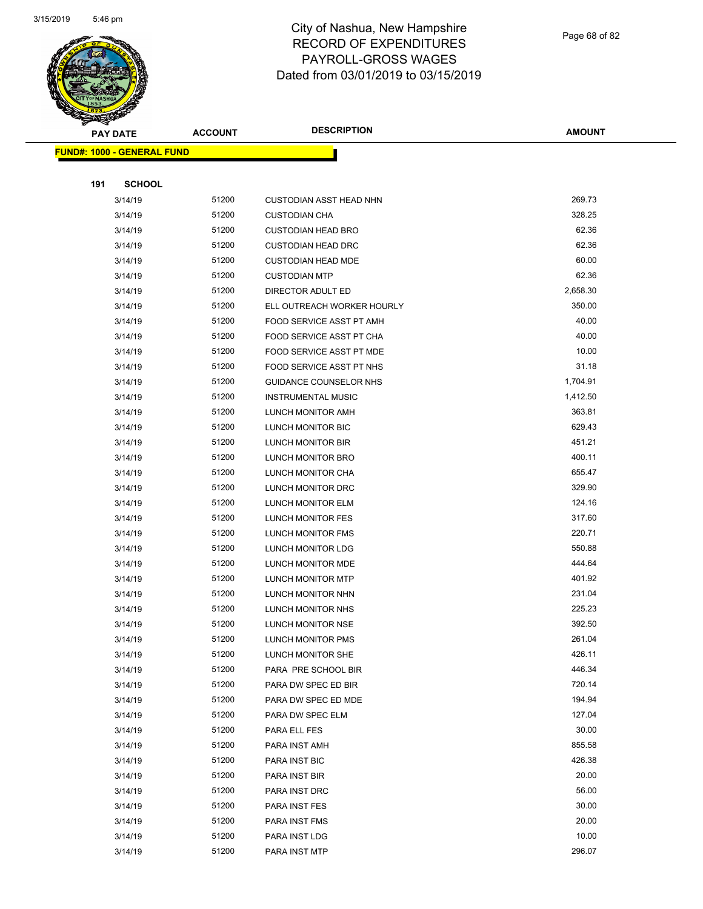# City of Nashua, New Hampshire
## RECORD OF EXPENDITURES
## PAYROLL-GROSS WAGES
## Dated from 03/01/2019 to 03/15/2019

| PAY DATE | ACCOUNT | DESCRIPTION | AMOUNT |
|---|---|---|---|

**FUND#: 1000 - GENERAL FUND**

**191 SCHOOL**

| PAY DATE | ACCOUNT | DESCRIPTION | AMOUNT |
|---|---|---|---|
| 3/14/19 | 51200 | CUSTODIAN ASST HEAD NHN | 269.73 |
| 3/14/19 | 51200 | CUSTODIAN CHA | 328.25 |
| 3/14/19 | 51200 | CUSTODIAN HEAD BRO | 62.36 |
| 3/14/19 | 51200 | CUSTODIAN HEAD DRC | 62.36 |
| 3/14/19 | 51200 | CUSTODIAN HEAD MDE | 60.00 |
| 3/14/19 | 51200 | CUSTODIAN MTP | 62.36 |
| 3/14/19 | 51200 | DIRECTOR ADULT ED | 2,658.30 |
| 3/14/19 | 51200 | ELL OUTREACH WORKER HOURLY | 350.00 |
| 3/14/19 | 51200 | FOOD SERVICE ASST PT AMH | 40.00 |
| 3/14/19 | 51200 | FOOD SERVICE ASST PT CHA | 40.00 |
| 3/14/19 | 51200 | FOOD SERVICE ASST PT MDE | 10.00 |
| 3/14/19 | 51200 | FOOD SERVICE ASST PT NHS | 31.18 |
| 3/14/19 | 51200 | GUIDANCE COUNSELOR NHS | 1,704.91 |
| 3/14/19 | 51200 | INSTRUMENTAL MUSIC | 1,412.50 |
| 3/14/19 | 51200 | LUNCH MONITOR AMH | 363.81 |
| 3/14/19 | 51200 | LUNCH MONITOR BIC | 629.43 |
| 3/14/19 | 51200 | LUNCH MONITOR BIR | 451.21 |
| 3/14/19 | 51200 | LUNCH MONITOR BRO | 400.11 |
| 3/14/19 | 51200 | LUNCH MONITOR CHA | 655.47 |
| 3/14/19 | 51200 | LUNCH MONITOR DRC | 329.90 |
| 3/14/19 | 51200 | LUNCH MONITOR ELM | 124.16 |
| 3/14/19 | 51200 | LUNCH MONITOR FES | 317.60 |
| 3/14/19 | 51200 | LUNCH MONITOR FMS | 220.71 |
| 3/14/19 | 51200 | LUNCH MONITOR LDG | 550.88 |
| 3/14/19 | 51200 | LUNCH MONITOR MDE | 444.64 |
| 3/14/19 | 51200 | LUNCH MONITOR MTP | 401.92 |
| 3/14/19 | 51200 | LUNCH MONITOR NHN | 231.04 |
| 3/14/19 | 51200 | LUNCH MONITOR NHS | 225.23 |
| 3/14/19 | 51200 | LUNCH MONITOR NSE | 392.50 |
| 3/14/19 | 51200 | LUNCH MONITOR PMS | 261.04 |
| 3/14/19 | 51200 | LUNCH MONITOR SHE | 426.11 |
| 3/14/19 | 51200 | PARA PRE SCHOOL BIR | 446.34 |
| 3/14/19 | 51200 | PARA DW SPEC ED BIR | 720.14 |
| 3/14/19 | 51200 | PARA DW SPEC ED MDE | 194.94 |
| 3/14/19 | 51200 | PARA DW SPEC ELM | 127.04 |
| 3/14/19 | 51200 | PARA ELL FES | 30.00 |
| 3/14/19 | 51200 | PARA INST AMH | 855.58 |
| 3/14/19 | 51200 | PARA INST BIC | 426.38 |
| 3/14/19 | 51200 | PARA INST BIR | 20.00 |
| 3/14/19 | 51200 | PARA INST DRC | 56.00 |
| 3/14/19 | 51200 | PARA INST FES | 30.00 |
| 3/14/19 | 51200 | PARA INST FMS | 20.00 |
| 3/14/19 | 51200 | PARA INST LDG | 10.00 |
| 3/14/19 | 51200 | PARA INST MTP | 296.07 |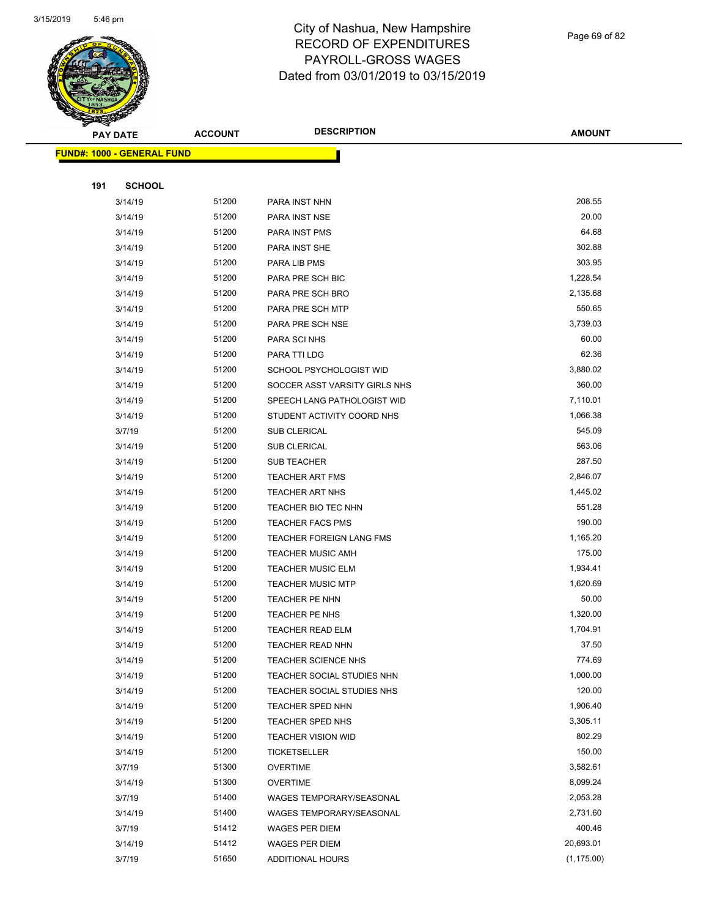# City of Nashua, New Hampshire
# RECORD OF EXPENDITURES
# PAYROLL-GROSS WAGES
# Dated from 03/01/2019 to 03/15/2019

| PAY DATE | ACCOUNT | DESCRIPTION | AMOUNT |
|---|---|---|---|

**FUND#: 1000 - GENERAL FUND**

**191 SCHOOL**

| PAY DATE | ACCOUNT | DESCRIPTION | AMOUNT |
|---|---|---|---|
| 3/14/19 | 51200 | PARA INST NHN | 208.55 |
| 3/14/19 | 51200 | PARA INST NSE | 20.00 |
| 3/14/19 | 51200 | PARA INST PMS | 64.68 |
| 3/14/19 | 51200 | PARA INST SHE | 302.88 |
| 3/14/19 | 51200 | PARA LIB PMS | 303.95 |
| 3/14/19 | 51200 | PARA PRE SCH BIC | 1,228.54 |
| 3/14/19 | 51200 | PARA PRE SCH BRO | 2,135.68 |
| 3/14/19 | 51200 | PARA PRE SCH MTP | 550.65 |
| 3/14/19 | 51200 | PARA PRE SCH NSE | 3,739.03 |
| 3/14/19 | 51200 | PARA SCI NHS | 60.00 |
| 3/14/19 | 51200 | PARA TTI LDG | 62.36 |
| 3/14/19 | 51200 | SCHOOL PSYCHOLOGIST WID | 3,880.02 |
| 3/14/19 | 51200 | SOCCER ASST VARSITY GIRLS NHS | 360.00 |
| 3/14/19 | 51200 | SPEECH LANG PATHOLOGIST WID | 7,110.01 |
| 3/14/19 | 51200 | STUDENT ACTIVITY COORD NHS | 1,066.38 |
| 3/7/19 | 51200 | SUB CLERICAL | 545.09 |
| 3/14/19 | 51200 | SUB CLERICAL | 563.06 |
| 3/14/19 | 51200 | SUB TEACHER | 287.50 |
| 3/14/19 | 51200 | TEACHER ART FMS | 2,846.07 |
| 3/14/19 | 51200 | TEACHER ART NHS | 1,445.02 |
| 3/14/19 | 51200 | TEACHER BIO TEC NHN | 551.28 |
| 3/14/19 | 51200 | TEACHER FACS PMS | 190.00 |
| 3/14/19 | 51200 | TEACHER FOREIGN LANG FMS | 1,165.20 |
| 3/14/19 | 51200 | TEACHER MUSIC AMH | 175.00 |
| 3/14/19 | 51200 | TEACHER MUSIC ELM | 1,934.41 |
| 3/14/19 | 51200 | TEACHER MUSIC MTP | 1,620.69 |
| 3/14/19 | 51200 | TEACHER PE NHN | 50.00 |
| 3/14/19 | 51200 | TEACHER PE NHS | 1,320.00 |
| 3/14/19 | 51200 | TEACHER READ ELM | 1,704.91 |
| 3/14/19 | 51200 | TEACHER READ NHN | 37.50 |
| 3/14/19 | 51200 | TEACHER SCIENCE NHS | 774.69 |
| 3/14/19 | 51200 | TEACHER SOCIAL STUDIES NHN | 1,000.00 |
| 3/14/19 | 51200 | TEACHER SOCIAL STUDIES NHS | 120.00 |
| 3/14/19 | 51200 | TEACHER SPED NHN | 1,906.40 |
| 3/14/19 | 51200 | TEACHER SPED NHS | 3,305.11 |
| 3/14/19 | 51200 | TEACHER VISION WID | 802.29 |
| 3/14/19 | 51200 | TICKETSELLER | 150.00 |
| 3/7/19 | 51300 | OVERTIME | 3,582.61 |
| 3/14/19 | 51300 | OVERTIME | 8,099.24 |
| 3/7/19 | 51400 | WAGES TEMPORARY/SEASONAL | 2,053.28 |
| 3/14/19 | 51400 | WAGES TEMPORARY/SEASONAL | 2,731.60 |
| 3/7/19 | 51412 | WAGES PER DIEM | 400.46 |
| 3/14/19 | 51412 | WAGES PER DIEM | 20,693.01 |
| 3/7/19 | 51650 | ADDITIONAL HOURS | (1,175.00) |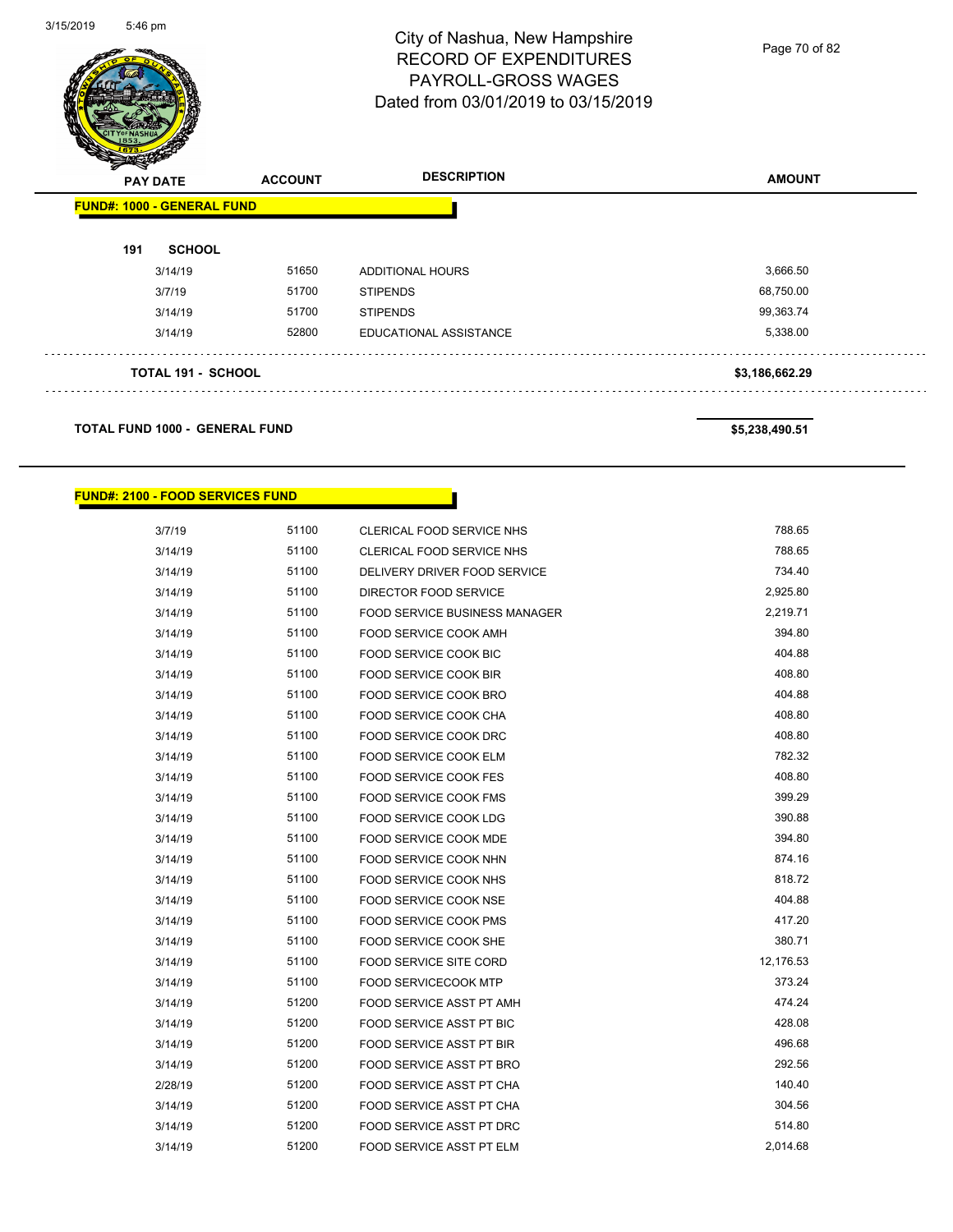# City of Nashua, New Hampshire
# RECORD OF EXPENDITURES
# PAYROLL-GROSS WAGES
# Dated from 03/01/2019 to 03/15/2019

| PAY DATE | ACCOUNT | DESCRIPTION | AMOUNT |
|---|---|---|---|

**FUND#: 1000 - GENERAL FUND**

**191 SCHOOL**

| PAY DATE | ACCOUNT | DESCRIPTION | AMOUNT |
|---|---|---|---|
| 3/14/19 | 51650 | ADDITIONAL HOURS | 3,666.50 |
| 3/7/19 | 51700 | STIPENDS | 68,750.00 |
| 3/14/19 | 51700 | STIPENDS | 99,363.74 |
| 3/14/19 | 52800 | EDUCATIONAL ASSISTANCE | 5,338.00 |

**TOTAL 191 - SCHOOL** **$3,186,662.29**

**TOTAL FUND 1000 - GENERAL FUND** **$5,238,490.51**

**FUND#: 2100 - FOOD SERVICES FUND**

| PAY DATE | ACCOUNT | DESCRIPTION | AMOUNT |
|---|---|---|---|
| 3/7/19 | 51100 | CLERICAL FOOD SERVICE NHS | 788.65 |
| 3/14/19 | 51100 | CLERICAL FOOD SERVICE NHS | 788.65 |
| 3/14/19 | 51100 | DELIVERY DRIVER FOOD SERVICE | 734.40 |
| 3/14/19 | 51100 | DIRECTOR FOOD SERVICE | 2,925.80 |
| 3/14/19 | 51100 | FOOD SERVICE BUSINESS MANAGER | 2,219.71 |
| 3/14/19 | 51100 | FOOD SERVICE COOK AMH | 394.80 |
| 3/14/19 | 51100 | FOOD SERVICE COOK BIC | 404.88 |
| 3/14/19 | 51100 | FOOD SERVICE COOK BIR | 408.80 |
| 3/14/19 | 51100 | FOOD SERVICE COOK BRO | 404.88 |
| 3/14/19 | 51100 | FOOD SERVICE COOK CHA | 408.80 |
| 3/14/19 | 51100 | FOOD SERVICE COOK DRC | 408.80 |
| 3/14/19 | 51100 | FOOD SERVICE COOK ELM | 782.32 |
| 3/14/19 | 51100 | FOOD SERVICE COOK FES | 408.80 |
| 3/14/19 | 51100 | FOOD SERVICE COOK FMS | 399.29 |
| 3/14/19 | 51100 | FOOD SERVICE COOK LDG | 390.88 |
| 3/14/19 | 51100 | FOOD SERVICE COOK MDE | 394.80 |
| 3/14/19 | 51100 | FOOD SERVICE COOK NHN | 874.16 |
| 3/14/19 | 51100 | FOOD SERVICE COOK NHS | 818.72 |
| 3/14/19 | 51100 | FOOD SERVICE COOK NSE | 404.88 |
| 3/14/19 | 51100 | FOOD SERVICE COOK PMS | 417.20 |
| 3/14/19 | 51100 | FOOD SERVICE COOK SHE | 380.71 |
| 3/14/19 | 51100 | FOOD SERVICE SITE CORD | 12,176.53 |
| 3/14/19 | 51100 | FOOD SERVICECOOK MTP | 373.24 |
| 3/14/19 | 51200 | FOOD SERVICE ASST PT AMH | 474.24 |
| 3/14/19 | 51200 | FOOD SERVICE ASST PT BIC | 428.08 |
| 3/14/19 | 51200 | FOOD SERVICE ASST PT BIR | 496.68 |
| 3/14/19 | 51200 | FOOD SERVICE ASST PT BRO | 292.56 |
| 2/28/19 | 51200 | FOOD SERVICE ASST PT CHA | 140.40 |
| 3/14/19 | 51200 | FOOD SERVICE ASST PT CHA | 304.56 |
| 3/14/19 | 51200 | FOOD SERVICE ASST PT DRC | 514.80 |
| 3/14/19 | 51200 | FOOD SERVICE ASST PT ELM | 2,014.68 |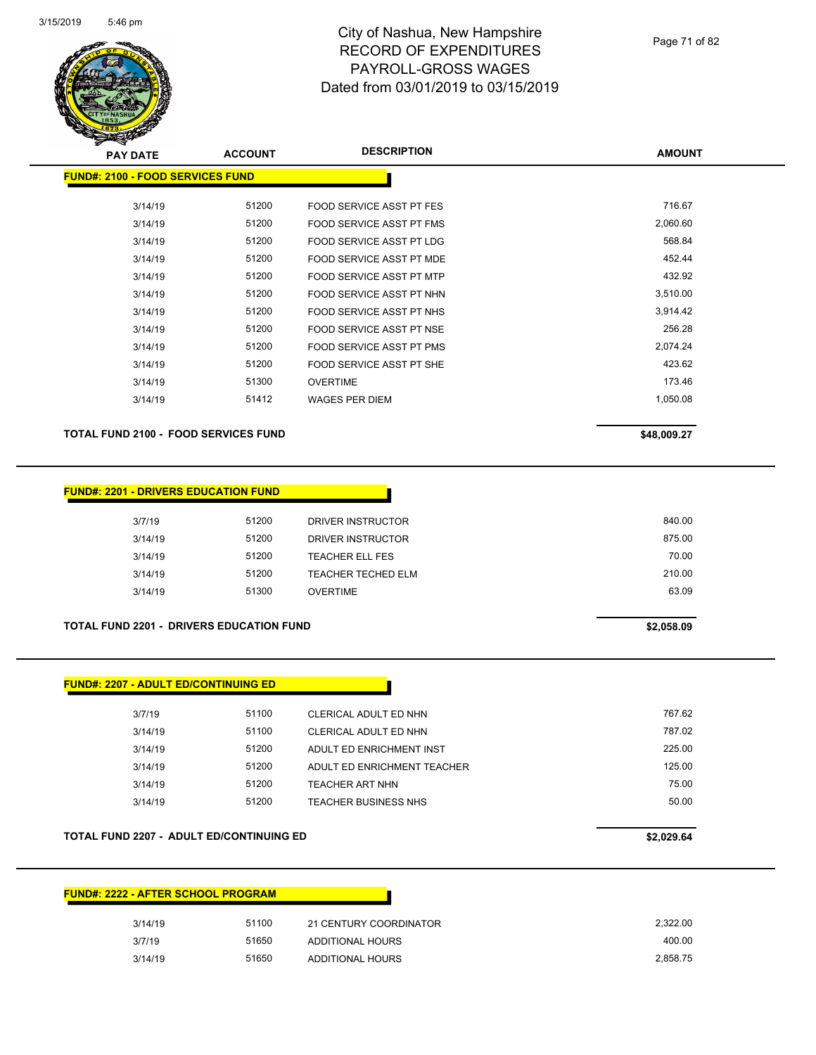# City of Nashua, New Hampshire
## RECORD OF EXPENDITURES
## PAYROLL-GROSS WAGES
## Dated from 03/01/2019 to 03/15/2019

| PAY DATE | ACCOUNT | DESCRIPTION | AMOUNT |
|---|---|---|---|
| **FUND#: 2100 - FOOD SERVICES FUND** | | | |
| 3/14/19 | 51200 | FOOD SERVICE ASST PT FES | 716.67 |
| 3/14/19 | 51200 | FOOD SERVICE ASST PT FMS | 2,060.60 |
| 3/14/19 | 51200 | FOOD SERVICE ASST PT LDG | 568.84 |
| 3/14/19 | 51200 | FOOD SERVICE ASST PT MDE | 452.44 |
| 3/14/19 | 51200 | FOOD SERVICE ASST PT MTP | 432.92 |
| 3/14/19 | 51200 | FOOD SERVICE ASST PT NHN | 3,510.00 |
| 3/14/19 | 51200 | FOOD SERVICE ASST PT NHS | 3,914.42 |
| 3/14/19 | 51200 | FOOD SERVICE ASST PT NSE | 256.28 |
| 3/14/19 | 51200 | FOOD SERVICE ASST PT PMS | 2,074.24 |
| 3/14/19 | 51200 | FOOD SERVICE ASST PT SHE | 423.62 |
| 3/14/19 | 51300 | OVERTIME | 173.46 |
| 3/14/19 | 51412 | WAGES PER DIEM | 1,050.08 |
| **TOTAL FUND 2100 - FOOD SERVICES FUND** | | | **$48,009.27** |

| PAY DATE | ACCOUNT | DESCRIPTION | AMOUNT |
|---|---|---|---|
| **FUND#: 2201 - DRIVERS EDUCATION FUND** | | | |
| 3/7/19 | 51200 | DRIVER INSTRUCTOR | 840.00 |
| 3/14/19 | 51200 | DRIVER INSTRUCTOR | 875.00 |
| 3/14/19 | 51200 | TEACHER ELL FES | 70.00 |
| 3/14/19 | 51200 | TEACHER TECHED ELM | 210.00 |
| 3/14/19 | 51300 | OVERTIME | 63.09 |
| **TOTAL FUND 2201 - DRIVERS EDUCATION FUND** | | | **$2,058.09** |

| PAY DATE | ACCOUNT | DESCRIPTION | AMOUNT |
|---|---|---|---|
| **FUND#: 2207 - ADULT ED/CONTINUING ED** | | | |
| 3/7/19 | 51100 | CLERICAL ADULT ED NHN | 767.62 |
| 3/14/19 | 51100 | CLERICAL ADULT ED NHN | 787.02 |
| 3/14/19 | 51200 | ADULT ED ENRICHMENT INST | 225.00 |
| 3/14/19 | 51200 | ADULT ED ENRICHMENT TEACHER | 125.00 |
| 3/14/19 | 51200 | TEACHER ART NHN | 75.00 |
| 3/14/19 | 51200 | TEACHER BUSINESS NHS | 50.00 |
| **TOTAL FUND 2207 - ADULT ED/CONTINUING ED** | | | **$2,029.64** |

| PAY DATE | ACCOUNT | DESCRIPTION | AMOUNT |
|---|---|---|---|
| **FUND#: 2222 - AFTER SCHOOL PROGRAM** | | | |
| 3/14/19 | 51100 | 21 CENTURY COORDINATOR | 2,322.00 |
| 3/7/19 | 51650 | ADDITIONAL HOURS | 400.00 |
| 3/14/19 | 51650 | ADDITIONAL HOURS | 2,858.75 |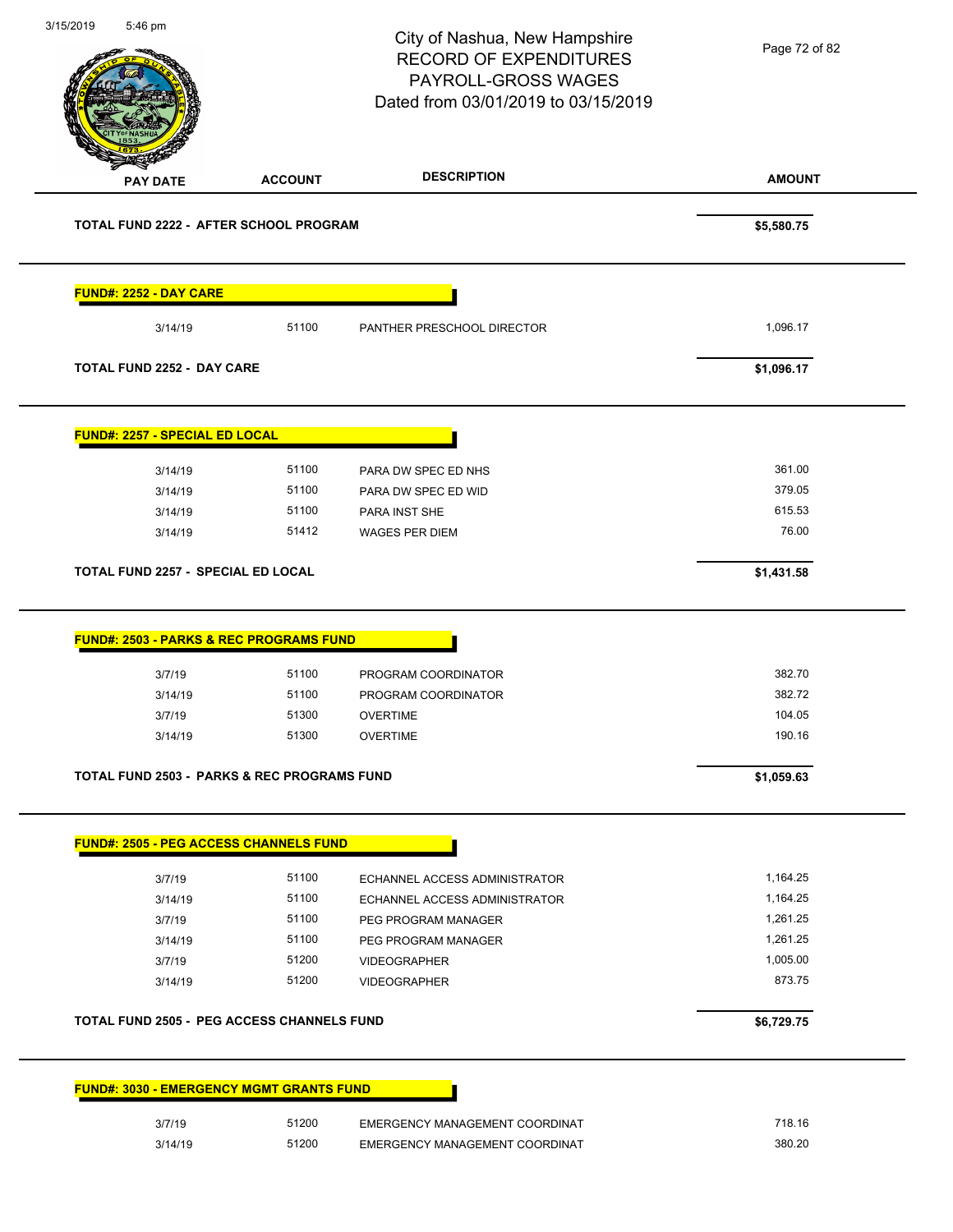# City of Nashua, New Hampshire
## RECORD OF EXPENDITURES
## PAYROLL-GROSS WAGES
## Dated from 03/01/2019 to 03/15/2019

| PAY DATE | ACCOUNT | DESCRIPTION | AMOUNT |
|---|---|---|---|
| **TOTAL FUND 2222 - AFTER SCHOOL PROGRAM** | | | **$5,580.75** |

**FUND#: 2252 - DAY CARE**

| PAY DATE | ACCOUNT | DESCRIPTION | AMOUNT |
|---|---|---|---|
| 3/14/19 | 51100 | PANTHER PRESCHOOL DIRECTOR | 1,096.17 |
| **TOTAL FUND 2252 - DAY CARE** | | | **$1,096.17** |

**FUND#: 2257 - SPECIAL ED LOCAL**

| PAY DATE | ACCOUNT | DESCRIPTION | AMOUNT |
|---|---|---|---|
| 3/14/19 | 51100 | PARA DW SPEC ED NHS | 361.00 |
| 3/14/19 | 51100 | PARA DW SPEC ED WID | 379.05 |
| 3/14/19 | 51100 | PARA INST SHE | 615.53 |
| 3/14/19 | 51412 | WAGES PER DIEM | 76.00 |
| **TOTAL FUND 2257 - SPECIAL ED LOCAL** | | | **$1,431.58** |

**FUND#: 2503 - PARKS & REC PROGRAMS FUND**

| PAY DATE | ACCOUNT | DESCRIPTION | AMOUNT |
|---|---|---|---|
| 3/7/19 | 51100 | PROGRAM COORDINATOR | 382.70 |
| 3/14/19 | 51100 | PROGRAM COORDINATOR | 382.72 |
| 3/7/19 | 51300 | OVERTIME | 104.05 |
| 3/14/19 | 51300 | OVERTIME | 190.16 |
| **TOTAL FUND 2503 - PARKS & REC PROGRAMS FUND** | | | **$1,059.63** |

**FUND#: 2505 - PEG ACCESS CHANNELS FUND**

| PAY DATE | ACCOUNT | DESCRIPTION | AMOUNT |
|---|---|---|---|
| 3/7/19 | 51100 | ECHANNEL ACCESS ADMINISTRATOR | 1,164.25 |
| 3/14/19 | 51100 | ECHANNEL ACCESS ADMINISTRATOR | 1,164.25 |
| 3/7/19 | 51100 | PEG PROGRAM MANAGER | 1,261.25 |
| 3/14/19 | 51100 | PEG PROGRAM MANAGER | 1,261.25 |
| 3/7/19 | 51200 | VIDEOGRAPHER | 1,005.00 |
| 3/14/19 | 51200 | VIDEOGRAPHER | 873.75 |
| **TOTAL FUND 2505 - PEG ACCESS CHANNELS FUND** | | | **$6,729.75** |

**FUND#: 3030 - EMERGENCY MGMT GRANTS FUND**

| PAY DATE | ACCOUNT | DESCRIPTION | AMOUNT |
|---|---|---|---|
| 3/7/19 | 51200 | EMERGENCY MANAGEMENT COORDINAT | 718.16 |
| 3/14/19 | 51200 | EMERGENCY MANAGEMENT COORDINAT | 380.20 |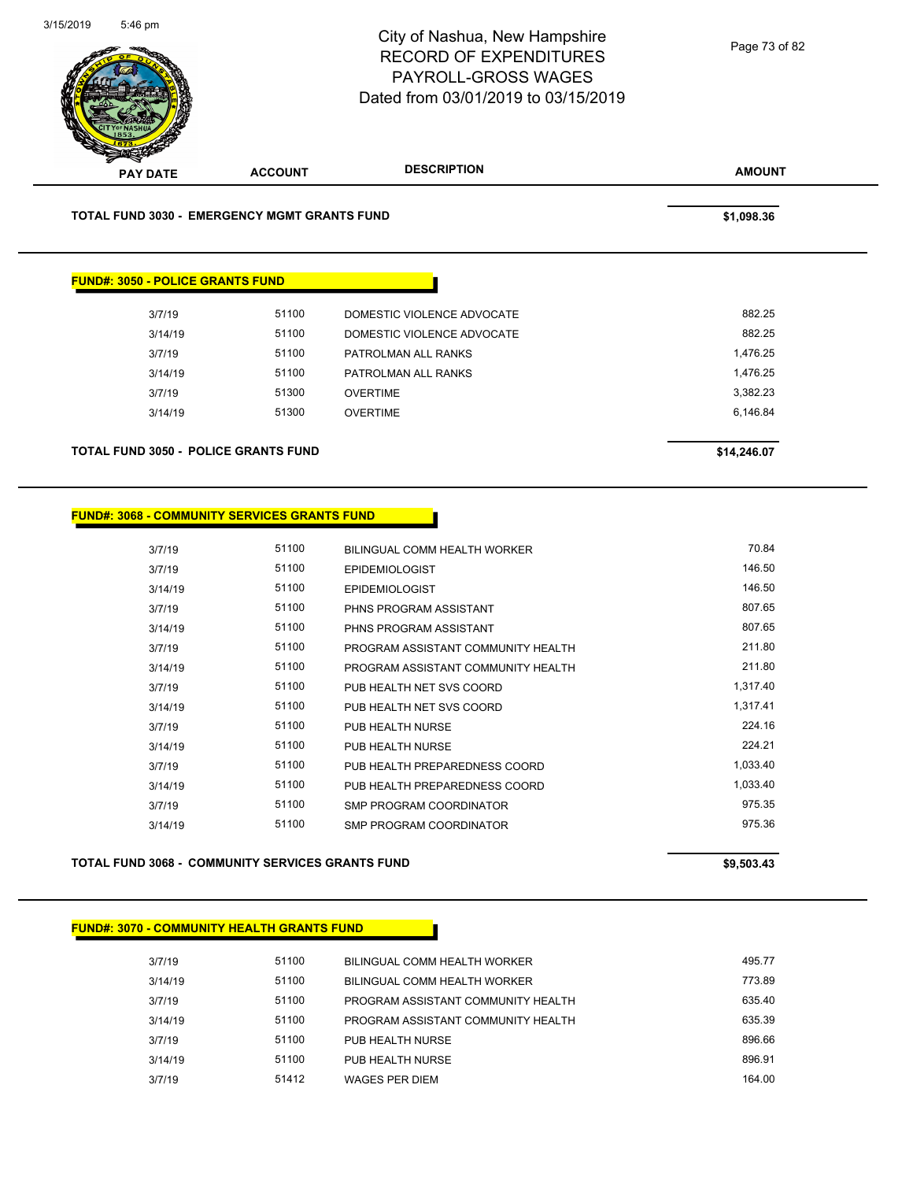City of Nashua, New Hampshire
RECORD OF EXPENDITURES
PAYROLL-GROSS WAGES
Dated from 03/01/2019 to 03/15/2019

| PAY DATE | ACCOUNT | DESCRIPTION | AMOUNT |
|---|---|---|---|

**TOTAL FUND 3030 - EMERGENCY MGMT GRANTS FUND** **$1,098.36**

**FUND#: 3050 - POLICE GRANTS FUND**

| PAY DATE | ACCOUNT | DESCRIPTION | AMOUNT |
|---|---|---|---|
| 3/7/19 | 51100 | DOMESTIC VIOLENCE ADVOCATE | 882.25 |
| 3/14/19 | 51100 | DOMESTIC VIOLENCE ADVOCATE | 882.25 |
| 3/7/19 | 51100 | PATROLMAN ALL RANKS | 1,476.25 |
| 3/14/19 | 51100 | PATROLMAN ALL RANKS | 1,476.25 |
| 3/7/19 | 51300 | OVERTIME | 3,382.23 |
| 3/14/19 | 51300 | OVERTIME | 6,146.84 |

**TOTAL FUND 3050 - POLICE GRANTS FUND** **$14,246.07**

**FUND#: 3068 - COMMUNITY SERVICES GRANTS FUND**

| PAY DATE | ACCOUNT | DESCRIPTION | AMOUNT |
|---|---|---|---|
| 3/7/19 | 51100 | BILINGUAL COMM HEALTH WORKER | 70.84 |
| 3/7/19 | 51100 | EPIDEMIOLOGIST | 146.50 |
| 3/14/19 | 51100 | EPIDEMIOLOGIST | 146.50 |
| 3/7/19 | 51100 | PHNS PROGRAM ASSISTANT | 807.65 |
| 3/14/19 | 51100 | PHNS PROGRAM ASSISTANT | 807.65 |
| 3/7/19 | 51100 | PROGRAM ASSISTANT COMMUNITY HEALTH | 211.80 |
| 3/14/19 | 51100 | PROGRAM ASSISTANT COMMUNITY HEALTH | 211.80 |
| 3/7/19 | 51100 | PUB HEALTH NET SVS COORD | 1,317.40 |
| 3/14/19 | 51100 | PUB HEALTH NET SVS COORD | 1,317.41 |
| 3/7/19 | 51100 | PUB HEALTH NURSE | 224.16 |
| 3/14/19 | 51100 | PUB HEALTH NURSE | 224.21 |
| 3/7/19 | 51100 | PUB HEALTH PREPAREDNESS COORD | 1,033.40 |
| 3/14/19 | 51100 | PUB HEALTH PREPAREDNESS COORD | 1,033.40 |
| 3/7/19 | 51100 | SMP PROGRAM COORDINATOR | 975.35 |
| 3/14/19 | 51100 | SMP PROGRAM COORDINATOR | 975.36 |

**TOTAL FUND 3068 - COMMUNITY SERVICES GRANTS FUND** **$9,503.43**

**FUND#: 3070 - COMMUNITY HEALTH GRANTS FUND**

| PAY DATE | ACCOUNT | DESCRIPTION | AMOUNT |
|---|---|---|---|
| 3/7/19 | 51100 | BILINGUAL COMM HEALTH WORKER | 495.77 |
| 3/14/19 | 51100 | BILINGUAL COMM HEALTH WORKER | 773.89 |
| 3/7/19 | 51100 | PROGRAM ASSISTANT COMMUNITY HEALTH | 635.40 |
| 3/14/19 | 51100 | PROGRAM ASSISTANT COMMUNITY HEALTH | 635.39 |
| 3/7/19 | 51100 | PUB HEALTH NURSE | 896.66 |
| 3/14/19 | 51100 | PUB HEALTH NURSE | 896.91 |
| 3/7/19 | 51412 | WAGES PER DIEM | 164.00 |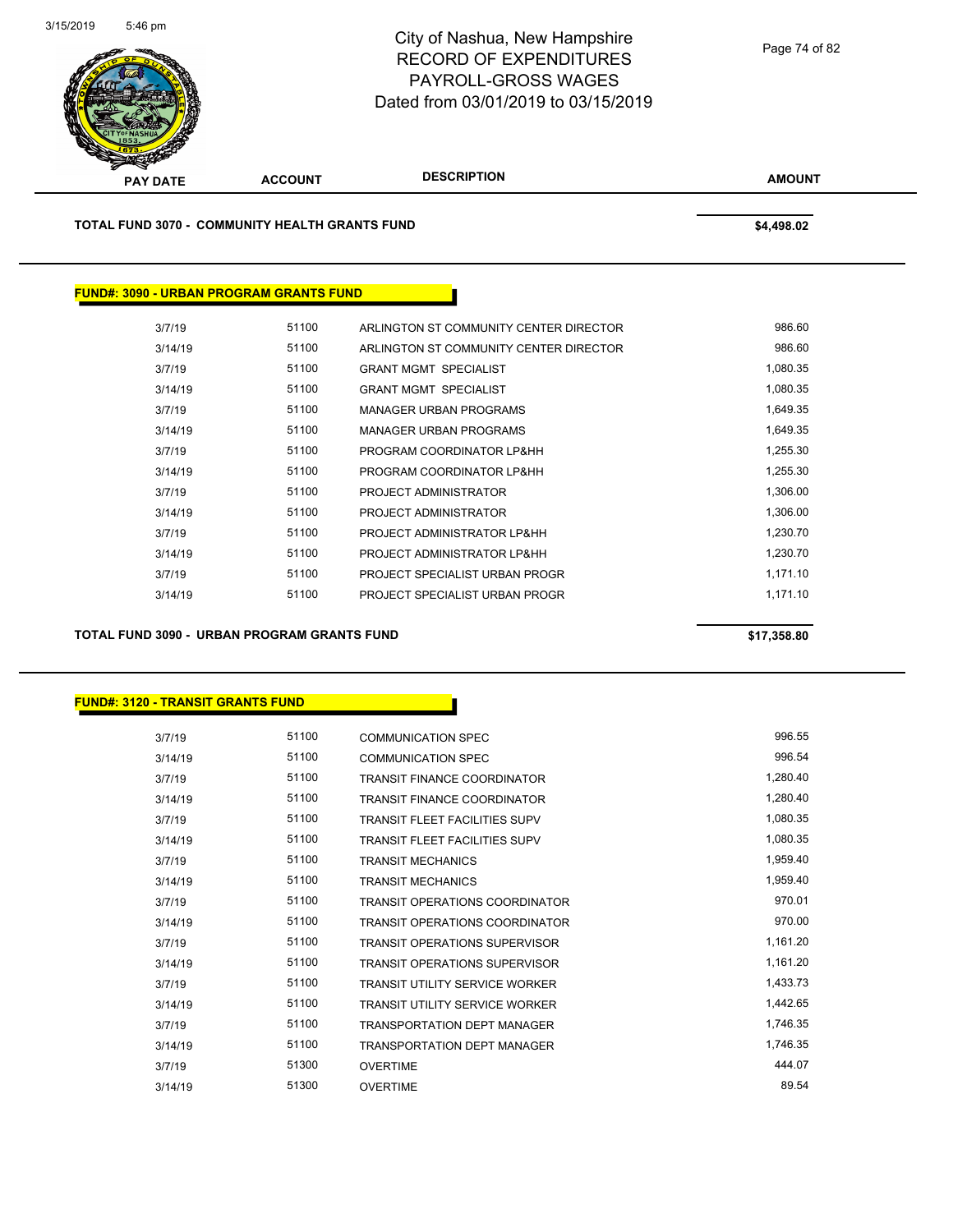# City of Nashua, New Hampshire
# RECORD OF EXPENDITURES
# PAYROLL-GROSS WAGES
Dated from 03/01/2019 to 03/15/2019

| PAY DATE | ACCOUNT | DESCRIPTION | AMOUNT |
|---|---|---|---|

**TOTAL FUND 3070 - COMMUNITY HEALTH GRANTS FUND** **$4,498.02**

**FUND#: 3090 - URBAN PROGRAM GRANTS FUND**

| PAY DATE | ACCOUNT | DESCRIPTION | AMOUNT |
|---|---|---|---|
| 3/7/19 | 51100 | ARLINGTON ST COMMUNITY CENTER DIRECTOR | 986.60 |
| 3/14/19 | 51100 | ARLINGTON ST COMMUNITY CENTER DIRECTOR | 986.60 |
| 3/7/19 | 51100 | GRANT MGMT SPECIALIST | 1,080.35 |
| 3/14/19 | 51100 | GRANT MGMT SPECIALIST | 1,080.35 |
| 3/7/19 | 51100 | MANAGER URBAN PROGRAMS | 1,649.35 |
| 3/14/19 | 51100 | MANAGER URBAN PROGRAMS | 1,649.35 |
| 3/7/19 | 51100 | PROGRAM COORDINATOR LP&HH | 1,255.30 |
| 3/14/19 | 51100 | PROGRAM COORDINATOR LP&HH | 1,255.30 |
| 3/7/19 | 51100 | PROJECT ADMINISTRATOR | 1,306.00 |
| 3/14/19 | 51100 | PROJECT ADMINISTRATOR | 1,306.00 |
| 3/7/19 | 51100 | PROJECT ADMINISTRATOR LP&HH | 1,230.70 |
| 3/14/19 | 51100 | PROJECT ADMINISTRATOR LP&HH | 1,230.70 |
| 3/7/19 | 51100 | PROJECT SPECIALIST URBAN PROGR | 1,171.10 |
| 3/14/19 | 51100 | PROJECT SPECIALIST URBAN PROGR | 1,171.10 |

**TOTAL FUND 3090 - URBAN PROGRAM GRANTS FUND** **$17,358.80**

**FUND#: 3120 - TRANSIT GRANTS FUND**

| PAY DATE | ACCOUNT | DESCRIPTION | AMOUNT |
|---|---|---|---|
| 3/7/19 | 51100 | COMMUNICATION SPEC | 996.55 |
| 3/14/19 | 51100 | COMMUNICATION SPEC | 996.54 |
| 3/7/19 | 51100 | TRANSIT FINANCE COORDINATOR | 1,280.40 |
| 3/14/19 | 51100 | TRANSIT FINANCE COORDINATOR | 1,280.40 |
| 3/7/19 | 51100 | TRANSIT FLEET FACILITIES SUPV | 1,080.35 |
| 3/14/19 | 51100 | TRANSIT FLEET FACILITIES SUPV | 1,080.35 |
| 3/7/19 | 51100 | TRANSIT MECHANICS | 1,959.40 |
| 3/14/19 | 51100 | TRANSIT MECHANICS | 1,959.40 |
| 3/7/19 | 51100 | TRANSIT OPERATIONS COORDINATOR | 970.01 |
| 3/14/19 | 51100 | TRANSIT OPERATIONS COORDINATOR | 970.00 |
| 3/7/19 | 51100 | TRANSIT OPERATIONS SUPERVISOR | 1,161.20 |
| 3/14/19 | 51100 | TRANSIT OPERATIONS SUPERVISOR | 1,161.20 |
| 3/7/19 | 51100 | TRANSIT UTILITY SERVICE WORKER | 1,433.73 |
| 3/14/19 | 51100 | TRANSIT UTILITY SERVICE WORKER | 1,442.65 |
| 3/7/19 | 51100 | TRANSPORTATION DEPT MANAGER | 1,746.35 |
| 3/14/19 | 51100 | TRANSPORTATION DEPT MANAGER | 1,746.35 |
| 3/7/19 | 51300 | OVERTIME | 444.07 |
| 3/14/19 | 51300 | OVERTIME | 89.54 |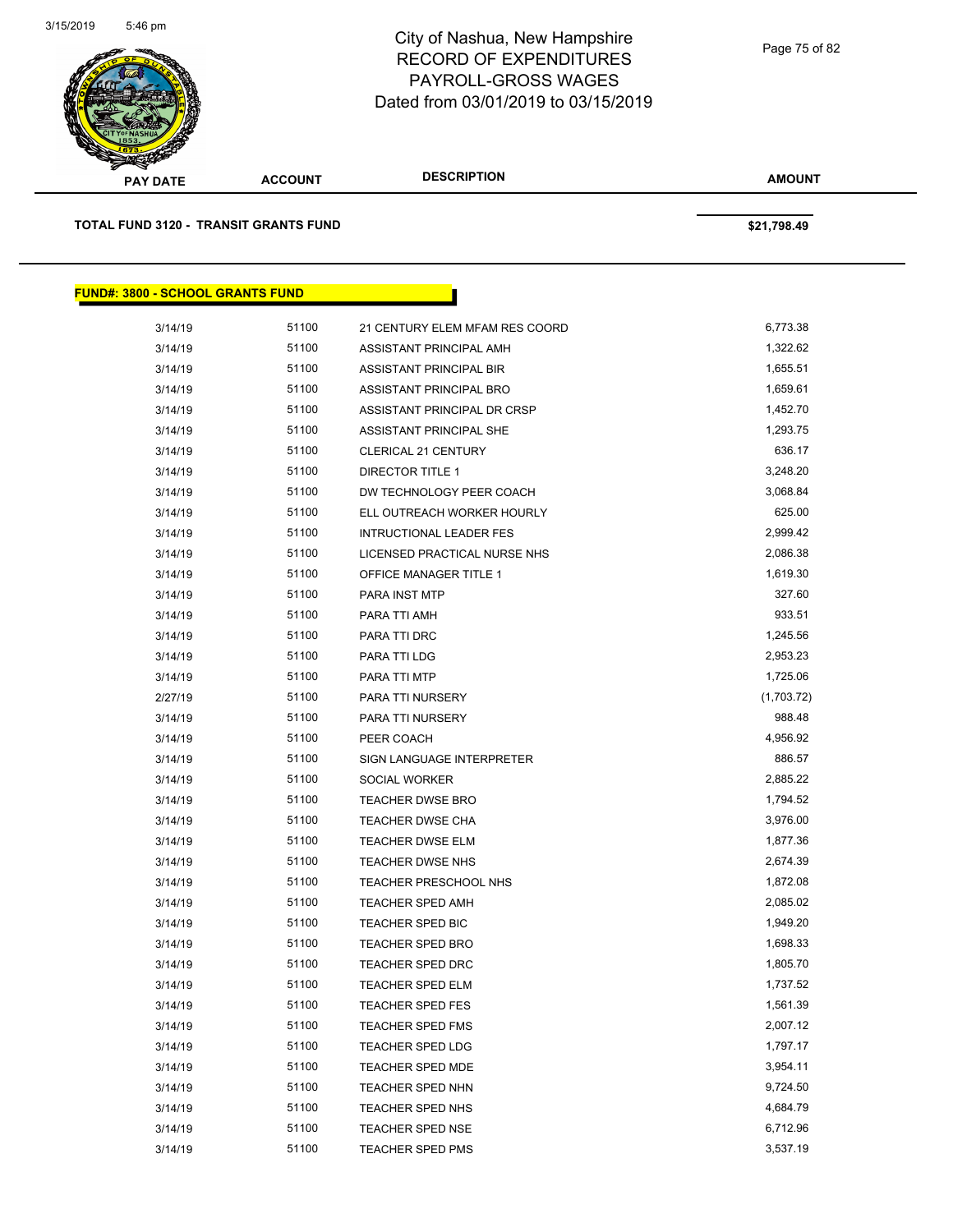City of Nashua, New Hampshire
RECORD OF EXPENDITURES
PAYROLL-GROSS WAGES
Dated from 03/01/2019 to 03/15/2019

| PAY DATE | ACCOUNT | DESCRIPTION | AMOUNT |
|---|---|---|---|
| **TOTAL FUND 3120 - TRANSIT GRANTS FUND** | | | **$21,798.49** |

**FUND#: 3800 - SCHOOL GRANTS FUND**

| PAY DATE | ACCOUNT | DESCRIPTION | AMOUNT |
|---|---|---|---|
| 3/14/19 | 51100 | 21 CENTURY ELEM MFAM RES COORD | 6,773.38 |
| 3/14/19 | 51100 | ASSISTANT PRINCIPAL AMH | 1,322.62 |
| 3/14/19 | 51100 | ASSISTANT PRINCIPAL BIR | 1,655.51 |
| 3/14/19 | 51100 | ASSISTANT PRINCIPAL BRO | 1,659.61 |
| 3/14/19 | 51100 | ASSISTANT PRINCIPAL DR CRSP | 1,452.70 |
| 3/14/19 | 51100 | ASSISTANT PRINCIPAL SHE | 1,293.75 |
| 3/14/19 | 51100 | CLERICAL 21 CENTURY | 636.17 |
| 3/14/19 | 51100 | DIRECTOR TITLE 1 | 3,248.20 |
| 3/14/19 | 51100 | DW TECHNOLOGY PEER COACH | 3,068.84 |
| 3/14/19 | 51100 | ELL OUTREACH WORKER HOURLY | 625.00 |
| 3/14/19 | 51100 | INTRUCTIONAL LEADER FES | 2,999.42 |
| 3/14/19 | 51100 | LICENSED PRACTICAL NURSE NHS | 2,086.38 |
| 3/14/19 | 51100 | OFFICE MANAGER TITLE 1 | 1,619.30 |
| 3/14/19 | 51100 | PARA INST MTP | 327.60 |
| 3/14/19 | 51100 | PARA TTI AMH | 933.51 |
| 3/14/19 | 51100 | PARA TTI DRC | 1,245.56 |
| 3/14/19 | 51100 | PARA TTI LDG | 2,953.23 |
| 3/14/19 | 51100 | PARA TTI MTP | 1,725.06 |
| 2/27/19 | 51100 | PARA TTI NURSERY | (1,703.72) |
| 3/14/19 | 51100 | PARA TTI NURSERY | 988.48 |
| 3/14/19 | 51100 | PEER COACH | 4,956.92 |
| 3/14/19 | 51100 | SIGN LANGUAGE INTERPRETER | 886.57 |
| 3/14/19 | 51100 | SOCIAL WORKER | 2,885.22 |
| 3/14/19 | 51100 | TEACHER DWSE BRO | 1,794.52 |
| 3/14/19 | 51100 | TEACHER DWSE CHA | 3,976.00 |
| 3/14/19 | 51100 | TEACHER DWSE ELM | 1,877.36 |
| 3/14/19 | 51100 | TEACHER DWSE NHS | 2,674.39 |
| 3/14/19 | 51100 | TEACHER PRESCHOOL NHS | 1,872.08 |
| 3/14/19 | 51100 | TEACHER SPED AMH | 2,085.02 |
| 3/14/19 | 51100 | TEACHER SPED BIC | 1,949.20 |
| 3/14/19 | 51100 | TEACHER SPED BRO | 1,698.33 |
| 3/14/19 | 51100 | TEACHER SPED DRC | 1,805.70 |
| 3/14/19 | 51100 | TEACHER SPED ELM | 1,737.52 |
| 3/14/19 | 51100 | TEACHER SPED FES | 1,561.39 |
| 3/14/19 | 51100 | TEACHER SPED FMS | 2,007.12 |
| 3/14/19 | 51100 | TEACHER SPED LDG | 1,797.17 |
| 3/14/19 | 51100 | TEACHER SPED MDE | 3,954.11 |
| 3/14/19 | 51100 | TEACHER SPED NHN | 9,724.50 |
| 3/14/19 | 51100 | TEACHER SPED NHS | 4,684.79 |
| 3/14/19 | 51100 | TEACHER SPED NSE | 6,712.96 |
| 3/14/19 | 51100 | TEACHER SPED PMS | 3,537.19 |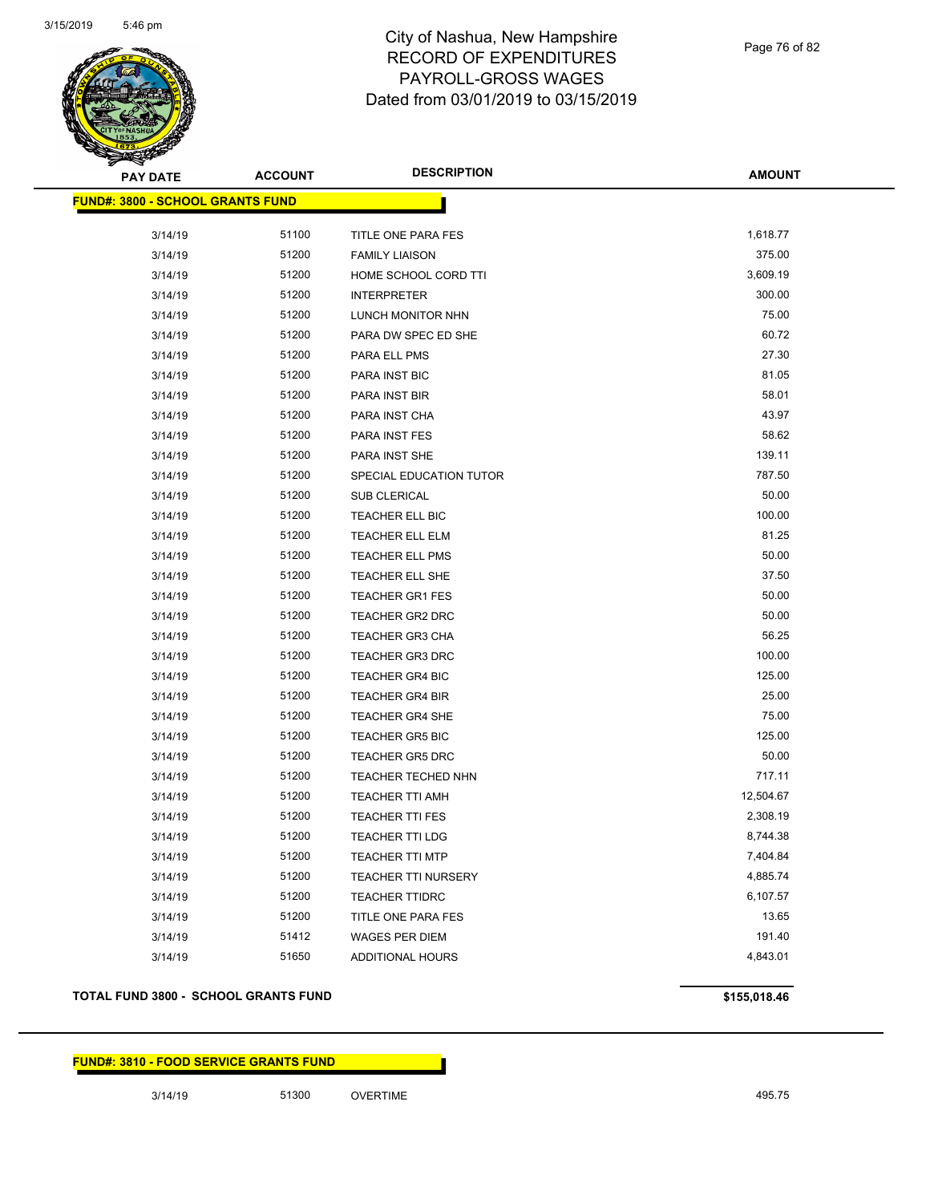# City of Nashua, New Hampshire
# RECORD OF EXPENDITURES
# PAYROLL-GROSS WAGES
# Dated from 03/01/2019 to 03/15/2019

| PAY DATE | ACCOUNT | DESCRIPTION | AMOUNT |
|---|---|---|---|
| **FUND#: 3800 - SCHOOL GRANTS FUND** | | | |
| 3/14/19 | 51100 | TITLE ONE PARA FES | 1,618.77 |
| 3/14/19 | 51200 | FAMILY LIAISON | 375.00 |
| 3/14/19 | 51200 | HOME SCHOOL CORD TTI | 3,609.19 |
| 3/14/19 | 51200 | INTERPRETER | 300.00 |
| 3/14/19 | 51200 | LUNCH MONITOR NHN | 75.00 |
| 3/14/19 | 51200 | PARA DW SPEC ED SHE | 60.72 |
| 3/14/19 | 51200 | PARA ELL PMS | 27.30 |
| 3/14/19 | 51200 | PARA INST BIC | 81.05 |
| 3/14/19 | 51200 | PARA INST BIR | 58.01 |
| 3/14/19 | 51200 | PARA INST CHA | 43.97 |
| 3/14/19 | 51200 | PARA INST FES | 58.62 |
| 3/14/19 | 51200 | PARA INST SHE | 139.11 |
| 3/14/19 | 51200 | SPECIAL EDUCATION TUTOR | 787.50 |
| 3/14/19 | 51200 | SUB CLERICAL | 50.00 |
| 3/14/19 | 51200 | TEACHER ELL BIC | 100.00 |
| 3/14/19 | 51200 | TEACHER ELL ELM | 81.25 |
| 3/14/19 | 51200 | TEACHER ELL PMS | 50.00 |
| 3/14/19 | 51200 | TEACHER ELL SHE | 37.50 |
| 3/14/19 | 51200 | TEACHER GR1 FES | 50.00 |
| 3/14/19 | 51200 | TEACHER GR2 DRC | 50.00 |
| 3/14/19 | 51200 | TEACHER GR3 CHA | 56.25 |
| 3/14/19 | 51200 | TEACHER GR3 DRC | 100.00 |
| 3/14/19 | 51200 | TEACHER GR4 BIC | 125.00 |
| 3/14/19 | 51200 | TEACHER GR4 BIR | 25.00 |
| 3/14/19 | 51200 | TEACHER GR4 SHE | 75.00 |
| 3/14/19 | 51200 | TEACHER GR5 BIC | 125.00 |
| 3/14/19 | 51200 | TEACHER GR5 DRC | 50.00 |
| 3/14/19 | 51200 | TEACHER TECHED NHN | 717.11 |
| 3/14/19 | 51200 | TEACHER TTI AMH | 12,504.67 |
| 3/14/19 | 51200 | TEACHER TTI FES | 2,308.19 |
| 3/14/19 | 51200 | TEACHER TTI LDG | 8,744.38 |
| 3/14/19 | 51200 | TEACHER TTI MTP | 7,404.84 |
| 3/14/19 | 51200 | TEACHER TTI NURSERY | 4,885.74 |
| 3/14/19 | 51200 | TEACHER TTIDRC | 6,107.57 |
| 3/14/19 | 51200 | TITLE ONE PARA FES | 13.65 |
| 3/14/19 | 51412 | WAGES PER DIEM | 191.40 |
| 3/14/19 | 51650 | ADDITIONAL HOURS | 4,843.01 |
| **TOTAL FUND 3800 - SCHOOL GRANTS FUND** | | | **$155,018.46** |

| PAY DATE | ACCOUNT | DESCRIPTION | AMOUNT |
|---|---|---|---|
| **FUND#: 3810 - FOOD SERVICE GRANTS FUND** | | | |
| 3/14/19 | 51300 | OVERTIME | 495.75 |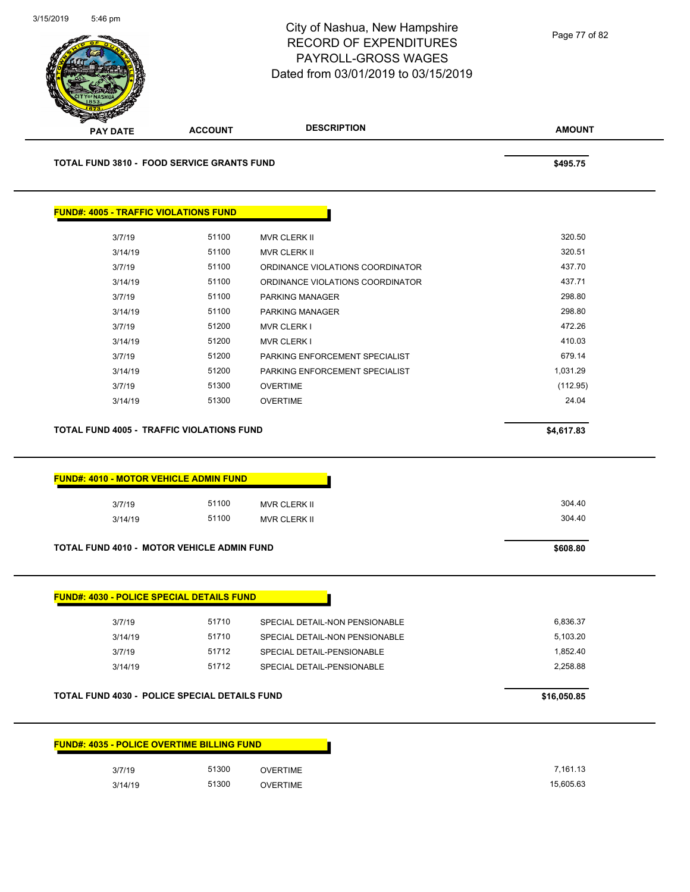City of Nashua, New Hampshire
RECORD OF EXPENDITURES
PAYROLL-GROSS WAGES
Dated from 03/01/2019 to 03/15/2019

| PAY DATE | ACCOUNT | DESCRIPTION | AMOUNT |
|---|---|---|---|
| **TOTAL FUND 3810 - FOOD SERVICE GRANTS FUND** | | | **$495.75** |

**FUND#: 4005 - TRAFFIC VIOLATIONS FUND**

| PAY DATE | ACCOUNT | DESCRIPTION | AMOUNT |
|---|---|---|---|
| 3/7/19 | 51100 | MVR CLERK II | 320.50 |
| 3/14/19 | 51100 | MVR CLERK II | 320.51 |
| 3/7/19 | 51100 | ORDINANCE VIOLATIONS COORDINATOR | 437.70 |
| 3/14/19 | 51100 | ORDINANCE VIOLATIONS COORDINATOR | 437.71 |
| 3/7/19 | 51100 | PARKING MANAGER | 298.80 |
| 3/14/19 | 51100 | PARKING MANAGER | 298.80 |
| 3/7/19 | 51200 | MVR CLERK I | 472.26 |
| 3/14/19 | 51200 | MVR CLERK I | 410.03 |
| 3/7/19 | 51200 | PARKING ENFORCEMENT SPECIALIST | 679.14 |
| 3/14/19 | 51200 | PARKING ENFORCEMENT SPECIALIST | 1,031.29 |
| 3/7/19 | 51300 | OVERTIME | (112.95) |
| 3/14/19 | 51300 | OVERTIME | 24.04 |
| **TOTAL FUND 4005 - TRAFFIC VIOLATIONS FUND** | | | **$4,617.83** |

**FUND#: 4010 - MOTOR VEHICLE ADMIN FUND**

| PAY DATE | ACCOUNT | DESCRIPTION | AMOUNT |
|---|---|---|---|
| 3/7/19 | 51100 | MVR CLERK II | 304.40 |
| 3/14/19 | 51100 | MVR CLERK II | 304.40 |
| **TOTAL FUND 4010 - MOTOR VEHICLE ADMIN FUND** | | | **$608.80** |

**FUND#: 4030 - POLICE SPECIAL DETAILS FUND**

| PAY DATE | ACCOUNT | DESCRIPTION | AMOUNT |
|---|---|---|---|
| 3/7/19 | 51710 | SPECIAL DETAIL-NON PENSIONABLE | 6,836.37 |
| 3/14/19 | 51710 | SPECIAL DETAIL-NON PENSIONABLE | 5,103.20 |
| 3/7/19 | 51712 | SPECIAL DETAIL-PENSIONABLE | 1,852.40 |
| 3/14/19 | 51712 | SPECIAL DETAIL-PENSIONABLE | 2,258.88 |
| **TOTAL FUND 4030 - POLICE SPECIAL DETAILS FUND** | | | **$16,050.85** |

**FUND#: 4035 - POLICE OVERTIME BILLING FUND**

| PAY DATE | ACCOUNT | DESCRIPTION | AMOUNT |
|---|---|---|---|
| 3/7/19 | 51300 | OVERTIME | 7,161.13 |
| 3/14/19 | 51300 | OVERTIME | 15,605.63 |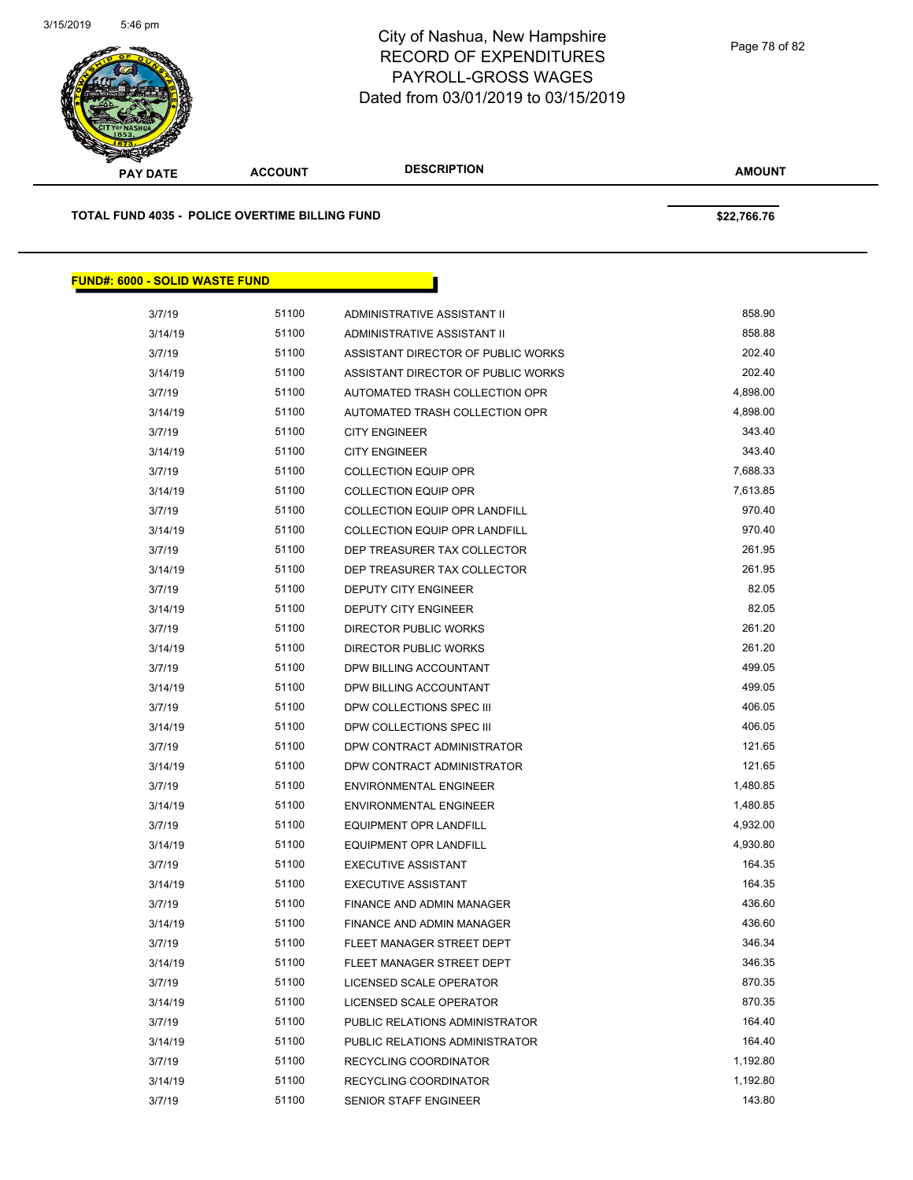| PAY DATE | ACCOUNT | DESCRIPTION | AMOUNT |
|---|---|---|---|

**TOTAL FUND 4035 - POLICE OVERTIME BILLING FUND** **$22,766.76**

## FUND#: 6000 - SOLID WASTE FUND

| PAY DATE | ACCOUNT | DESCRIPTION | AMOUNT |
|---|---|---|---|
| 3/7/19 | 51100 | ADMINISTRATIVE ASSISTANT II | 858.90 |
| 3/14/19 | 51100 | ADMINISTRATIVE ASSISTANT II | 858.88 |
| 3/7/19 | 51100 | ASSISTANT DIRECTOR OF PUBLIC WORKS | 202.40 |
| 3/14/19 | 51100 | ASSISTANT DIRECTOR OF PUBLIC WORKS | 202.40 |
| 3/7/19 | 51100 | AUTOMATED TRASH COLLECTION OPR | 4,898.00 |
| 3/14/19 | 51100 | AUTOMATED TRASH COLLECTION OPR | 4,898.00 |
| 3/7/19 | 51100 | CITY ENGINEER | 343.40 |
| 3/14/19 | 51100 | CITY ENGINEER | 343.40 |
| 3/7/19 | 51100 | COLLECTION EQUIP OPR | 7,688.33 |
| 3/14/19 | 51100 | COLLECTION EQUIP OPR | 7,613.85 |
| 3/7/19 | 51100 | COLLECTION EQUIP OPR LANDFILL | 970.40 |
| 3/14/19 | 51100 | COLLECTION EQUIP OPR LANDFILL | 970.40 |
| 3/7/19 | 51100 | DEP TREASURER TAX COLLECTOR | 261.95 |
| 3/14/19 | 51100 | DEP TREASURER TAX COLLECTOR | 261.95 |
| 3/7/19 | 51100 | DEPUTY CITY ENGINEER | 82.05 |
| 3/14/19 | 51100 | DEPUTY CITY ENGINEER | 82.05 |
| 3/7/19 | 51100 | DIRECTOR PUBLIC WORKS | 261.20 |
| 3/14/19 | 51100 | DIRECTOR PUBLIC WORKS | 261.20 |
| 3/7/19 | 51100 | DPW BILLING ACCOUNTANT | 499.05 |
| 3/14/19 | 51100 | DPW BILLING ACCOUNTANT | 499.05 |
| 3/7/19 | 51100 | DPW COLLECTIONS SPEC III | 406.05 |
| 3/14/19 | 51100 | DPW COLLECTIONS SPEC III | 406.05 |
| 3/7/19 | 51100 | DPW CONTRACT ADMINISTRATOR | 121.65 |
| 3/14/19 | 51100 | DPW CONTRACT ADMINISTRATOR | 121.65 |
| 3/7/19 | 51100 | ENVIRONMENTAL ENGINEER | 1,480.85 |
| 3/14/19 | 51100 | ENVIRONMENTAL ENGINEER | 1,480.85 |
| 3/7/19 | 51100 | EQUIPMENT OPR LANDFILL | 4,932.00 |
| 3/14/19 | 51100 | EQUIPMENT OPR LANDFILL | 4,930.80 |
| 3/7/19 | 51100 | EXECUTIVE ASSISTANT | 164.35 |
| 3/14/19 | 51100 | EXECUTIVE ASSISTANT | 164.35 |
| 3/7/19 | 51100 | FINANCE AND ADMIN MANAGER | 436.60 |
| 3/14/19 | 51100 | FINANCE AND ADMIN MANAGER | 436.60 |
| 3/7/19 | 51100 | FLEET MANAGER STREET DEPT | 346.34 |
| 3/14/19 | 51100 | FLEET MANAGER STREET DEPT | 346.35 |
| 3/7/19 | 51100 | LICENSED SCALE OPERATOR | 870.35 |
| 3/14/19 | 51100 | LICENSED SCALE OPERATOR | 870.35 |
| 3/7/19 | 51100 | PUBLIC RELATIONS ADMINISTRATOR | 164.40 |
| 3/14/19 | 51100 | PUBLIC RELATIONS ADMINISTRATOR | 164.40 |
| 3/7/19 | 51100 | RECYCLING COORDINATOR | 1,192.80 |
| 3/14/19 | 51100 | RECYCLING COORDINATOR | 1,192.80 |
| 3/7/19 | 51100 | SENIOR STAFF ENGINEER | 143.80 |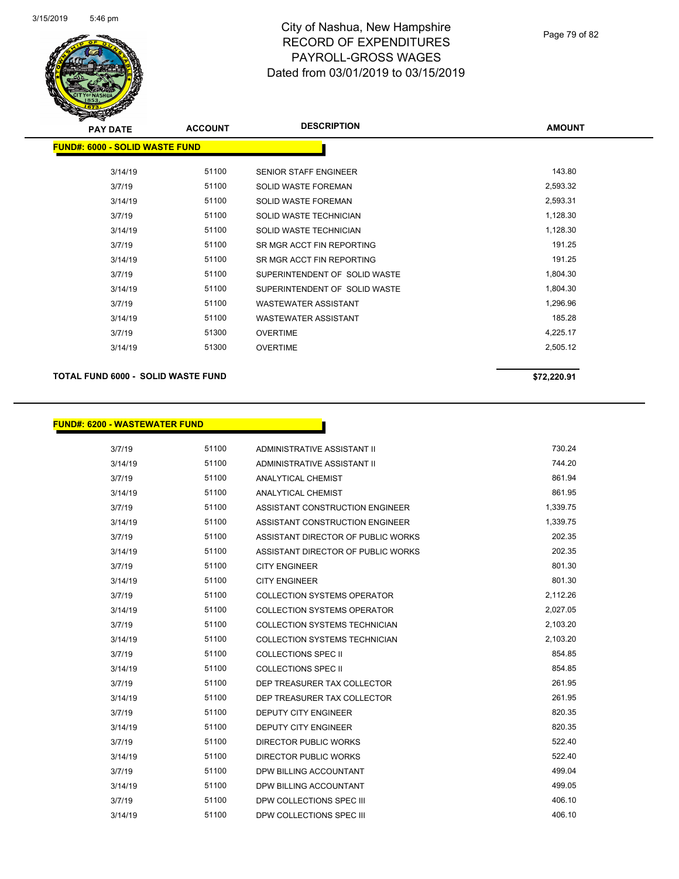# City of Nashua, New Hampshire
# RECORD OF EXPENDITURES
# PAYROLL-GROSS WAGES
# Dated from 03/01/2019 to 03/15/2019

| PAY DATE | ACCOUNT | DESCRIPTION | AMOUNT |
|---|---|---|---|
| **FUND#: 6000 - SOLID WASTE FUND** | | | |
| 3/14/19 | 51100 | SENIOR STAFF ENGINEER | 143.80 |
| 3/7/19 | 51100 | SOLID WASTE FOREMAN | 2,593.32 |
| 3/14/19 | 51100 | SOLID WASTE FOREMAN | 2,593.31 |
| 3/7/19 | 51100 | SOLID WASTE TECHNICIAN | 1,128.30 |
| 3/14/19 | 51100 | SOLID WASTE TECHNICIAN | 1,128.30 |
| 3/7/19 | 51100 | SR MGR ACCT FIN REPORTING | 191.25 |
| 3/14/19 | 51100 | SR MGR ACCT FIN REPORTING | 191.25 |
| 3/7/19 | 51100 | SUPERINTENDENT OF SOLID WASTE | 1,804.30 |
| 3/14/19 | 51100 | SUPERINTENDENT OF SOLID WASTE | 1,804.30 |
| 3/7/19 | 51100 | WASTEWATER ASSISTANT | 1,296.96 |
| 3/14/19 | 51100 | WASTEWATER ASSISTANT | 185.28 |
| 3/7/19 | 51300 | OVERTIME | 4,225.17 |
| 3/14/19 | 51300 | OVERTIME | 2,505.12 |
| **TOTAL FUND 6000 - SOLID WASTE FUND** | | | **$72,220.91** |

| PAY DATE | ACCOUNT | DESCRIPTION | AMOUNT |
|---|---|---|---|
| **FUND#: 6200 - WASTEWATER FUND** | | | |
| 3/7/19 | 51100 | ADMINISTRATIVE ASSISTANT II | 730.24 |
| 3/14/19 | 51100 | ADMINISTRATIVE ASSISTANT II | 744.20 |
| 3/7/19 | 51100 | ANALYTICAL CHEMIST | 861.94 |
| 3/14/19 | 51100 | ANALYTICAL CHEMIST | 861.95 |
| 3/7/19 | 51100 | ASSISTANT CONSTRUCTION ENGINEER | 1,339.75 |
| 3/14/19 | 51100 | ASSISTANT CONSTRUCTION ENGINEER | 1,339.75 |
| 3/7/19 | 51100 | ASSISTANT DIRECTOR OF PUBLIC WORKS | 202.35 |
| 3/14/19 | 51100 | ASSISTANT DIRECTOR OF PUBLIC WORKS | 202.35 |
| 3/7/19 | 51100 | CITY ENGINEER | 801.30 |
| 3/14/19 | 51100 | CITY ENGINEER | 801.30 |
| 3/7/19 | 51100 | COLLECTION SYSTEMS OPERATOR | 2,112.26 |
| 3/14/19 | 51100 | COLLECTION SYSTEMS OPERATOR | 2,027.05 |
| 3/7/19 | 51100 | COLLECTION SYSTEMS TECHNICIAN | 2,103.20 |
| 3/14/19 | 51100 | COLLECTION SYSTEMS TECHNICIAN | 2,103.20 |
| 3/7/19 | 51100 | COLLECTIONS SPEC II | 854.85 |
| 3/14/19 | 51100 | COLLECTIONS SPEC II | 854.85 |
| 3/7/19 | 51100 | DEP TREASURER TAX COLLECTOR | 261.95 |
| 3/14/19 | 51100 | DEP TREASURER TAX COLLECTOR | 261.95 |
| 3/7/19 | 51100 | DEPUTY CITY ENGINEER | 820.35 |
| 3/14/19 | 51100 | DEPUTY CITY ENGINEER | 820.35 |
| 3/7/19 | 51100 | DIRECTOR PUBLIC WORKS | 522.40 |
| 3/14/19 | 51100 | DIRECTOR PUBLIC WORKS | 522.40 |
| 3/7/19 | 51100 | DPW BILLING ACCOUNTANT | 499.04 |
| 3/14/19 | 51100 | DPW BILLING ACCOUNTANT | 499.05 |
| 3/7/19 | 51100 | DPW COLLECTIONS SPEC III | 406.10 |
| 3/14/19 | 51100 | DPW COLLECTIONS SPEC III | 406.10 |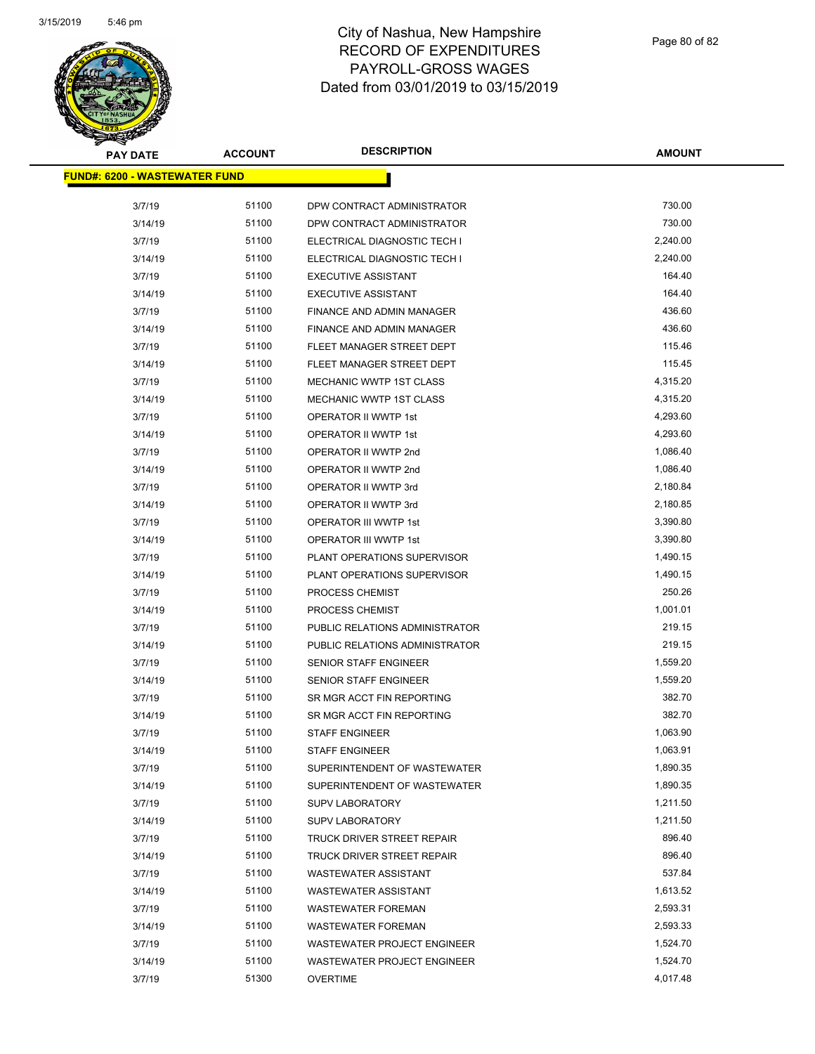# City of Nashua, New Hampshire
# RECORD OF EXPENDITURES
# PAYROLL-GROSS WAGES
# Dated from 03/01/2019 to 03/15/2019

| PAY DATE | ACCOUNT | DESCRIPTION | AMOUNT |
|---|---|---|---|
| **FUND#: 6200 - WASTEWATER FUND** | | | |
| 3/7/19 | 51100 | DPW CONTRACT ADMINISTRATOR | 730.00 |
| 3/14/19 | 51100 | DPW CONTRACT ADMINISTRATOR | 730.00 |
| 3/7/19 | 51100 | ELECTRICAL DIAGNOSTIC TECH I | 2,240.00 |
| 3/14/19 | 51100 | ELECTRICAL DIAGNOSTIC TECH I | 2,240.00 |
| 3/7/19 | 51100 | EXECUTIVE ASSISTANT | 164.40 |
| 3/14/19 | 51100 | EXECUTIVE ASSISTANT | 164.40 |
| 3/7/19 | 51100 | FINANCE AND ADMIN MANAGER | 436.60 |
| 3/14/19 | 51100 | FINANCE AND ADMIN MANAGER | 436.60 |
| 3/7/19 | 51100 | FLEET MANAGER STREET DEPT | 115.46 |
| 3/14/19 | 51100 | FLEET MANAGER STREET DEPT | 115.45 |
| 3/7/19 | 51100 | MECHANIC WWTP 1ST CLASS | 4,315.20 |
| 3/14/19 | 51100 | MECHANIC WWTP 1ST CLASS | 4,315.20 |
| 3/7/19 | 51100 | OPERATOR II WWTP 1st | 4,293.60 |
| 3/14/19 | 51100 | OPERATOR II WWTP 1st | 4,293.60 |
| 3/7/19 | 51100 | OPERATOR II WWTP 2nd | 1,086.40 |
| 3/14/19 | 51100 | OPERATOR II WWTP 2nd | 1,086.40 |
| 3/7/19 | 51100 | OPERATOR II WWTP 3rd | 2,180.84 |
| 3/14/19 | 51100 | OPERATOR II WWTP 3rd | 2,180.85 |
| 3/7/19 | 51100 | OPERATOR III WWTP 1st | 3,390.80 |
| 3/14/19 | 51100 | OPERATOR III WWTP 1st | 3,390.80 |
| 3/7/19 | 51100 | PLANT OPERATIONS SUPERVISOR | 1,490.15 |
| 3/14/19 | 51100 | PLANT OPERATIONS SUPERVISOR | 1,490.15 |
| 3/7/19 | 51100 | PROCESS CHEMIST | 250.26 |
| 3/14/19 | 51100 | PROCESS CHEMIST | 1,001.01 |
| 3/7/19 | 51100 | PUBLIC RELATIONS ADMINISTRATOR | 219.15 |
| 3/14/19 | 51100 | PUBLIC RELATIONS ADMINISTRATOR | 219.15 |
| 3/7/19 | 51100 | SENIOR STAFF ENGINEER | 1,559.20 |
| 3/14/19 | 51100 | SENIOR STAFF ENGINEER | 1,559.20 |
| 3/7/19 | 51100 | SR MGR ACCT FIN REPORTING | 382.70 |
| 3/14/19 | 51100 | SR MGR ACCT FIN REPORTING | 382.70 |
| 3/7/19 | 51100 | STAFF ENGINEER | 1,063.90 |
| 3/14/19 | 51100 | STAFF ENGINEER | 1,063.91 |
| 3/7/19 | 51100 | SUPERINTENDENT OF WASTEWATER | 1,890.35 |
| 3/14/19 | 51100 | SUPERINTENDENT OF WASTEWATER | 1,890.35 |
| 3/7/19 | 51100 | SUPV LABORATORY | 1,211.50 |
| 3/14/19 | 51100 | SUPV LABORATORY | 1,211.50 |
| 3/7/19 | 51100 | TRUCK DRIVER STREET REPAIR | 896.40 |
| 3/14/19 | 51100 | TRUCK DRIVER STREET REPAIR | 896.40 |
| 3/7/19 | 51100 | WASTEWATER ASSISTANT | 537.84 |
| 3/14/19 | 51100 | WASTEWATER ASSISTANT | 1,613.52 |
| 3/7/19 | 51100 | WASTEWATER FOREMAN | 2,593.31 |
| 3/14/19 | 51100 | WASTEWATER FOREMAN | 2,593.33 |
| 3/7/19 | 51100 | WASTEWATER PROJECT ENGINEER | 1,524.70 |
| 3/14/19 | 51100 | WASTEWATER PROJECT ENGINEER | 1,524.70 |
| 3/7/19 | 51300 | OVERTIME | 4,017.48 |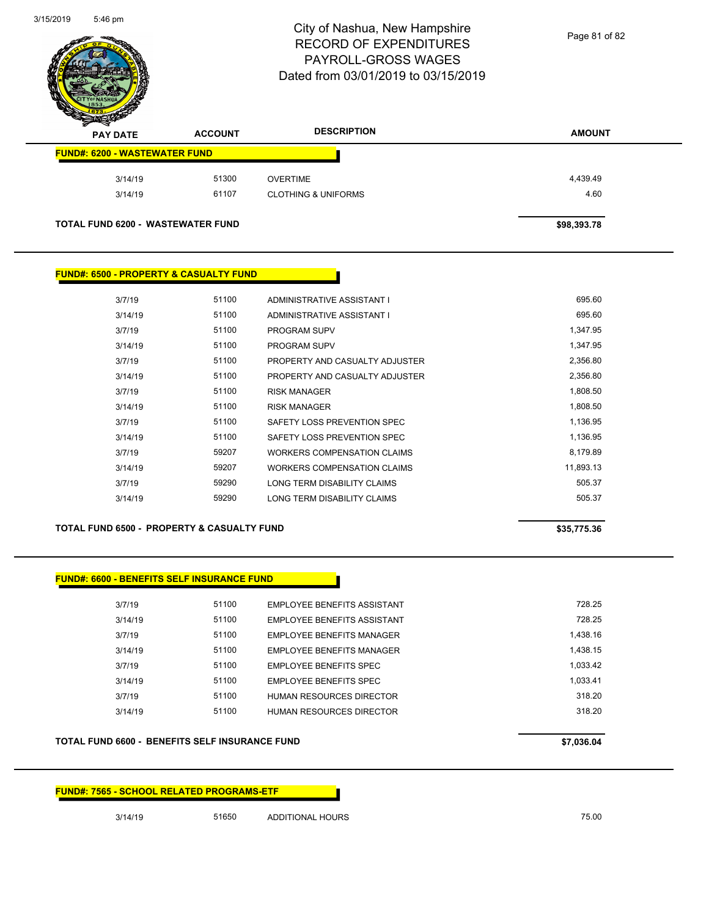# City of Nashua, New Hampshire
# RECORD OF EXPENDITURES
# PAYROLL-GROSS WAGES
# Dated from 03/01/2019 to 03/15/2019

| PAY DATE | ACCOUNT | DESCRIPTION | AMOUNT |
|---|---|---|---|
| **FUND#: 6200 - WASTEWATER FUND** | | | |
| 3/14/19 | 51300 | OVERTIME | 4,439.49 |
| 3/14/19 | 61107 | CLOTHING & UNIFORMS | 4.60 |
| **TOTAL FUND 6200 - WASTEWATER FUND** | | | **$98,393.78** |

| PAY DATE | ACCOUNT | DESCRIPTION | AMOUNT |
|---|---|---|---|
| **FUND#: 6500 - PROPERTY & CASUALTY FUND** | | | |
| 3/7/19 | 51100 | ADMINISTRATIVE ASSISTANT I | 695.60 |
| 3/14/19 | 51100 | ADMINISTRATIVE ASSISTANT I | 695.60 |
| 3/7/19 | 51100 | PROGRAM SUPV | 1,347.95 |
| 3/14/19 | 51100 | PROGRAM SUPV | 1,347.95 |
| 3/7/19 | 51100 | PROPERTY AND CASUALTY ADJUSTER | 2,356.80 |
| 3/14/19 | 51100 | PROPERTY AND CASUALTY ADJUSTER | 2,356.80 |
| 3/7/19 | 51100 | RISK MANAGER | 1,808.50 |
| 3/14/19 | 51100 | RISK MANAGER | 1,808.50 |
| 3/7/19 | 51100 | SAFETY LOSS PREVENTION SPEC | 1,136.95 |
| 3/14/19 | 51100 | SAFETY LOSS PREVENTION SPEC | 1,136.95 |
| 3/7/19 | 59207 | WORKERS COMPENSATION CLAIMS | 8,179.89 |
| 3/14/19 | 59207 | WORKERS COMPENSATION CLAIMS | 11,893.13 |
| 3/7/19 | 59290 | LONG TERM DISABILITY CLAIMS | 505.37 |
| 3/14/19 | 59290 | LONG TERM DISABILITY CLAIMS | 505.37 |
| **TOTAL FUND 6500 - PROPERTY & CASUALTY FUND** | | | **$35,775.36** |

| PAY DATE | ACCOUNT | DESCRIPTION | AMOUNT |
|---|---|---|---|
| **FUND#: 6600 - BENEFITS SELF INSURANCE FUND** | | | |
| 3/7/19 | 51100 | EMPLOYEE BENEFITS ASSISTANT | 728.25 |
| 3/14/19 | 51100 | EMPLOYEE BENEFITS ASSISTANT | 728.25 |
| 3/7/19 | 51100 | EMPLOYEE BENEFITS MANAGER | 1,438.16 |
| 3/14/19 | 51100 | EMPLOYEE BENEFITS MANAGER | 1,438.15 |
| 3/7/19 | 51100 | EMPLOYEE BENEFITS SPEC | 1,033.42 |
| 3/14/19 | 51100 | EMPLOYEE BENEFITS SPEC | 1,033.41 |
| 3/7/19 | 51100 | HUMAN RESOURCES DIRECTOR | 318.20 |
| 3/14/19 | 51100 | HUMAN RESOURCES DIRECTOR | 318.20 |
| **TOTAL FUND 6600 - BENEFITS SELF INSURANCE FUND** | | | **$7,036.04** |

| PAY DATE | ACCOUNT | DESCRIPTION | AMOUNT |
|---|---|---|---|
| **FUND#: 7565 - SCHOOL RELATED PROGRAMS-ETF** | | | |
| 3/14/19 | 51650 | ADDITIONAL HOURS | 75.00 |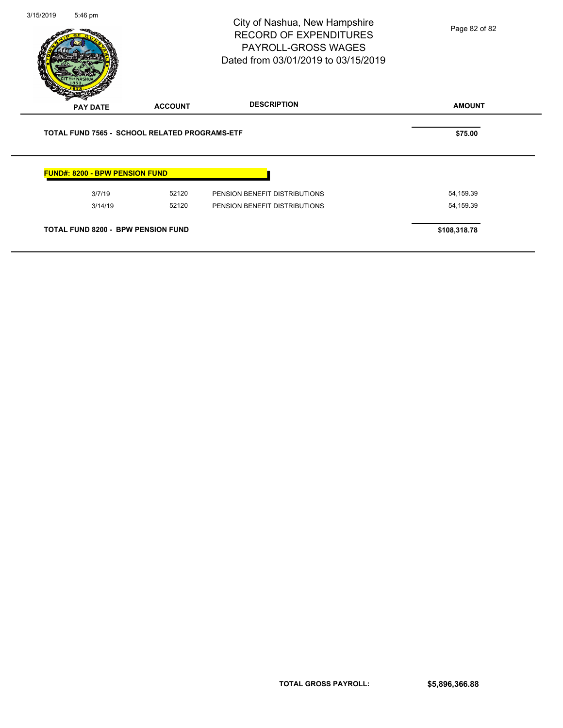# City of Nashua, New Hampshire
## RECORD OF EXPENDITURES
## PAYROLL-GROSS WAGES
## Dated from 03/01/2019 to 03/15/2019

| PAY DATE | ACCOUNT | DESCRIPTION | AMOUNT |
|---|---|---|---|
| **TOTAL FUND 7565 - SCHOOL RELATED PROGRAMS-ETF** | | | **$75.00** |
| **FUND#: 8200 - BPW PENSION FUND** | | | |
| 3/7/19 | 52120 | PENSION BENEFIT DISTRIBUTIONS | 54,159.39 |
| 3/14/19 | 52120 | PENSION BENEFIT DISTRIBUTIONS | 54,159.39 |
| **TOTAL FUND 8200 - BPW PENSION FUND** | | | **$108,318.78** |

**TOTAL GROSS PAYROLL: $5,896,366.88**